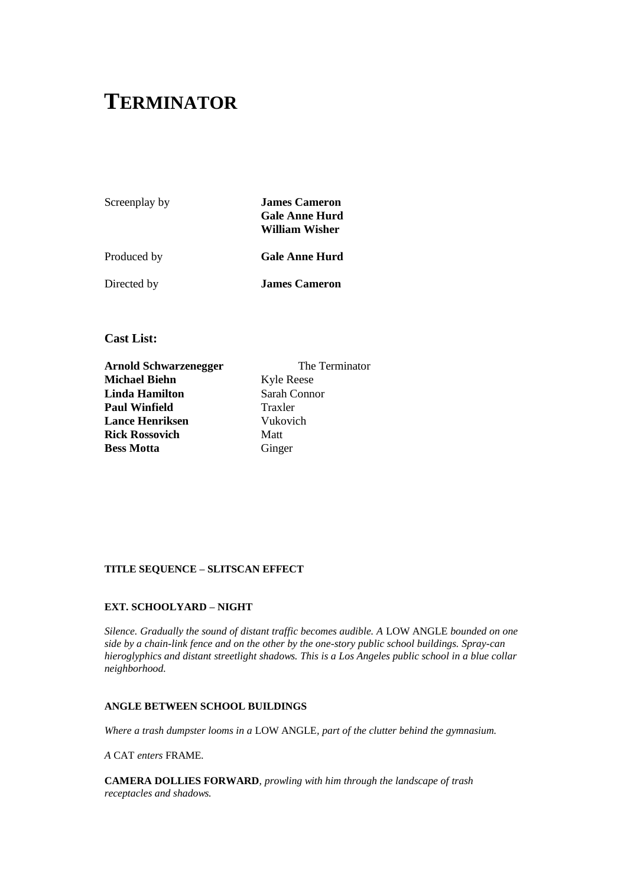# TERMINATOR

| | |
|---|---|
| Screenplay by | **James Cameron**<br>**Gale Anne Hurd**<br>**William Wisher** |
| Produced by | **Gale Anne Hurd** |
| Directed by | **James Cameron** |

### Cast List:

| | |
|---|---|
| **Arnold Schwarzenegger** | The Terminator |
| **Michael Biehn** | Kyle Reese |
| **Linda Hamilton** | Sarah Connor |
| **Paul Winfield** | Traxler |
| **Lance Henriksen** | Vukovich |
| **Rick Rossovich** | Matt |
| **Bess Motta** | Ginger |

**TITLE SEQUENCE – SLITSCAN EFFECT**

**EXT. SCHOOLYARD – NIGHT**

*Silence. Gradually the sound of distant traffic becomes audible. A* LOW ANGLE *bounded on one side by a chain-link fence and on the other by the one-story public school buildings. Spray-can hieroglyphics and distant streetlight shadows. This is a Los Angeles public school in a blue collar neighborhood.*

**ANGLE BETWEEN SCHOOL BUILDINGS**

*Where a trash dumpster looms in a* LOW ANGLE*, part of the clutter behind the gymnasium.*

*A* CAT *enters* FRAME.

**CAMERA DOLLIES FORWARD***, prowling with him through the landscape of trash receptacles and shadows.*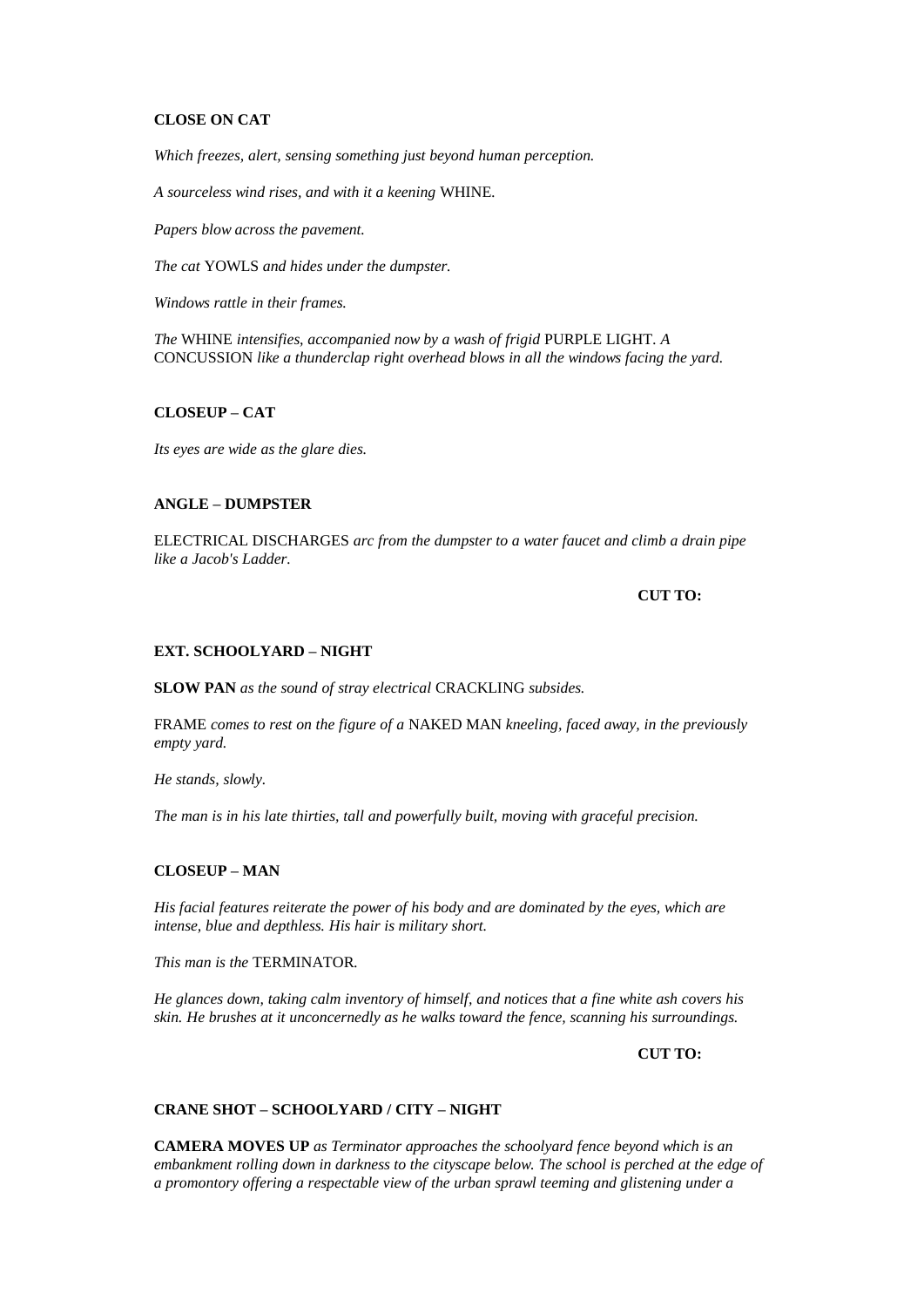**CLOSE ON CAT**

*Which freezes, alert, sensing something just beyond human perception.*

*A sourceless wind rises, and with it a keening* WHINE*.*

*Papers blow across the pavement.*

*The cat* YOWLS *and hides under the dumpster.*

*Windows rattle in their frames.*

*The* WHINE *intensifies, accompanied now by a wash of frigid* PURPLE LIGHT*. A* CONCUSSION *like a thunderclap right overhead blows in all the windows facing the yard.*

**CLOSEUP – CAT**

*Its eyes are wide as the glare dies.*

**ANGLE – DUMPSTER**

ELECTRICAL DISCHARGES *arc from the dumpster to a water faucet and climb a drain pipe like a Jacob's Ladder.*

**CUT TO:**

**EXT. SCHOOLYARD – NIGHT**

**SLOW PAN** *as the sound of stray electrical* CRACKLING *subsides.*

FRAME *comes to rest on the figure of a* NAKED MAN *kneeling, faced away, in the previously empty yard.*

*He stands, slowly.*

*The man is in his late thirties, tall and powerfully built, moving with graceful precision.*

**CLOSEUP – MAN**

*His facial features reiterate the power of his body and are dominated by the eyes, which are intense, blue and depthless. His hair is military short.*

*This man is the* TERMINATOR*.*

*He glances down, taking calm inventory of himself, and notices that a fine white ash covers his skin. He brushes at it unconcernedly as he walks toward the fence, scanning his surroundings.*

**CUT TO:**

**CRANE SHOT – SCHOOLYARD / CITY – NIGHT**

**CAMERA MOVES UP** *as Terminator approaches the schoolyard fence beyond which is an embankment rolling down in darkness to the cityscape below. The school is perched at the edge of a promontory offering a respectable view of the urban sprawl teeming and glistening under a*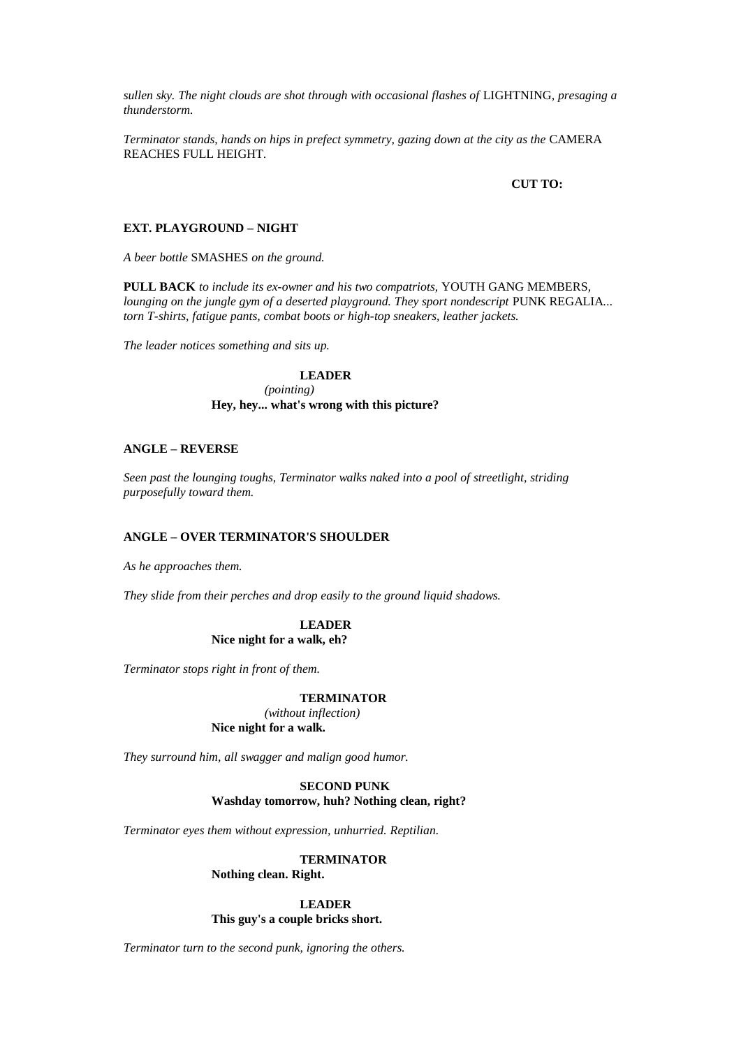*sullen sky. The night clouds are shot through with occasional flashes of* LIGHTNING*, presaging a thunderstorm.*

*Terminator stands, hands on hips in prefect symmetry, gazing down at the city as the* CAMERA REACHES FULL HEIGHT.

**CUT TO:**

**EXT. PLAYGROUND – NIGHT**

*A beer bottle* SMASHES *on the ground.*

**PULL BACK** *to include its ex-owner and his two compatriots,* YOUTH GANG MEMBERS*, lounging on the jungle gym of a deserted playground. They sport nondescript* PUNK REGALIA*... torn T-shirts, fatigue pants, combat boots or high-top sneakers, leather jackets.*

*The leader notices something and sits up.*

**LEADER**
*(pointing)*
**Hey, hey... what's wrong with this picture?**

**ANGLE – REVERSE**

*Seen past the lounging toughs, Terminator walks naked into a pool of streetlight, striding purposefully toward them.*

**ANGLE – OVER TERMINATOR'S SHOULDER**

*As he approaches them.*

*They slide from their perches and drop easily to the ground liquid shadows.*

**LEADER**
**Nice night for a walk, eh?**

*Terminator stops right in front of them.*

**TERMINATOR**
*(without inflection)*
**Nice night for a walk.**

*They surround him, all swagger and malign good humor.*

**SECOND PUNK**
**Washday tomorrow, huh? Nothing clean, right?**

*Terminator eyes them without expression, unhurried. Reptilian.*

**TERMINATOR**
**Nothing clean. Right.**

**LEADER**
**This guy's a couple bricks short.**

*Terminator turn to the second punk, ignoring the others.*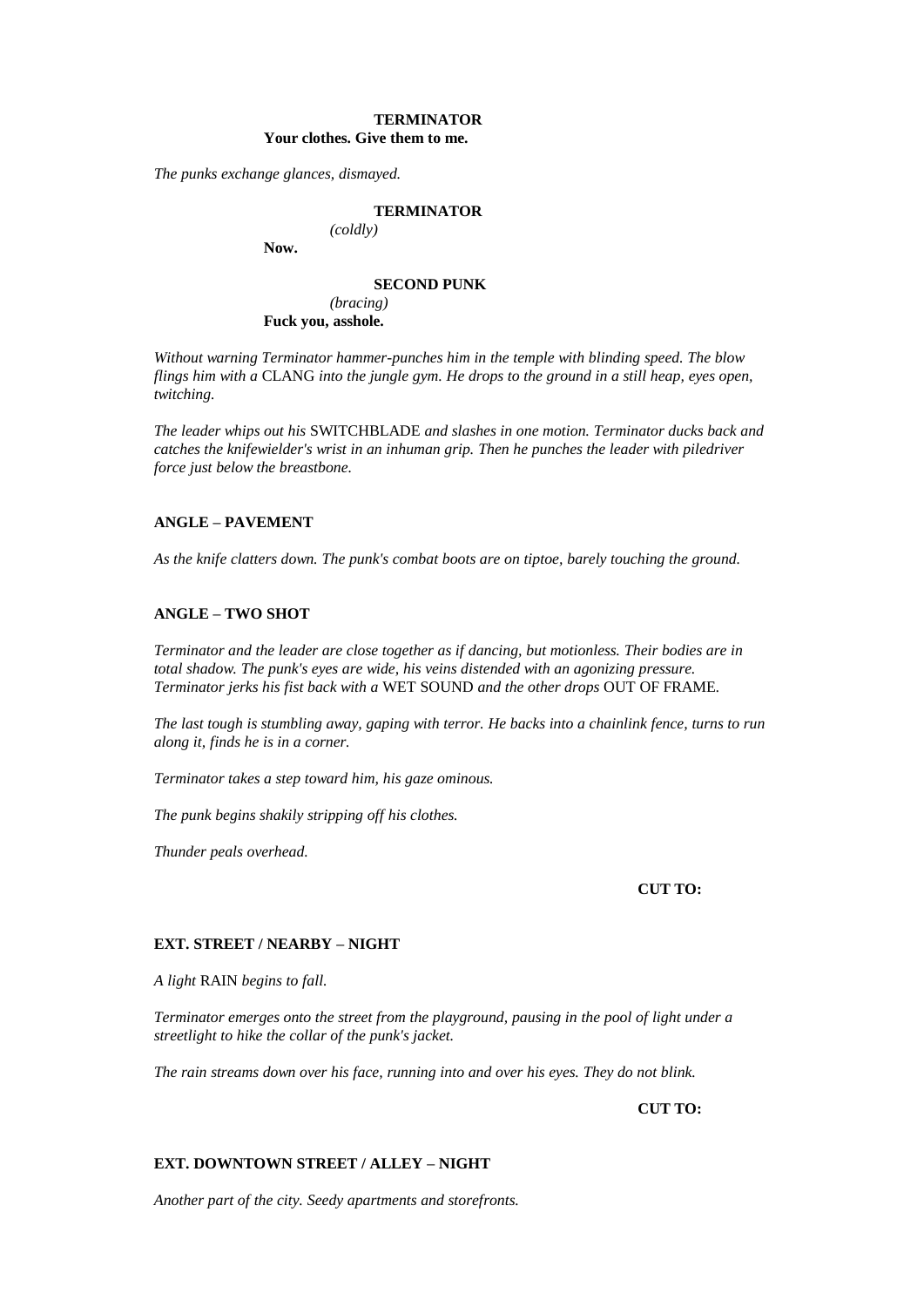**TERMINATOR**
**Your clothes. Give them to me.**

*The punks exchange glances, dismayed.*

**TERMINATOR**
*(coldly)*
**Now.**

**SECOND PUNK**
*(bracing)*
**Fuck you, asshole.**

*Without warning Terminator hammer-punches him in the temple with blinding speed. The blow flings him with a* CLANG *into the jungle gym. He drops to the ground in a still heap, eyes open, twitching.*

*The leader whips out his* SWITCHBLADE *and slashes in one motion. Terminator ducks back and catches the knifewielder's wrist in an inhuman grip. Then he punches the leader with piledriver force just below the breastbone.*

**ANGLE – PAVEMENT**

*As the knife clatters down. The punk's combat boots are on tiptoe, barely touching the ground.*

**ANGLE – TWO SHOT**

*Terminator and the leader are close together as if dancing, but motionless. Their bodies are in total shadow. The punk's eyes are wide, his veins distended with an agonizing pressure. Terminator jerks his fist back with a* WET SOUND *and the other drops* OUT OF FRAME*.*

*The last tough is stumbling away, gaping with terror. He backs into a chainlink fence, turns to run along it, finds he is in a corner.*

*Terminator takes a step toward him, his gaze ominous.*

*The punk begins shakily stripping off his clothes.*

*Thunder peals overhead.*

**CUT TO:**

**EXT. STREET / NEARBY – NIGHT**

*A light* RAIN *begins to fall.*

*Terminator emerges onto the street from the playground, pausing in the pool of light under a streetlight to hike the collar of the punk's jacket.*

*The rain streams down over his face, running into and over his eyes. They do not blink.*

**CUT TO:**

**EXT. DOWNTOWN STREET / ALLEY – NIGHT**

*Another part of the city. Seedy apartments and storefronts.*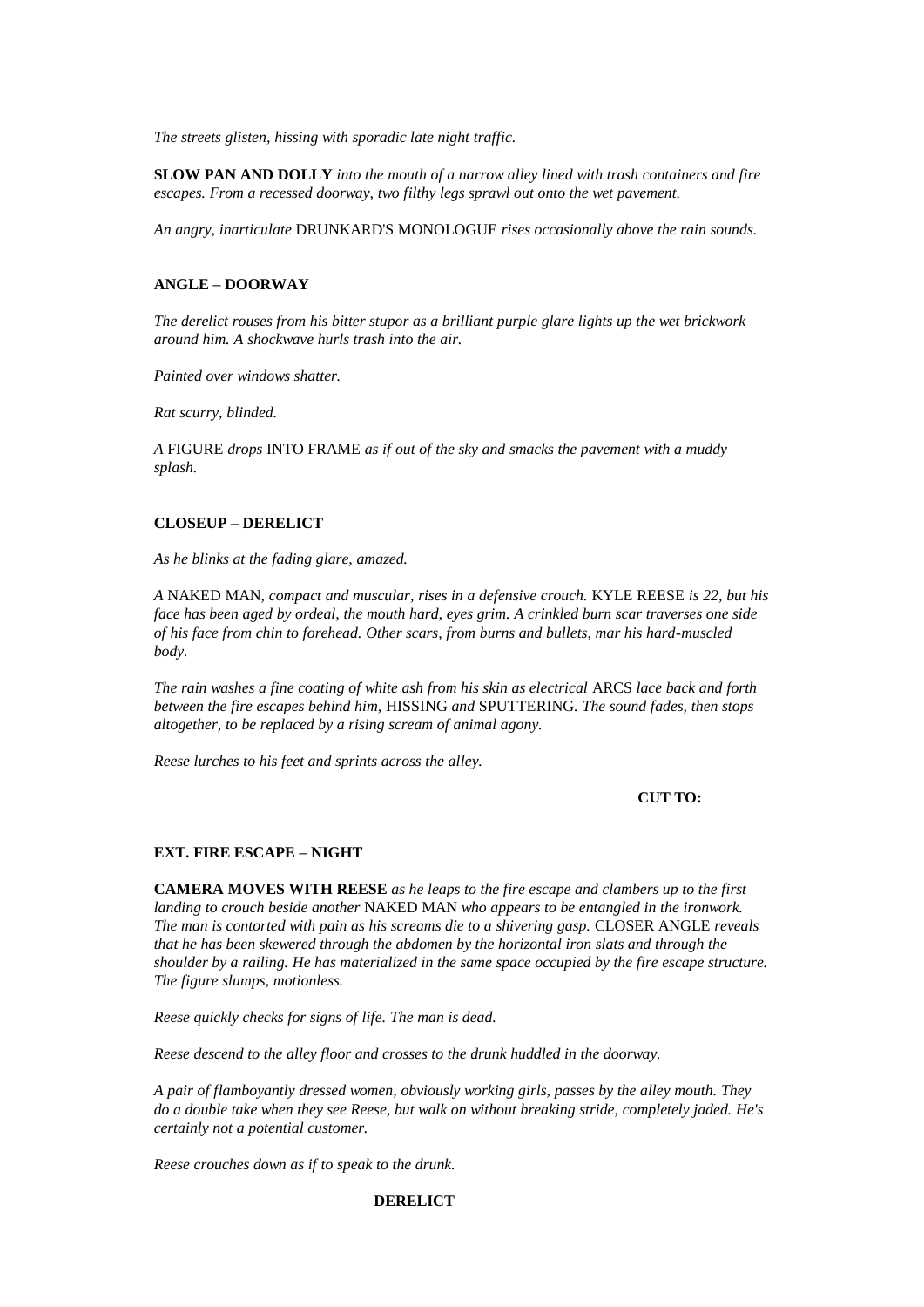*The streets glisten, hissing with sporadic late night traffic.*

**SLOW PAN AND DOLLY** *into the mouth of a narrow alley lined with trash containers and fire escapes. From a recessed doorway, two filthy legs sprawl out onto the wet pavement.*

*An angry, inarticulate* DRUNKARD'S MONOLOGUE *rises occasionally above the rain sounds.*

**ANGLE – DOORWAY**

*The derelict rouses from his bitter stupor as a brilliant purple glare lights up the wet brickwork around him. A shockwave hurls trash into the air.*

*Painted over windows shatter.*

*Rat scurry, blinded.*

*A* FIGURE *drops* INTO FRAME *as if out of the sky and smacks the pavement with a muddy splash.*

**CLOSEUP – DERELICT**

*As he blinks at the fading glare, amazed.*

*A* NAKED MAN, *compact and muscular, rises in a defensive crouch.* KYLE REESE *is 22, but his face has been aged by ordeal, the mouth hard, eyes grim. A crinkled burn scar traverses one side of his face from chin to forehead. Other scars, from burns and bullets, mar his hard-muscled body.*

*The rain washes a fine coating of white ash from his skin as electrical* ARCS *lace back and forth between the fire escapes behind him,* HISSING *and* SPUTTERING. *The sound fades, then stops altogether, to be replaced by a rising scream of animal agony.*

*Reese lurches to his feet and sprints across the alley.*

**CUT TO:**

**EXT. FIRE ESCAPE – NIGHT**

**CAMERA MOVES WITH REESE** *as he leaps to the fire escape and clambers up to the first landing to crouch beside another* NAKED MAN *who appears to be entangled in the ironwork. The man is contorted with pain as his screams die to a shivering gasp.* CLOSER ANGLE *reveals that he has been skewered through the abdomen by the horizontal iron slats and through the shoulder by a railing. He has materialized in the same space occupied by the fire escape structure. The figure slumps, motionless.*

*Reese quickly checks for signs of life. The man is dead.*

*Reese descend to the alley floor and crosses to the drunk huddled in the doorway.*

*A pair of flamboyantly dressed women, obviously working girls, passes by the alley mouth. They do a double take when they see Reese, but walk on without breaking stride, completely jaded. He's certainly not a potential customer.*

*Reese crouches down as if to speak to the drunk.*

**DERELICT**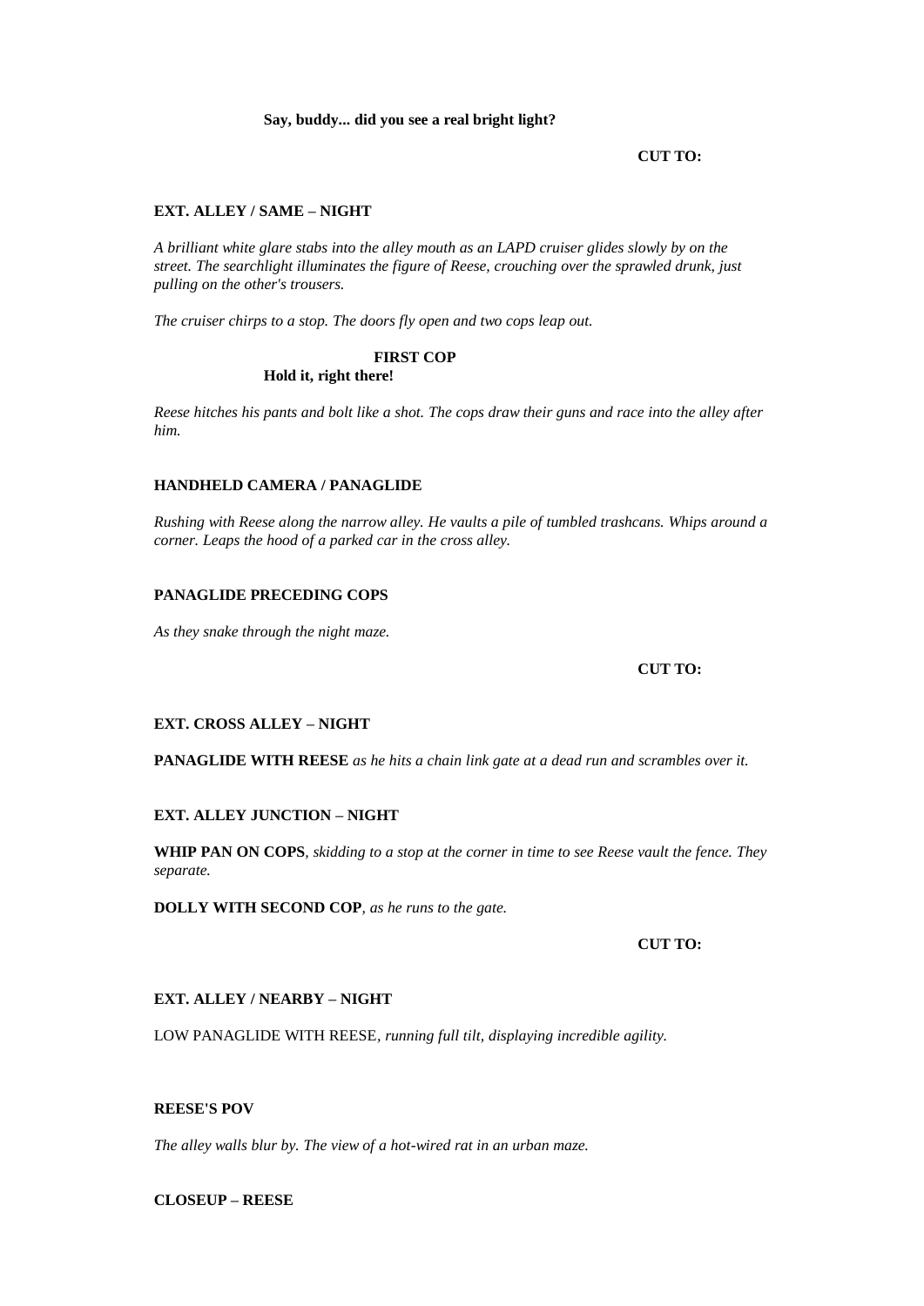**Say, buddy... did you see a real bright light?**

**CUT TO:**

**EXT. ALLEY / SAME – NIGHT**

*A brilliant white glare stabs into the alley mouth as an LAPD cruiser glides slowly by on the street. The searchlight illuminates the figure of Reese, crouching over the sprawled drunk, just pulling on the other's trousers.*

*The cruiser chirps to a stop. The doors fly open and two cops leap out.*

**FIRST COP**
**Hold it, right there!**

*Reese hitches his pants and bolt like a shot. The cops draw their guns and race into the alley after him.*

**HANDHELD CAMERA / PANAGLIDE**

*Rushing with Reese along the narrow alley. He vaults a pile of tumbled trashcans. Whips around a corner. Leaps the hood of a parked car in the cross alley.*

**PANAGLIDE PRECEDING COPS**

*As they snake through the night maze.*

**CUT TO:**

**EXT. CROSS ALLEY – NIGHT**

**PANAGLIDE WITH REESE** *as he hits a chain link gate at a dead run and scrambles over it.*

**EXT. ALLEY JUNCTION – NIGHT**

**WHIP PAN ON COPS***, skidding to a stop at the corner in time to see Reese vault the fence. They separate.*

**DOLLY WITH SECOND COP***, as he runs to the gate.*

**CUT TO:**

**EXT. ALLEY / NEARBY – NIGHT**

LOW PANAGLIDE WITH REESE*, running full tilt, displaying incredible agility.*

**REESE'S POV**

*The alley walls blur by. The view of a hot-wired rat in an urban maze.*

**CLOSEUP – REESE**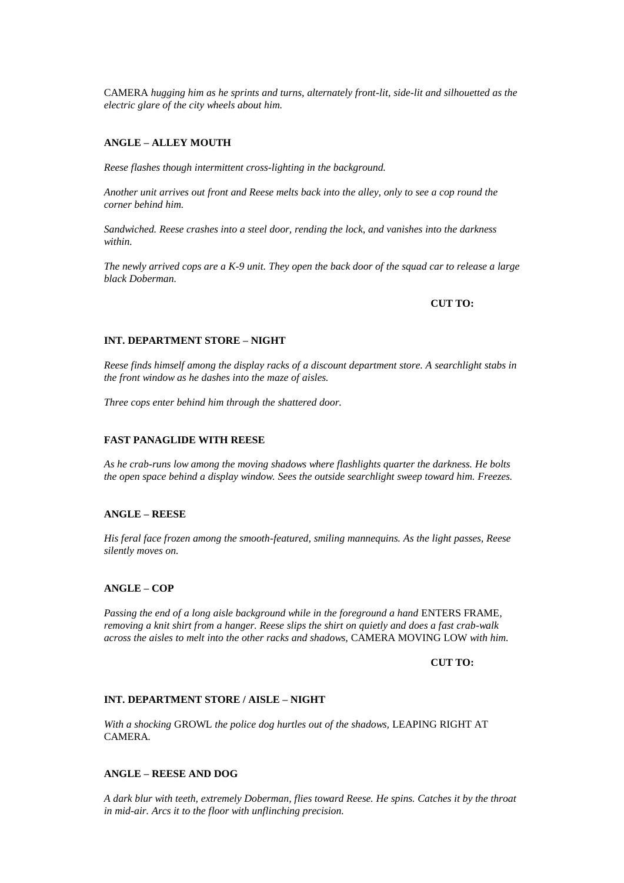CAMERA *hugging him as he sprints and turns, alternately front-lit, side-lit and silhouetted as the electric glare of the city wheels about him.*

**ANGLE – ALLEY MOUTH**

*Reese flashes though intermittent cross-lighting in the background.*

*Another unit arrives out front and Reese melts back into the alley, only to see a cop round the corner behind him.*

*Sandwiched. Reese crashes into a steel door, rending the lock, and vanishes into the darkness within.*

*The newly arrived cops are a K-9 unit. They open the back door of the squad car to release a large black Doberman.*

**CUT TO:**

**INT. DEPARTMENT STORE – NIGHT**

*Reese finds himself among the display racks of a discount department store. A searchlight stabs in the front window as he dashes into the maze of aisles.*

*Three cops enter behind him through the shattered door.*

**FAST PANAGLIDE WITH REESE**

*As he crab-runs low among the moving shadows where flashlights quarter the darkness. He bolts the open space behind a display window. Sees the outside searchlight sweep toward him. Freezes.*

**ANGLE – REESE**

*His feral face frozen among the smooth-featured, smiling mannequins. As the light passes, Reese silently moves on.*

**ANGLE – COP**

*Passing the end of a long aisle background while in the foreground a hand* ENTERS FRAME, *removing a knit shirt from a hanger. Reese slips the shirt on quietly and does a fast crab-walk across the aisles to melt into the other racks and shadows,* CAMERA MOVING LOW *with him.*

**CUT TO:**

**INT. DEPARTMENT STORE / AISLE – NIGHT**

*With a shocking* GROWL *the police dog hurtles out of the shadows,* LEAPING RIGHT AT CAMERA.

**ANGLE – REESE AND DOG**

*A dark blur with teeth, extremely Doberman, flies toward Reese. He spins. Catches it by the throat in mid-air. Arcs it to the floor with unflinching precision.*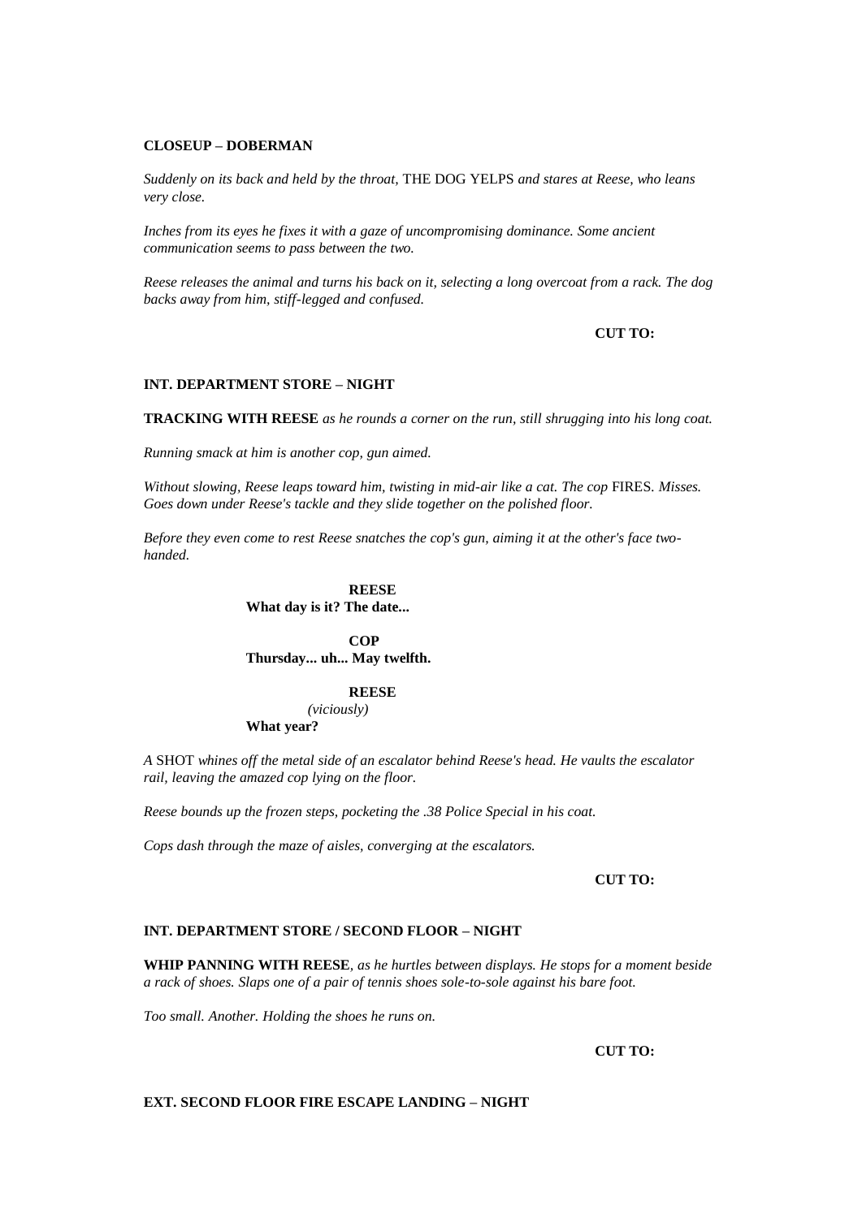**CLOSEUP – DOBERMAN**

*Suddenly on its back and held by the throat,* THE DOG YELPS *and stares at Reese, who leans very close.*

*Inches from its eyes he fixes it with a gaze of uncompromising dominance. Some ancient communication seems to pass between the two.*

*Reese releases the animal and turns his back on it, selecting a long overcoat from a rack. The dog backs away from him, stiff-legged and confused.*

**CUT TO:**

**INT. DEPARTMENT STORE – NIGHT**

**TRACKING WITH REESE** *as he rounds a corner on the run, still shrugging into his long coat.*

*Running smack at him is another cop, gun aimed.*

*Without slowing, Reese leaps toward him, twisting in mid-air like a cat. The cop* FIRES. *Misses. Goes down under Reese's tackle and they slide together on the polished floor.*

*Before they even come to rest Reese snatches the cop's gun, aiming it at the other's face two-handed.*

**REESE**
**What day is it? The date...**

**COP**
**Thursday... uh... May twelfth.**

**REESE**
*(viciously)*
**What year?**

*A* SHOT *whines off the metal side of an escalator behind Reese's head. He vaults the escalator rail, leaving the amazed cop lying on the floor.*

*Reese bounds up the frozen steps, pocketing the .38 Police Special in his coat.*

*Cops dash through the maze of aisles, converging at the escalators.*

**CUT TO:**

**INT. DEPARTMENT STORE / SECOND FLOOR – NIGHT**

**WHIP PANNING WITH REESE**, *as he hurtles between displays. He stops for a moment beside a rack of shoes. Slaps one of a pair of tennis shoes sole-to-sole against his bare foot.*

*Too small. Another. Holding the shoes he runs on.*

**CUT TO:**

**EXT. SECOND FLOOR FIRE ESCAPE LANDING – NIGHT**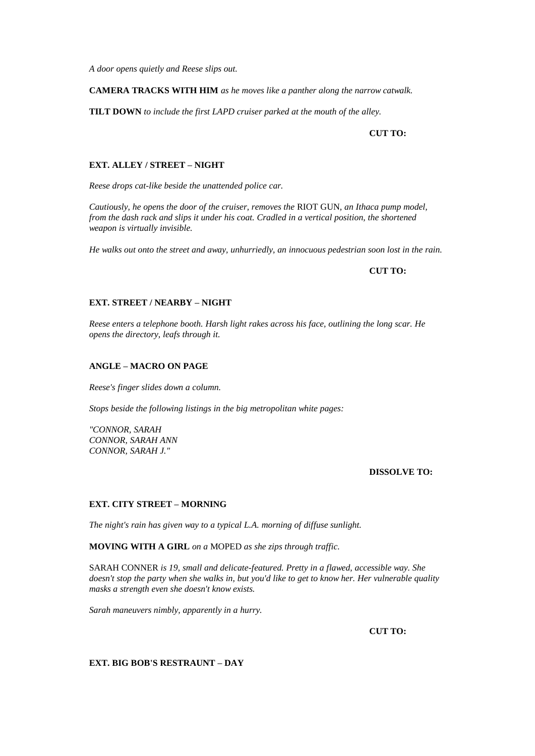*A door opens quietly and Reese slips out.*

**CAMERA TRACKS WITH HIM** *as he moves like a panther along the narrow catwalk.*

**TILT DOWN** *to include the first LAPD cruiser parked at the mouth of the alley.*

**CUT TO:**

**EXT. ALLEY / STREET – NIGHT**

*Reese drops cat-like beside the unattended police car.*

*Cautiously, he opens the door of the cruiser, removes the* RIOT GUN*, an Ithaca pump model, from the dash rack and slips it under his coat. Cradled in a vertical position, the shortened weapon is virtually invisible.*

*He walks out onto the street and away, unhurriedly, an innocuous pedestrian soon lost in the rain.*

**CUT TO:**

**EXT. STREET / NEARBY – NIGHT**

*Reese enters a telephone booth. Harsh light rakes across his face, outlining the long scar. He opens the directory, leafs through it.*

**ANGLE – MACRO ON PAGE**

*Reese's finger slides down a column.*

*Stops beside the following listings in the big metropolitan white pages:*

*"CONNOR, SARAH*
*CONNOR, SARAH ANN*
*CONNOR, SARAH J."*

**DISSOLVE TO:**

**EXT. CITY STREET – MORNING**

*The night's rain has given way to a typical L.A. morning of diffuse sunlight.*

**MOVING WITH A GIRL** *on a* MOPED *as she zips through traffic.*

SARAH CONNER *is 19, small and delicate-featured. Pretty in a flawed, accessible way. She doesn't stop the party when she walks in, but you'd like to get to know her. Her vulnerable quality masks a strength even she doesn't know exists.*

*Sarah maneuvers nimbly, apparently in a hurry.*

**CUT TO:**

**EXT. BIG BOB'S RESTRAUNT – DAY**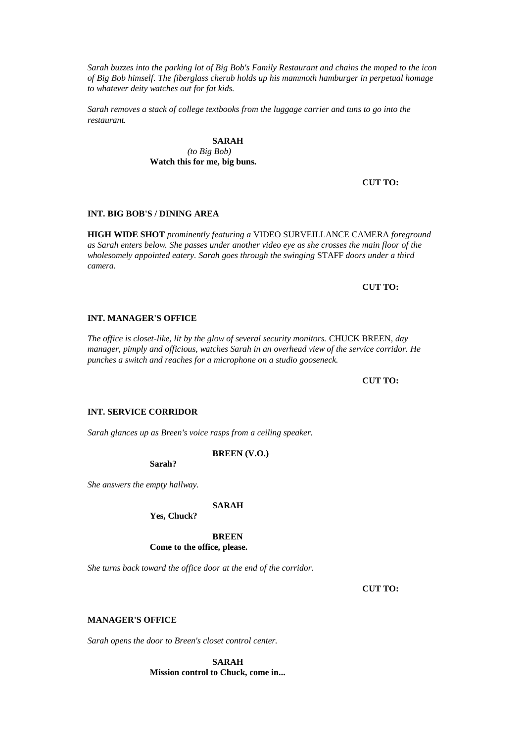*Sarah buzzes into the parking lot of Big Bob's Family Restaurant and chains the moped to the icon of Big Bob himself. The fiberglass cherub holds up his mammoth hamburger in perpetual homage to whatever deity watches out for fat kids.*

*Sarah removes a stack of college textbooks from the luggage carrier and tuns to go into the restaurant.*

**SARAH**
*(to Big Bob)*
**Watch this for me, big buns.**

**CUT TO:**

**INT. BIG BOB'S / DINING AREA**

**HIGH WIDE SHOT** *prominently featuring a* VIDEO SURVEILLANCE CAMERA *foreground as Sarah enters below. She passes under another video eye as she crosses the main floor of the wholesomely appointed eatery. Sarah goes through the swinging* STAFF *doors under a third camera.*

**CUT TO:**

**INT. MANAGER'S OFFICE**

*The office is closet-like, lit by the glow of several security monitors.* CHUCK BREEN, *day manager, pimply and officious, watches Sarah in an overhead view of the service corridor. He punches a switch and reaches for a microphone on a studio gooseneck.*

**CUT TO:**

**INT. SERVICE CORRIDOR**

*Sarah glances up as Breen's voice rasps from a ceiling speaker.*

**BREEN (V.O.)**
**Sarah?**

*She answers the empty hallway.*

**SARAH**
**Yes, Chuck?**

**BREEN**
**Come to the office, please.**

*She turns back toward the office door at the end of the corridor.*

**CUT TO:**

**MANAGER'S OFFICE**

*Sarah opens the door to Breen's closet control center.*

**SARAH**
**Mission control to Chuck, come in...**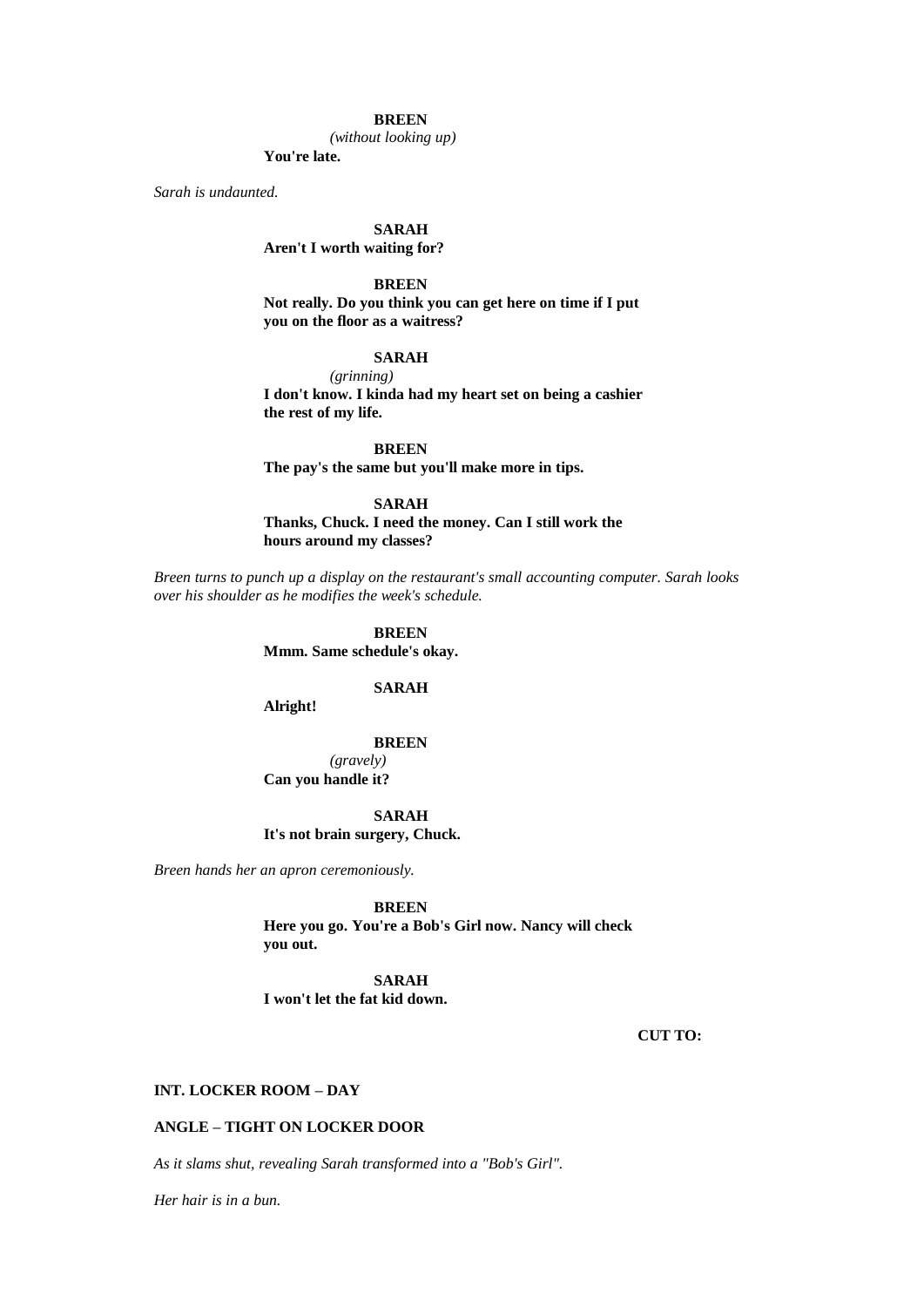**BREEN**
*(without looking up)*
**You're late.**

*Sarah is undaunted.*

**SARAH**
**Aren't I worth waiting for?**

**BREEN**
**Not really. Do you think you can get here on time if I put you on the floor as a waitress?**

**SARAH**
*(grinning)*
**I don't know. I kinda had my heart set on being a cashier the rest of my life.**

**BREEN**
**The pay's the same but you'll make more in tips.**

**SARAH**
**Thanks, Chuck. I need the money. Can I still work the hours around my classes?**

*Breen turns to punch up a display on the restaurant's small accounting computer. Sarah looks over his shoulder as he modifies the week's schedule.*

**BREEN**
**Mmm. Same schedule's okay.**

**SARAH**
**Alright!**

**BREEN**
*(gravely)*
**Can you handle it?**

**SARAH**
**It's not brain surgery, Chuck.**

*Breen hands her an apron ceremoniously.*

**BREEN**
**Here you go. You're a Bob's Girl now. Nancy will check you out.**

**SARAH**
**I won't let the fat kid down.**

**CUT TO:**

**INT. LOCKER ROOM – DAY**

**ANGLE – TIGHT ON LOCKER DOOR**

*As it slams shut, revealing Sarah transformed into a "Bob's Girl".*

*Her hair is in a bun.*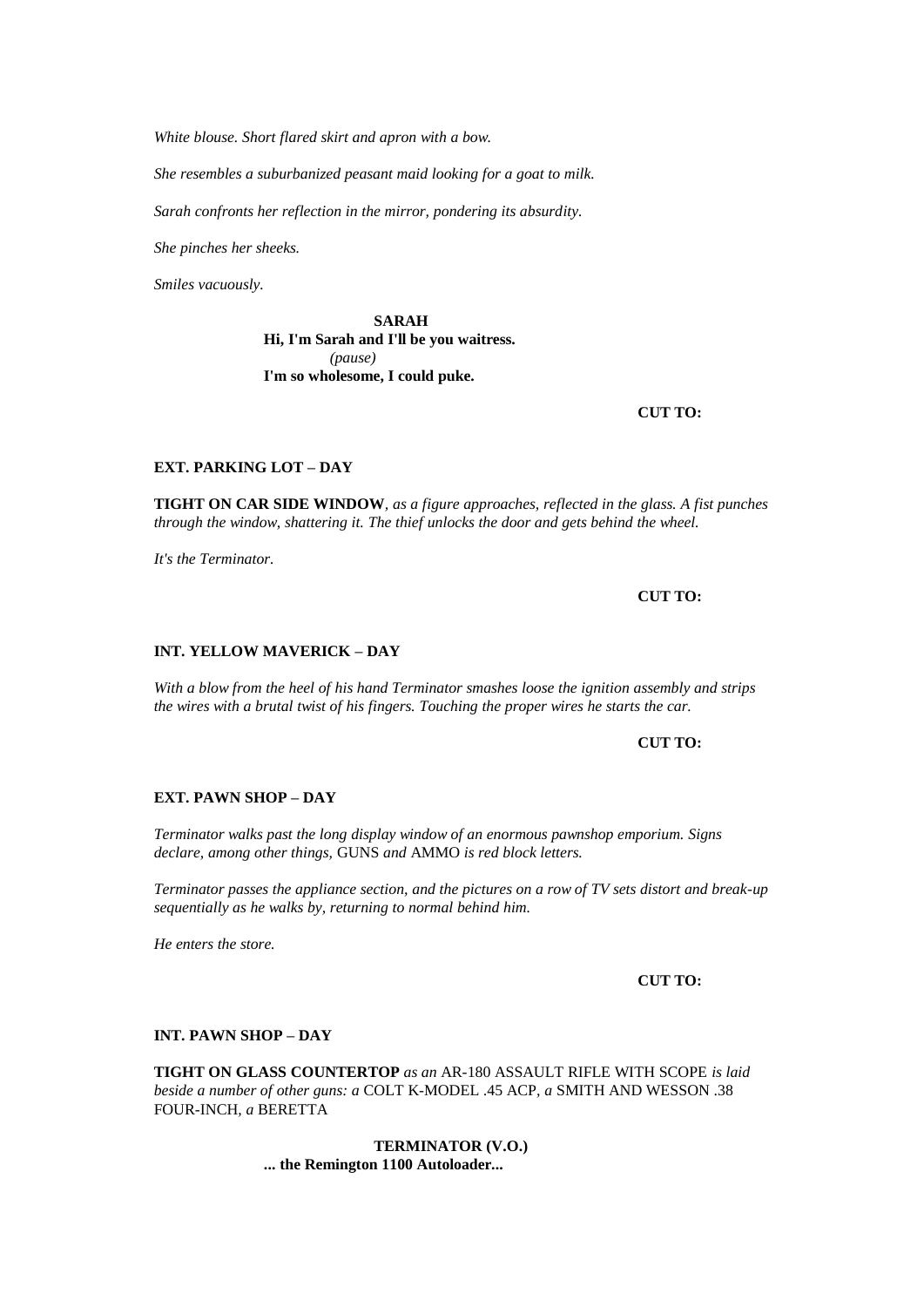*White blouse. Short flared skirt and apron with a bow.*

*She resembles a suburbanized peasant maid looking for a goat to milk.*

*Sarah confronts her reflection in the mirror, pondering its absurdity.*

*She pinches her sheeks.*

*Smiles vacuously.*

**SARAH**
**Hi, I'm Sarah and I'll be you waitress.**
*(pause)*
**I'm so wholesome, I could puke.**

**CUT TO:**

**EXT. PARKING LOT – DAY**

**TIGHT ON CAR SIDE WINDOW**, *as a figure approaches, reflected in the glass. A fist punches through the window, shattering it. The thief unlocks the door and gets behind the wheel.*

*It's the Terminator.*

**CUT TO:**

**INT. YELLOW MAVERICK – DAY**

*With a blow from the heel of his hand Terminator smashes loose the ignition assembly and strips the wires with a brutal twist of his fingers. Touching the proper wires he starts the car.*

**CUT TO:**

**EXT. PAWN SHOP – DAY**

*Terminator walks past the long display window of an enormous pawnshop emporium. Signs declare, among other things,* GUNS *and* AMMO *is red block letters.*

*Terminator passes the appliance section, and the pictures on a row of TV sets distort and break-up sequentially as he walks by, returning to normal behind him.*

*He enters the store.*

**CUT TO:**

**INT. PAWN SHOP – DAY**

**TIGHT ON GLASS COUNTERTOP** *as an* AR-180 ASSAULT RIFLE WITH SCOPE *is laid beside a number of other guns: a* COLT K-MODEL .45 ACP, *a* SMITH AND WESSON .38 FOUR-INCH, *a* BERETTA

**TERMINATOR (V.O.)**
**... the Remington 1100 Autoloader...**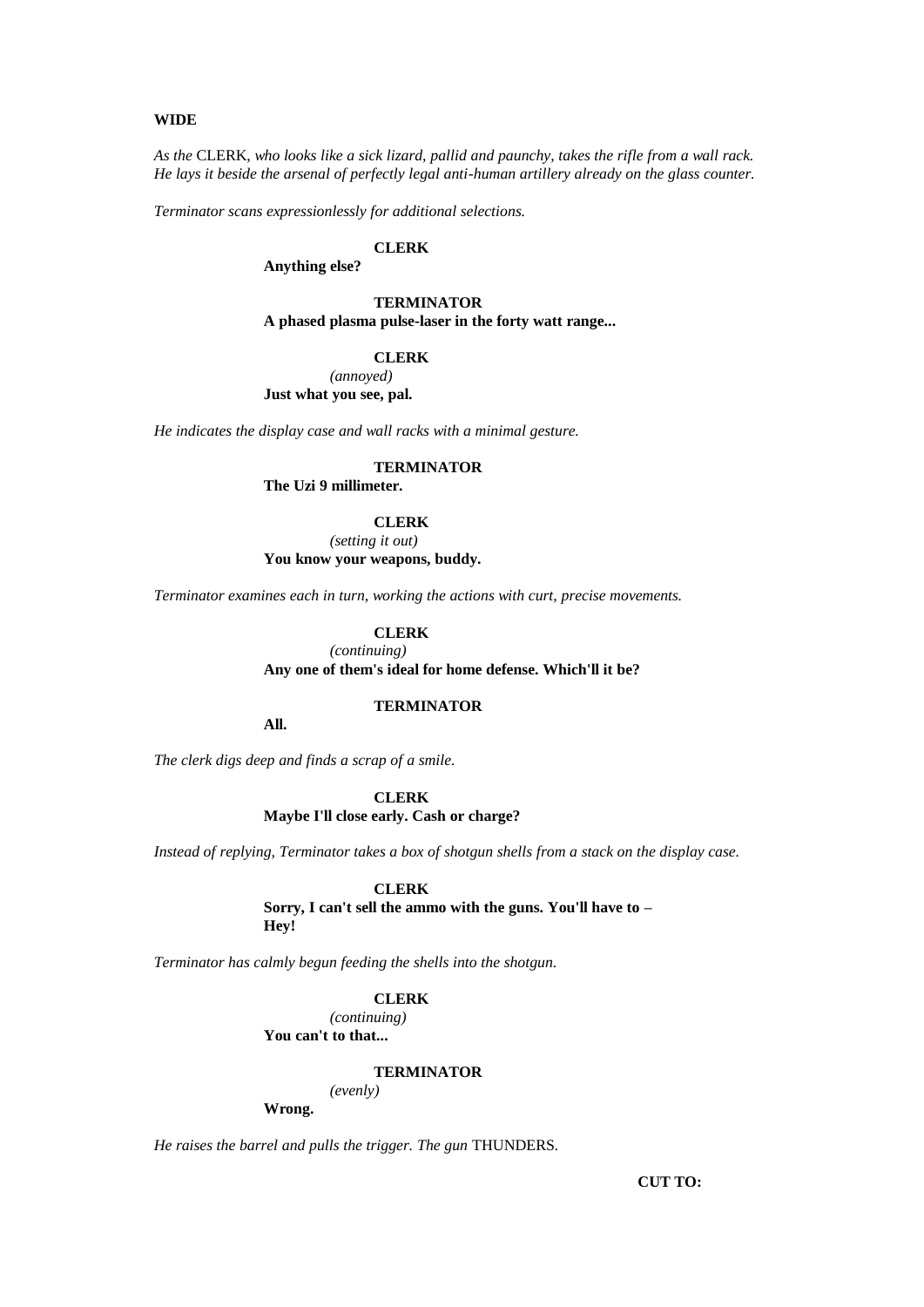**WIDE**

*As the* CLERK, *who looks like a sick lizard, pallid and paunchy, takes the rifle from a wall rack. He lays it beside the arsenal of perfectly legal anti-human artillery already on the glass counter.*

*Terminator scans expressionlessly for additional selections.*

**CLERK**
**Anything else?**

**TERMINATOR**
**A phased plasma pulse-laser in the forty watt range...**

**CLERK**
*(annoyed)*
**Just what you see, pal.**

*He indicates the display case and wall racks with a minimal gesture.*

**TERMINATOR**
**The Uzi 9 millimeter.**

**CLERK**
*(setting it out)*
**You know your weapons, buddy.**

*Terminator examines each in turn, working the actions with curt, precise movements.*

**CLERK**
*(continuing)*
**Any one of them's ideal for home defense. Which'll it be?**

**TERMINATOR**
**All.**

*The clerk digs deep and finds a scrap of a smile.*

**CLERK**
**Maybe I'll close early. Cash or charge?**

*Instead of replying, Terminator takes a box of shotgun shells from a stack on the display case.*

**CLERK**
**Sorry, I can't sell the ammo with the guns. You'll have to – Hey!**

*Terminator has calmly begun feeding the shells into the shotgun.*

**CLERK**
*(continuing)*
**You can't to that...**

**TERMINATOR**
*(evenly)*
**Wrong.**

*He raises the barrel and pulls the trigger. The gun* THUNDERS.

**CUT TO:**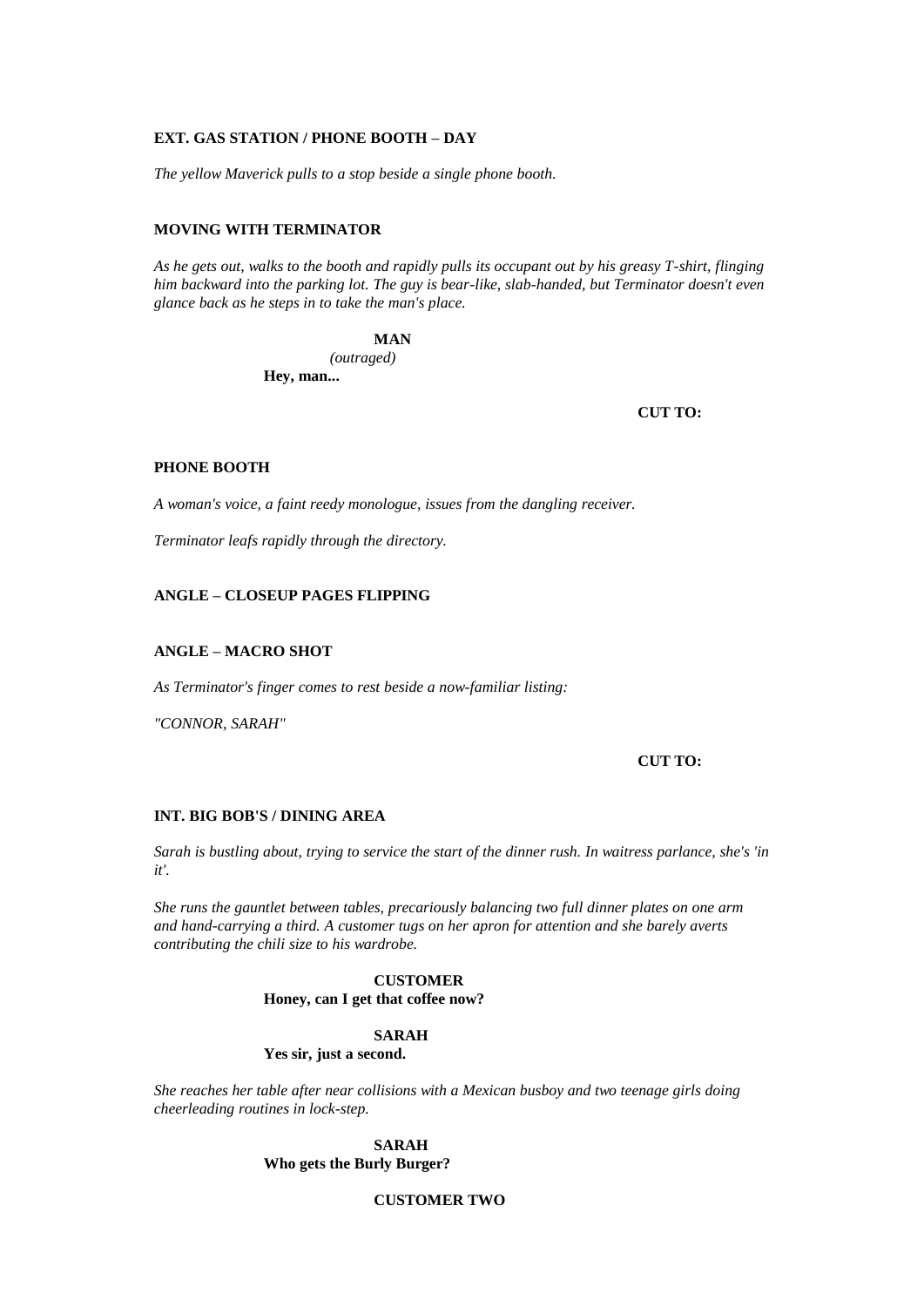**EXT. GAS STATION / PHONE BOOTH – DAY**

*The yellow Maverick pulls to a stop beside a single phone booth.*

**MOVING WITH TERMINATOR**

*As he gets out, walks to the booth and rapidly pulls its occupant out by his greasy T-shirt, flinging him backward into the parking lot. The guy is bear-like, slab-handed, but Terminator doesn't even glance back as he steps in to take the man's place.*

**MAN**
*(outraged)*
**Hey, man...**

**CUT TO:**

**PHONE BOOTH**

*A woman's voice, a faint reedy monologue, issues from the dangling receiver.*

*Terminator leafs rapidly through the directory.*

**ANGLE – CLOSEUP PAGES FLIPPING**

**ANGLE – MACRO SHOT**

*As Terminator's finger comes to rest beside a now-familiar listing:*

*"CONNOR, SARAH"*

**CUT TO:**

**INT. BIG BOB'S / DINING AREA**

*Sarah is bustling about, trying to service the start of the dinner rush. In waitress parlance, she's 'in it'.*

*She runs the gauntlet between tables, precariously balancing two full dinner plates on one arm and hand-carrying a third. A customer tugs on her apron for attention and she barely averts contributing the chili size to his wardrobe.*

**CUSTOMER**
**Honey, can I get that coffee now?**

**SARAH**
**Yes sir, just a second.**

*She reaches her table after near collisions with a Mexican busboy and two teenage girls doing cheerleading routines in lock-step.*

**SARAH**
**Who gets the Burly Burger?**

**CUSTOMER TWO**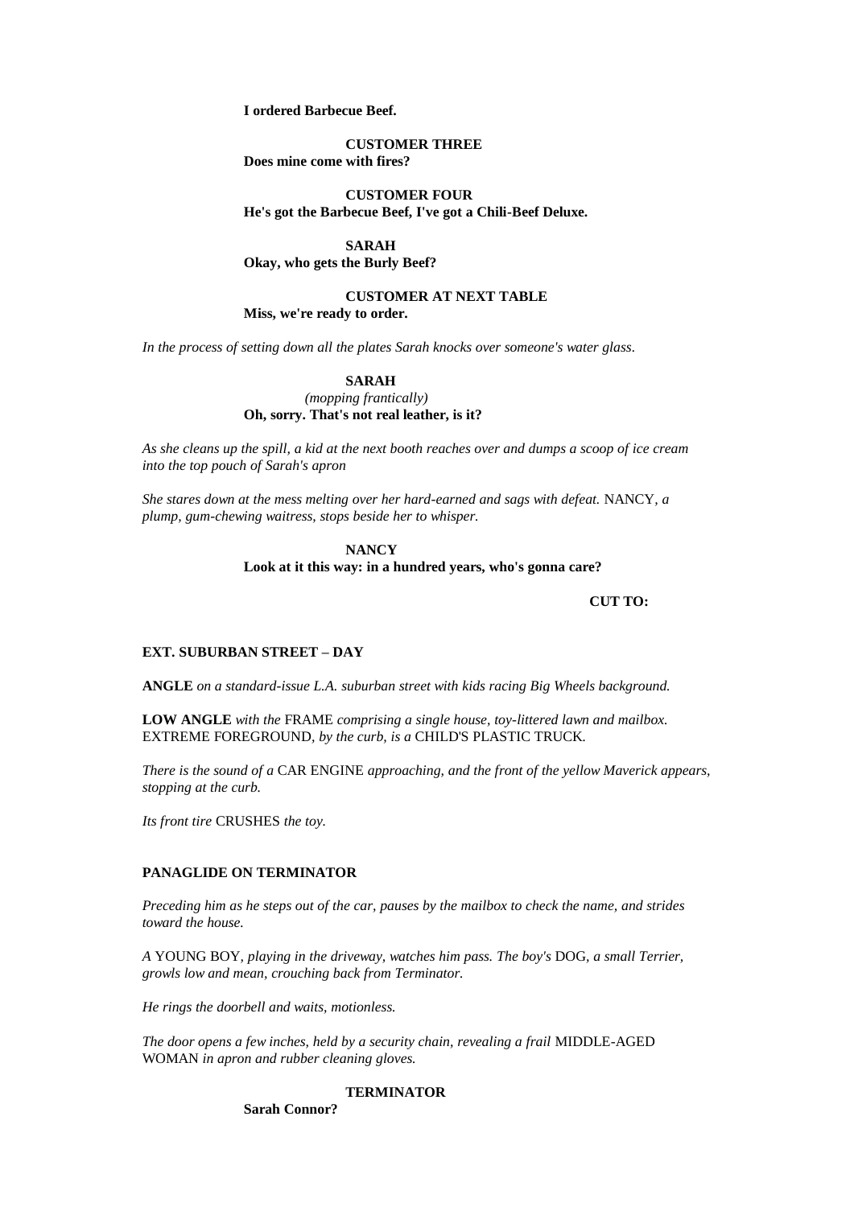**I ordered Barbecue Beef.**

**CUSTOMER THREE**
**Does mine come with fires?**

**CUSTOMER FOUR**
**He's got the Barbecue Beef, I've got a Chili-Beef Deluxe.**

**SARAH**
**Okay, who gets the Burly Beef?**

**CUSTOMER AT NEXT TABLE**
**Miss, we're ready to order.**

*In the process of setting down all the plates Sarah knocks over someone's water glass.*

**SARAH**
*(mopping frantically)*
**Oh, sorry. That's not real leather, is it?**

*As she cleans up the spill, a kid at the next booth reaches over and dumps a scoop of ice cream into the top pouch of Sarah's apron*

*She stares down at the mess melting over her hard-earned and sags with defeat.* NANCY, *a plump, gum-chewing waitress, stops beside her to whisper.*

**NANCY**
**Look at it this way: in a hundred years, who's gonna care?**

**CUT TO:**

**EXT. SUBURBAN STREET – DAY**

**ANGLE** *on a standard-issue L.A. suburban street with kids racing Big Wheels background.*

**LOW ANGLE** *with the* FRAME *comprising a single house, toy-littered lawn and mailbox.* EXTREME FOREGROUND, *by the curb, is a* CHILD'S PLASTIC TRUCK.

*There is the sound of a* CAR ENGINE *approaching, and the front of the yellow Maverick appears, stopping at the curb.*

*Its front tire* CRUSHES *the toy.*

**PANAGLIDE ON TERMINATOR**

*Preceding him as he steps out of the car, pauses by the mailbox to check the name, and strides toward the house.*

*A* YOUNG BOY*, playing in the driveway, watches him pass. The boy's* DOG*, a small Terrier, growls low and mean, crouching back from Terminator.*

*He rings the doorbell and waits, motionless.*

*The door opens a few inches, held by a security chain, revealing a frail* MIDDLE-AGED WOMAN *in apron and rubber cleaning gloves.*

**TERMINATOR**
**Sarah Connor?**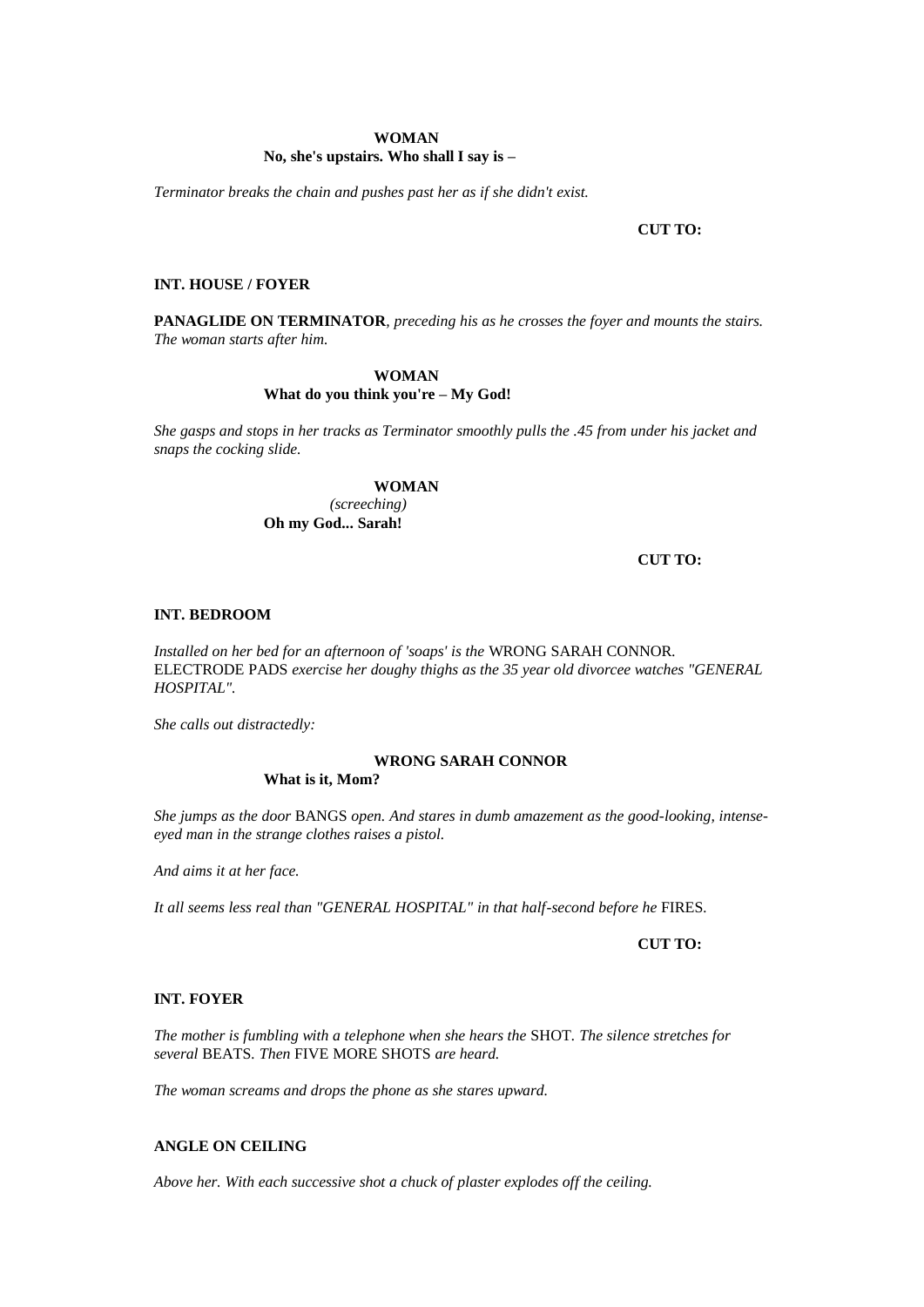**WOMAN**
**No, she's upstairs. Who shall I say is –**

*Terminator breaks the chain and pushes past her as if she didn't exist.*

**CUT TO:**

**INT. HOUSE / FOYER**

**PANAGLIDE ON TERMINATOR**, *preceding his as he crosses the foyer and mounts the stairs. The woman starts after him.*

**WOMAN**
**What do you think you're – My God!**

*She gasps and stops in her tracks as Terminator smoothly pulls the .45 from under his jacket and snaps the cocking slide.*

**WOMAN**
*(screeching)*
**Oh my God... Sarah!**

**CUT TO:**

**INT. BEDROOM**

*Installed on her bed for an afternoon of 'soaps' is the* WRONG SARAH CONNOR. ELECTRODE PADS *exercise her doughy thighs as the 35 year old divorcee watches "GENERAL HOSPITAL".*

*She calls out distractedly:*

**WRONG SARAH CONNOR**
**What is it, Mom?**

*She jumps as the door* BANGS *open. And stares in dumb amazement as the good-looking, intense-eyed man in the strange clothes raises a pistol.*

*And aims it at her face.*

*It all seems less real than "GENERAL HOSPITAL" in that half-second before he* FIRES.

**CUT TO:**

**INT. FOYER**

*The mother is fumbling with a telephone when she hears the* SHOT. *The silence stretches for several* BEATS. *Then* FIVE MORE SHOTS *are heard.*

*The woman screams and drops the phone as she stares upward.*

**ANGLE ON CEILING**

*Above her. With each successive shot a chuck of plaster explodes off the ceiling.*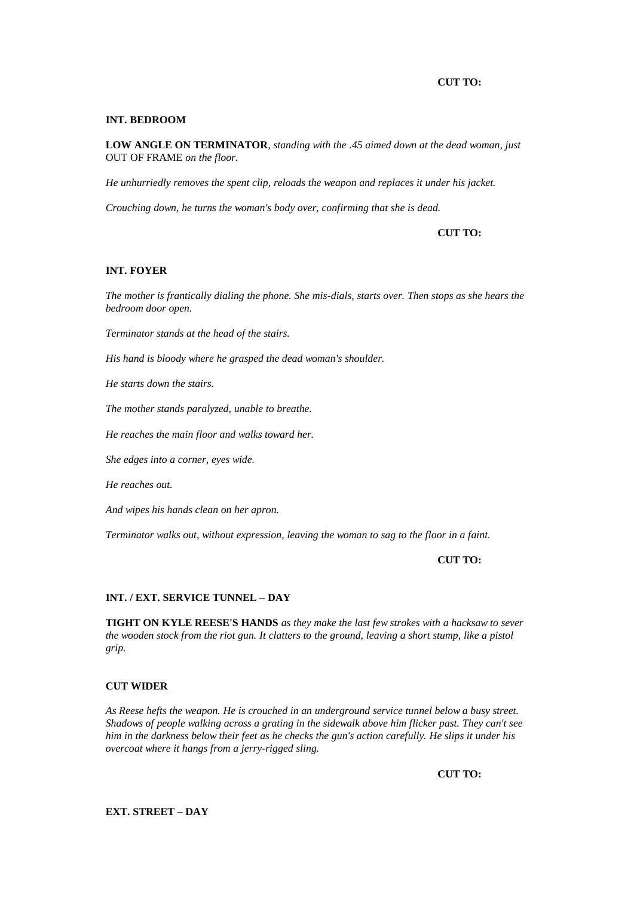**CUT TO:**

**INT. BEDROOM**

**LOW ANGLE ON TERMINATOR**, *standing with the .45 aimed down at the dead woman, just* OUT OF FRAME *on the floor.*

*He unhurriedly removes the spent clip, reloads the weapon and replaces it under his jacket.*

*Crouching down, he turns the woman's body over, confirming that she is dead.*

**CUT TO:**

**INT. FOYER**

*The mother is frantically dialing the phone. She mis-dials, starts over. Then stops as she hears the bedroom door open.*

*Terminator stands at the head of the stairs.*

*His hand is bloody where he grasped the dead woman's shoulder.*

*He starts down the stairs.*

*The mother stands paralyzed, unable to breathe.*

*He reaches the main floor and walks toward her.*

*She edges into a corner, eyes wide.*

*He reaches out.*

*And wipes his hands clean on her apron.*

*Terminator walks out, without expression, leaving the woman to sag to the floor in a faint.*

**CUT TO:**

**INT. / EXT. SERVICE TUNNEL – DAY**

**TIGHT ON KYLE REESE'S HANDS** *as they make the last few strokes with a hacksaw to sever the wooden stock from the riot gun. It clatters to the ground, leaving a short stump, like a pistol grip.*

**CUT WIDER**

*As Reese hefts the weapon. He is crouched in an underground service tunnel below a busy street. Shadows of people walking across a grating in the sidewalk above him flicker past. They can't see him in the darkness below their feet as he checks the gun's action carefully. He slips it under his overcoat where it hangs from a jerry-rigged sling.*

**CUT TO:**

**EXT. STREET – DAY**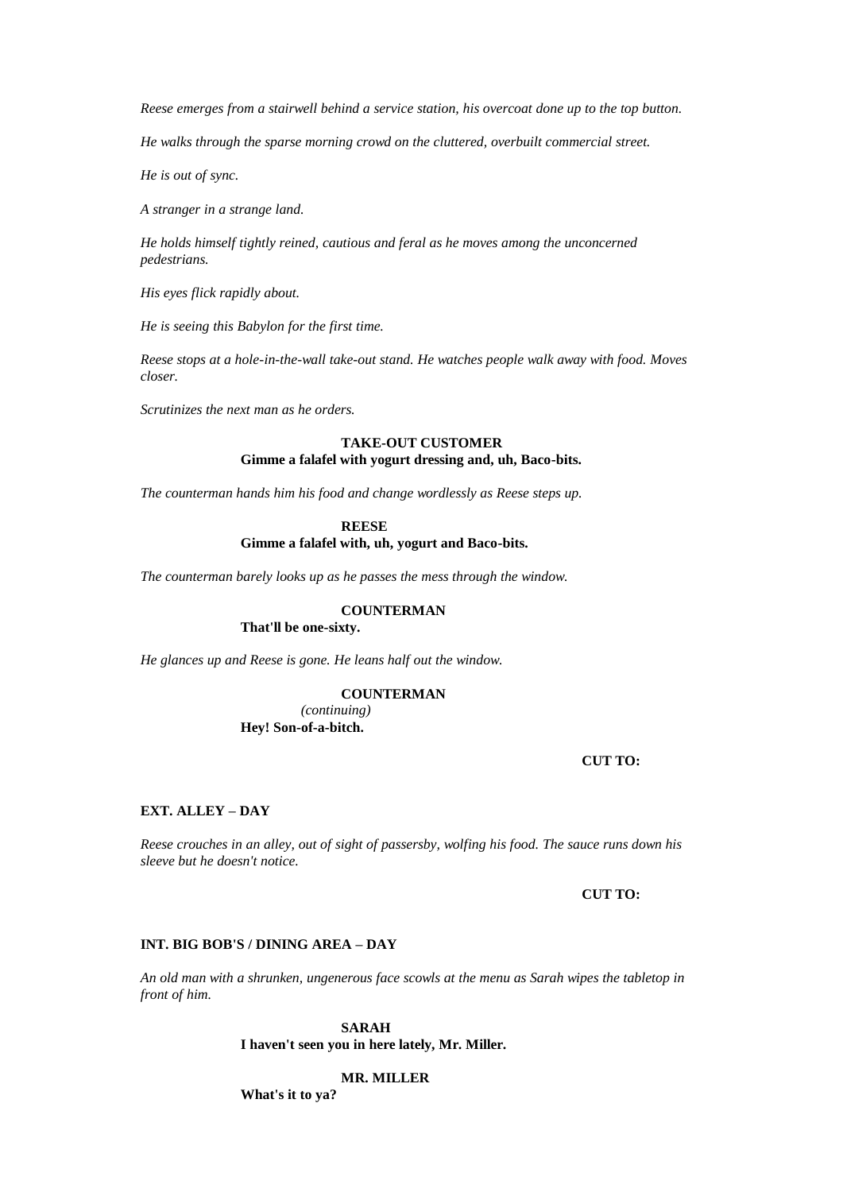*Reese emerges from a stairwell behind a service station, his overcoat done up to the top button.*

*He walks through the sparse morning crowd on the cluttered, overbuilt commercial street.*

*He is out of sync.*

*A stranger in a strange land.*

*He holds himself tightly reined, cautious and feral as he moves among the unconcerned pedestrians.*

*His eyes flick rapidly about.*

*He is seeing this Babylon for the first time.*

*Reese stops at a hole-in-the-wall take-out stand. He watches people walk away with food. Moves closer.*

*Scrutinizes the next man as he orders.*

**TAKE-OUT CUSTOMER**
**Gimme a falafel with yogurt dressing and, uh, Baco-bits.**

*The counterman hands him his food and change wordlessly as Reese steps up.*

**REESE**
**Gimme a falafel with, uh, yogurt and Baco-bits.**

*The counterman barely looks up as he passes the mess through the window.*

**COUNTERMAN**
**That'll be one-sixty.**

*He glances up and Reese is gone. He leans half out the window.*

**COUNTERMAN**
*(continuing)*
**Hey! Son-of-a-bitch.**

**CUT TO:**

**EXT. ALLEY – DAY**

*Reese crouches in an alley, out of sight of passersby, wolfing his food. The sauce runs down his sleeve but he doesn't notice.*

**CUT TO:**

**INT. BIG BOB'S / DINING AREA – DAY**

*An old man with a shrunken, ungenerous face scowls at the menu as Sarah wipes the tabletop in front of him.*

**SARAH**
**I haven't seen you in here lately, Mr. Miller.**

**MR. MILLER**
**What's it to ya?**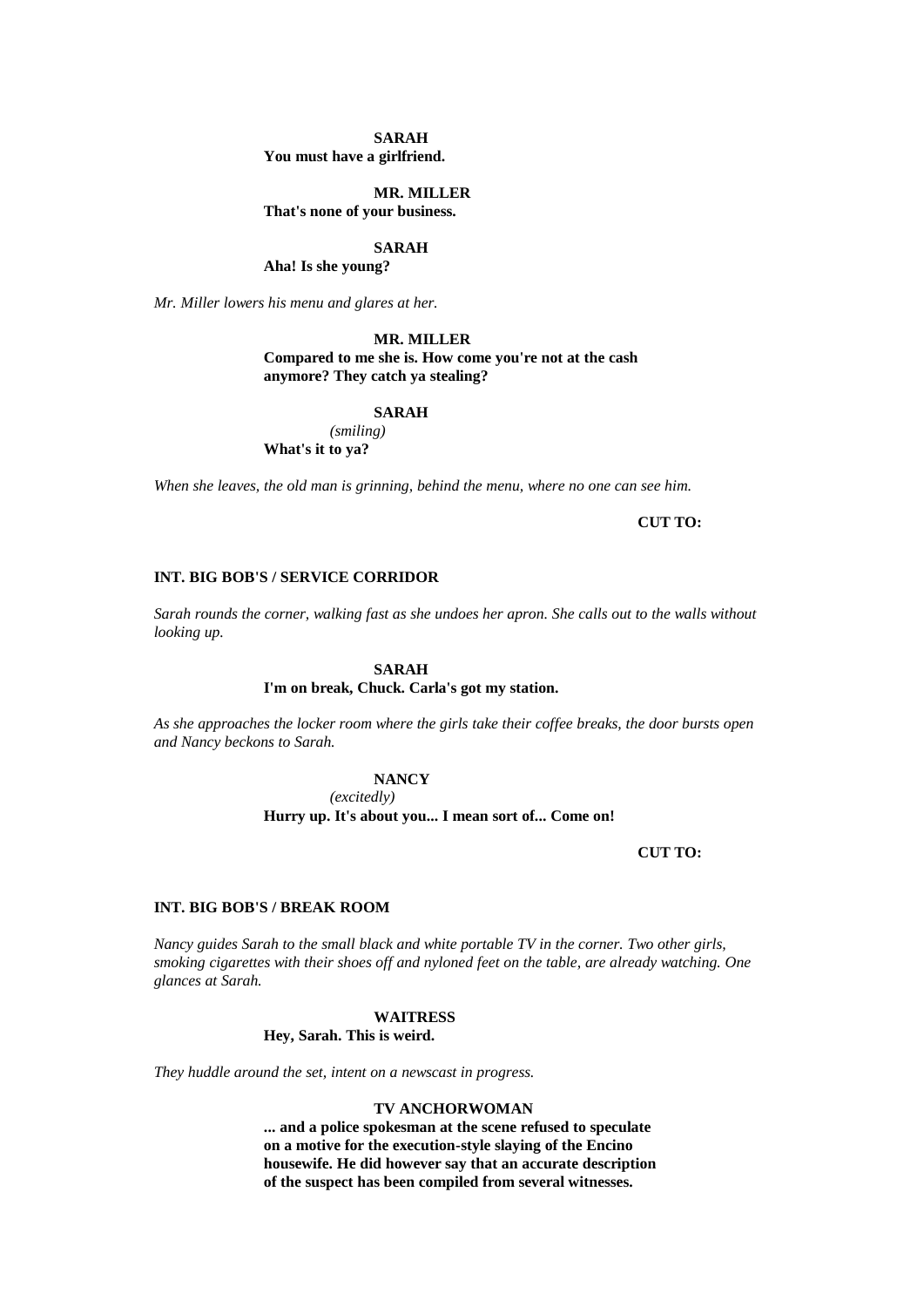**SARAH**
**You must have a girlfriend.**

**MR. MILLER**
**That's none of your business.**

**SARAH**
**Aha! Is she young?**

*Mr. Miller lowers his menu and glares at her.*

**MR. MILLER**
**Compared to me she is. How come you're not at the cash anymore? They catch ya stealing?**

**SARAH**
*(smiling)*
**What's it to ya?**

*When she leaves, the old man is grinning, behind the menu, where no one can see him.*

**CUT TO:**

**INT. BIG BOB'S / SERVICE CORRIDOR**

*Sarah rounds the corner, walking fast as she undoes her apron. She calls out to the walls without looking up.*

**SARAH**
**I'm on break, Chuck. Carla's got my station.**

*As she approaches the locker room where the girls take their coffee breaks, the door bursts open and Nancy beckons to Sarah.*

**NANCY**
*(excitedly)*
**Hurry up. It's about you... I mean sort of... Come on!**

**CUT TO:**

**INT. BIG BOB'S / BREAK ROOM**

*Nancy guides Sarah to the small black and white portable TV in the corner. Two other girls, smoking cigarettes with their shoes off and nyloned feet on the table, are already watching. One glances at Sarah.*

**WAITRESS**
**Hey, Sarah. This is weird.**

*They huddle around the set, intent on a newscast in progress.*

**TV ANCHORWOMAN**
**... and a police spokesman at the scene refused to speculate on a motive for the execution-style slaying of the Encino housewife. He did however say that an accurate description of the suspect has been compiled from several witnesses.**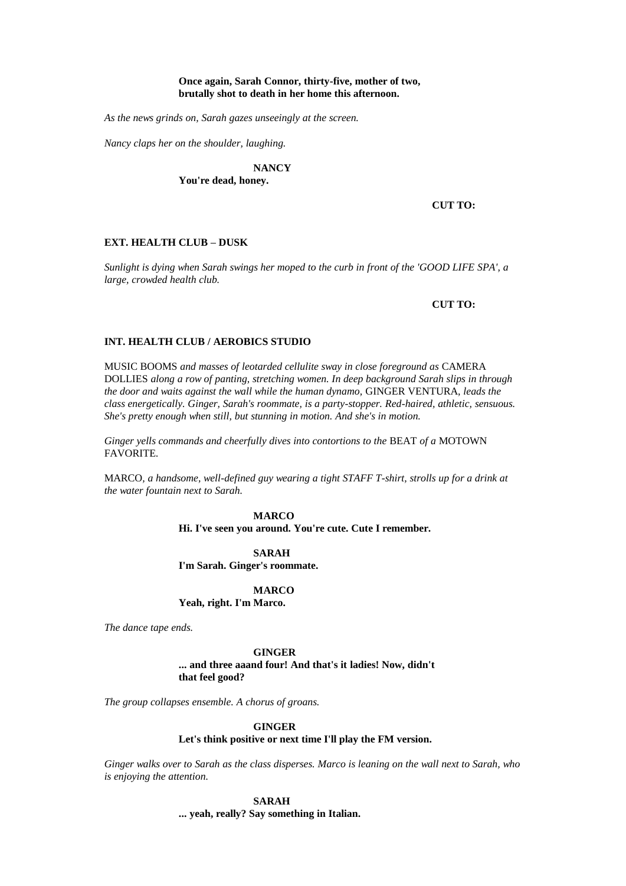**Once again, Sarah Connor, thirty-five, mother of two, brutally shot to death in her home this afternoon.**

*As the news grinds on, Sarah gazes unseeingly at the screen.*

*Nancy claps her on the shoulder, laughing.*

**NANCY**
**You're dead, honey.**

**CUT TO:**

**EXT. HEALTH CLUB – DUSK**

*Sunlight is dying when Sarah swings her moped to the curb in front of the 'GOOD LIFE SPA', a large, crowded health club.*

**CUT TO:**

**INT. HEALTH CLUB / AEROBICS STUDIO**

MUSIC BOOMS *and masses of leotarded cellulite sway in close foreground as* CAMERA DOLLIES *along a row of panting, stretching women. In deep background Sarah slips in through the door and waits against the wall while the human dynamo,* GINGER VENTURA, *leads the class energetically. Ginger, Sarah's roommate, is a party-stopper. Red-haired, athletic, sensuous. She's pretty enough when still, but stunning in motion. And she's in motion.*

*Ginger yells commands and cheerfully dives into contortions to the* BEAT *of a* MOTOWN FAVORITE.

MARCO, *a handsome, well-defined guy wearing a tight STAFF T-shirt, strolls up for a drink at the water fountain next to Sarah.*

**MARCO**
**Hi. I've seen you around. You're cute. Cute I remember.**

**SARAH**
**I'm Sarah. Ginger's roommate.**

**MARCO**
**Yeah, right. I'm Marco.**

*The dance tape ends.*

**GINGER**
**... and three aaand four! And that's it ladies! Now, didn't that feel good?**

*The group collapses ensemble. A chorus of groans.*

**GINGER**
**Let's think positive or next time I'll play the FM version.**

*Ginger walks over to Sarah as the class disperses. Marco is leaning on the wall next to Sarah, who is enjoying the attention.*

**SARAH**
**... yeah, really? Say something in Italian.**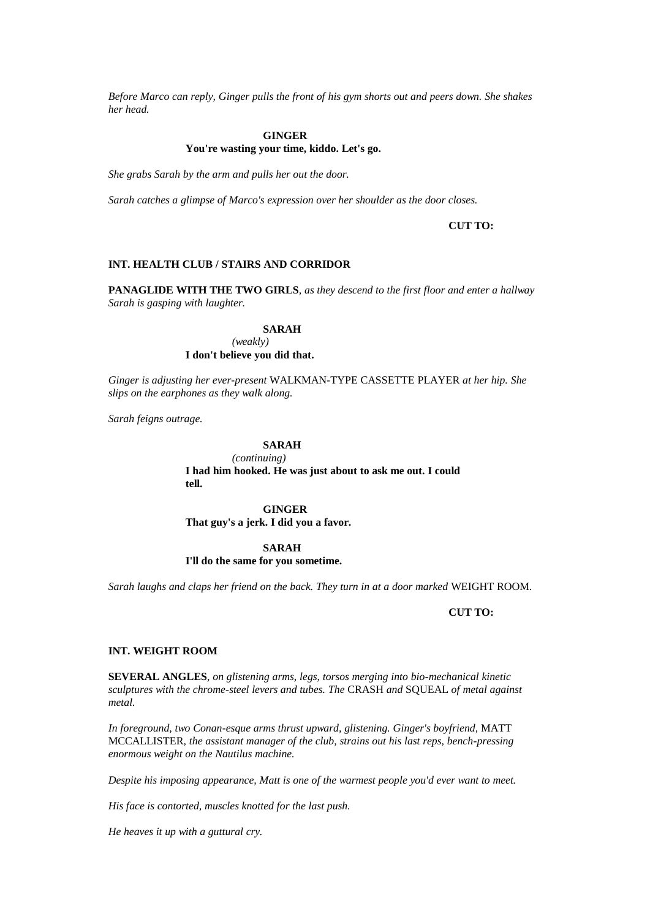*Before Marco can reply, Ginger pulls the front of his gym shorts out and peers down. She shakes her head.*

**GINGER**

**You're wasting your time, kiddo. Let's go.**

*She grabs Sarah by the arm and pulls her out the door.*

*Sarah catches a glimpse of Marco's expression over her shoulder as the door closes.*

**CUT TO:**

**INT. HEALTH CLUB / STAIRS AND CORRIDOR**

**PANAGLIDE WITH THE TWO GIRLS**, *as they descend to the first floor and enter a hallway Sarah is gasping with laughter.*

**SARAH**

*(weakly)*

**I don't believe you did that.**

*Ginger is adjusting her ever-present* WALKMAN-TYPE CASSETTE PLAYER *at her hip. She slips on the earphones as they walk along.*

*Sarah feigns outrage.*

**SARAH**

*(continuing)*

**I had him hooked. He was just about to ask me out. I could tell.**

**GINGER**

**That guy's a jerk. I did you a favor.**

**SARAH**

**I'll do the same for you sometime.**

*Sarah laughs and claps her friend on the back. They turn in at a door marked* WEIGHT ROOM.

**CUT TO:**

**INT. WEIGHT ROOM**

**SEVERAL ANGLES**, *on glistening arms, legs, torsos merging into bio-mechanical kinetic sculptures with the chrome-steel levers and tubes. The* CRASH *and* SQUEAL *of metal against metal.*

*In foreground, two Conan-esque arms thrust upward, glistening. Ginger's boyfriend,* MATT MCCALLISTER, *the assistant manager of the club, strains out his last reps, bench-pressing enormous weight on the Nautilus machine.*

*Despite his imposing appearance, Matt is one of the warmest people you'd ever want to meet.*

*His face is contorted, muscles knotted for the last push.*

*He heaves it up with a guttural cry.*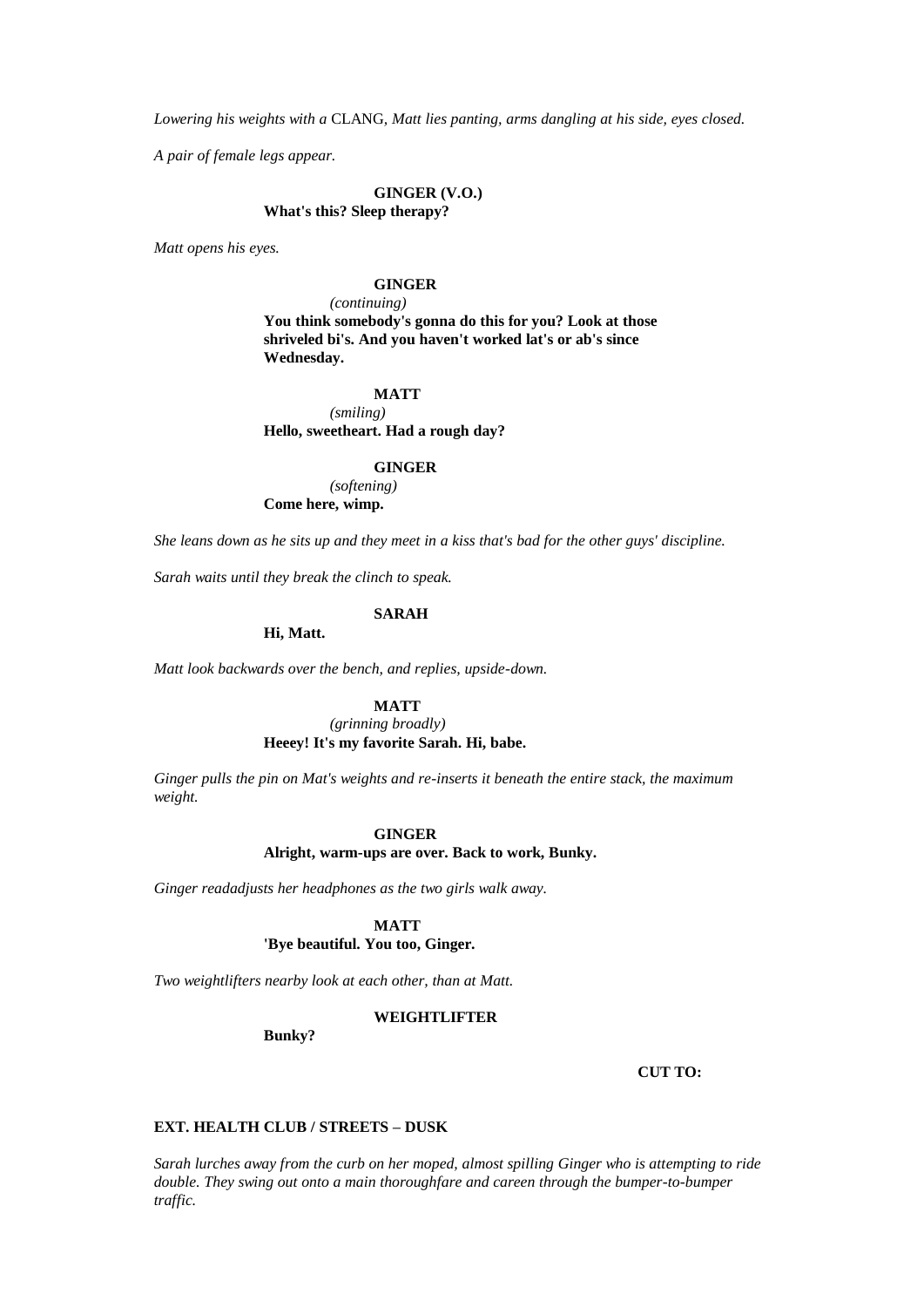*Lowering his weights with a* CLANG*, Matt lies panting, arms dangling at his side, eyes closed.*

*A pair of female legs appear.*

**GINGER (V.O.)**
**What's this? Sleep therapy?**

*Matt opens his eyes.*

**GINGER**
*(continuing)*
**You think somebody's gonna do this for you? Look at those shriveled bi's. And you haven't worked lat's or ab's since Wednesday.**

**MATT**
*(smiling)*
**Hello, sweetheart. Had a rough day?**

**GINGER**
*(softening)*
**Come here, wimp.**

*She leans down as he sits up and they meet in a kiss that's bad for the other guys' discipline.*

*Sarah waits until they break the clinch to speak.*

**SARAH**
**Hi, Matt.**

*Matt look backwards over the bench, and replies, upside-down.*

**MATT**
*(grinning broadly)*
**Heeey! It's my favorite Sarah. Hi, babe.**

*Ginger pulls the pin on Mat's weights and re-inserts it beneath the entire stack, the maximum weight.*

**GINGER**
**Alright, warm-ups are over. Back to work, Bunky.**

*Ginger readadjusts her headphones as the two girls walk away.*

**MATT**
**'Bye beautiful. You too, Ginger.**

*Two weightlifters nearby look at each other, than at Matt.*

**WEIGHTLIFTER**
**Bunky?**

**CUT TO:**

**EXT. HEALTH CLUB / STREETS – DUSK**

*Sarah lurches away from the curb on her moped, almost spilling Ginger who is attempting to ride double. They swing out onto a main thoroughfare and careen through the bumper-to-bumper traffic.*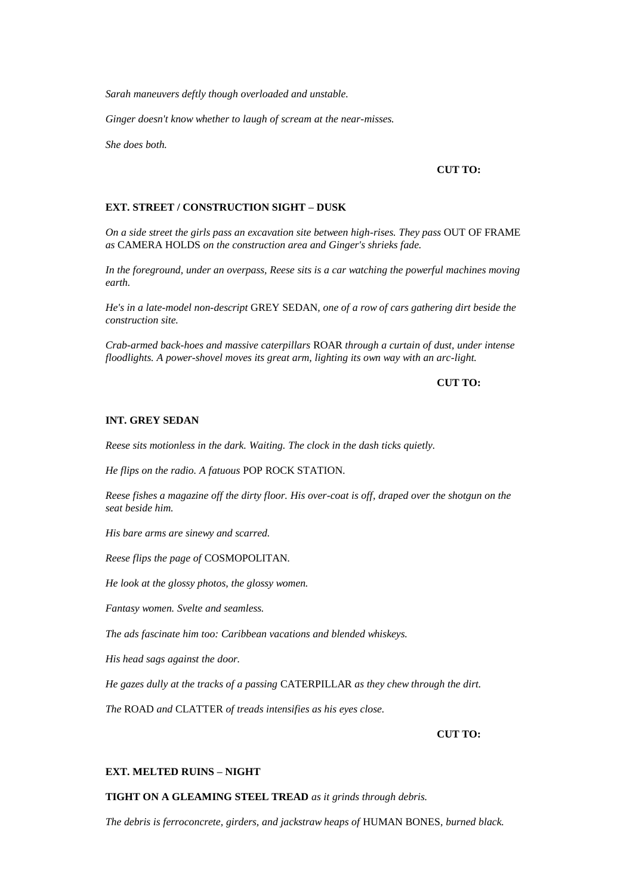*Sarah maneuvers deftly though overloaded and unstable.*

*Ginger doesn't know whether to laugh of scream at the near-misses.*

*She does both.*

**CUT TO:**

**EXT. STREET / CONSTRUCTION SIGHT – DUSK**

*On a side street the girls pass an excavation site between high-rises. They pass* OUT OF FRAME *as* CAMERA HOLDS *on the construction area and Ginger's shrieks fade.*

*In the foreground, under an overpass, Reese sits is a car watching the powerful machines moving earth.*

*He's in a late-model non-descript* GREY SEDAN*, one of a row of cars gathering dirt beside the construction site.*

*Crab-armed back-hoes and massive caterpillars* ROAR *through a curtain of dust, under intense floodlights. A power-shovel moves its great arm, lighting its own way with an arc-light.*

**CUT TO:**

**INT. GREY SEDAN**

*Reese sits motionless in the dark. Waiting. The clock in the dash ticks quietly.*

*He flips on the radio. A fatuous* POP ROCK STATION.

*Reese fishes a magazine off the dirty floor. His over-coat is off, draped over the shotgun on the seat beside him.*

*His bare arms are sinewy and scarred.*

*Reese flips the page of* COSMOPOLITAN.

*He look at the glossy photos, the glossy women.*

*Fantasy women. Svelte and seamless.*

*The ads fascinate him too: Caribbean vacations and blended whiskeys.*

*His head sags against the door.*

*He gazes dully at the tracks of a passing* CATERPILLAR *as they chew through the dirt.*

*The* ROAD *and* CLATTER *of treads intensifies as his eyes close.*

**CUT TO:**

**EXT. MELTED RUINS – NIGHT**

**TIGHT ON A GLEAMING STEEL TREAD** *as it grinds through debris.*

*The debris is ferroconcrete, girders, and jackstraw heaps of* HUMAN BONES*, burned black.*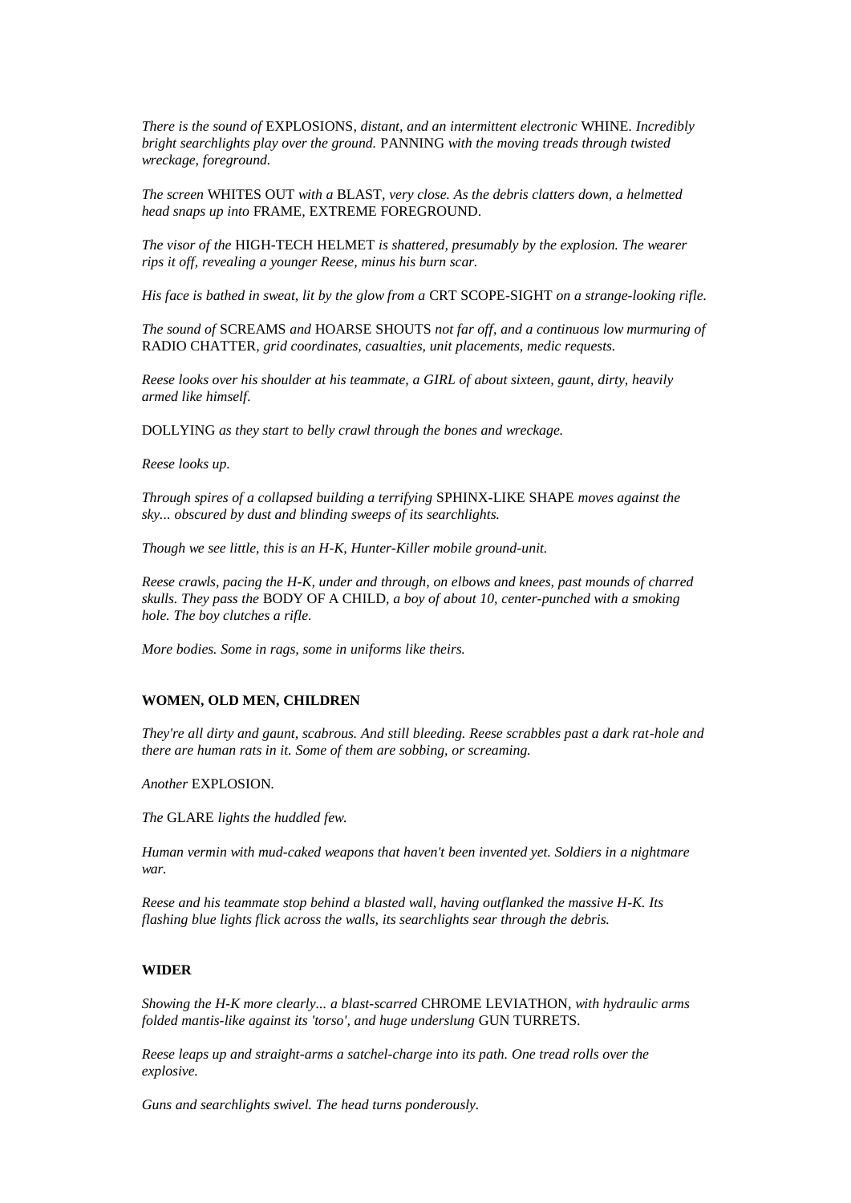*There is the sound of* EXPLOSIONS*, distant, and an intermittent electronic* WHINE*. Incredibly bright searchlights play over the ground.* PANNING *with the moving treads through twisted wreckage, foreground.*

*The screen* WHITES OUT *with a* BLAST*, very close. As the debris clatters down, a helmetted head snaps up into* FRAME, EXTREME FOREGROUND.

*The visor of the* HIGH-TECH HELMET *is shattered, presumably by the explosion. The wearer rips it off, revealing a younger Reese, minus his burn scar.*

*His face is bathed in sweat, lit by the glow from a* CRT SCOPE-SIGHT *on a strange-looking rifle.*

*The sound of* SCREAMS *and* HOARSE SHOUTS *not far off, and a continuous low murmuring of* RADIO CHATTER*, grid coordinates, casualties, unit placements, medic requests.*

*Reese looks over his shoulder at his teammate, a GIRL of about sixteen, gaunt, dirty, heavily armed like himself.*

DOLLYING *as they start to belly crawl through the bones and wreckage.*

*Reese looks up.*

*Through spires of a collapsed building a terrifying* SPHINX-LIKE SHAPE *moves against the sky... obscured by dust and blinding sweeps of its searchlights.*

*Though we see little, this is an H-K, Hunter-Killer mobile ground-unit.*

*Reese crawls, pacing the H-K, under and through, on elbows and knees, past mounds of charred skulls. They pass the* BODY OF A CHILD*, a boy of about 10, center-punched with a smoking hole. The boy clutches a rifle.*

*More bodies. Some in rags, some in uniforms like theirs.*

**WOMEN, OLD MEN, CHILDREN**

*They're all dirty and gaunt, scabrous. And still bleeding. Reese scrabbles past a dark rat-hole and there are human rats in it. Some of them are sobbing, or screaming.*

*Another* EXPLOSION*.*

*The* GLARE *lights the huddled few.*

*Human vermin with mud-caked weapons that haven't been invented yet. Soldiers in a nightmare war.*

*Reese and his teammate stop behind a blasted wall, having outflanked the massive H-K. Its flashing blue lights flick across the walls, its searchlights sear through the debris.*

**WIDER**

*Showing the H-K more clearly... a blast-scarred* CHROME LEVIATHON*, with hydraulic arms folded mantis-like against its 'torso', and huge underslung* GUN TURRETS*.*

*Reese leaps up and straight-arms a satchel-charge into its path. One tread rolls over the explosive.*

*Guns and searchlights swivel. The head turns ponderously.*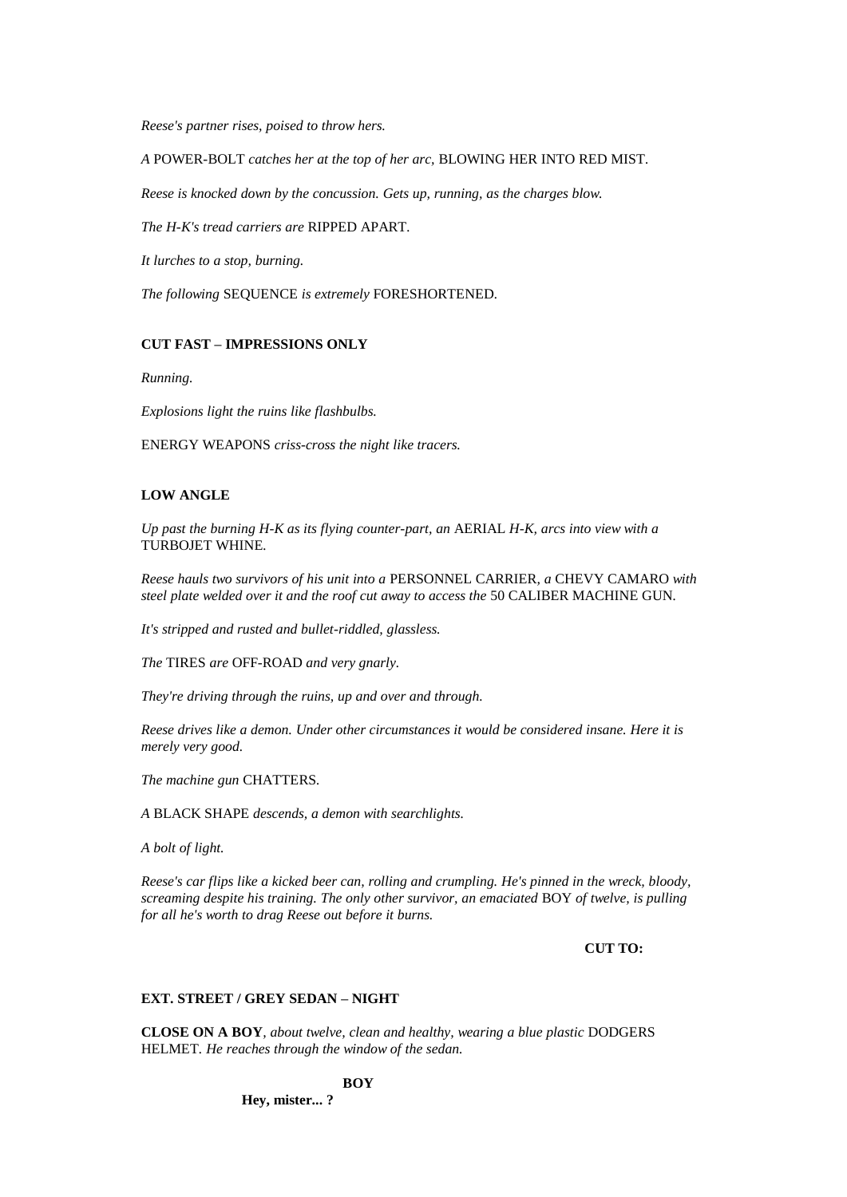*Reese's partner rises, poised to throw hers.*

*A* POWER-BOLT *catches her at the top of her arc,* BLOWING HER INTO RED MIST.

*Reese is knocked down by the concussion. Gets up, running, as the charges blow.*

*The H-K's tread carriers are* RIPPED APART.

*It lurches to a stop, burning.*

*The following* SEQUENCE *is extremely* FORESHORTENED.

**CUT FAST – IMPRESSIONS ONLY**

*Running.*

*Explosions light the ruins like flashbulbs.*

ENERGY WEAPONS *criss-cross the night like tracers.*

**LOW ANGLE**

*Up past the burning H-K as its flying counter-part, an* AERIAL *H-K, arcs into view with a* TURBOJET WHINE.

*Reese hauls two survivors of his unit into a* PERSONNEL CARRIER*, a* CHEVY CAMARO *with steel plate welded over it and the roof cut away to access the* 50 CALIBER MACHINE GUN.

*It's stripped and rusted and bullet-riddled, glassless.*

*The* TIRES *are* OFF-ROAD *and very gnarly.*

*They're driving through the ruins, up and over and through.*

*Reese drives like a demon. Under other circumstances it would be considered insane. Here it is merely very good.*

*The machine gun* CHATTERS.

*A* BLACK SHAPE *descends, a demon with searchlights.*

*A bolt of light.*

*Reese's car flips like a kicked beer can, rolling and crumpling. He's pinned in the wreck, bloody, screaming despite his training. The only other survivor, an emaciated* BOY *of twelve, is pulling for all he's worth to drag Reese out before it burns.*

**CUT TO:**

**EXT. STREET / GREY SEDAN – NIGHT**

**CLOSE ON A BOY***, about twelve, clean and healthy, wearing a blue plastic* DODGERS HELMET*. He reaches through the window of the sedan.*

**BOY**

**Hey, mister... ?**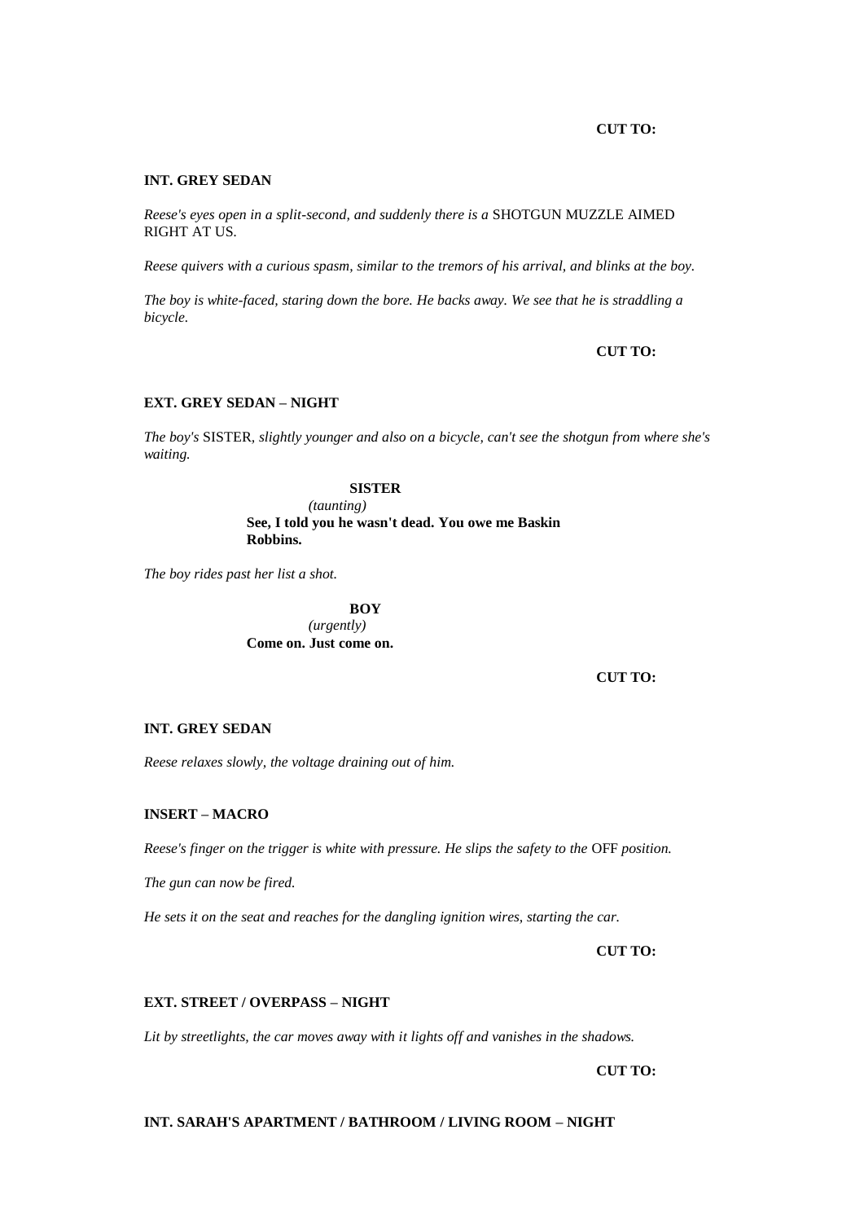**CUT TO:**

**INT. GREY SEDAN**

*Reese's eyes open in a split-second, and suddenly there is a* SHOTGUN MUZZLE AIMED RIGHT AT US.

*Reese quivers with a curious spasm, similar to the tremors of his arrival, and blinks at the boy.*

*The boy is white-faced, staring down the bore. He backs away. We see that he is straddling a bicycle.*

**CUT TO:**

**EXT. GREY SEDAN – NIGHT**

*The boy's* SISTER*, slightly younger and also on a bicycle, can't see the shotgun from where she's waiting.*

**SISTER**
*(taunting)*
**See, I told you he wasn't dead. You owe me Baskin Robbins.**

*The boy rides past her list a shot.*

**BOY**
*(urgently)*
**Come on. Just come on.**

**CUT TO:**

**INT. GREY SEDAN**

*Reese relaxes slowly, the voltage draining out of him.*

**INSERT – MACRO**

*Reese's finger on the trigger is white with pressure. He slips the safety to the* OFF *position.*

*The gun can now be fired.*

*He sets it on the seat and reaches for the dangling ignition wires, starting the car.*

**CUT TO:**

**EXT. STREET / OVERPASS – NIGHT**

*Lit by streetlights, the car moves away with it lights off and vanishes in the shadows.*

**CUT TO:**

**INT. SARAH'S APARTMENT / BATHROOM / LIVING ROOM – NIGHT**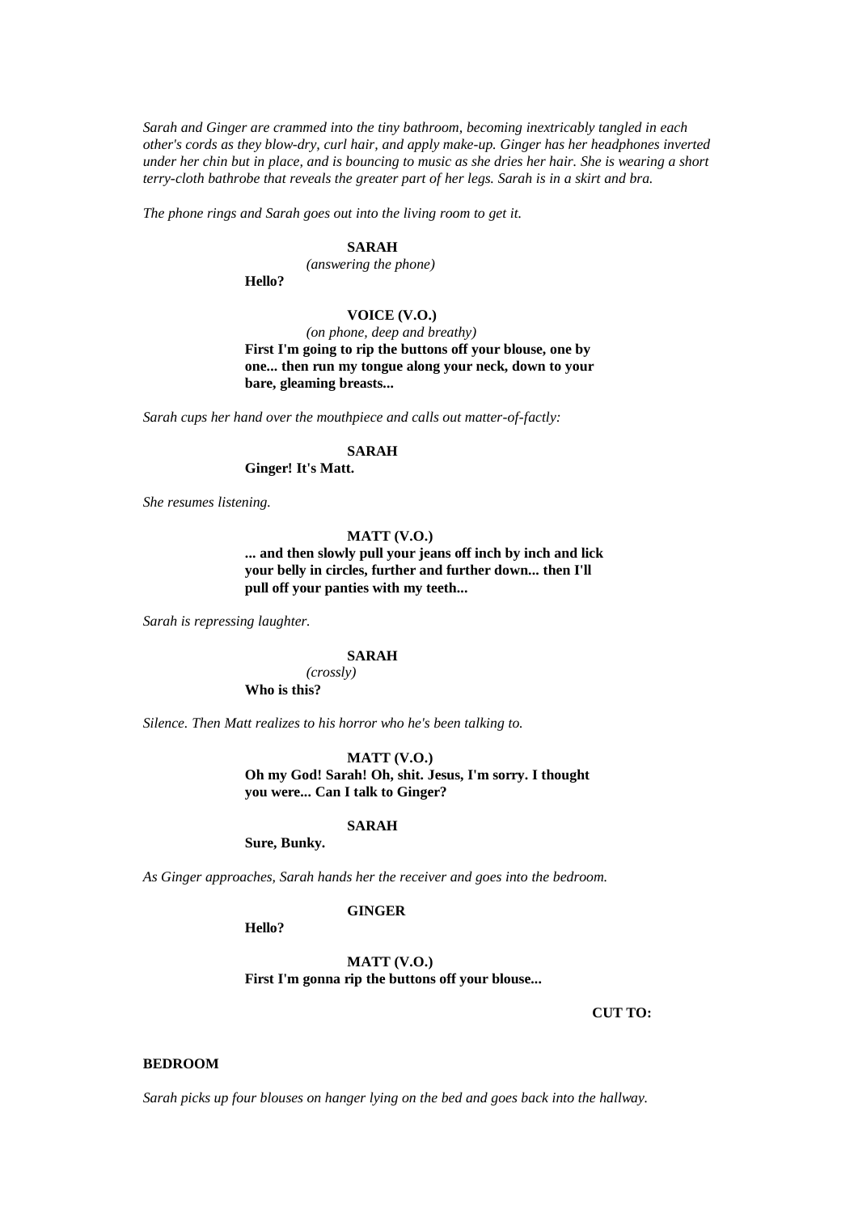*Sarah and Ginger are crammed into the tiny bathroom, becoming inextricably tangled in each other's cords as they blow-dry, curl hair, and apply make-up. Ginger has her headphones inverted under her chin but in place, and is bouncing to music as she dries her hair. She is wearing a short terry-cloth bathrobe that reveals the greater part of her legs. Sarah is in a skirt and bra.*

*The phone rings and Sarah goes out into the living room to get it.*

**SARAH**
*(answering the phone)*
**Hello?**

**VOICE (V.O.)**
*(on phone, deep and breathy)*
**First I'm going to rip the buttons off your blouse, one by one... then run my tongue along your neck, down to your bare, gleaming breasts...**

*Sarah cups her hand over the mouthpiece and calls out matter-of-factly:*

**SARAH**
**Ginger! It's Matt.**

*She resumes listening.*

**MATT (V.O.)**
**... and then slowly pull your jeans off inch by inch and lick your belly in circles, further and further down... then I'll pull off your panties with my teeth...**

*Sarah is repressing laughter.*

**SARAH**
*(crossly)*
**Who is this?**

*Silence. Then Matt realizes to his horror who he's been talking to.*

**MATT (V.O.)**
**Oh my God! Sarah! Oh, shit. Jesus, I'm sorry. I thought you were... Can I talk to Ginger?**

**SARAH**
**Sure, Bunky.**

*As Ginger approaches, Sarah hands her the receiver and goes into the bedroom.*

**GINGER**
**Hello?**

**MATT (V.O.)**
**First I'm gonna rip the buttons off your blouse...**

**CUT TO:**

**BEDROOM**

*Sarah picks up four blouses on hanger lying on the bed and goes back into the hallway.*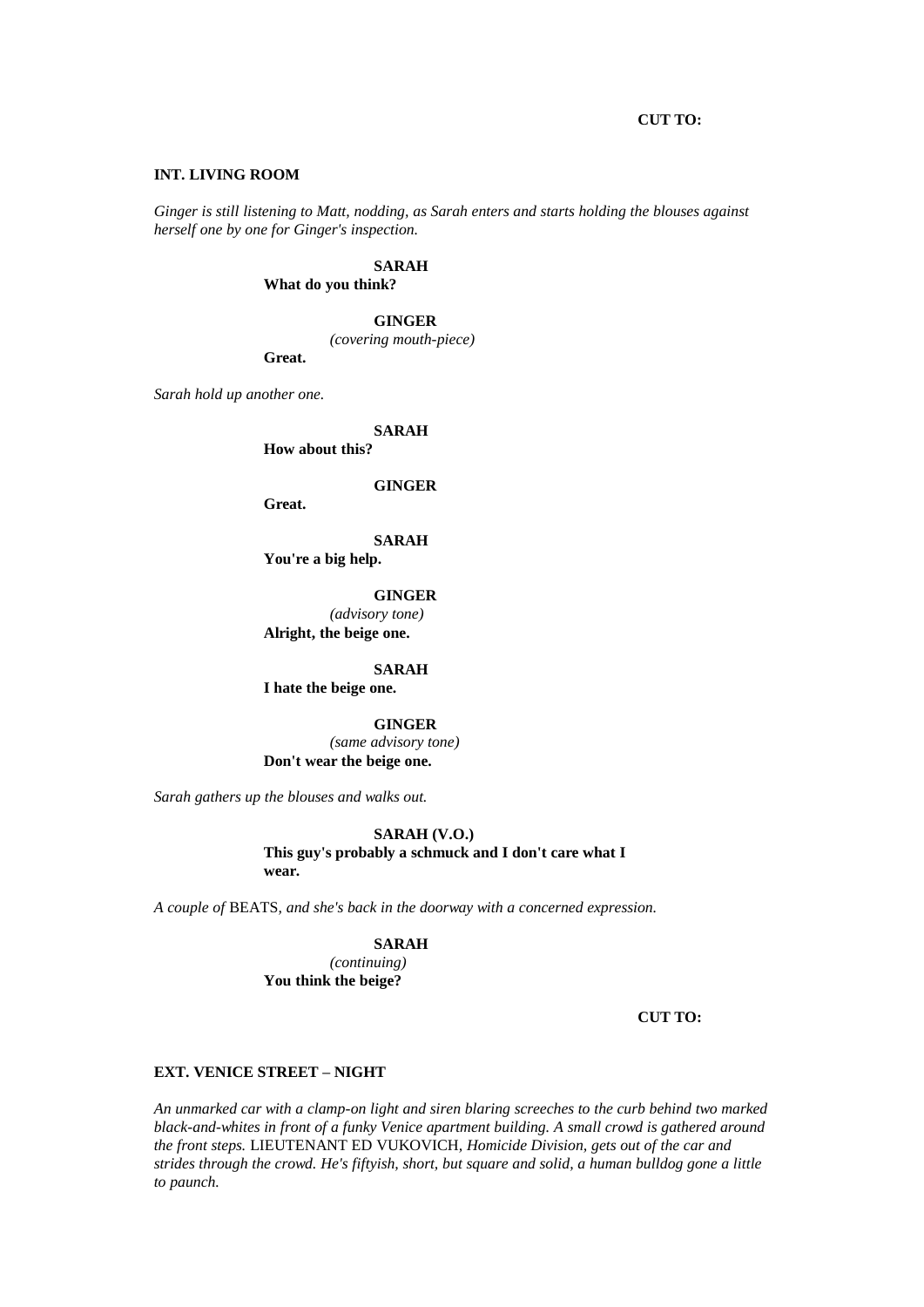**CUT TO:**

**INT. LIVING ROOM**

*Ginger is still listening to Matt, nodding, as Sarah enters and starts holding the blouses against herself one by one for Ginger's inspection.*

**SARAH**
**What do you think?**

**GINGER**
*(covering mouth-piece)*
**Great.**

*Sarah hold up another one.*

**SARAH**
**How about this?**

**GINGER**
**Great.**

**SARAH**
**You're a big help.**

**GINGER**
*(advisory tone)*
**Alright, the beige one.**

**SARAH**
**I hate the beige one.**

**GINGER**
*(same advisory tone)*
**Don't wear the beige one.**

*Sarah gathers up the blouses and walks out.*

**SARAH (V.O.)**
**This guy's probably a schmuck and I don't care what I wear.**

*A couple of* BEATS*, and she's back in the doorway with a concerned expression.*

**SARAH**
*(continuing)*
**You think the beige?**

**CUT TO:**

**EXT. VENICE STREET – NIGHT**

*An unmarked car with a clamp-on light and siren blaring screeches to the curb behind two marked black-and-whites in front of a funky Venice apartment building. A small crowd is gathered around the front steps.* LIEUTENANT ED VUKOVICH*, Homicide Division, gets out of the car and strides through the crowd. He's fiftyish, short, but square and solid, a human bulldog gone a little to paunch.*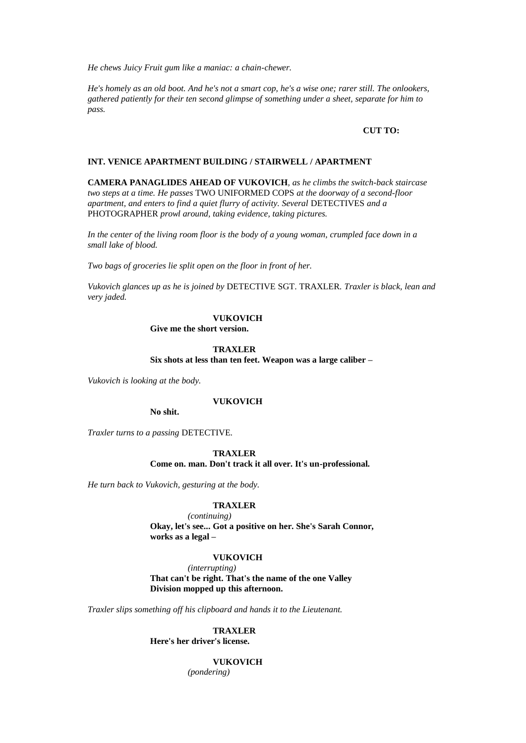*He chews Juicy Fruit gum like a maniac: a chain-chewer.*

*He's homely as an old boot. And he's not a smart cop, he's a wise one; rarer still. The onlookers, gathered patiently for their ten second glimpse of something under a sheet, separate for him to pass.*

**CUT TO:**

**INT. VENICE APARTMENT BUILDING / STAIRWELL / APARTMENT**

**CAMERA PANAGLIDES AHEAD OF VUKOVICH***, as he climbs the switch-back staircase two steps at a time. He passes* TWO UNIFORMED COPS *at the doorway of a second-floor apartment, and enters to find a quiet flurry of activity. Several* DETECTIVES *and a* PHOTOGRAPHER *prowl around, taking evidence, taking pictures.*

*In the center of the living room floor is the body of a young woman, crumpled face down in a small lake of blood.*

*Two bags of groceries lie split open on the floor in front of her.*

*Vukovich glances up as he is joined by* DETECTIVE SGT. TRAXLER*. Traxler is black, lean and very jaded.*

**VUKOVICH**
**Give me the short version.**

**TRAXLER**
**Six shots at less than ten feet. Weapon was a large caliber –**

*Vukovich is looking at the body.*

**VUKOVICH**
**No shit.**

*Traxler turns to a passing* DETECTIVE*.*

**TRAXLER**
**Come on. man. Don't track it all over. It's un-professional.**

*He turn back to Vukovich, gesturing at the body.*

**TRAXLER**
*(continuing)*
**Okay, let's see... Got a positive on her. She's Sarah Connor, works as a legal –**

**VUKOVICH**
*(interrupting)*
**That can't be right. That's the name of the one Valley Division mopped up this afternoon.**

*Traxler slips something off his clipboard and hands it to the Lieutenant.*

**TRAXLER**
**Here's her driver's license.**

**VUKOVICH**
*(pondering)*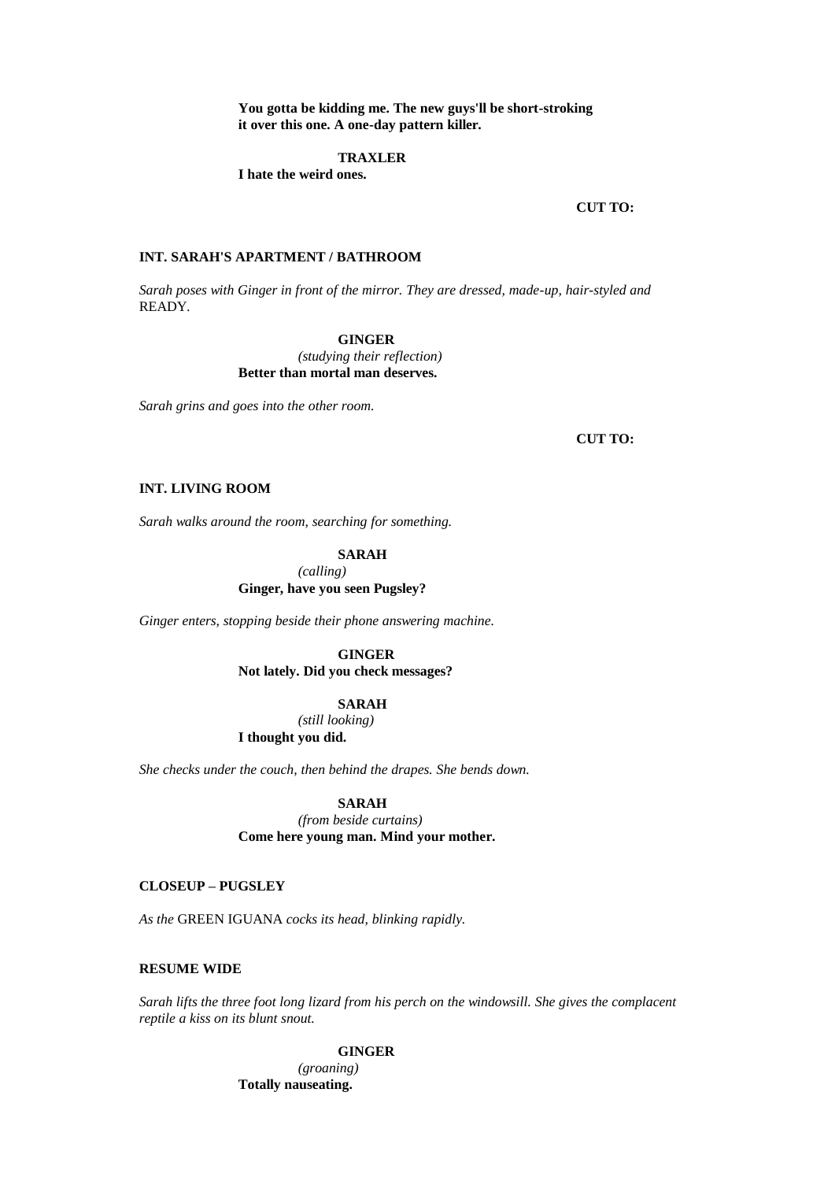**You gotta be kidding me. The new guys'll be short-stroking it over this one. A one-day pattern killer.**

**TRAXLER**

**I hate the weird ones.**

**CUT TO:**

**INT. SARAH'S APARTMENT / BATHROOM**

*Sarah poses with Ginger in front of the mirror. They are dressed, made-up, hair-styled and* READY.

**GINGER**

*(studying their reflection)*

**Better than mortal man deserves.**

*Sarah grins and goes into the other room.*

**CUT TO:**

**INT. LIVING ROOM**

*Sarah walks around the room, searching for something.*

**SARAH**

*(calling)*

**Ginger, have you seen Pugsley?**

*Ginger enters, stopping beside their phone answering machine.*

**GINGER**

**Not lately. Did you check messages?**

**SARAH**

*(still looking)*

**I thought you did.**

*She checks under the couch, then behind the drapes. She bends down.*

**SARAH**

*(from beside curtains)*

**Come here young man. Mind your mother.**

**CLOSEUP – PUGSLEY**

*As the* GREEN IGUANA *cocks its head, blinking rapidly.*

**RESUME WIDE**

*Sarah lifts the three foot long lizard from his perch on the windowsill. She gives the complacent reptile a kiss on its blunt snout.*

**GINGER**

*(groaning)*

**Totally nauseating.**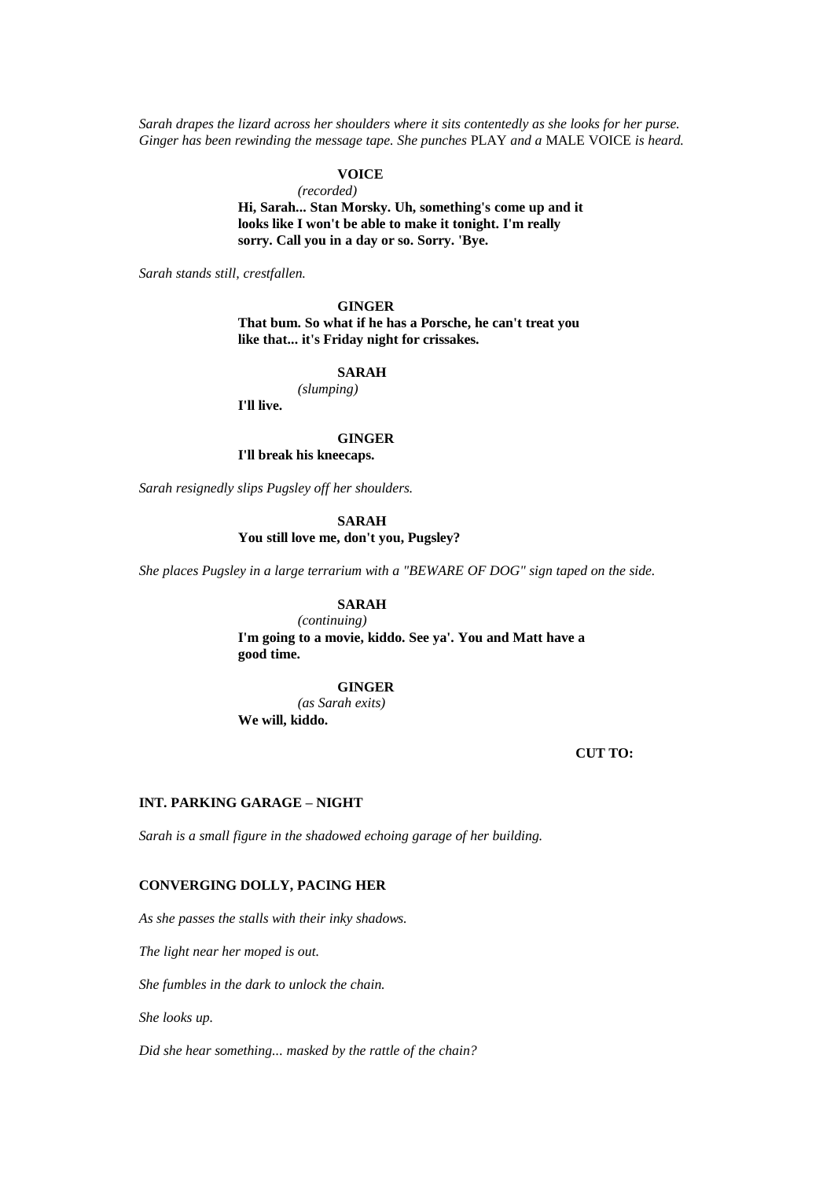*Sarah drapes the lizard across her shoulders where it sits contentedly as she looks for her purse. Ginger has been rewinding the message tape. She punches* PLAY *and a* MALE VOICE *is heard.*

**VOICE**
*(recorded)*
**Hi, Sarah... Stan Morsky. Uh, something's come up and it looks like I won't be able to make it tonight. I'm really sorry. Call you in a day or so. Sorry. 'Bye.**

*Sarah stands still, crestfallen.*

**GINGER**
**That bum. So what if he has a Porsche, he can't treat you like that... it's Friday night for crissakes.**

**SARAH**
*(slumping)*
**I'll live.**

**GINGER**
**I'll break his kneecaps.**

*Sarah resignedly slips Pugsley off her shoulders.*

**SARAH**
**You still love me, don't you, Pugsley?**

*She places Pugsley in a large terrarium with a "BEWARE OF DOG" sign taped on the side.*

**SARAH**
*(continuing)*
**I'm going to a movie, kiddo. See ya'. You and Matt have a good time.**

**GINGER**
*(as Sarah exits)*
**We will, kiddo.**

**CUT TO:**

**INT. PARKING GARAGE – NIGHT**

*Sarah is a small figure in the shadowed echoing garage of her building.*

**CONVERGING DOLLY, PACING HER**

*As she passes the stalls with their inky shadows.*

*The light near her moped is out.*

*She fumbles in the dark to unlock the chain.*

*She looks up.*

*Did she hear something... masked by the rattle of the chain?*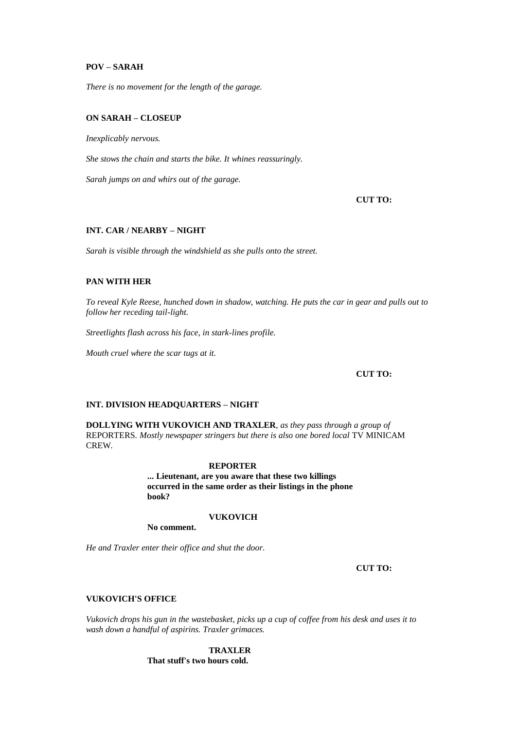**POV – SARAH**

*There is no movement for the length of the garage.*

**ON SARAH – CLOSEUP**

*Inexplicably nervous.*

*She stows the chain and starts the bike. It whines reassuringly.*

*Sarah jumps on and whirs out of the garage.*

**CUT TO:**

**INT. CAR / NEARBY – NIGHT**

*Sarah is visible through the windshield as she pulls onto the street.*

**PAN WITH HER**

*To reveal Kyle Reese, hunched down in shadow, watching. He puts the car in gear and pulls out to follow her receding tail-light.*

*Streetlights flash across his face, in stark-lines profile.*

*Mouth cruel where the scar tugs at it.*

**CUT TO:**

**INT. DIVISION HEADQUARTERS – NIGHT**

**DOLLYING WITH VUKOVICH AND TRAXLER**, *as they pass through a group of* REPORTERS. *Mostly newspaper stringers but there is also one bored local* TV MINICAM CREW.

**REPORTER**

**... Lieutenant, are you aware that these two killings occurred in the same order as their listings in the phone book?**

**VUKOVICH**

**No comment.**

*He and Traxler enter their office and shut the door.*

**CUT TO:**

**VUKOVICH'S OFFICE**

*Vukovich drops his gun in the wastebasket, picks up a cup of coffee from his desk and uses it to wash down a handful of aspirins. Traxler grimaces.*

**TRAXLER**

**That stuff's two hours cold.**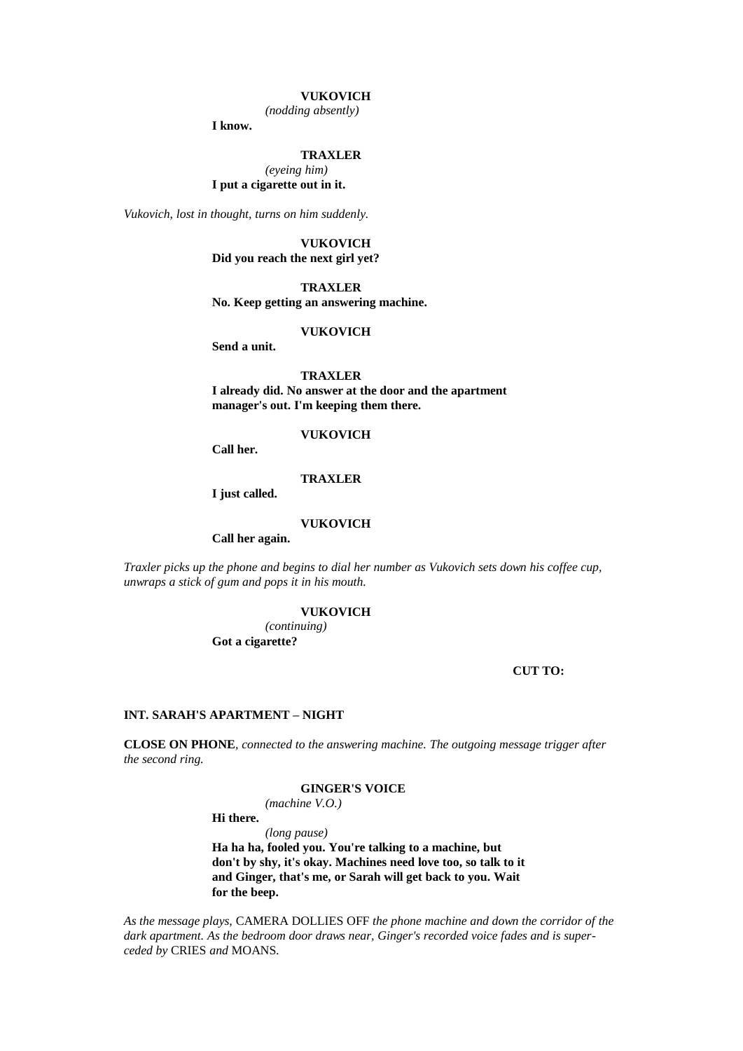**VUKOVICH**

*(nodding absently)*

**I know.**

**TRAXLER**

*(eyeing him)*

**I put a cigarette out in it.**

*Vukovich, lost in thought, turns on him suddenly.*

**VUKOVICH**

**Did you reach the next girl yet?**

**TRAXLER**

**No. Keep getting an answering machine.**

**VUKOVICH**

**Send a unit.**

**TRAXLER**

**I already did. No answer at the door and the apartment manager's out. I'm keeping them there.**

**VUKOVICH**

**Call her.**

**TRAXLER**

**I just called.**

**VUKOVICH**

**Call her again.**

*Traxler picks up the phone and begins to dial her number as Vukovich sets down his coffee cup, unwraps a stick of gum and pops it in his mouth.*

**VUKOVICH**

*(continuing)*

**Got a cigarette?**

**CUT TO:**

**INT. SARAH'S APARTMENT – NIGHT**

**CLOSE ON PHONE***, connected to the answering machine. The outgoing message trigger after the second ring.*

**GINGER'S VOICE**

*(machine V.O.)*

**Hi there.**

*(long pause)*

**Ha ha ha, fooled you. You're talking to a machine, but don't by shy, it's okay. Machines need love too, so talk to it and Ginger, that's me, or Sarah will get back to you. Wait for the beep.**

*As the message plays,* CAMERA DOLLIES OFF *the phone machine and down the corridor of the dark apartment. As the bedroom door draws near, Ginger's recorded voice fades and is superceded by* CRIES *and* MOANS*.*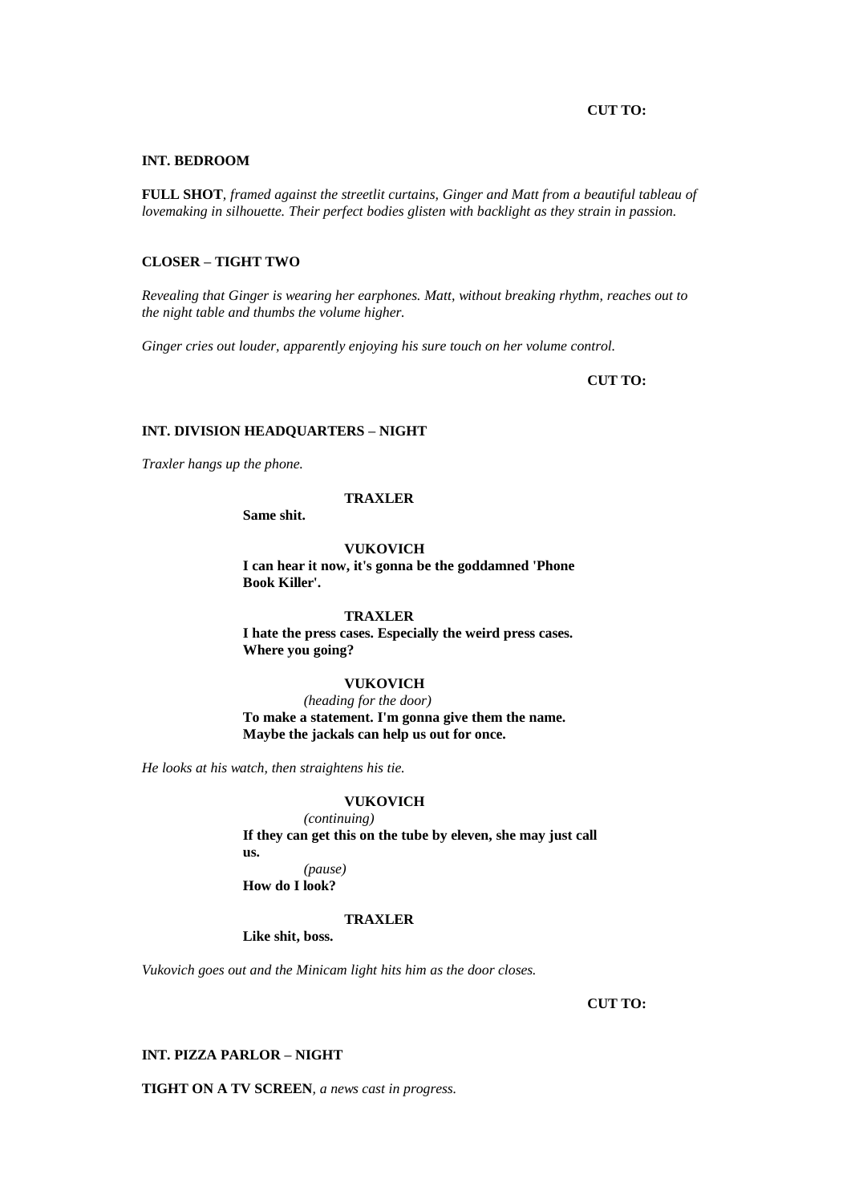**CUT TO:**

**INT. BEDROOM**

**FULL SHOT**, *framed against the streetlit curtains, Ginger and Matt from a beautiful tableau of lovemaking in silhouette. Their perfect bodies glisten with backlight as they strain in passion.*

**CLOSER – TIGHT TWO**

*Revealing that Ginger is wearing her earphones. Matt, without breaking rhythm, reaches out to the night table and thumbs the volume higher.*

*Ginger cries out louder, apparently enjoying his sure touch on her volume control.*

**CUT TO:**

**INT. DIVISION HEADQUARTERS – NIGHT**

*Traxler hangs up the phone.*

**TRAXLER**
**Same shit.**

**VUKOVICH**
**I can hear it now, it's gonna be the goddamned 'Phone Book Killer'.**

**TRAXLER**
**I hate the press cases. Especially the weird press cases. Where you going?**

**VUKOVICH**
*(heading for the door)*
**To make a statement. I'm gonna give them the name. Maybe the jackals can help us out for once.**

*He looks at his watch, then straightens his tie.*

**VUKOVICH**
*(continuing)*
**If they can get this on the tube by eleven, she may just call us.**
*(pause)*
**How do I look?**

**TRAXLER**
**Like shit, boss.**

*Vukovich goes out and the Minicam light hits him as the door closes.*

**CUT TO:**

**INT. PIZZA PARLOR – NIGHT**

**TIGHT ON A TV SCREEN**, *a news cast in progress.*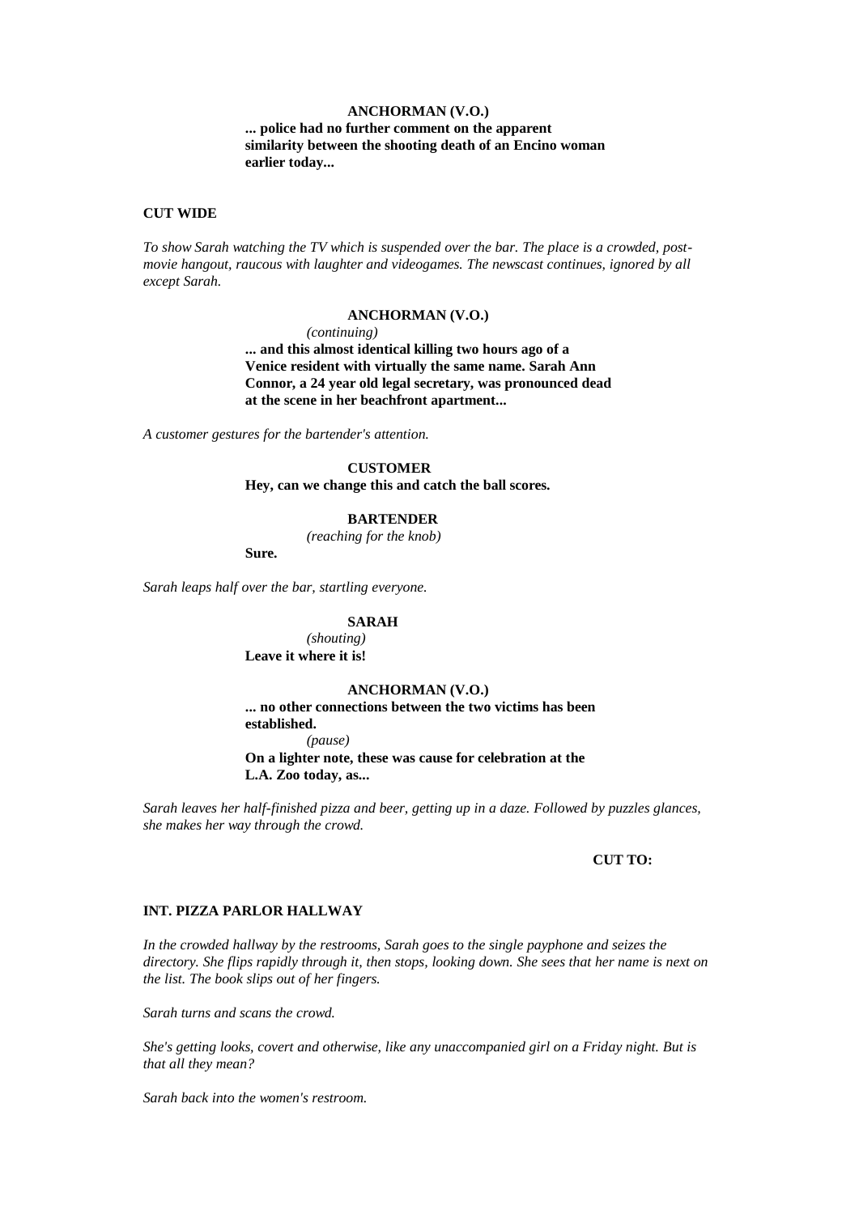**ANCHORMAN (V.O.)**
**... police had no further comment on the apparent similarity between the shooting death of an Encino woman earlier today...**

**CUT WIDE**

*To show Sarah watching the TV which is suspended over the bar. The place is a crowded, post-movie hangout, raucous with laughter and videogames. The newscast continues, ignored by all except Sarah.*

**ANCHORMAN (V.O.)**
*(continuing)*
**... and this almost identical killing two hours ago of a Venice resident with virtually the same name. Sarah Ann Connor, a 24 year old legal secretary, was pronounced dead at the scene in her beachfront apartment...**

*A customer gestures for the bartender's attention.*

**CUSTOMER**
**Hey, can we change this and catch the ball scores.**

**BARTENDER**
*(reaching for the knob)*
**Sure.**

*Sarah leaps half over the bar, startling everyone.*

**SARAH**
*(shouting)*
**Leave it where it is!**

**ANCHORMAN (V.O.)**
**... no other connections between the two victims has been established.**
*(pause)*
**On a lighter note, these was cause for celebration at the L.A. Zoo today, as...**

*Sarah leaves her half-finished pizza and beer, getting up in a daze. Followed by puzzles glances, she makes her way through the crowd.*

**CUT TO:**

**INT. PIZZA PARLOR HALLWAY**

*In the crowded hallway by the restrooms, Sarah goes to the single payphone and seizes the directory. She flips rapidly through it, then stops, looking down. She sees that her name is next on the list. The book slips out of her fingers.*

*Sarah turns and scans the crowd.*

*She's getting looks, covert and otherwise, like any unaccompanied girl on a Friday night. But is that all they mean?*

*Sarah back into the women's restroom.*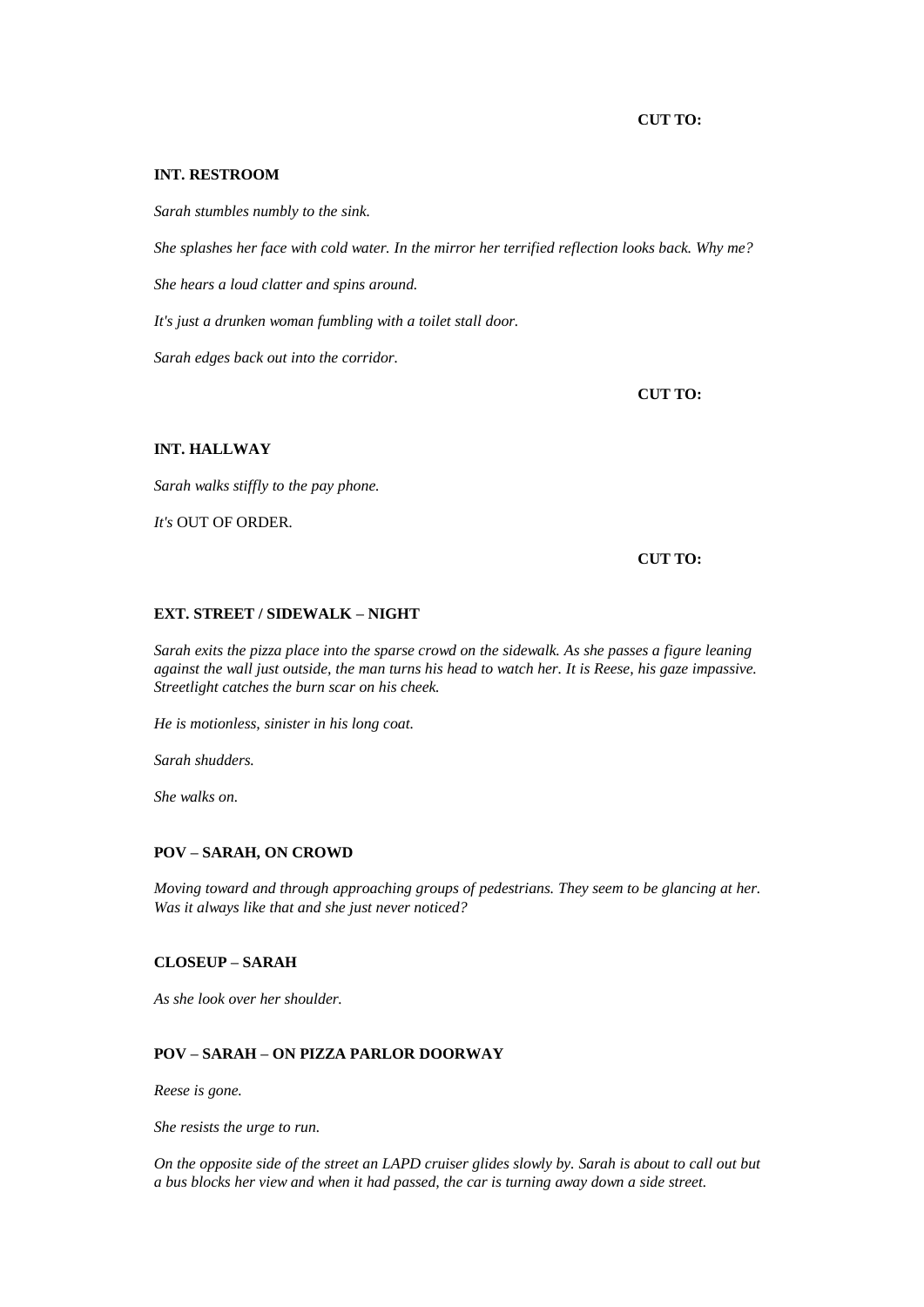**CUT TO:**

**INT. RESTROOM**

*Sarah stumbles numbly to the sink.*

*She splashes her face with cold water. In the mirror her terrified reflection looks back. Why me?*

*She hears a loud clatter and spins around.*

*It's just a drunken woman fumbling with a toilet stall door.*

*Sarah edges back out into the corridor.*

**CUT TO:**

**INT. HALLWAY**

*Sarah walks stiffly to the pay phone.*

*It's* OUT OF ORDER.

**CUT TO:**

**EXT. STREET / SIDEWALK – NIGHT**

*Sarah exits the pizza place into the sparse crowd on the sidewalk. As she passes a figure leaning against the wall just outside, the man turns his head to watch her. It is Reese, his gaze impassive. Streetlight catches the burn scar on his cheek.*

*He is motionless, sinister in his long coat.*

*Sarah shudders.*

*She walks on.*

**POV – SARAH, ON CROWD**

*Moving toward and through approaching groups of pedestrians. They seem to be glancing at her. Was it always like that and she just never noticed?*

**CLOSEUP – SARAH**

*As she look over her shoulder.*

**POV – SARAH – ON PIZZA PARLOR DOORWAY**

*Reese is gone.*

*She resists the urge to run.*

*On the opposite side of the street an LAPD cruiser glides slowly by. Sarah is about to call out but a bus blocks her view and when it had passed, the car is turning away down a side street.*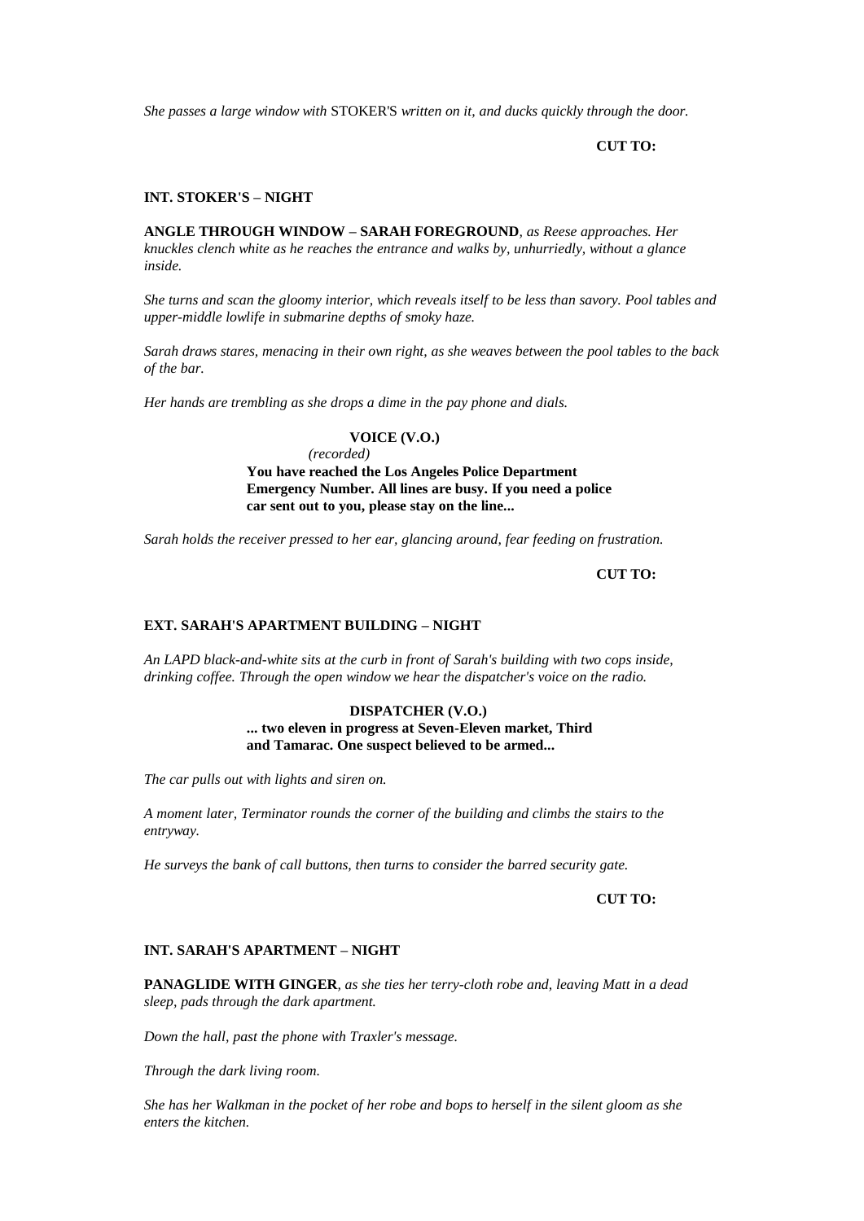*She passes a large window with* STOKER'S *written on it, and ducks quickly through the door.*

**CUT TO:**

**INT. STOKER'S – NIGHT**

**ANGLE THROUGH WINDOW – SARAH FOREGROUND***, as Reese approaches. Her knuckles clench white as he reaches the entrance and walks by, unhurriedly, without a glance inside.*

*She turns and scan the gloomy interior, which reveals itself to be less than savory. Pool tables and upper-middle lowlife in submarine depths of smoky haze.*

*Sarah draws stares, menacing in their own right, as she weaves between the pool tables to the back of the bar.*

*Her hands are trembling as she drops a dime in the pay phone and dials.*

**VOICE (V.O.)**
*(recorded)*
**You have reached the Los Angeles Police Department Emergency Number. All lines are busy. If you need a police car sent out to you, please stay on the line...**

*Sarah holds the receiver pressed to her ear, glancing around, fear feeding on frustration.*

**CUT TO:**

**EXT. SARAH'S APARTMENT BUILDING – NIGHT**

*An LAPD black-and-white sits at the curb in front of Sarah's building with two cops inside, drinking coffee. Through the open window we hear the dispatcher's voice on the radio.*

**DISPATCHER (V.O.)**
**... two eleven in progress at Seven-Eleven market, Third and Tamarac. One suspect believed to be armed...**

*The car pulls out with lights and siren on.*

*A moment later, Terminator rounds the corner of the building and climbs the stairs to the entryway.*

*He surveys the bank of call buttons, then turns to consider the barred security gate.*

**CUT TO:**

**INT. SARAH'S APARTMENT – NIGHT**

**PANAGLIDE WITH GINGER***, as she ties her terry-cloth robe and, leaving Matt in a dead sleep, pads through the dark apartment.*

*Down the hall, past the phone with Traxler's message.*

*Through the dark living room.*

*She has her Walkman in the pocket of her robe and bops to herself in the silent gloom as she enters the kitchen.*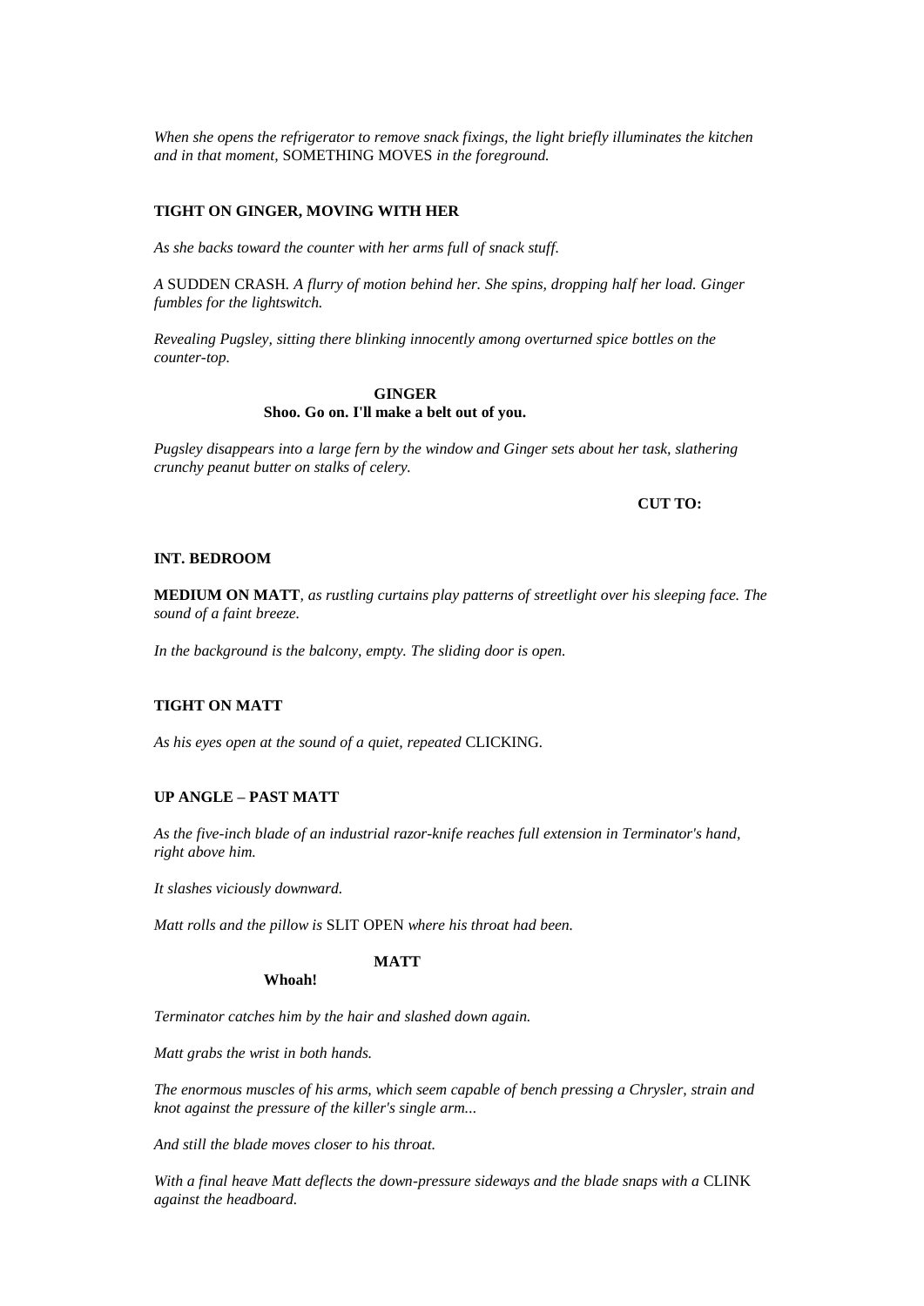*When she opens the refrigerator to remove snack fixings, the light briefly illuminates the kitchen and in that moment,* SOMETHING MOVES *in the foreground.*

**TIGHT ON GINGER, MOVING WITH HER**

*As she backs toward the counter with her arms full of snack stuff.*

*A* SUDDEN CRASH. *A flurry of motion behind her. She spins, dropping half her load. Ginger fumbles for the lightswitch.*

*Revealing Pugsley, sitting there blinking innocently among overturned spice bottles on the counter-top.*

**GINGER**
**Shoo. Go on. I'll make a belt out of you.**

*Pugsley disappears into a large fern by the window and Ginger sets about her task, slathering crunchy peanut butter on stalks of celery.*

**CUT TO:**

**INT. BEDROOM**

**MEDIUM ON MATT**, *as rustling curtains play patterns of streetlight over his sleeping face. The sound of a faint breeze.*

*In the background is the balcony, empty. The sliding door is open.*

**TIGHT ON MATT**

*As his eyes open at the sound of a quiet, repeated* CLICKING.

**UP ANGLE – PAST MATT**

*As the five-inch blade of an industrial razor-knife reaches full extension in Terminator's hand, right above him.*

*It slashes viciously downward.*

*Matt rolls and the pillow is* SLIT OPEN *where his throat had been.*

**MATT**
**Whoah!**

*Terminator catches him by the hair and slashed down again.*

*Matt grabs the wrist in both hands.*

*The enormous muscles of his arms, which seem capable of bench pressing a Chrysler, strain and knot against the pressure of the killer's single arm...*

*And still the blade moves closer to his throat.*

*With a final heave Matt deflects the down-pressure sideways and the blade snaps with a* CLINK *against the headboard.*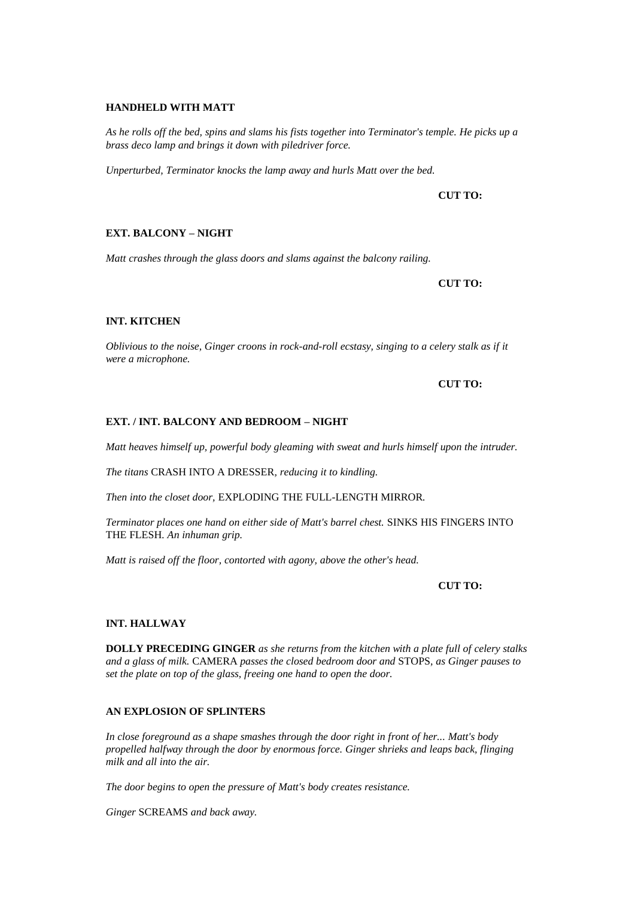**HANDHELD WITH MATT**

*As he rolls off the bed, spins and slams his fists together into Terminator's temple. He picks up a brass deco lamp and brings it down with piledriver force.*

*Unperturbed, Terminator knocks the lamp away and hurls Matt over the bed.*

**CUT TO:**

**EXT. BALCONY – NIGHT**

*Matt crashes through the glass doors and slams against the balcony railing.*

**CUT TO:**

**INT. KITCHEN**

*Oblivious to the noise, Ginger croons in rock-and-roll ecstasy, singing to a celery stalk as if it were a microphone.*

**CUT TO:**

**EXT. / INT. BALCONY AND BEDROOM – NIGHT**

*Matt heaves himself up, powerful body gleaming with sweat and hurls himself upon the intruder.*

*The titans* CRASH INTO A DRESSER, *reducing it to kindling.*

*Then into the closet door,* EXPLODING THE FULL-LENGTH MIRROR.

*Terminator places one hand on either side of Matt's barrel chest.* SINKS HIS FINGERS INTO THE FLESH. *An inhuman grip.*

*Matt is raised off the floor, contorted with agony, above the other's head.*

**CUT TO:**

**INT. HALLWAY**

**DOLLY PRECEDING GINGER** *as she returns from the kitchen with a plate full of celery stalks and a glass of milk.* CAMERA *passes the closed bedroom door and* STOPS, *as Ginger pauses to set the plate on top of the glass, freeing one hand to open the door.*

**AN EXPLOSION OF SPLINTERS**

*In close foreground as a shape smashes through the door right in front of her... Matt's body propelled halfway through the door by enormous force. Ginger shrieks and leaps back, flinging milk and all into the air.*

*The door begins to open the pressure of Matt's body creates resistance.*

*Ginger* SCREAMS *and back away.*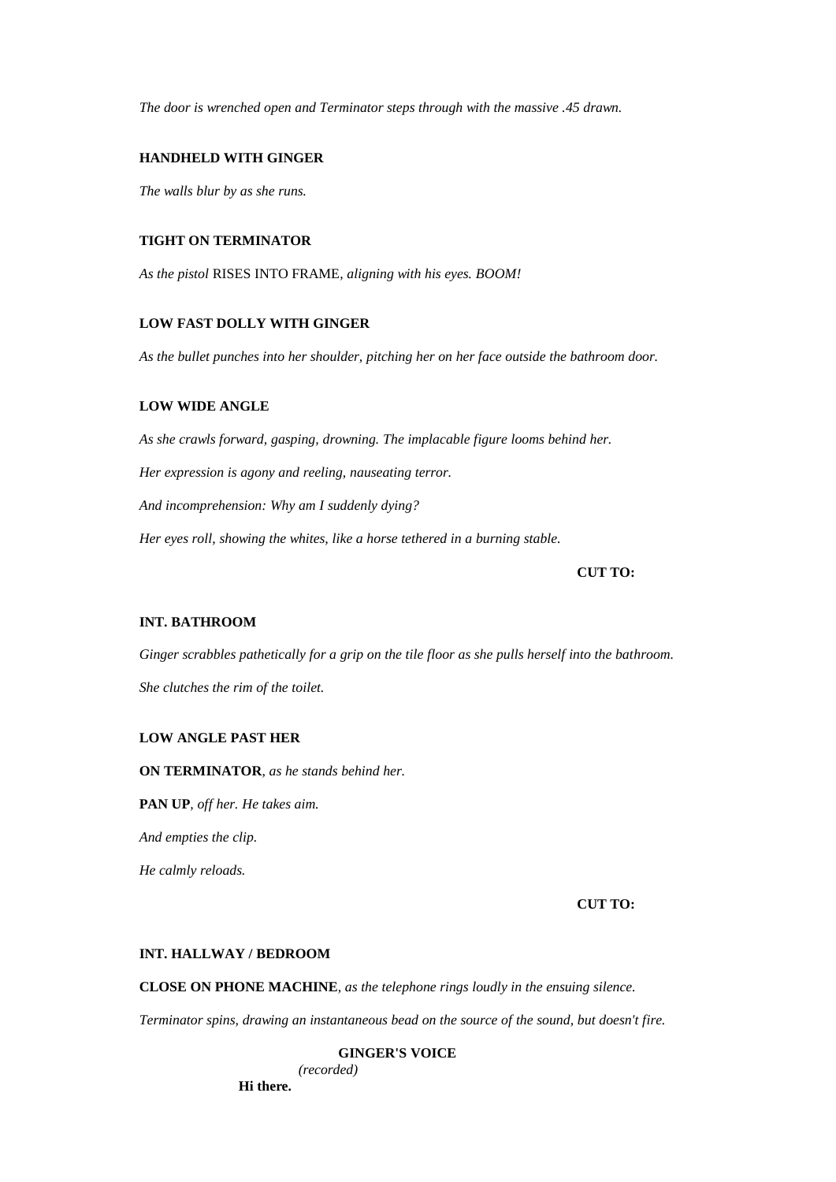*The door is wrenched open and Terminator steps through with the massive .45 drawn.*

**HANDHELD WITH GINGER**

*The walls blur by as she runs.*

**TIGHT ON TERMINATOR**

*As the pistol* RISES INTO FRAME*, aligning with his eyes. BOOM!*

**LOW FAST DOLLY WITH GINGER**

*As the bullet punches into her shoulder, pitching her on her face outside the bathroom door.*

**LOW WIDE ANGLE**

*As she crawls forward, gasping, drowning. The implacable figure looms behind her.*

*Her expression is agony and reeling, nauseating terror.*

*And incomprehension: Why am I suddenly dying?*

*Her eyes roll, showing the whites, like a horse tethered in a burning stable.*

**CUT TO:**

**INT. BATHROOM**

*Ginger scrabbles pathetically for a grip on the tile floor as she pulls herself into the bathroom.*

*She clutches the rim of the toilet.*

**LOW ANGLE PAST HER**

**ON TERMINATOR***, as he stands behind her.*

**PAN UP***, off her. He takes aim.*

*And empties the clip.*

*He calmly reloads.*

**CUT TO:**

**INT. HALLWAY / BEDROOM**

**CLOSE ON PHONE MACHINE***, as the telephone rings loudly in the ensuing silence.*

*Terminator spins, drawing an instantaneous bead on the source of the sound, but doesn't fire.*

**GINGER'S VOICE**
*(recorded)*
**Hi there.**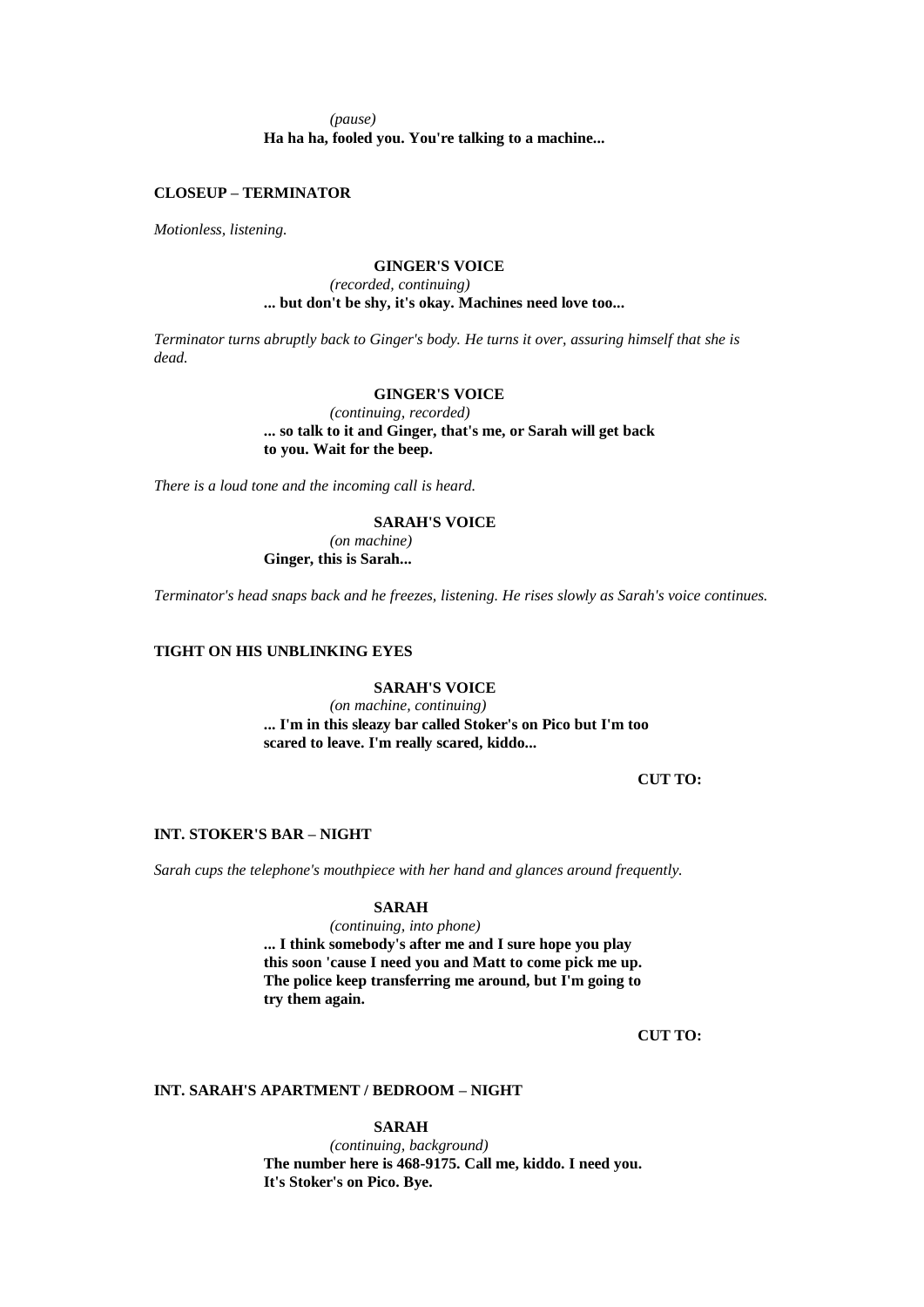*(pause)*

**Ha ha ha, fooled you. You're talking to a machine...**

**CLOSEUP – TERMINATOR**

*Motionless, listening.*

**GINGER'S VOICE**

*(recorded, continuing)*

**... but don't be shy, it's okay. Machines need love too...**

*Terminator turns abruptly back to Ginger's body. He turns it over, assuring himself that she is dead.*

**GINGER'S VOICE**

*(continuing, recorded)*

**... so talk to it and Ginger, that's me, or Sarah will get back to you. Wait for the beep.**

*There is a loud tone and the incoming call is heard.*

**SARAH'S VOICE**

*(on machine)*

**Ginger, this is Sarah...**

*Terminator's head snaps back and he freezes, listening. He rises slowly as Sarah's voice continues.*

**TIGHT ON HIS UNBLINKING EYES**

**SARAH'S VOICE**

*(on machine, continuing)*

**... I'm in this sleazy bar called Stoker's on Pico but I'm too scared to leave. I'm really scared, kiddo...**

**CUT TO:**

**INT. STOKER'S BAR – NIGHT**

*Sarah cups the telephone's mouthpiece with her hand and glances around frequently.*

**SARAH**

*(continuing, into phone)*

**... I think somebody's after me and I sure hope you play this soon 'cause I need you and Matt to come pick me up. The police keep transferring me around, but I'm going to try them again.**

**CUT TO:**

**INT. SARAH'S APARTMENT / BEDROOM – NIGHT**

**SARAH**

*(continuing, background)*

**The number here is 468-9175. Call me, kiddo. I need you. It's Stoker's on Pico. Bye.**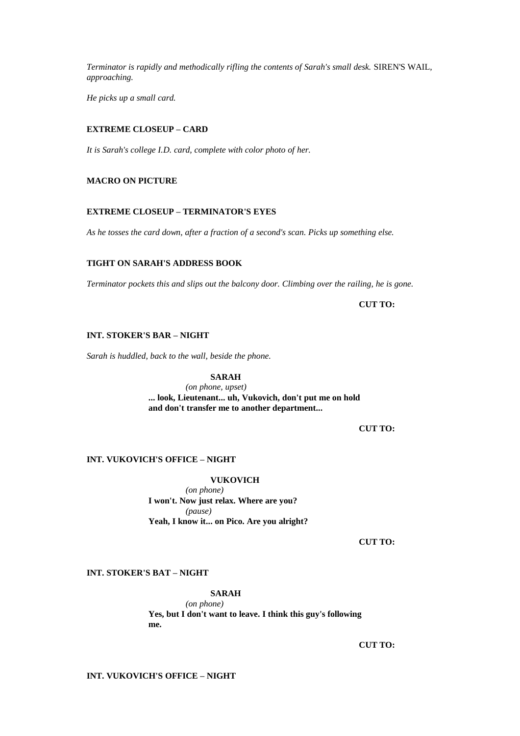*Terminator is rapidly and methodically rifling the contents of Sarah's small desk.* SIREN'S WAIL, *approaching.*

*He picks up a small card.*

**EXTREME CLOSEUP – CARD**

*It is Sarah's college I.D. card, complete with color photo of her.*

**MACRO ON PICTURE**

**EXTREME CLOSEUP – TERMINATOR'S EYES**

*As he tosses the card down, after a fraction of a second's scan. Picks up something else.*

**TIGHT ON SARAH'S ADDRESS BOOK**

*Terminator pockets this and slips out the balcony door. Climbing over the railing, he is gone.*

**CUT TO:**

**INT. STOKER'S BAR – NIGHT**

*Sarah is huddled, back to the wall, beside the phone.*

**SARAH**
*(on phone, upset)*
**... look, Lieutenant... uh, Vukovich, don't put me on hold and don't transfer me to another department...**

**CUT TO:**

**INT. VUKOVICH'S OFFICE – NIGHT**

**VUKOVICH**
*(on phone)*
**I won't. Now just relax. Where are you?**
*(pause)*
**Yeah, I know it... on Pico. Are you alright?**

**CUT TO:**

**INT. STOKER'S BAT – NIGHT**

**SARAH**
*(on phone)*
**Yes, but I don't want to leave. I think this guy's following me.**

**CUT TO:**

**INT. VUKOVICH'S OFFICE – NIGHT**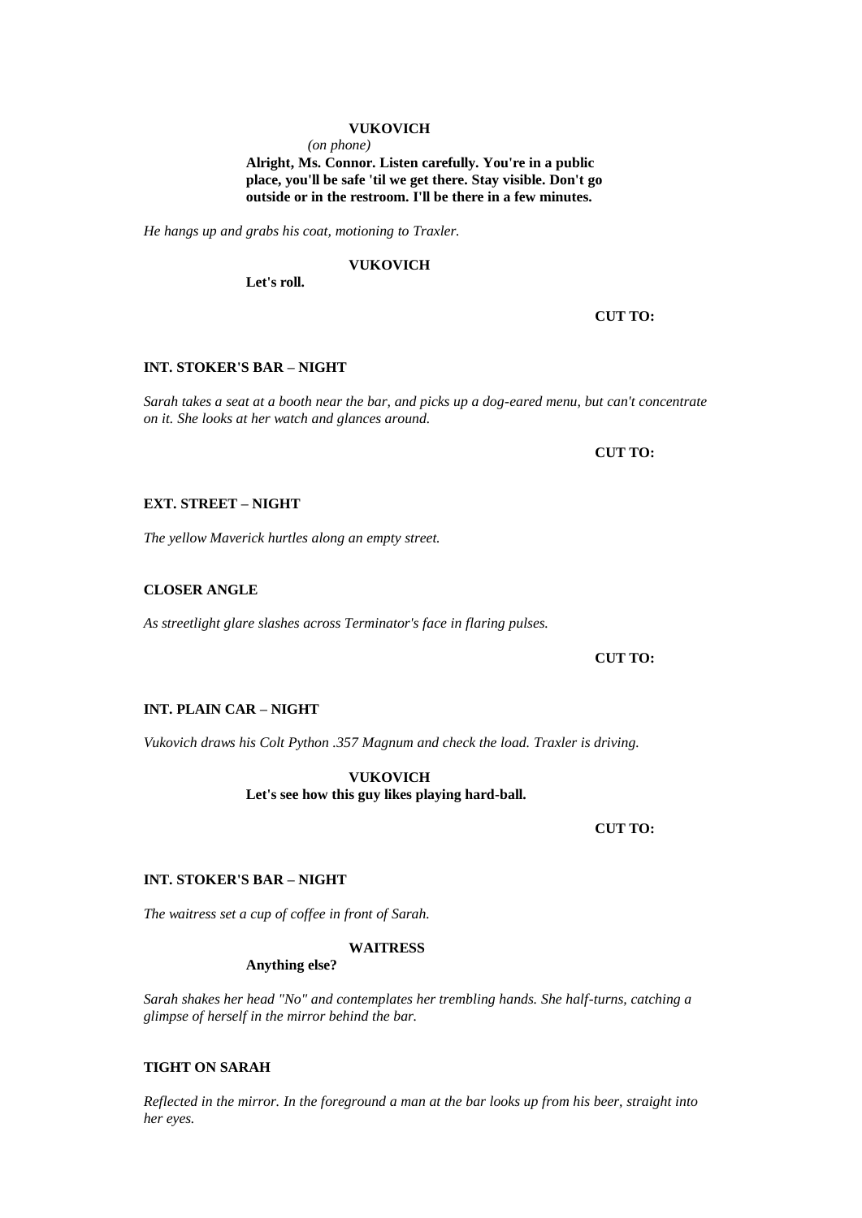**VUKOVICH**
*(on phone)*
**Alright, Ms. Connor. Listen carefully. You're in a public place, you'll be safe 'til we get there. Stay visible. Don't go outside or in the restroom. I'll be there in a few minutes.**

*He hangs up and grabs his coat, motioning to Traxler.*

**VUKOVICH**
**Let's roll.**

**CUT TO:**

**INT. STOKER'S BAR – NIGHT**

*Sarah takes a seat at a booth near the bar, and picks up a dog-eared menu, but can't concentrate on it. She looks at her watch and glances around.*

**CUT TO:**

**EXT. STREET – NIGHT**

*The yellow Maverick hurtles along an empty street.*

**CLOSER ANGLE**

*As streetlight glare slashes across Terminator's face in flaring pulses.*

**CUT TO:**

**INT. PLAIN CAR – NIGHT**

*Vukovich draws his Colt Python .357 Magnum and check the load. Traxler is driving.*

**VUKOVICH**
**Let's see how this guy likes playing hard-ball.**

**CUT TO:**

**INT. STOKER'S BAR – NIGHT**

*The waitress set a cup of coffee in front of Sarah.*

**WAITRESS**
**Anything else?**

*Sarah shakes her head "No" and contemplates her trembling hands. She half-turns, catching a glimpse of herself in the mirror behind the bar.*

**TIGHT ON SARAH**

*Reflected in the mirror. In the foreground a man at the bar looks up from his beer, straight into her eyes.*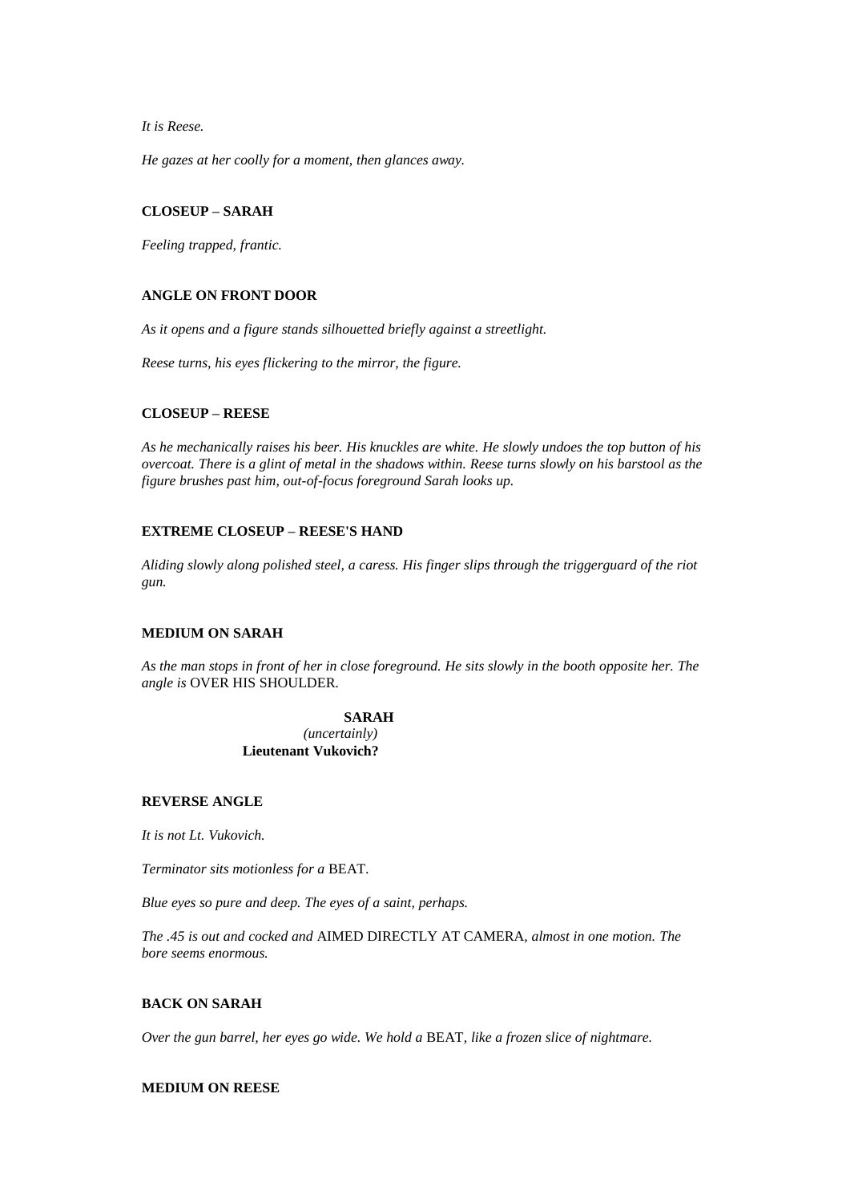*It is Reese.*

*He gazes at her coolly for a moment, then glances away.*

**CLOSEUP – SARAH**

*Feeling trapped, frantic.*

**ANGLE ON FRONT DOOR**

*As it opens and a figure stands silhouetted briefly against a streetlight.*

*Reese turns, his eyes flickering to the mirror, the figure.*

**CLOSEUP – REESE**

*As he mechanically raises his beer. His knuckles are white. He slowly undoes the top button of his overcoat. There is a glint of metal in the shadows within. Reese turns slowly on his barstool as the figure brushes past him, out-of-focus foreground Sarah looks up.*

**EXTREME CLOSEUP – REESE'S HAND**

*Aliding slowly along polished steel, a caress. His finger slips through the triggerguard of the riot gun.*

**MEDIUM ON SARAH**

*As the man stops in front of her in close foreground. He sits slowly in the booth opposite her. The angle is* OVER HIS SHOULDER.

**SARAH**
*(uncertainly)*
**Lieutenant Vukovich?**

**REVERSE ANGLE**

*It is not Lt. Vukovich.*

*Terminator sits motionless for a* BEAT.

*Blue eyes so pure and deep. The eyes of a saint, perhaps.*

*The .45 is out and cocked and* AIMED DIRECTLY AT CAMERA, *almost in one motion. The bore seems enormous.*

**BACK ON SARAH**

*Over the gun barrel, her eyes go wide. We hold a* BEAT, *like a frozen slice of nightmare.*

**MEDIUM ON REESE**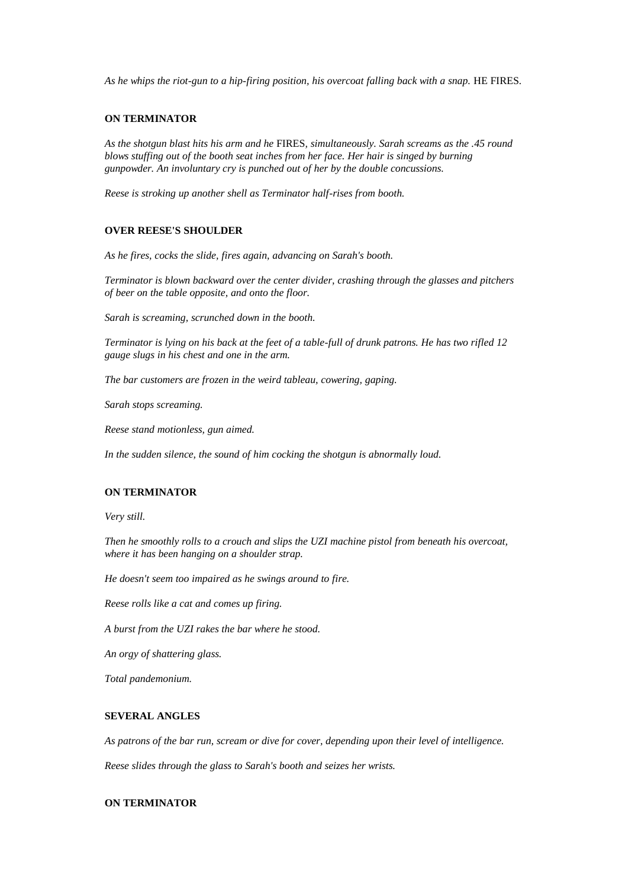*As he whips the riot-gun to a hip-firing position, his overcoat falling back with a snap.* HE FIRES.

**ON TERMINATOR**

*As the shotgun blast hits his arm and he* FIRES, *simultaneously. Sarah screams as the .45 round blows stuffing out of the booth seat inches from her face. Her hair is singed by burning gunpowder. An involuntary cry is punched out of her by the double concussions.*

*Reese is stroking up another shell as Terminator half-rises from booth.*

**OVER REESE'S SHOULDER**

*As he fires, cocks the slide, fires again, advancing on Sarah's booth.*

*Terminator is blown backward over the center divider, crashing through the glasses and pitchers of beer on the table opposite, and onto the floor.*

*Sarah is screaming, scrunched down in the booth.*

*Terminator is lying on his back at the feet of a table-full of drunk patrons. He has two rifled 12 gauge slugs in his chest and one in the arm.*

*The bar customers are frozen in the weird tableau, cowering, gaping.*

*Sarah stops screaming.*

*Reese stand motionless, gun aimed.*

*In the sudden silence, the sound of him cocking the shotgun is abnormally loud.*

**ON TERMINATOR**

*Very still.*

*Then he smoothly rolls to a crouch and slips the UZI machine pistol from beneath his overcoat, where it has been hanging on a shoulder strap.*

*He doesn't seem too impaired as he swings around to fire.*

*Reese rolls like a cat and comes up firing.*

*A burst from the UZI rakes the bar where he stood.*

*An orgy of shattering glass.*

*Total pandemonium.*

**SEVERAL ANGLES**

*As patrons of the bar run, scream or dive for cover, depending upon their level of intelligence.*

*Reese slides through the glass to Sarah's booth and seizes her wrists.*

**ON TERMINATOR**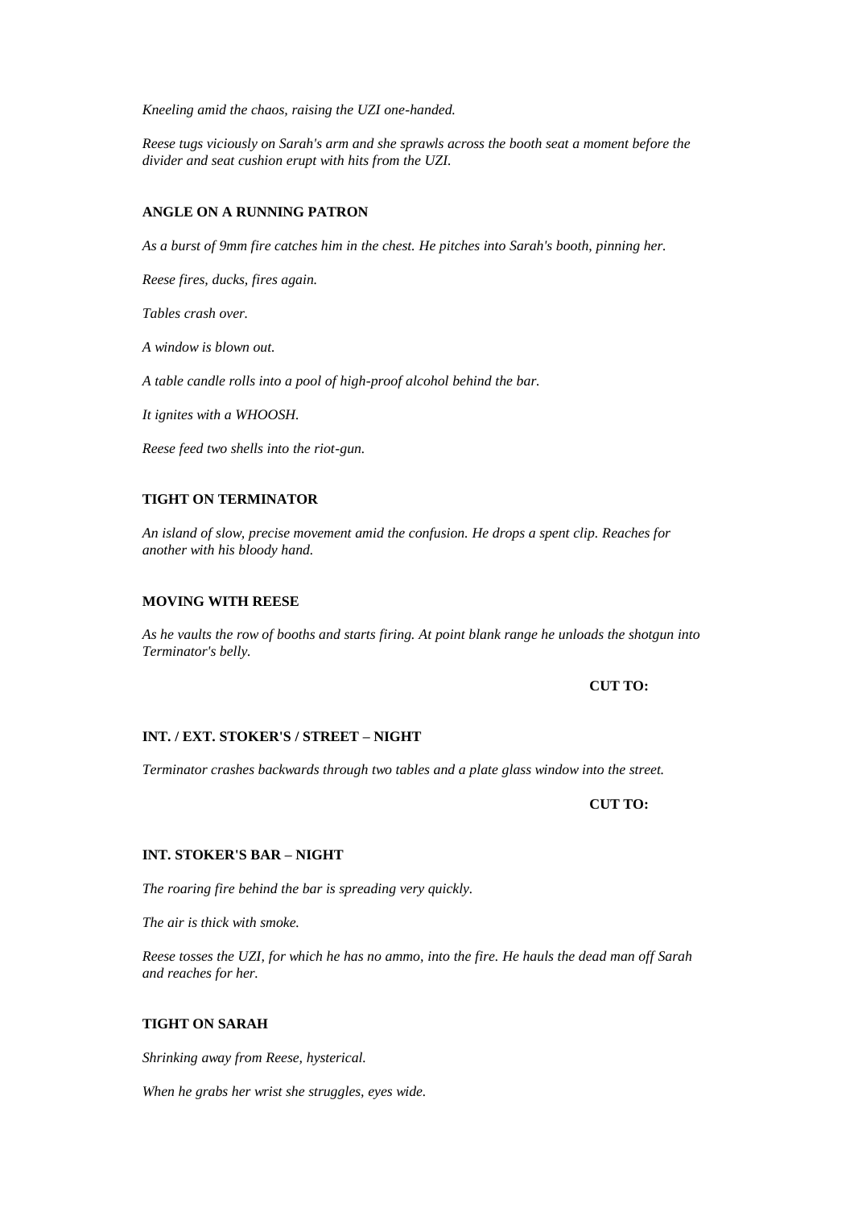*Kneeling amid the chaos, raising the UZI one-handed.*

*Reese tugs viciously on Sarah's arm and she sprawls across the booth seat a moment before the divider and seat cushion erupt with hits from the UZI.*

**ANGLE ON A RUNNING PATRON**

*As a burst of 9mm fire catches him in the chest. He pitches into Sarah's booth, pinning her.*

*Reese fires, ducks, fires again.*

*Tables crash over.*

*A window is blown out.*

*A table candle rolls into a pool of high-proof alcohol behind the bar.*

*It ignites with a WHOOSH.*

*Reese feed two shells into the riot-gun.*

**TIGHT ON TERMINATOR**

*An island of slow, precise movement amid the confusion. He drops a spent clip. Reaches for another with his bloody hand.*

**MOVING WITH REESE**

*As he vaults the row of booths and starts firing. At point blank range he unloads the shotgun into Terminator's belly.*

**CUT TO:**

**INT. / EXT. STOKER'S / STREET – NIGHT**

*Terminator crashes backwards through two tables and a plate glass window into the street.*

**CUT TO:**

**INT. STOKER'S BAR – NIGHT**

*The roaring fire behind the bar is spreading very quickly.*

*The air is thick with smoke.*

*Reese tosses the UZI, for which he has no ammo, into the fire. He hauls the dead man off Sarah and reaches for her.*

**TIGHT ON SARAH**

*Shrinking away from Reese, hysterical.*

*When he grabs her wrist she struggles, eyes wide.*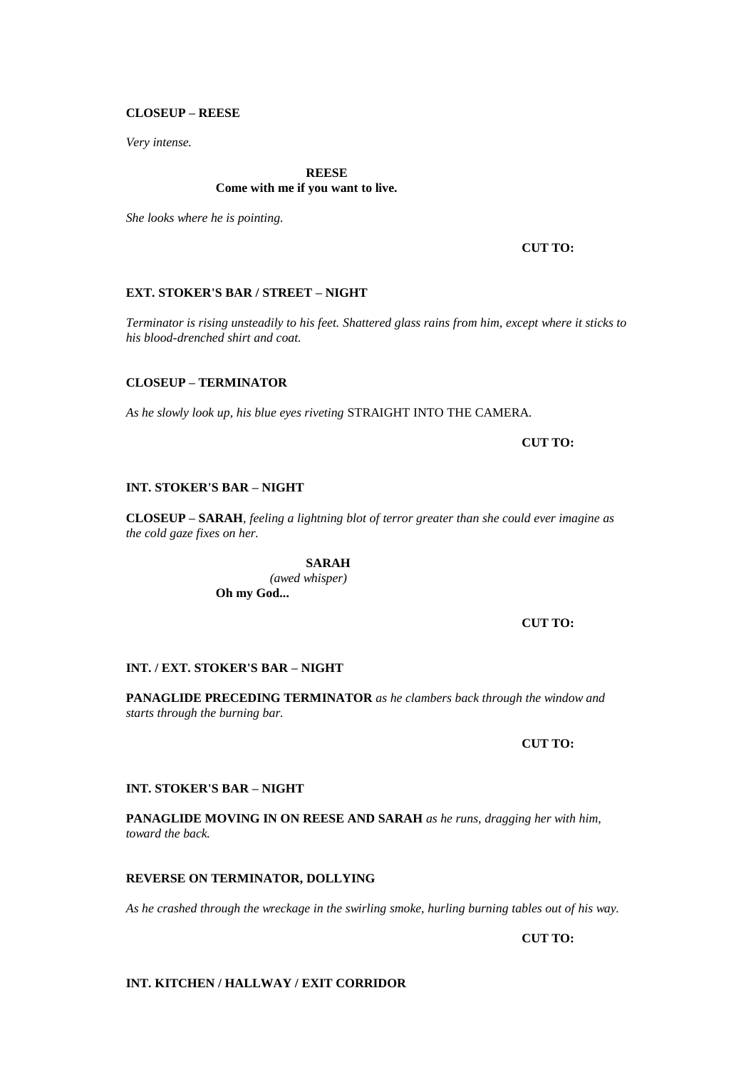**CLOSEUP – REESE**

*Very intense.*

**REESE**
**Come with me if you want to live.**

*She looks where he is pointing.*

**CUT TO:**

**EXT. STOKER'S BAR / STREET – NIGHT**

*Terminator is rising unsteadily to his feet. Shattered glass rains from him, except where it sticks to his blood-drenched shirt and coat.*

**CLOSEUP – TERMINATOR**

*As he slowly look up, his blue eyes riveting* STRAIGHT INTO THE CAMERA.

**CUT TO:**

**INT. STOKER'S BAR – NIGHT**

**CLOSEUP – SARAH**, *feeling a lightning blot of terror greater than she could ever imagine as the cold gaze fixes on her.*

**SARAH**
*(awed whisper)*
**Oh my God...**

**CUT TO:**

**INT. / EXT. STOKER'S BAR – NIGHT**

**PANAGLIDE PRECEDING TERMINATOR** *as he clambers back through the window and starts through the burning bar.*

**CUT TO:**

**INT. STOKER'S BAR – NIGHT**

**PANAGLIDE MOVING IN ON REESE AND SARAH** *as he runs, dragging her with him, toward the back.*

**REVERSE ON TERMINATOR, DOLLYING**

*As he crashed through the wreckage in the swirling smoke, hurling burning tables out of his way.*

**CUT TO:**

**INT. KITCHEN / HALLWAY / EXIT CORRIDOR**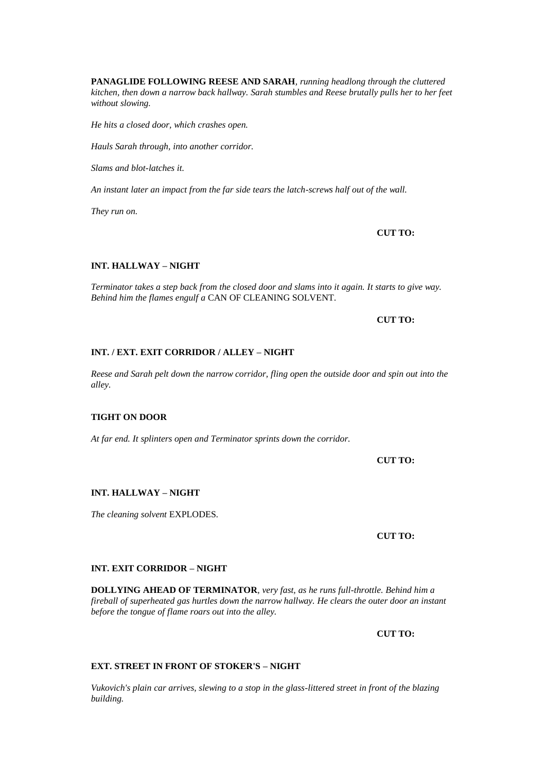**PANAGLIDE FOLLOWING REESE AND SARAH**, *running headlong through the cluttered kitchen, then down a narrow back hallway. Sarah stumbles and Reese brutally pulls her to her feet without slowing.*

*He hits a closed door, which crashes open.*

*Hauls Sarah through, into another corridor.*

*Slams and blot-latches it.*

*An instant later an impact from the far side tears the latch-screws half out of the wall.*

*They run on.*

**CUT TO:**

**INT. HALLWAY – NIGHT**

*Terminator takes a step back from the closed door and slams into it again. It starts to give way. Behind him the flames engulf a* CAN OF CLEANING SOLVENT.

**CUT TO:**

**INT. / EXT. EXIT CORRIDOR / ALLEY – NIGHT**

*Reese and Sarah pelt down the narrow corridor, fling open the outside door and spin out into the alley.*

**TIGHT ON DOOR**

*At far end. It splinters open and Terminator sprints down the corridor.*

**CUT TO:**

**INT. HALLWAY – NIGHT**

*The cleaning solvent* EXPLODES.

**CUT TO:**

**INT. EXIT CORRIDOR – NIGHT**

**DOLLYING AHEAD OF TERMINATOR**, *very fast, as he runs full-throttle. Behind him a fireball of superheated gas hurtles down the narrow hallway. He clears the outer door an instant before the tongue of flame roars out into the alley.*

**CUT TO:**

**EXT. STREET IN FRONT OF STOKER'S – NIGHT**

*Vukovich's plain car arrives, slewing to a stop in the glass-littered street in front of the blazing building.*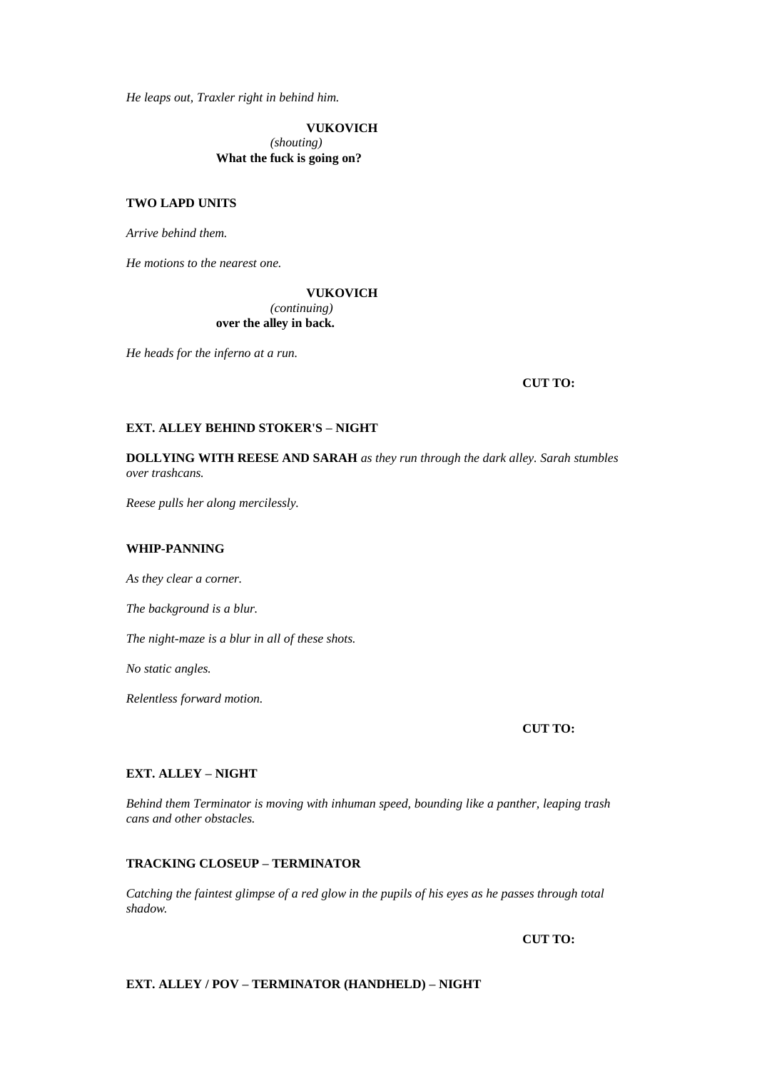*He leaps out, Traxler right in behind him.*

**VUKOVICH**
*(shouting)*
**What the fuck is going on?**

**TWO LAPD UNITS**

*Arrive behind them.*

*He motions to the nearest one.*

**VUKOVICH**
*(continuing)*
**over the alley in back.**

*He heads for the inferno at a run.*

**CUT TO:**

**EXT. ALLEY BEHIND STOKER'S – NIGHT**

**DOLLYING WITH REESE AND SARAH** *as they run through the dark alley. Sarah stumbles over trashcans.*

*Reese pulls her along mercilessly.*

**WHIP-PANNING**

*As they clear a corner.*

*The background is a blur.*

*The night-maze is a blur in all of these shots.*

*No static angles.*

*Relentless forward motion.*

**CUT TO:**

**EXT. ALLEY – NIGHT**

*Behind them Terminator is moving with inhuman speed, bounding like a panther, leaping trash cans and other obstacles.*

**TRACKING CLOSEUP – TERMINATOR**

*Catching the faintest glimpse of a red glow in the pupils of his eyes as he passes through total shadow.*

**CUT TO:**

**EXT. ALLEY / POV – TERMINATOR (HANDHELD) – NIGHT**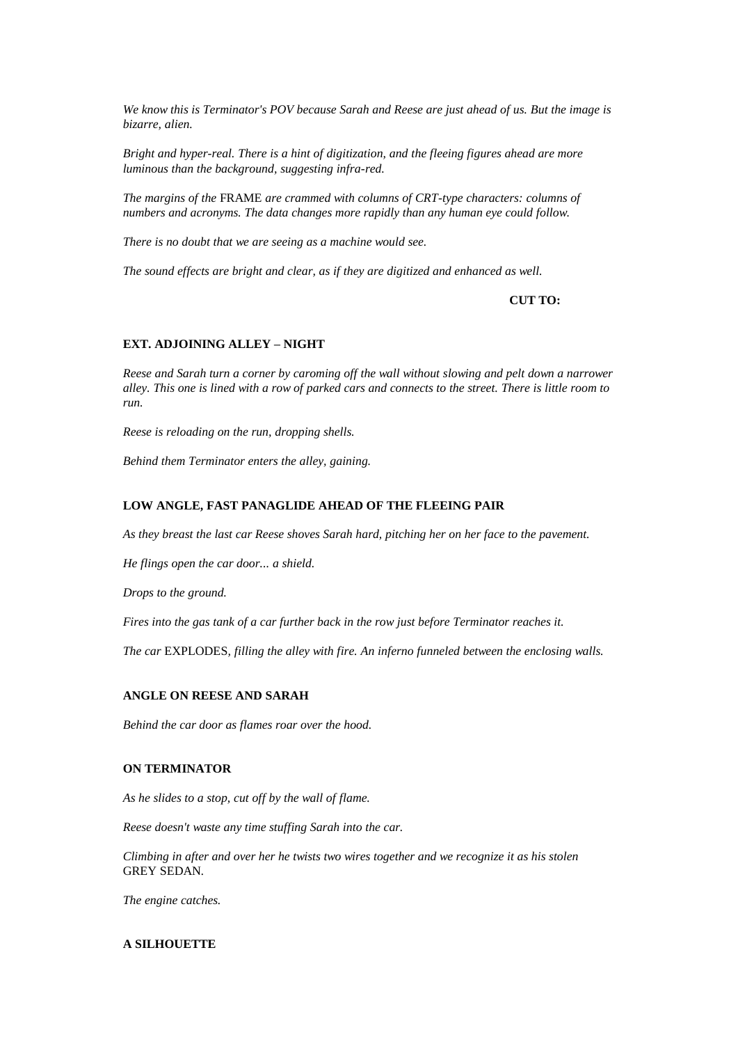*We know this is Terminator's POV because Sarah and Reese are just ahead of us. But the image is bizarre, alien.*

*Bright and hyper-real. There is a hint of digitization, and the fleeing figures ahead are more luminous than the background, suggesting infra-red.*

*The margins of the* FRAME *are crammed with columns of CRT-type characters: columns of numbers and acronyms. The data changes more rapidly than any human eye could follow.*

*There is no doubt that we are seeing as a machine would see.*

*The sound effects are bright and clear, as if they are digitized and enhanced as well.*

**CUT TO:**

**EXT. ADJOINING ALLEY – NIGHT**

*Reese and Sarah turn a corner by caroming off the wall without slowing and pelt down a narrower alley. This one is lined with a row of parked cars and connects to the street. There is little room to run.*

*Reese is reloading on the run, dropping shells.*

*Behind them Terminator enters the alley, gaining.*

**LOW ANGLE, FAST PANAGLIDE AHEAD OF THE FLEEING PAIR**

*As they breast the last car Reese shoves Sarah hard, pitching her on her face to the pavement.*

*He flings open the car door... a shield.*

*Drops to the ground.*

*Fires into the gas tank of a car further back in the row just before Terminator reaches it.*

*The car* EXPLODES*, filling the alley with fire. An inferno funneled between the enclosing walls.*

**ANGLE ON REESE AND SARAH**

*Behind the car door as flames roar over the hood.*

**ON TERMINATOR**

*As he slides to a stop, cut off by the wall of flame.*

*Reese doesn't waste any time stuffing Sarah into the car.*

*Climbing in after and over her he twists two wires together and we recognize it as his stolen* GREY SEDAN.

*The engine catches.*

**A SILHOUETTE**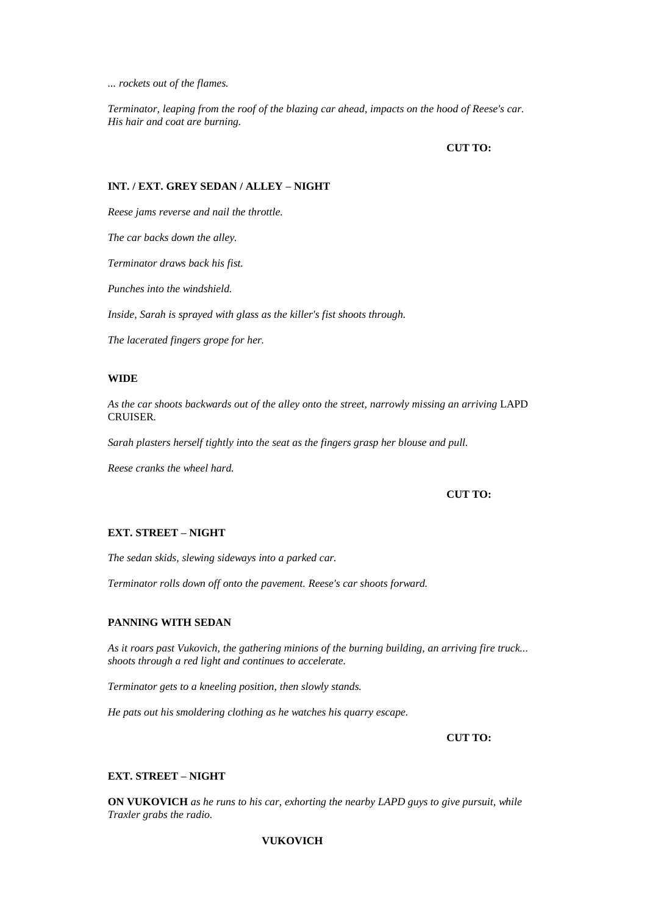*... rockets out of the flames.*

*Terminator, leaping from the roof of the blazing car ahead, impacts on the hood of Reese's car. His hair and coat are burning.*

**CUT TO:**

**INT. / EXT. GREY SEDAN / ALLEY – NIGHT**

*Reese jams reverse and nail the throttle.*

*The car backs down the alley.*

*Terminator draws back his fist.*

*Punches into the windshield.*

*Inside, Sarah is sprayed with glass as the killer's fist shoots through.*

*The lacerated fingers grope for her.*

**WIDE**

*As the car shoots backwards out of the alley onto the street, narrowly missing an arriving* LAPD CRUISER*.*

*Sarah plasters herself tightly into the seat as the fingers grasp her blouse and pull.*

*Reese cranks the wheel hard.*

**CUT TO:**

**EXT. STREET – NIGHT**

*The sedan skids, slewing sideways into a parked car.*

*Terminator rolls down off onto the pavement. Reese's car shoots forward.*

**PANNING WITH SEDAN**

*As it roars past Vukovich, the gathering minions of the burning building, an arriving fire truck... shoots through a red light and continues to accelerate.*

*Terminator gets to a kneeling position, then slowly stands.*

*He pats out his smoldering clothing as he watches his quarry escape.*

**CUT TO:**

**EXT. STREET – NIGHT**

**ON VUKOVICH** *as he runs to his car, exhorting the nearby LAPD guys to give pursuit, while Traxler grabs the radio.*

**VUKOVICH**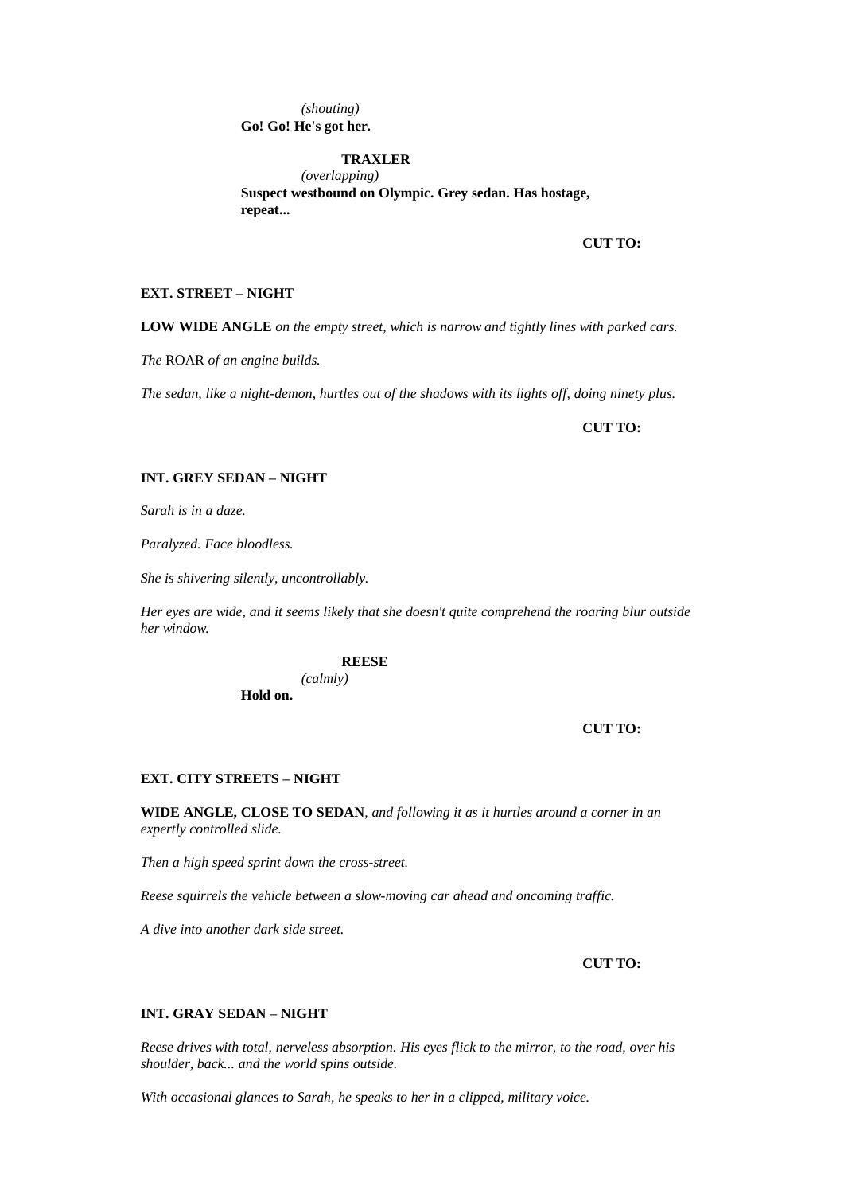*(shouting)*
**Go! Go! He's got her.**

**TRAXLER**
*(overlapping)*
**Suspect westbound on Olympic. Grey sedan. Has hostage, repeat...**

**CUT TO:**

**EXT. STREET – NIGHT**

**LOW WIDE ANGLE** *on the empty street, which is narrow and tightly lines with parked cars.*

*The* ROAR *of an engine builds.*

*The sedan, like a night-demon, hurtles out of the shadows with its lights off, doing ninety plus.*

**CUT TO:**

**INT. GREY SEDAN – NIGHT**

*Sarah is in a daze.*

*Paralyzed. Face bloodless.*

*She is shivering silently, uncontrollably.*

*Her eyes are wide, and it seems likely that she doesn't quite comprehend the roaring blur outside her window.*

**REESE**
*(calmly)*
**Hold on.**

**CUT TO:**

**EXT. CITY STREETS – NIGHT**

**WIDE ANGLE, CLOSE TO SEDAN**, *and following it as it hurtles around a corner in an expertly controlled slide.*

*Then a high speed sprint down the cross-street.*

*Reese squirrels the vehicle between a slow-moving car ahead and oncoming traffic.*

*A dive into another dark side street.*

**CUT TO:**

**INT. GRAY SEDAN – NIGHT**

*Reese drives with total, nerveless absorption. His eyes flick to the mirror, to the road, over his shoulder, back... and the world spins outside.*

*With occasional glances to Sarah, he speaks to her in a clipped, military voice.*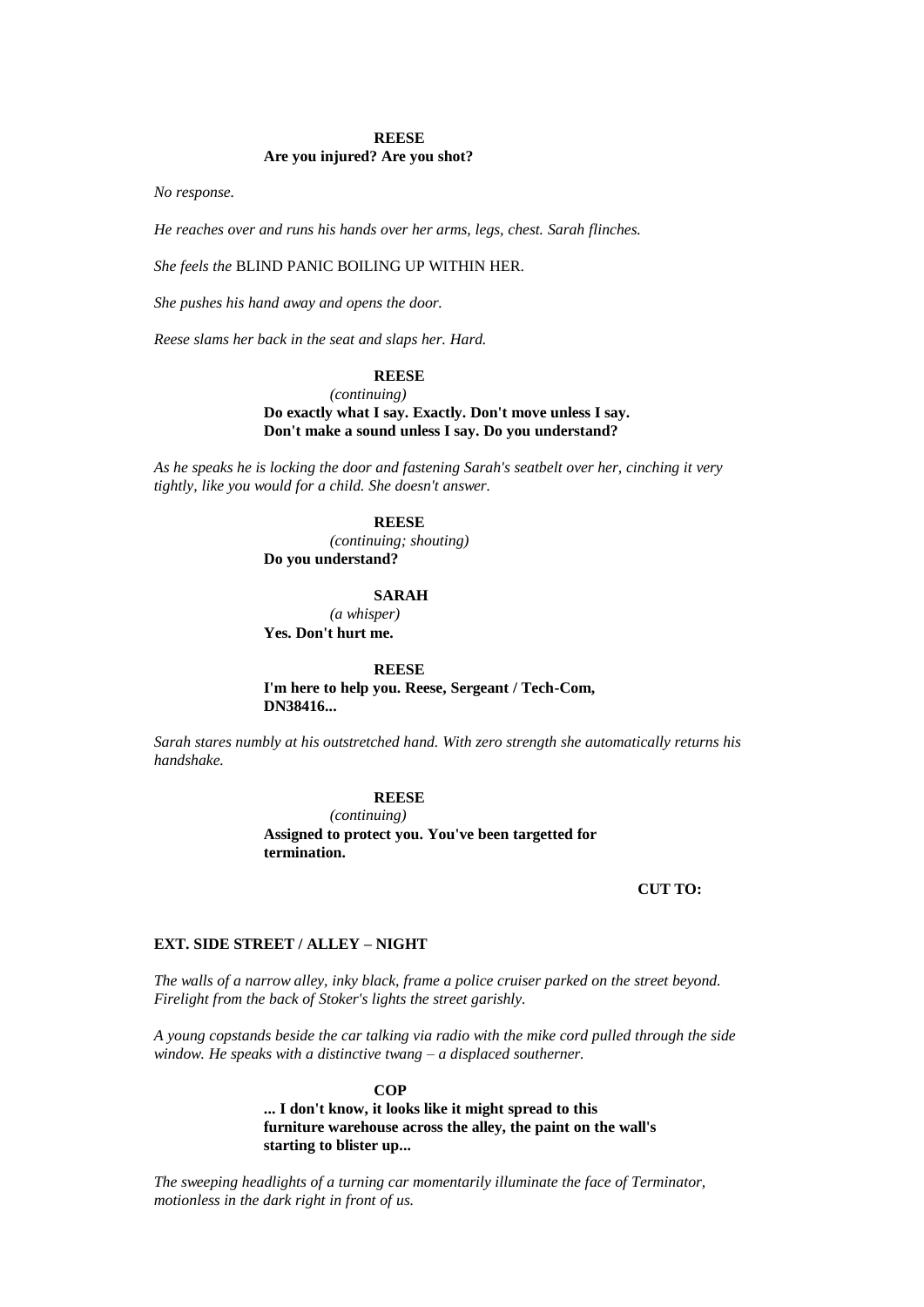**REESE**
**Are you injured? Are you shot?**

*No response.*

*He reaches over and runs his hands over her arms, legs, chest. Sarah flinches.*

*She feels the* BLIND PANIC BOILING UP WITHIN HER.

*She pushes his hand away and opens the door.*

*Reese slams her back in the seat and slaps her. Hard.*

**REESE**
*(continuing)*
**Do exactly what I say. Exactly. Don't move unless I say. Don't make a sound unless I say. Do you understand?**

*As he speaks he is locking the door and fastening Sarah's seatbelt over her, cinching it very tightly, like you would for a child. She doesn't answer.*

**REESE**
*(continuing; shouting)*
**Do you understand?**

**SARAH**
*(a whisper)*
**Yes. Don't hurt me.**

**REESE**
**I'm here to help you. Reese, Sergeant / Tech-Com, DN38416...**

*Sarah stares numbly at his outstretched hand. With zero strength she automatically returns his handshake.*

**REESE**
*(continuing)*
**Assigned to protect you. You've been targetted for termination.**

**CUT TO:**

**EXT. SIDE STREET / ALLEY – NIGHT**

*The walls of a narrow alley, inky black, frame a police cruiser parked on the street beyond. Firelight from the back of Stoker's lights the street garishly.*

*A young copstands beside the car talking via radio with the mike cord pulled through the side window. He speaks with a distinctive twang – a displaced southerner.*

**COP**
**... I don't know, it looks like it might spread to this furniture warehouse across the alley, the paint on the wall's starting to blister up...**

*The sweeping headlights of a turning car momentarily illuminate the face of Terminator, motionless in the dark right in front of us.*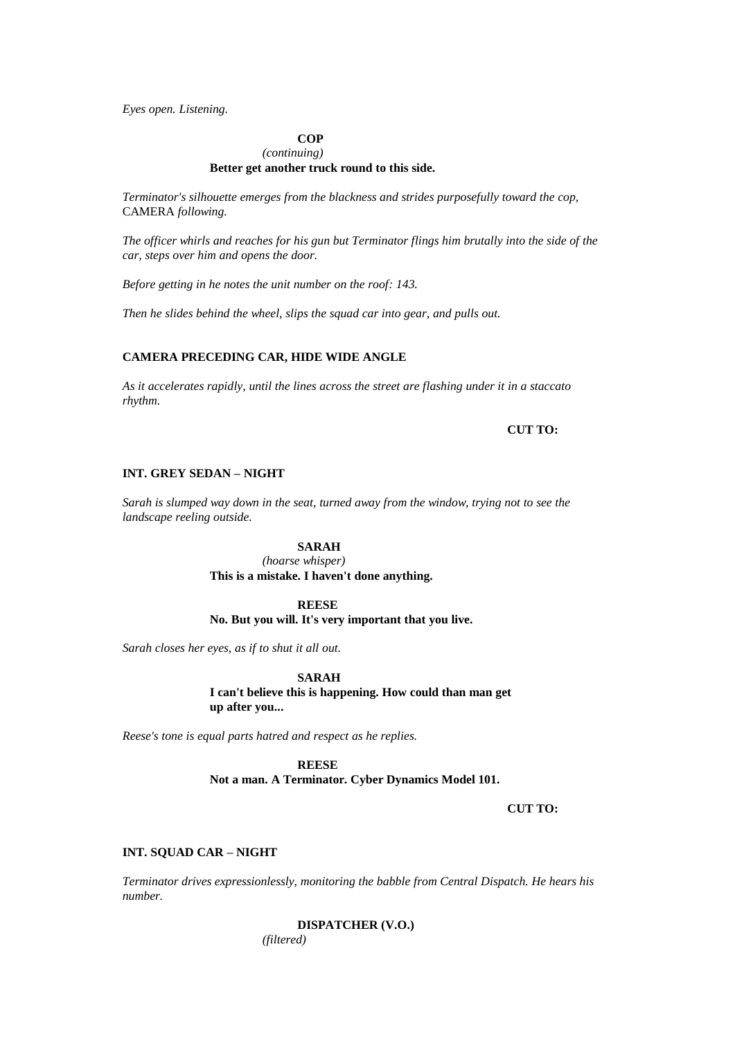*Eyes open. Listening.*

**COP**
*(continuing)*
**Better get another truck round to this side.**

*Terminator's silhouette emerges from the blackness and strides purposefully toward the cop,* CAMERA *following.*

*The officer whirls and reaches for his gun but Terminator flings him brutally into the side of the car, steps over him and opens the door.*

*Before getting in he notes the unit number on the roof: 143.*

*Then he slides behind the wheel, slips the squad car into gear, and pulls out.*

**CAMERA PRECEDING CAR, HIDE WIDE ANGLE**

*As it accelerates rapidly, until the lines across the street are flashing under it in a staccato rhythm.*

**CUT TO:**

**INT. GREY SEDAN – NIGHT**

*Sarah is slumped way down in the seat, turned away from the window, trying not to see the landscape reeling outside.*

**SARAH**
*(hoarse whisper)*
**This is a mistake. I haven't done anything.**

**REESE**
**No. But you will. It's very important that you live.**

*Sarah closes her eyes, as if to shut it all out.*

**SARAH**
**I can't believe this is happening. How could than man get up after you...**

*Reese's tone is equal parts hatred and respect as he replies.*

**REESE**
**Not a man. A Terminator. Cyber Dynamics Model 101.**

**CUT TO:**

**INT. SQUAD CAR – NIGHT**

*Terminator drives expressionlessly, monitoring the babble from Central Dispatch. He hears his number.*

**DISPATCHER (V.O.)**
*(filtered)*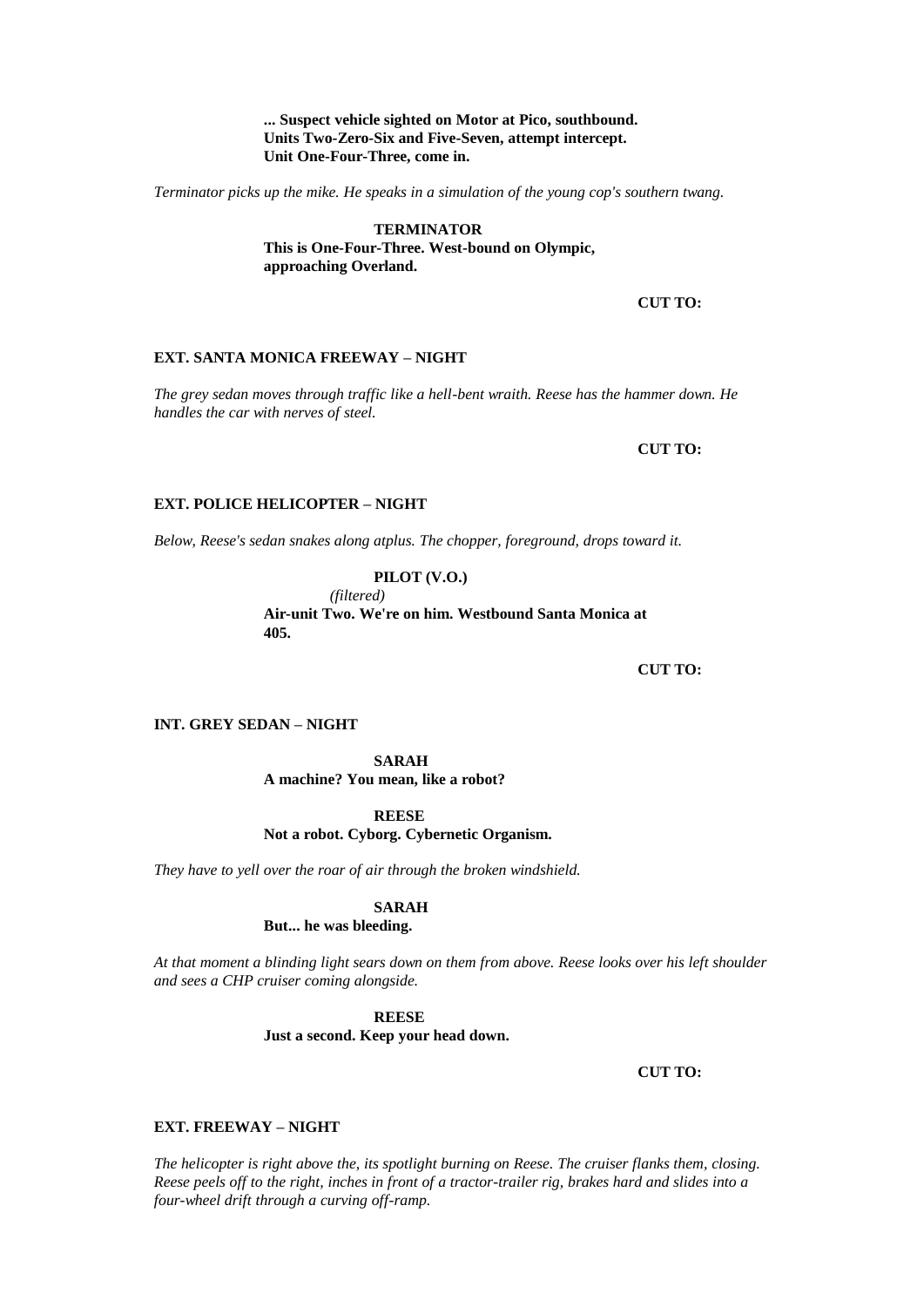**... Suspect vehicle sighted on Motor at Pico, southbound. Units Two-Zero-Six and Five-Seven, attempt intercept. Unit One-Four-Three, come in.**

*Terminator picks up the mike. He speaks in a simulation of the young cop's southern twang.*

**TERMINATOR**
**This is One-Four-Three. West-bound on Olympic, approaching Overland.**

**CUT TO:**

**EXT. SANTA MONICA FREEWAY – NIGHT**

*The grey sedan moves through traffic like a hell-bent wraith. Reese has the hammer down. He handles the car with nerves of steel.*

**CUT TO:**

**EXT. POLICE HELICOPTER – NIGHT**

*Below, Reese's sedan snakes along atplus. The chopper, foreground, drops toward it.*

**PILOT (V.O.)**
*(filtered)*
**Air-unit Two. We're on him. Westbound Santa Monica at 405.**

**CUT TO:**

**INT. GREY SEDAN – NIGHT**

**SARAH**
**A machine? You mean, like a robot?**

**REESE**
**Not a robot. Cyborg. Cybernetic Organism.**

*They have to yell over the roar of air through the broken windshield.*

**SARAH**
**But... he was bleeding.**

*At that moment a blinding light sears down on them from above. Reese looks over his left shoulder and sees a CHP cruiser coming alongside.*

**REESE**
**Just a second. Keep your head down.**

**CUT TO:**

**EXT. FREEWAY – NIGHT**

*The helicopter is right above the, its spotlight burning on Reese. The cruiser flanks them, closing. Reese peels off to the right, inches in front of a tractor-trailer rig, brakes hard and slides into a four-wheel drift through a curving off-ramp.*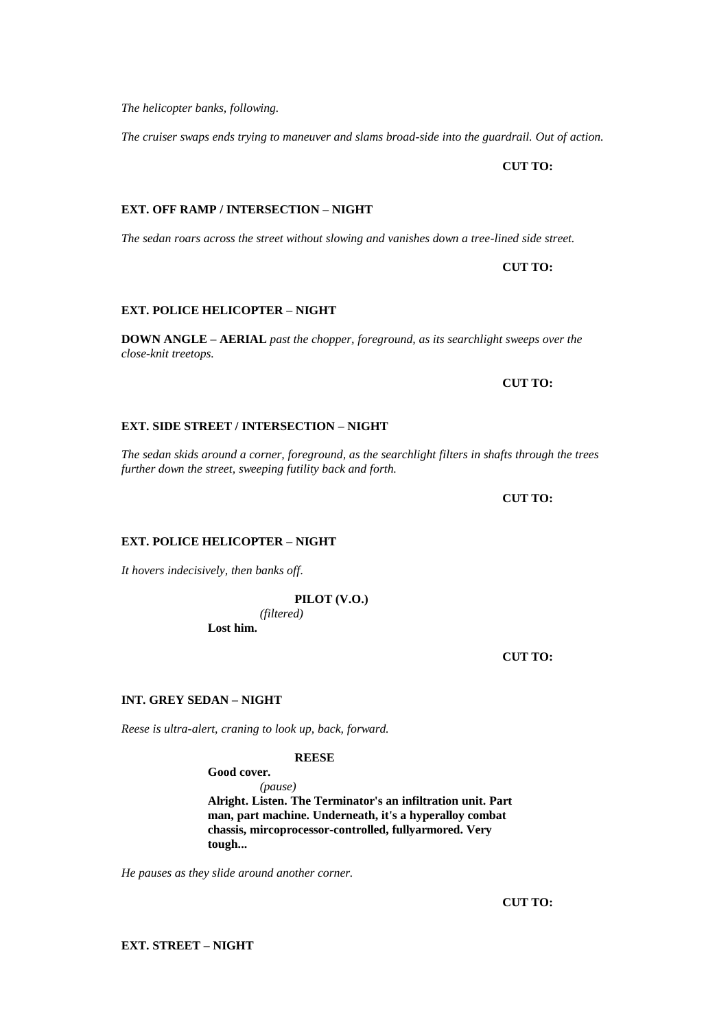*The helicopter banks, following.*

*The cruiser swaps ends trying to maneuver and slams broad-side into the guardrail. Out of action.*

**CUT TO:**

**EXT. OFF RAMP / INTERSECTION – NIGHT**

*The sedan roars across the street without slowing and vanishes down a tree-lined side street.*

**CUT TO:**

**EXT. POLICE HELICOPTER – NIGHT**

**DOWN ANGLE – AERIAL** *past the chopper, foreground, as its searchlight sweeps over the close-knit treetops.*

**CUT TO:**

**EXT. SIDE STREET / INTERSECTION – NIGHT**

*The sedan skids around a corner, foreground, as the searchlight filters in shafts through the trees further down the street, sweeping futility back and forth.*

**CUT TO:**

**EXT. POLICE HELICOPTER – NIGHT**

*It hovers indecisively, then banks off.*

**PILOT (V.O.)**
*(filtered)*
**Lost him.**

**CUT TO:**

**INT. GREY SEDAN – NIGHT**

*Reese is ultra-alert, craning to look up, back, forward.*

**REESE**
**Good cover.**
*(pause)*
**Alright. Listen. The Terminator's an infiltration unit. Part man, part machine. Underneath, it's a hyperalloy combat chassis, mircoprocessor-controlled, fullyarmored. Very tough...**

*He pauses as they slide around another corner.*

**CUT TO:**

**EXT. STREET – NIGHT**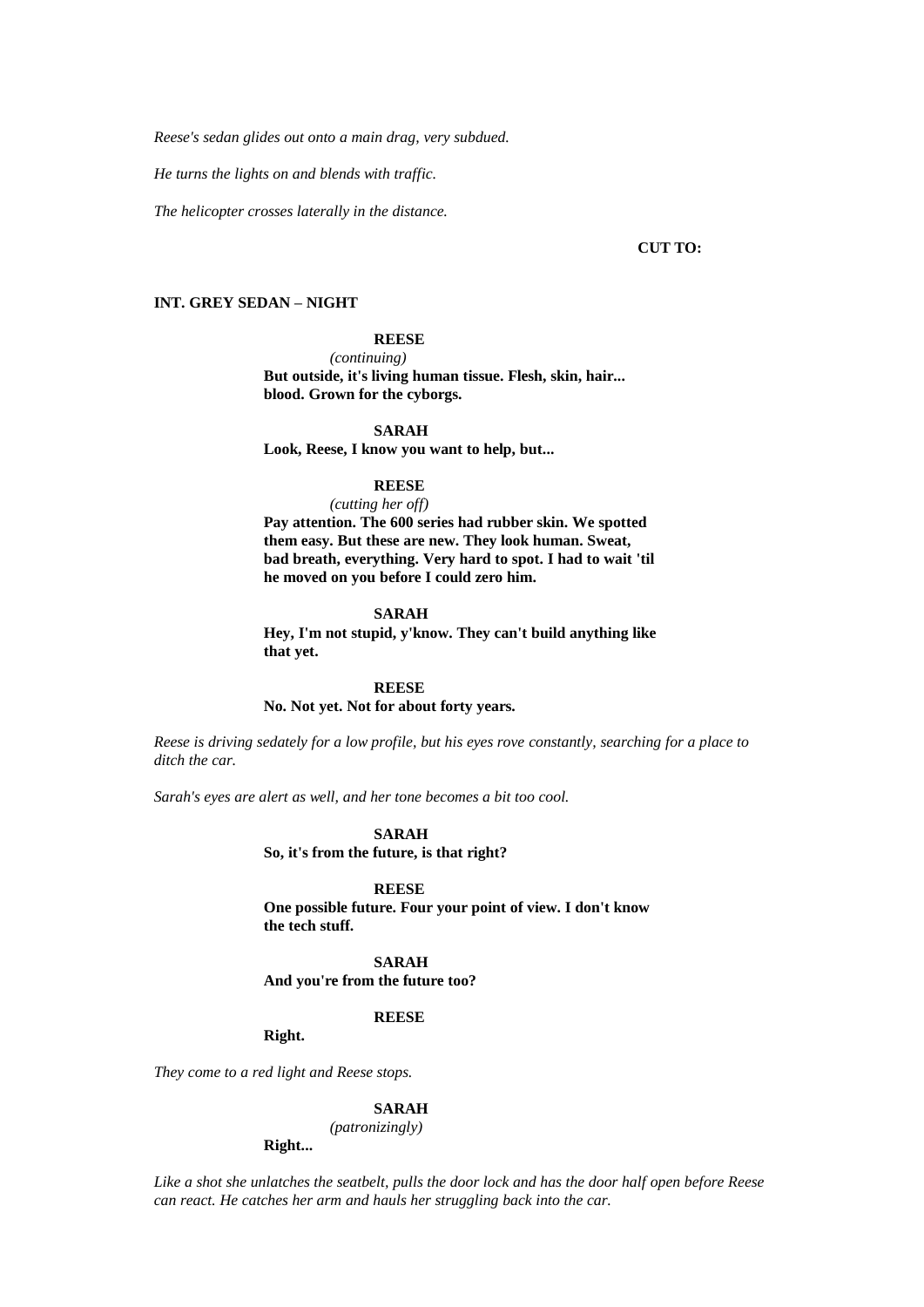*Reese's sedan glides out onto a main drag, very subdued.*

*He turns the lights on and blends with traffic.*

*The helicopter crosses laterally in the distance.*

**CUT TO:**

**INT. GREY SEDAN – NIGHT**

**REESE**
*(continuing)*
**But outside, it's living human tissue. Flesh, skin, hair... blood. Grown for the cyborgs.**

**SARAH**
**Look, Reese, I know you want to help, but...**

**REESE**
*(cutting her off)*
**Pay attention. The 600 series had rubber skin. We spotted them easy. But these are new. They look human. Sweat, bad breath, everything. Very hard to spot. I had to wait 'til he moved on you before I could zero him.**

**SARAH**
**Hey, I'm not stupid, y'know. They can't build anything like that yet.**

**REESE**
**No. Not yet. Not for about forty years.**

*Reese is driving sedately for a low profile, but his eyes rove constantly, searching for a place to ditch the car.*

*Sarah's eyes are alert as well, and her tone becomes a bit too cool.*

**SARAH**
**So, it's from the future, is that right?**

**REESE**
**One possible future. Four your point of view. I don't know the tech stuff.**

**SARAH**
**And you're from the future too?**

**REESE**
**Right.**

*They come to a red light and Reese stops.*

**SARAH**
*(patronizingly)*
**Right...**

*Like a shot she unlatches the seatbelt, pulls the door lock and has the door half open before Reese can react. He catches her arm and hauls her struggling back into the car.*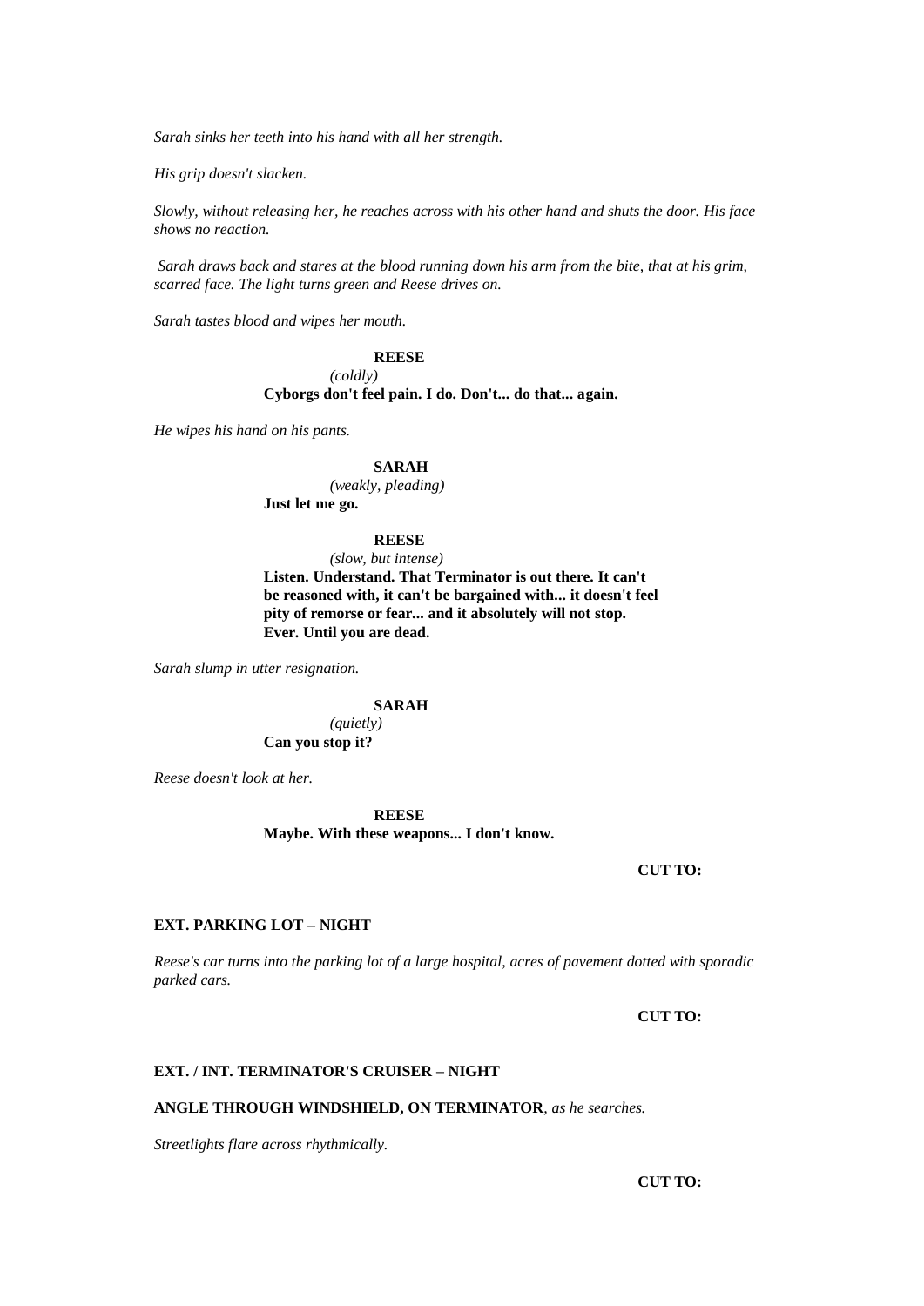*Sarah sinks her teeth into his hand with all her strength.*

*His grip doesn't slacken.*

*Slowly, without releasing her, he reaches across with his other hand and shuts the door. His face shows no reaction.*

*Sarah draws back and stares at the blood running down his arm from the bite, that at his grim, scarred face. The light turns green and Reese drives on.*

*Sarah tastes blood and wipes her mouth.*

**REESE**
*(coldly)*
**Cyborgs don't feel pain. I do. Don't... do that... again.**

*He wipes his hand on his pants.*

**SARAH**
*(weakly, pleading)*
**Just let me go.**

**REESE**
*(slow, but intense)*
**Listen. Understand. That Terminator is out there. It can't be reasoned with, it can't be bargained with... it doesn't feel pity of remorse or fear... and it absolutely will not stop. Ever. Until you are dead.**

*Sarah slump in utter resignation.*

**SARAH**
*(quietly)*
**Can you stop it?**

*Reese doesn't look at her.*

**REESE**
**Maybe. With these weapons... I don't know.**

**CUT TO:**

**EXT. PARKING LOT – NIGHT**

*Reese's car turns into the parking lot of a large hospital, acres of pavement dotted with sporadic parked cars.*

**CUT TO:**

**EXT. / INT. TERMINATOR'S CRUISER – NIGHT**

**ANGLE THROUGH WINDSHIELD, ON TERMINATOR**, *as he searches.*

*Streetlights flare across rhythmically.*

**CUT TO:**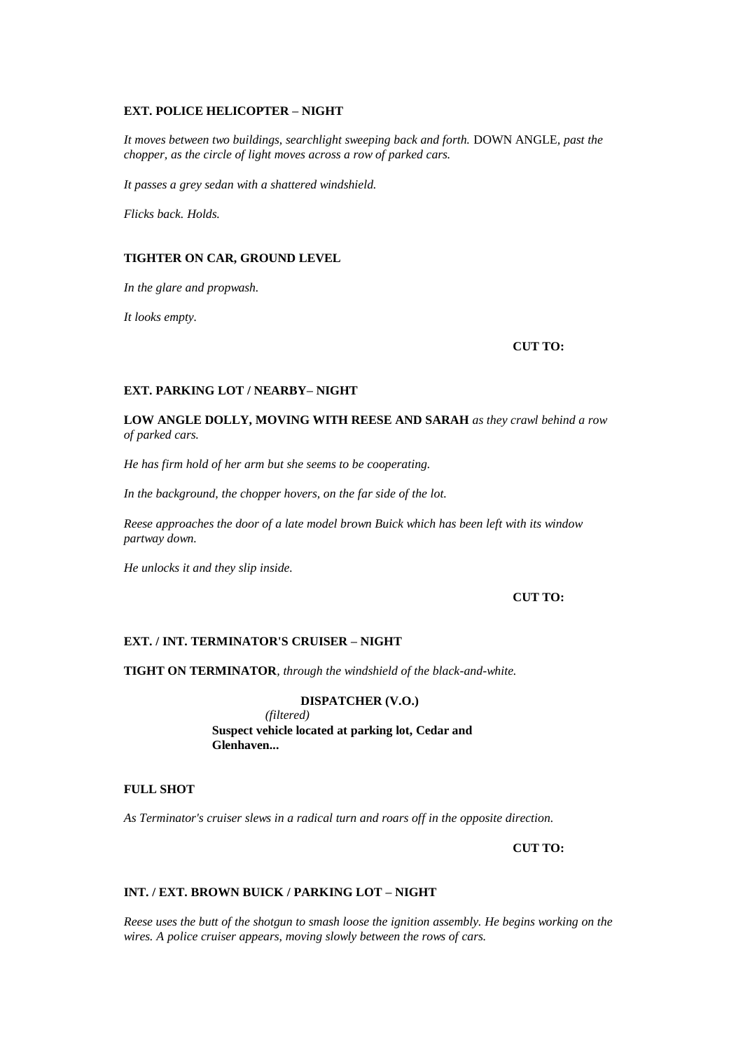**EXT. POLICE HELICOPTER – NIGHT**

*It moves between two buildings, searchlight sweeping back and forth.* DOWN ANGLE, *past the chopper, as the circle of light moves across a row of parked cars.*

*It passes a grey sedan with a shattered windshield.*

*Flicks back. Holds.*

**TIGHTER ON CAR, GROUND LEVEL**

*In the glare and propwash.*

*It looks empty.*

**CUT TO:**

**EXT. PARKING LOT / NEARBY– NIGHT**

**LOW ANGLE DOLLY, MOVING WITH REESE AND SARAH** *as they crawl behind a row of parked cars.*

*He has firm hold of her arm but she seems to be cooperating.*

*In the background, the chopper hovers, on the far side of the lot.*

*Reese approaches the door of a late model brown Buick which has been left with its window partway down.*

*He unlocks it and they slip inside.*

**CUT TO:**

**EXT. / INT. TERMINATOR'S CRUISER – NIGHT**

**TIGHT ON TERMINATOR**, *through the windshield of the black-and-white.*

**DISPATCHER (V.O.)**
*(filtered)*
**Suspect vehicle located at parking lot, Cedar and Glenhaven...**

**FULL SHOT**

*As Terminator's cruiser slews in a radical turn and roars off in the opposite direction.*

**CUT TO:**

**INT. / EXT. BROWN BUICK / PARKING LOT – NIGHT**

*Reese uses the butt of the shotgun to smash loose the ignition assembly. He begins working on the wires. A police cruiser appears, moving slowly between the rows of cars.*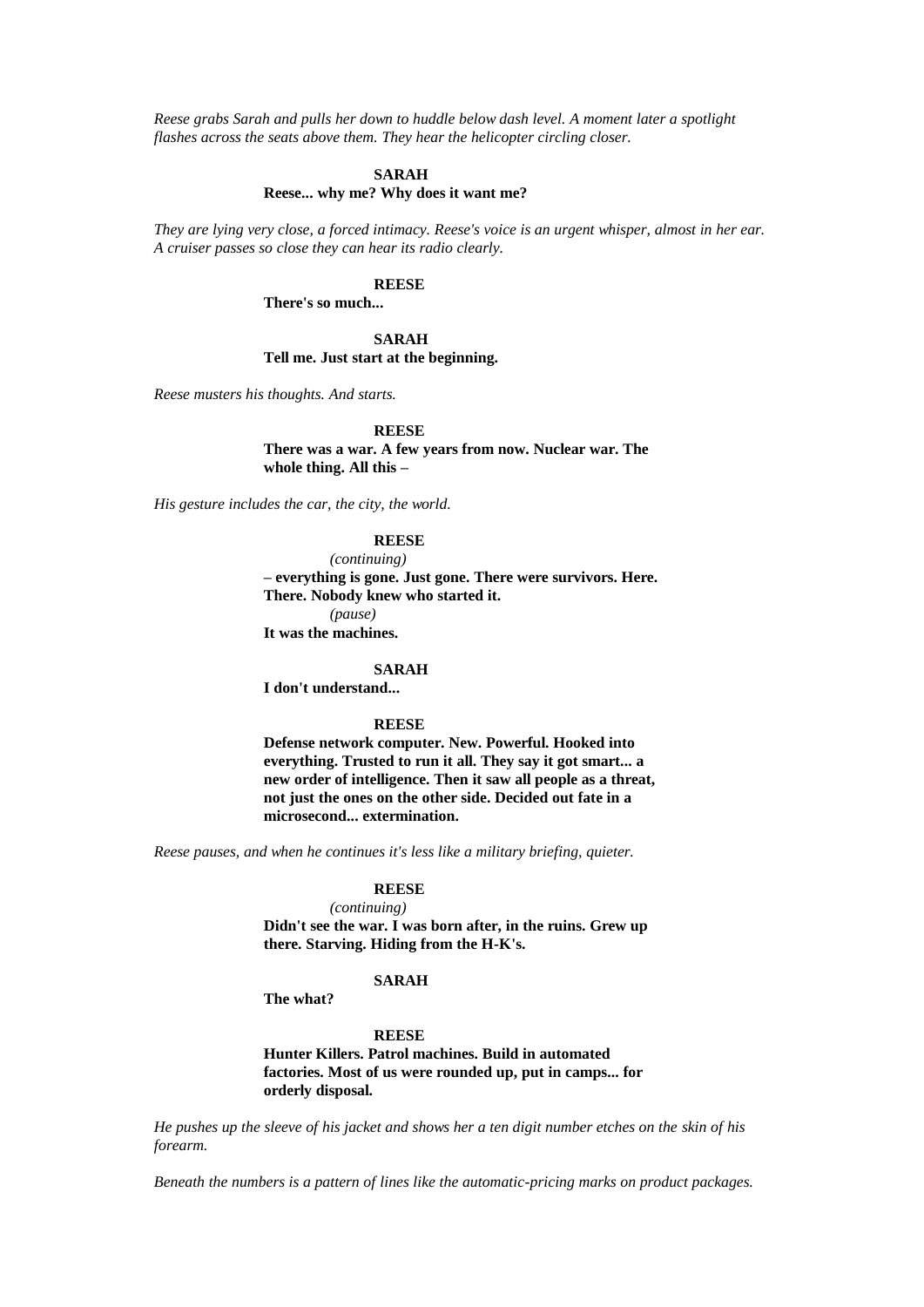*Reese grabs Sarah and pulls her down to huddle below dash level. A moment later a spotlight flashes across the seats above them. They hear the helicopter circling closer.*

**SARAH**

**Reese... why me? Why does it want me?**

*They are lying very close, a forced intimacy. Reese's voice is an urgent whisper, almost in her ear. A cruiser passes so close they can hear its radio clearly.*

**REESE**

**There's so much...**

**SARAH**

**Tell me. Just start at the beginning.**

*Reese musters his thoughts. And starts.*

**REESE**

**There was a war. A few years from now. Nuclear war. The whole thing. All this –**

*His gesture includes the car, the city, the world.*

**REESE**

*(continuing)*

**– everything is gone. Just gone. There were survivors. Here. There. Nobody knew who started it.**

*(pause)*

**It was the machines.**

**SARAH**

**I don't understand...**

**REESE**

**Defense network computer. New. Powerful. Hooked into everything. Trusted to run it all. They say it got smart... a new order of intelligence. Then it saw all people as a threat, not just the ones on the other side. Decided out fate in a microsecond... extermination.**

*Reese pauses, and when he continues it's less like a military briefing, quieter.*

**REESE**

*(continuing)*

**Didn't see the war. I was born after, in the ruins. Grew up there. Starving. Hiding from the H-K's.**

**SARAH**

**The what?**

**REESE**

**Hunter Killers. Patrol machines. Build in automated factories. Most of us were rounded up, put in camps... for orderly disposal.**

*He pushes up the sleeve of his jacket and shows her a ten digit number etches on the skin of his forearm.*

*Beneath the numbers is a pattern of lines like the automatic-pricing marks on product packages.*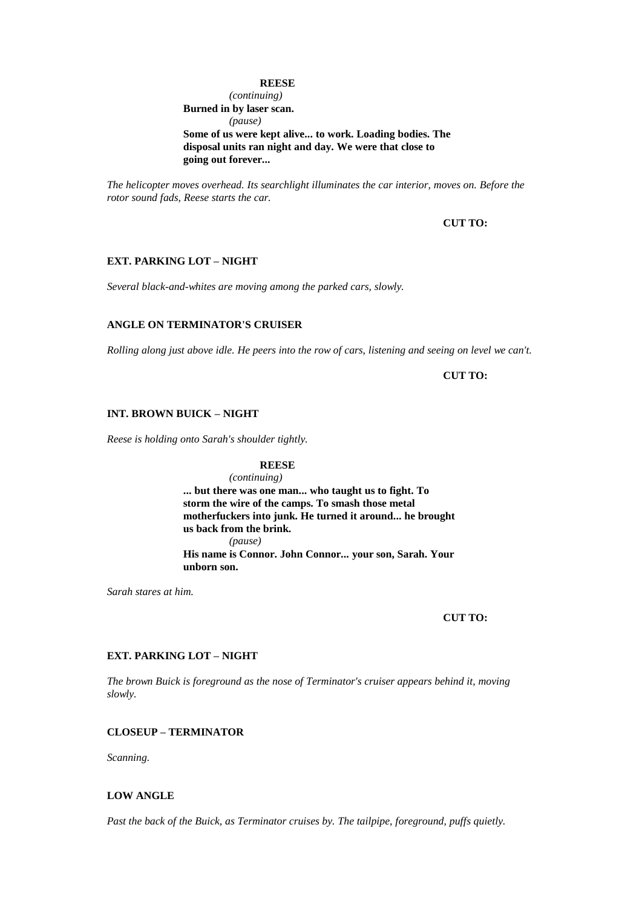**REESE**

*(continuing)*

**Burned in by laser scan.**

*(pause)*

**Some of us were kept alive... to work. Loading bodies. The disposal units ran night and day. We were that close to going out forever...**

*The helicopter moves overhead. Its searchlight illuminates the car interior, moves on. Before the rotor sound fads, Reese starts the car.*

**CUT TO:**

**EXT. PARKING LOT – NIGHT**

*Several black-and-whites are moving among the parked cars, slowly.*

**ANGLE ON TERMINATOR'S CRUISER**

*Rolling along just above idle. He peers into the row of cars, listening and seeing on level we can't.*

**CUT TO:**

**INT. BROWN BUICK – NIGHT**

*Reese is holding onto Sarah's shoulder tightly.*

**REESE**

*(continuing)*

**... but there was one man... who taught us to fight. To storm the wire of the camps. To smash those metal motherfuckers into junk. He turned it around... he brought us back from the brink.**

*(pause)*

**His name is Connor. John Connor... your son, Sarah. Your unborn son.**

*Sarah stares at him.*

**CUT TO:**

**EXT. PARKING LOT – NIGHT**

*The brown Buick is foreground as the nose of Terminator's cruiser appears behind it, moving slowly.*

**CLOSEUP – TERMINATOR**

*Scanning.*

**LOW ANGLE**

*Past the back of the Buick, as Terminator cruises by. The tailpipe, foreground, puffs quietly.*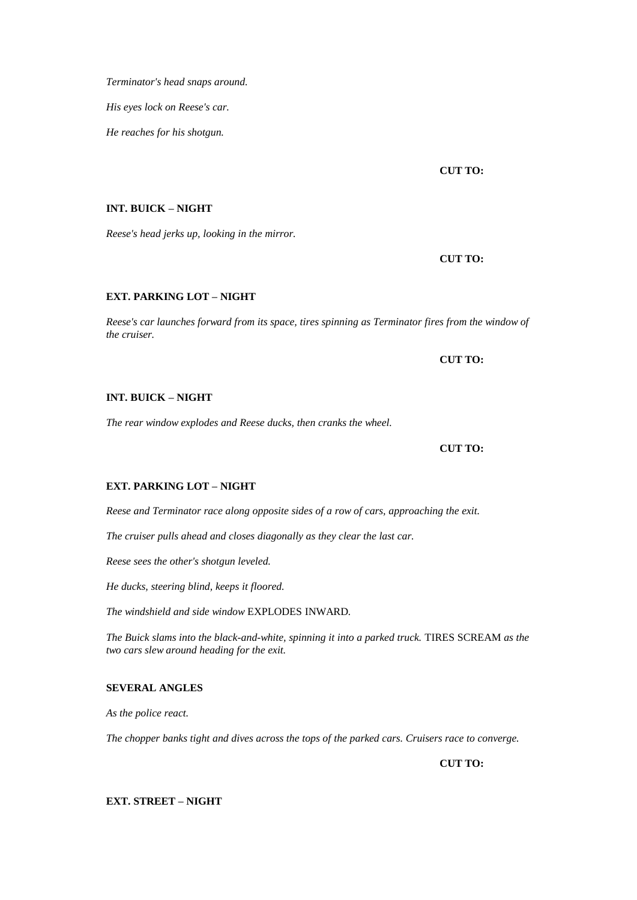*Terminator's head snaps around.*

*His eyes lock on Reese's car.*

*He reaches for his shotgun.*

**CUT TO:**

**INT. BUICK – NIGHT**

*Reese's head jerks up, looking in the mirror.*

**CUT TO:**

**EXT. PARKING LOT – NIGHT**

*Reese's car launches forward from its space, tires spinning as Terminator fires from the window of the cruiser.*

**CUT TO:**

**INT. BUICK – NIGHT**

*The rear window explodes and Reese ducks, then cranks the wheel.*

**CUT TO:**

**EXT. PARKING LOT – NIGHT**

*Reese and Terminator race along opposite sides of a row of cars, approaching the exit.*

*The cruiser pulls ahead and closes diagonally as they clear the last car.*

*Reese sees the other's shotgun leveled.*

*He ducks, steering blind, keeps it floored.*

*The windshield and side window* EXPLODES INWARD*.*

*The Buick slams into the black-and-white, spinning it into a parked truck.* TIRES SCREAM *as the two cars slew around heading for the exit.*

**SEVERAL ANGLES**

*As the police react.*

*The chopper banks tight and dives across the tops of the parked cars. Cruisers race to converge.*

**CUT TO:**

**EXT. STREET – NIGHT**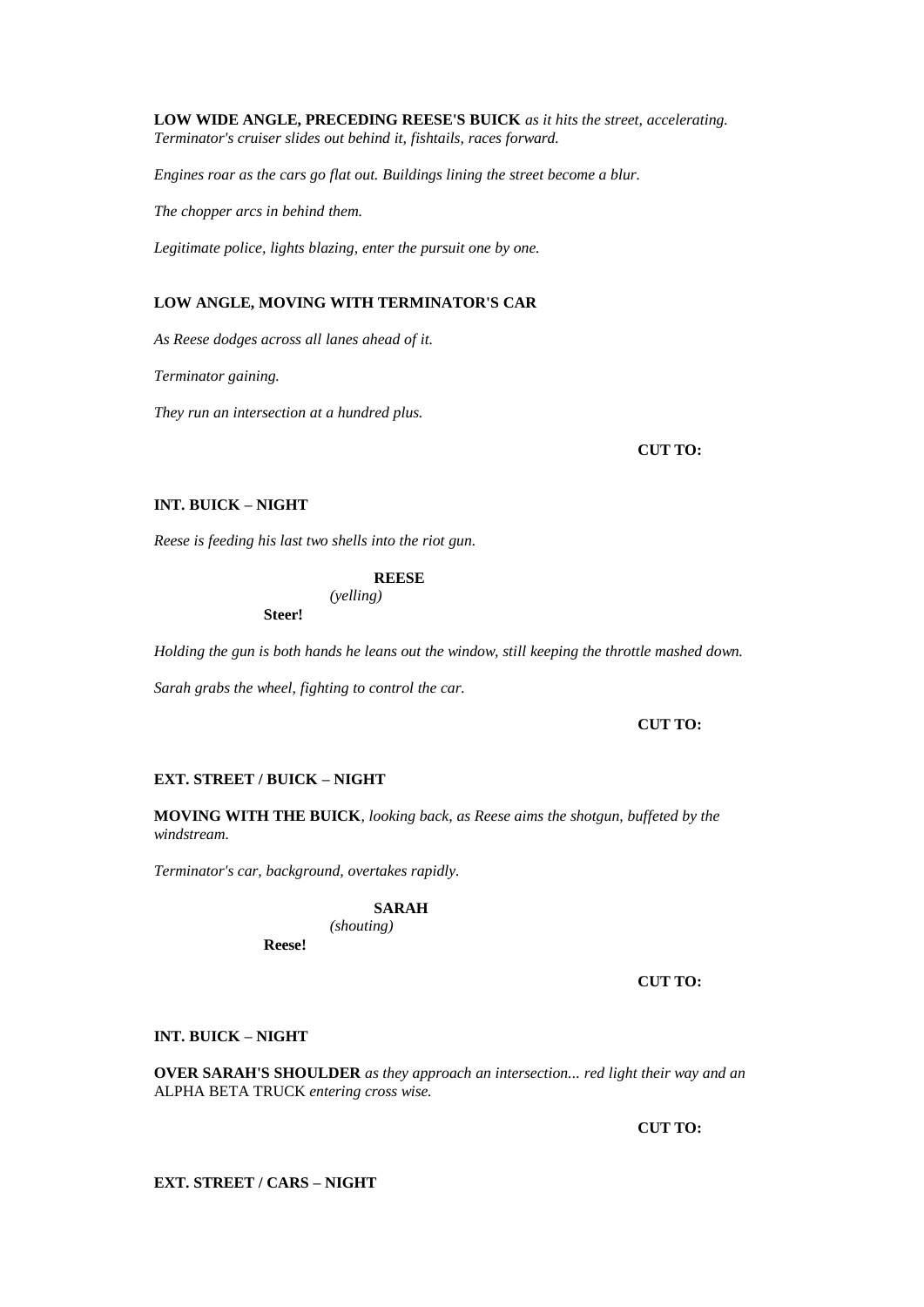**LOW WIDE ANGLE, PRECEDING REESE'S BUICK** *as it hits the street, accelerating. Terminator's cruiser slides out behind it, fishtails, races forward.*

*Engines roar as the cars go flat out. Buildings lining the street become a blur.*

*The chopper arcs in behind them.*

*Legitimate police, lights blazing, enter the pursuit one by one.*

**LOW ANGLE, MOVING WITH TERMINATOR'S CAR**

*As Reese dodges across all lanes ahead of it.*

*Terminator gaining.*

*They run an intersection at a hundred plus.*

**CUT TO:**

**INT. BUICK – NIGHT**

*Reese is feeding his last two shells into the riot gun.*

**REESE**
*(yelling)*
**Steer!**

*Holding the gun is both hands he leans out the window, still keeping the throttle mashed down.*

*Sarah grabs the wheel, fighting to control the car.*

**CUT TO:**

**EXT. STREET / BUICK – NIGHT**

**MOVING WITH THE BUICK***, looking back, as Reese aims the shotgun, buffeted by the windstream.*

*Terminator's car, background, overtakes rapidly.*

**SARAH**
*(shouting)*
**Reese!**

**CUT TO:**

**INT. BUICK – NIGHT**

**OVER SARAH'S SHOULDER** *as they approach an intersection... red light their way and an* ALPHA BETA TRUCK *entering cross wise.*

**CUT TO:**

**EXT. STREET / CARS – NIGHT**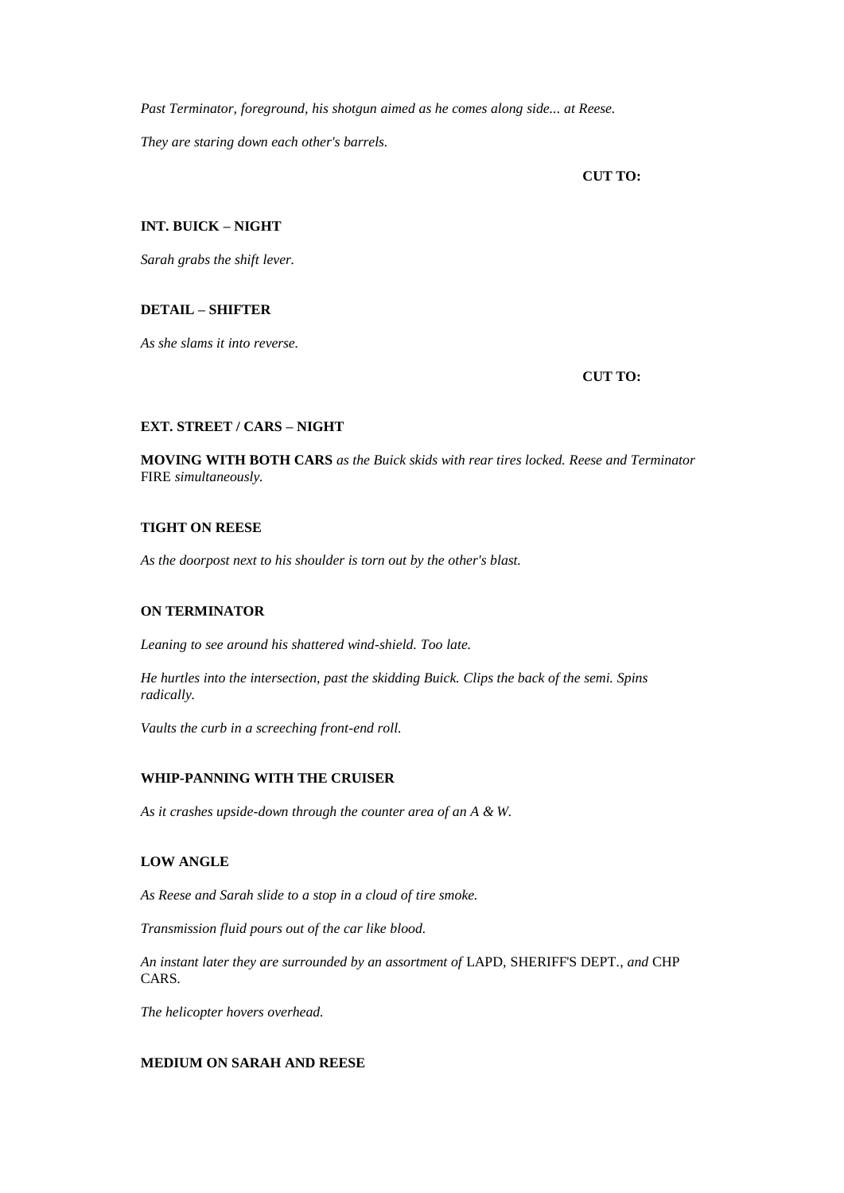*Past Terminator, foreground, his shotgun aimed as he comes along side... at Reese.*

*They are staring down each other's barrels.*

**CUT TO:**

**INT. BUICK – NIGHT**

*Sarah grabs the shift lever.*

**DETAIL – SHIFTER**

*As she slams it into reverse.*

**CUT TO:**

**EXT. STREET / CARS – NIGHT**

**MOVING WITH BOTH CARS** *as the Buick skids with rear tires locked. Reese and Terminator* FIRE *simultaneously.*

**TIGHT ON REESE**

*As the doorpost next to his shoulder is torn out by the other's blast.*

**ON TERMINATOR**

*Leaning to see around his shattered wind-shield. Too late.*

*He hurtles into the intersection, past the skidding Buick. Clips the back of the semi. Spins radically.*

*Vaults the curb in a screeching front-end roll.*

**WHIP-PANNING WITH THE CRUISER**

*As it crashes upside-down through the counter area of an A & W.*

**LOW ANGLE**

*As Reese and Sarah slide to a stop in a cloud of tire smoke.*

*Transmission fluid pours out of the car like blood.*

*An instant later they are surrounded by an assortment of* LAPD, SHERIFF'S DEPT., *and* CHP CARS.

*The helicopter hovers overhead.*

**MEDIUM ON SARAH AND REESE**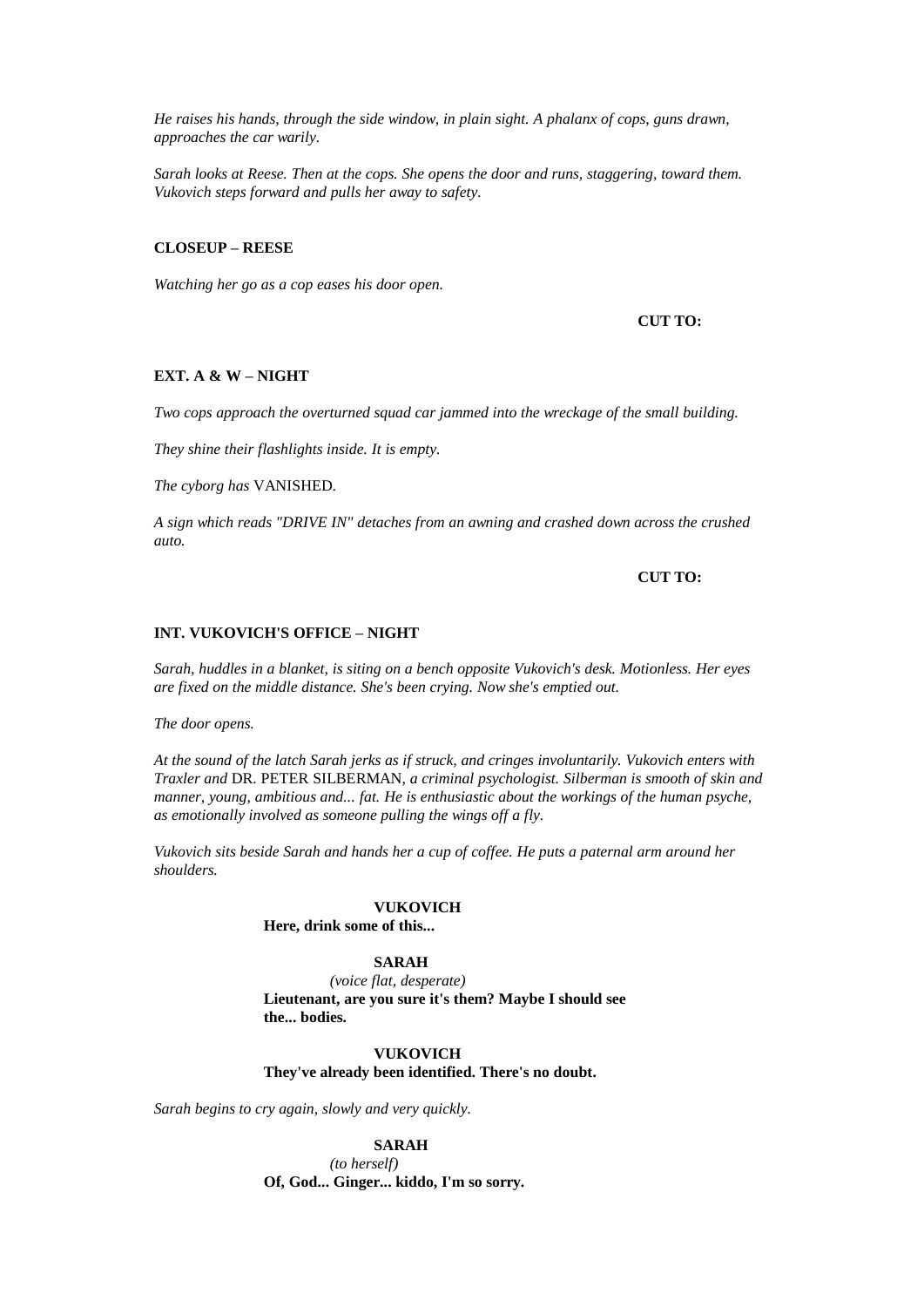*He raises his hands, through the side window, in plain sight. A phalanx of cops, guns drawn, approaches the car warily.*

*Sarah looks at Reese. Then at the cops. She opens the door and runs, staggering, toward them. Vukovich steps forward and pulls her away to safety.*

**CLOSEUP – REESE**

*Watching her go as a cop eases his door open.*

**CUT TO:**

**EXT. A & W – NIGHT**

*Two cops approach the overturned squad car jammed into the wreckage of the small building.*

*They shine their flashlights inside. It is empty.*

*The cyborg has* VANISHED.

*A sign which reads "DRIVE IN" detaches from an awning and crashed down across the crushed auto.*

**CUT TO:**

**INT. VUKOVICH'S OFFICE – NIGHT**

*Sarah, huddles in a blanket, is siting on a bench opposite Vukovich's desk. Motionless. Her eyes are fixed on the middle distance. She's been crying. Now she's emptied out.*

*The door opens.*

*At the sound of the latch Sarah jerks as if struck, and cringes involuntarily. Vukovich enters with Traxler and* DR. PETER SILBERMAN, *a criminal psychologist. Silberman is smooth of skin and manner, young, ambitious and... fat. He is enthusiastic about the workings of the human psyche, as emotionally involved as someone pulling the wings off a fly.*

*Vukovich sits beside Sarah and hands her a cup of coffee. He puts a paternal arm around her shoulders.*

**VUKOVICH**
**Here, drink some of this...**

**SARAH**
*(voice flat, desperate)*
**Lieutenant, are you sure it's them? Maybe I should see the... bodies.**

**VUKOVICH**
**They've already been identified. There's no doubt.**

*Sarah begins to cry again, slowly and very quickly.*

**SARAH**
*(to herself)*
**Of, God... Ginger... kiddo, I'm so sorry.**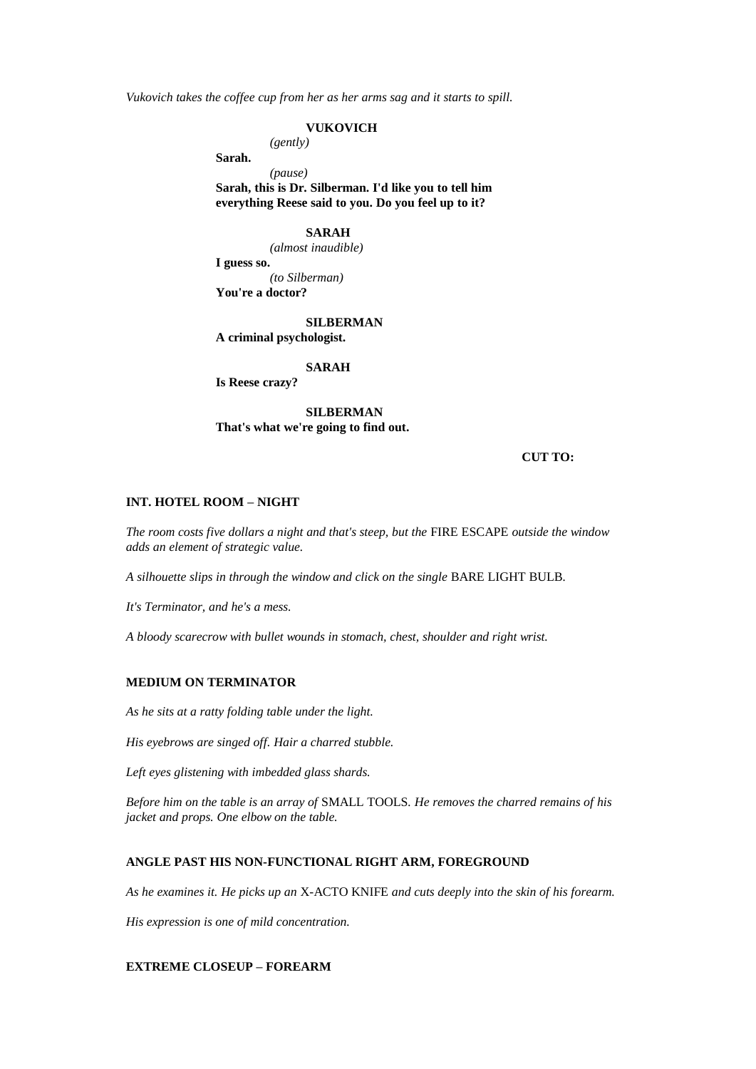*Vukovich takes the coffee cup from her as her arms sag and it starts to spill.*

**VUKOVICH**
*(gently)*
**Sarah.**
*(pause)*
**Sarah, this is Dr. Silberman. I'd like you to tell him everything Reese said to you. Do you feel up to it?**

**SARAH**
*(almost inaudible)*
**I guess so.**
*(to Silberman)*
**You're a doctor?**

**SILBERMAN**
**A criminal psychologist.**

**SARAH**
**Is Reese crazy?**

**SILBERMAN**
**That's what we're going to find out.**

**CUT TO:**

**INT. HOTEL ROOM – NIGHT**

*The room costs five dollars a night and that's steep, but the* FIRE ESCAPE *outside the window adds an element of strategic value.*

*A silhouette slips in through the window and click on the single* BARE LIGHT BULB*.*

*It's Terminator, and he's a mess.*

*A bloody scarecrow with bullet wounds in stomach, chest, shoulder and right wrist.*

**MEDIUM ON TERMINATOR**

*As he sits at a ratty folding table under the light.*

*His eyebrows are singed off. Hair a charred stubble.*

*Left eyes glistening with imbedded glass shards.*

*Before him on the table is an array of* SMALL TOOLS*. He removes the charred remains of his jacket and props. One elbow on the table.*

**ANGLE PAST HIS NON-FUNCTIONAL RIGHT ARM, FOREGROUND**

*As he examines it. He picks up an* X-ACTO KNIFE *and cuts deeply into the skin of his forearm.*

*His expression is one of mild concentration.*

**EXTREME CLOSEUP – FOREARM**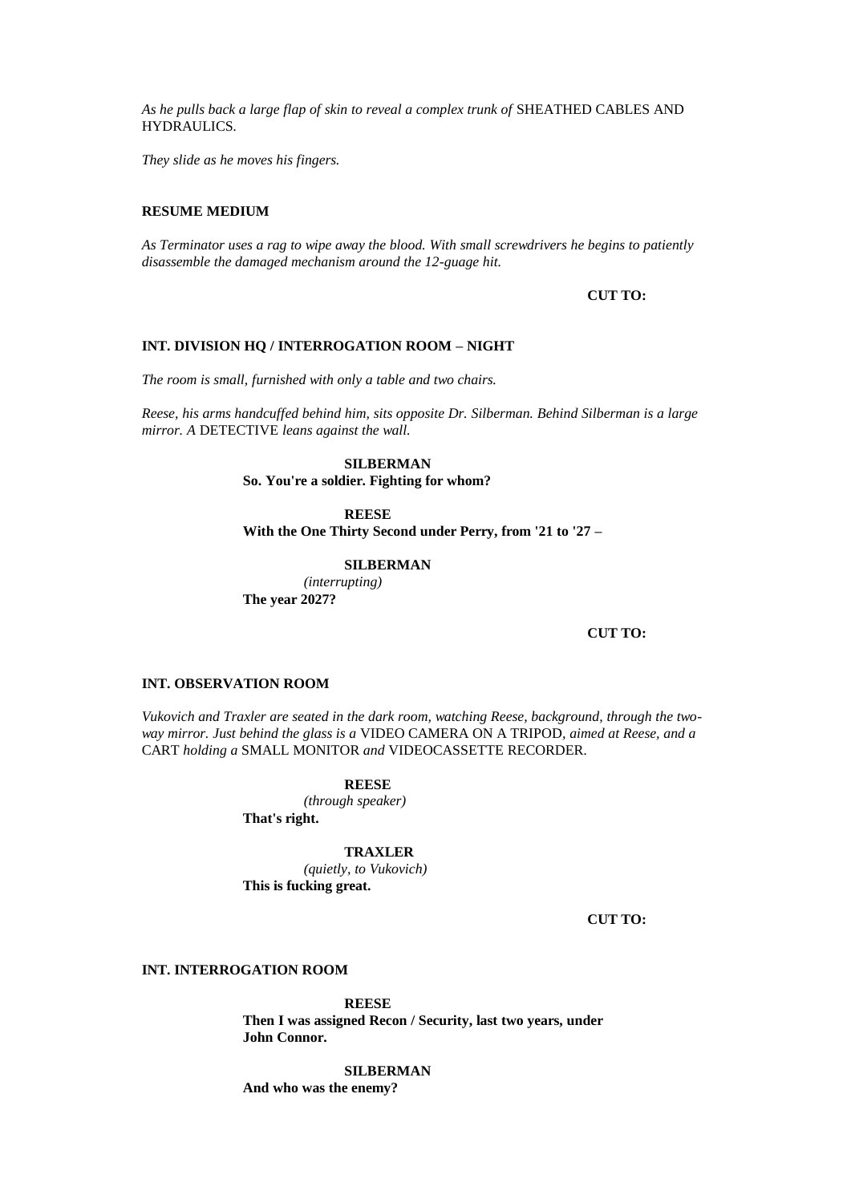*As he pulls back a large flap of skin to reveal a complex trunk of* SHEATHED CABLES AND HYDRAULICS.

*They slide as he moves his fingers.*

**RESUME MEDIUM**

*As Terminator uses a rag to wipe away the blood. With small screwdrivers he begins to patiently disassemble the damaged mechanism around the 12-guage hit.*

**CUT TO:**

**INT. DIVISION HQ / INTERROGATION ROOM – NIGHT**

*The room is small, furnished with only a table and two chairs.*

*Reese, his arms handcuffed behind him, sits opposite Dr. Silberman. Behind Silberman is a large mirror. A* DETECTIVE *leans against the wall.*

**SILBERMAN**
**So. You're a soldier. Fighting for whom?**

**REESE**
**With the One Thirty Second under Perry, from '21 to '27 –**

**SILBERMAN**
*(interrupting)*
**The year 2027?**

**CUT TO:**

**INT. OBSERVATION ROOM**

*Vukovich and Traxler are seated in the dark room, watching Reese, background, through the two-way mirror. Just behind the glass is a* VIDEO CAMERA ON A TRIPOD, *aimed at Reese, and a* CART *holding a* SMALL MONITOR *and* VIDEOCASSETTE RECORDER.

**REESE**
*(through speaker)*
**That's right.**

**TRAXLER**
*(quietly, to Vukovich)*
**This is fucking great.**

**CUT TO:**

**INT. INTERROGATION ROOM**

**REESE**
**Then I was assigned Recon / Security, last two years, under John Connor.**

**SILBERMAN**
**And who was the enemy?**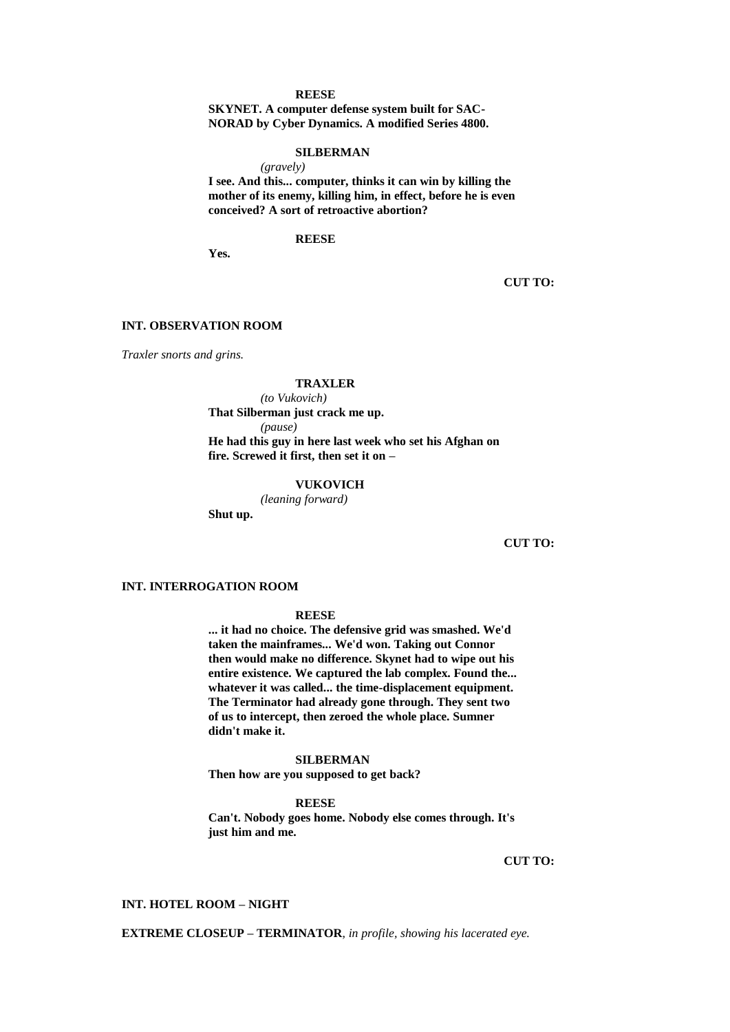**REESE**

**SKYNET. A computer defense system built for SAC-NORAD by Cyber Dynamics. A modified Series 4800.**

**SILBERMAN**

*(gravely)*

**I see. And this... computer, thinks it can win by killing the mother of its enemy, killing him, in effect, before he is even conceived? A sort of retroactive abortion?**

**REESE**

**Yes.**

**CUT TO:**

**INT. OBSERVATION ROOM**

*Traxler snorts and grins.*

**TRAXLER**

*(to Vukovich)*

**That Silberman just crack me up.**

*(pause)*

**He had this guy in here last week who set his Afghan on fire. Screwed it first, then set it on –**

**VUKOVICH**

*(leaning forward)*

**Shut up.**

**CUT TO:**

**INT. INTERROGATION ROOM**

**REESE**

**... it had no choice. The defensive grid was smashed. We'd taken the mainframes... We'd won. Taking out Connor then would make no difference. Skynet had to wipe out his entire existence. We captured the lab complex. Found the... whatever it was called... the time-displacement equipment. The Terminator had already gone through. They sent two of us to intercept, then zeroed the whole place. Sumner didn't make it.**

**SILBERMAN**

**Then how are you supposed to get back?**

**REESE**

**Can't. Nobody goes home. Nobody else comes through. It's just him and me.**

**CUT TO:**

**INT. HOTEL ROOM – NIGHT**

**EXTREME CLOSEUP – TERMINATOR***, in profile, showing his lacerated eye.*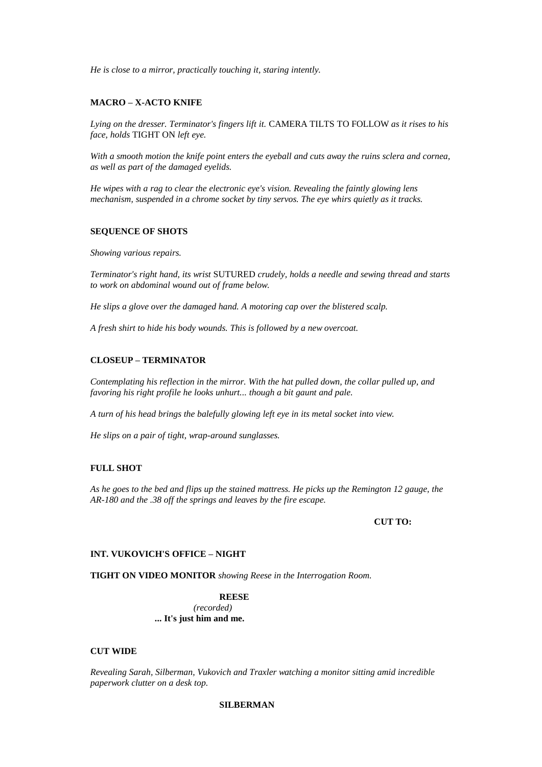*He is close to a mirror, practically touching it, staring intently.*

**MACRO – X-ACTO KNIFE**

*Lying on the dresser. Terminator's fingers lift it.* CAMERA TILTS TO FOLLOW *as it rises to his face, holds* TIGHT ON *left eye.*

*With a smooth motion the knife point enters the eyeball and cuts away the ruins sclera and cornea, as well as part of the damaged eyelids.*

*He wipes with a rag to clear the electronic eye's vision. Revealing the faintly glowing lens mechanism, suspended in a chrome socket by tiny servos. The eye whirs quietly as it tracks.*

**SEQUENCE OF SHOTS**

*Showing various repairs.*

*Terminator's right hand, its wrist* SUTURED *crudely, holds a needle and sewing thread and starts to work on abdominal wound out of frame below.*

*He slips a glove over the damaged hand. A motoring cap over the blistered scalp.*

*A fresh shirt to hide his body wounds. This is followed by a new overcoat.*

**CLOSEUP – TERMINATOR**

*Contemplating his reflection in the mirror. With the hat pulled down, the collar pulled up, and favoring his right profile he looks unhurt... though a bit gaunt and pale.*

*A turn of his head brings the balefully glowing left eye in its metal socket into view.*

*He slips on a pair of tight, wrap-around sunglasses.*

**FULL SHOT**

*As he goes to the bed and flips up the stained mattress. He picks up the Remington 12 gauge, the AR-180 and the .38 off the springs and leaves by the fire escape.*

**CUT TO:**

**INT. VUKOVICH'S OFFICE – NIGHT**

**TIGHT ON VIDEO MONITOR** *showing Reese in the Interrogation Room.*

**REESE**
*(recorded)*
**... It's just him and me.**

**CUT WIDE**

*Revealing Sarah, Silberman, Vukovich and Traxler watching a monitor sitting amid incredible paperwork clutter on a desk top.*

**SILBERMAN**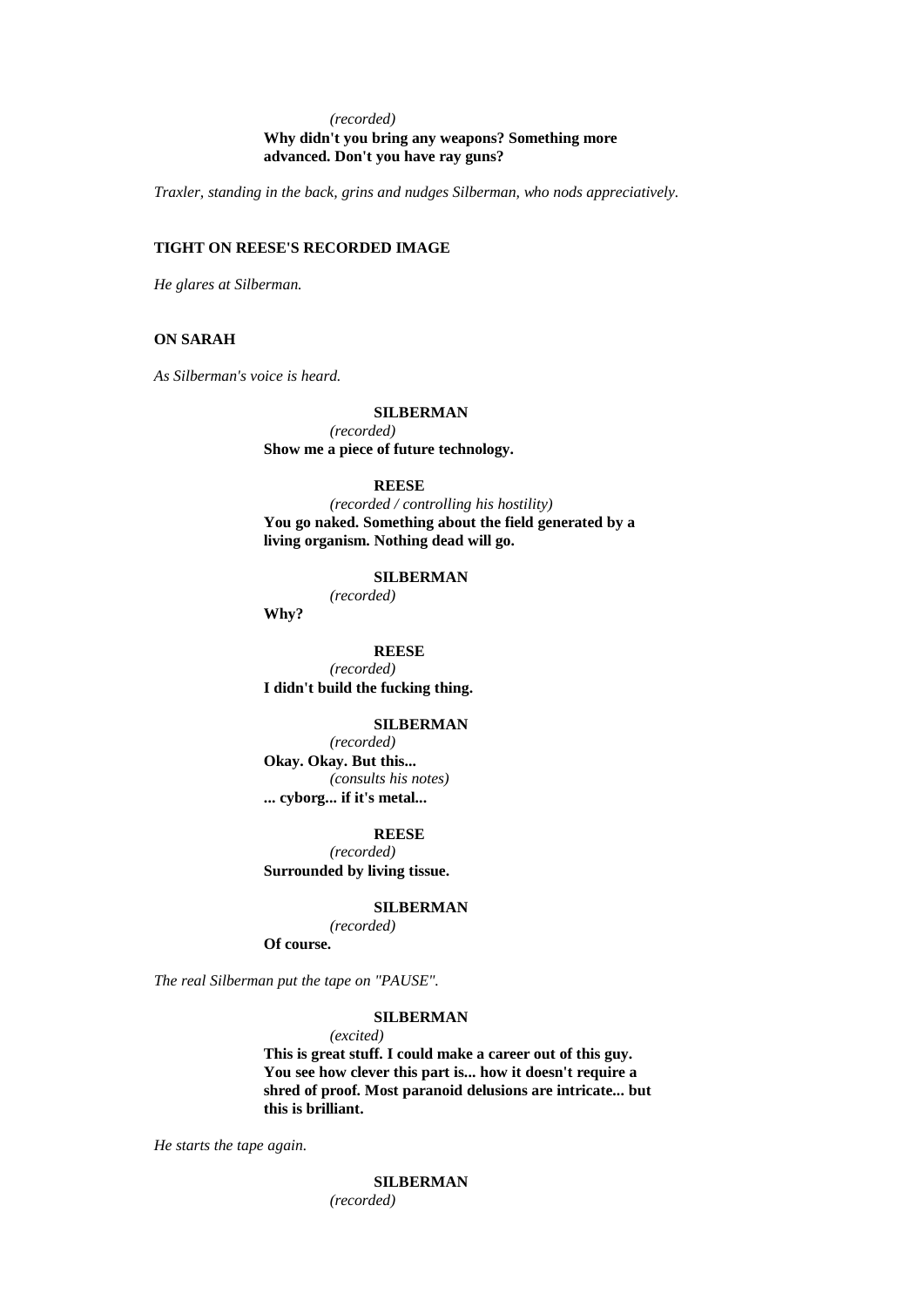*(recorded)*
**Why didn't you bring any weapons? Something more advanced. Don't you have ray guns?**

*Traxler, standing in the back, grins and nudges Silberman, who nods appreciatively.*

**TIGHT ON REESE'S RECORDED IMAGE**

*He glares at Silberman.*

**ON SARAH**

*As Silberman's voice is heard.*

**SILBERMAN**
*(recorded)*
**Show me a piece of future technology.**

**REESE**
*(recorded / controlling his hostility)*
**You go naked. Something about the field generated by a living organism. Nothing dead will go.**

**SILBERMAN**
*(recorded)*
**Why?**

**REESE**
*(recorded)*
**I didn't build the fucking thing.**

**SILBERMAN**
*(recorded)*
**Okay. Okay. But this...**
*(consults his notes)*
**... cyborg... if it's metal...**

**REESE**
*(recorded)*
**Surrounded by living tissue.**

**SILBERMAN**
*(recorded)*
**Of course.**

*The real Silberman put the tape on "PAUSE".*

**SILBERMAN**
*(excited)*
**This is great stuff. I could make a career out of this guy. You see how clever this part is... how it doesn't require a shred of proof. Most paranoid delusions are intricate... but this is brilliant.**

*He starts the tape again.*

**SILBERMAN**
*(recorded)*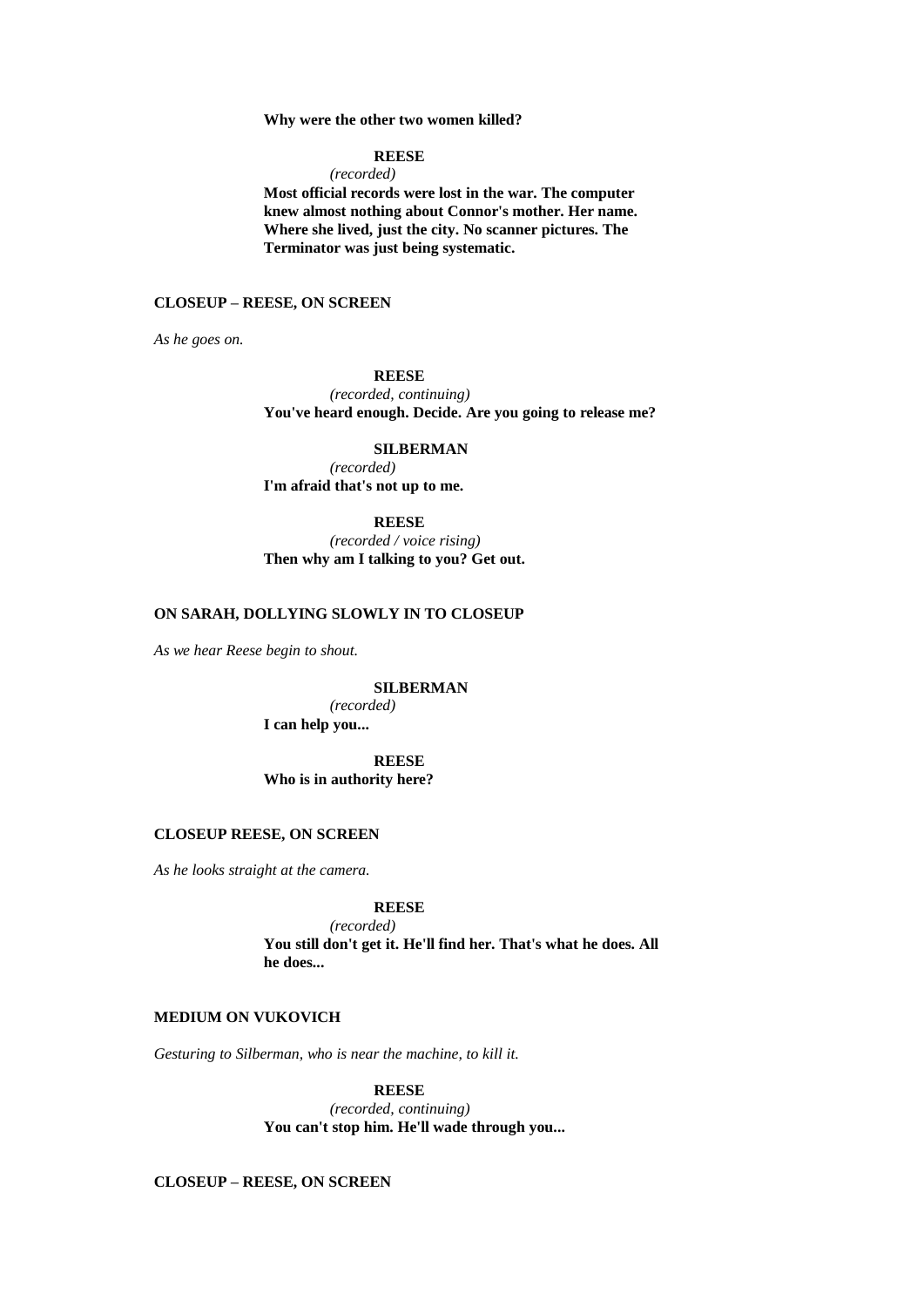**Why were the other two women killed?**

**REESE**
*(recorded)*
**Most official records were lost in the war. The computer knew almost nothing about Connor's mother. Her name. Where she lived, just the city. No scanner pictures. The Terminator was just being systematic.**

**CLOSEUP – REESE, ON SCREEN**

*As he goes on.*

**REESE**
*(recorded, continuing)*
**You've heard enough. Decide. Are you going to release me?**

**SILBERMAN**
*(recorded)*
**I'm afraid that's not up to me.**

**REESE**
*(recorded / voice rising)*
**Then why am I talking to you? Get out.**

**ON SARAH, DOLLYING SLOWLY IN TO CLOSEUP**

*As we hear Reese begin to shout.*

**SILBERMAN**
*(recorded)*
**I can help you...**

**REESE**
**Who is in authority here?**

**CLOSEUP REESE, ON SCREEN**

*As he looks straight at the camera.*

**REESE**
*(recorded)*
**You still don't get it. He'll find her. That's what he does. All he does...**

**MEDIUM ON VUKOVICH**

*Gesturing to Silberman, who is near the machine, to kill it.*

**REESE**
*(recorded, continuing)*
**You can't stop him. He'll wade through you...**

**CLOSEUP – REESE, ON SCREEN**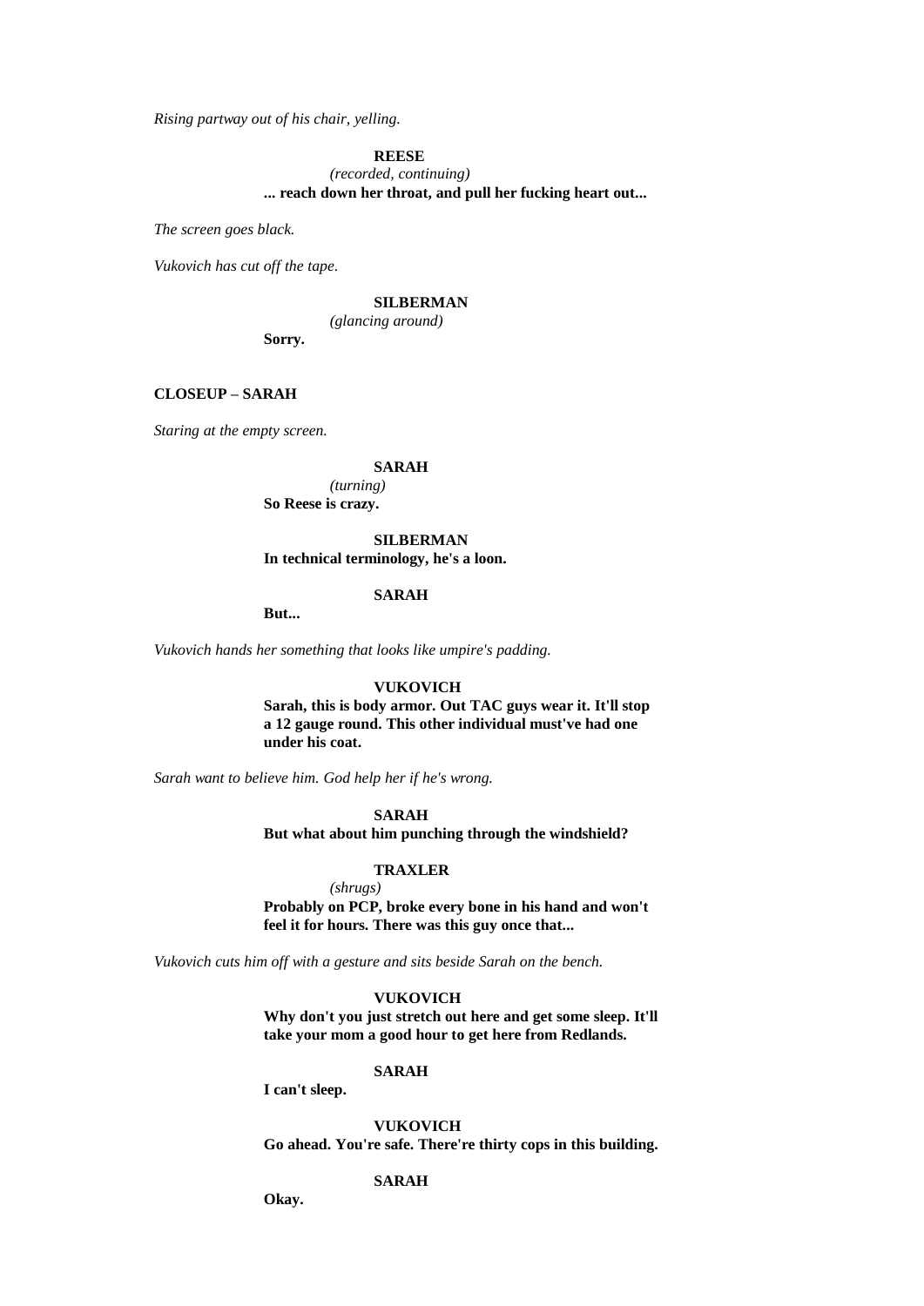*Rising partway out of his chair, yelling.*

**REESE**
*(recorded, continuing)*
**... reach down her throat, and pull her fucking heart out...**

*The screen goes black.*

*Vukovich has cut off the tape.*

**SILBERMAN**
*(glancing around)*
**Sorry.**

**CLOSEUP – SARAH**

*Staring at the empty screen.*

**SARAH**
*(turning)*
**So Reese is crazy.**

**SILBERMAN**
**In technical terminology, he's a loon.**

**SARAH**
**But...**

*Vukovich hands her something that looks like umpire's padding.*

**VUKOVICH**
**Sarah, this is body armor. Out TAC guys wear it. It'll stop a 12 gauge round. This other individual must've had one under his coat.**

*Sarah want to believe him. God help her if he's wrong.*

**SARAH**
**But what about him punching through the windshield?**

**TRAXLER**
*(shrugs)*
**Probably on PCP, broke every bone in his hand and won't feel it for hours. There was this guy once that...**

*Vukovich cuts him off with a gesture and sits beside Sarah on the bench.*

**VUKOVICH**
**Why don't you just stretch out here and get some sleep. It'll take your mom a good hour to get here from Redlands.**

**SARAH**
**I can't sleep.**

**VUKOVICH**
**Go ahead. You're safe. There're thirty cops in this building.**

**SARAH**
**Okay.**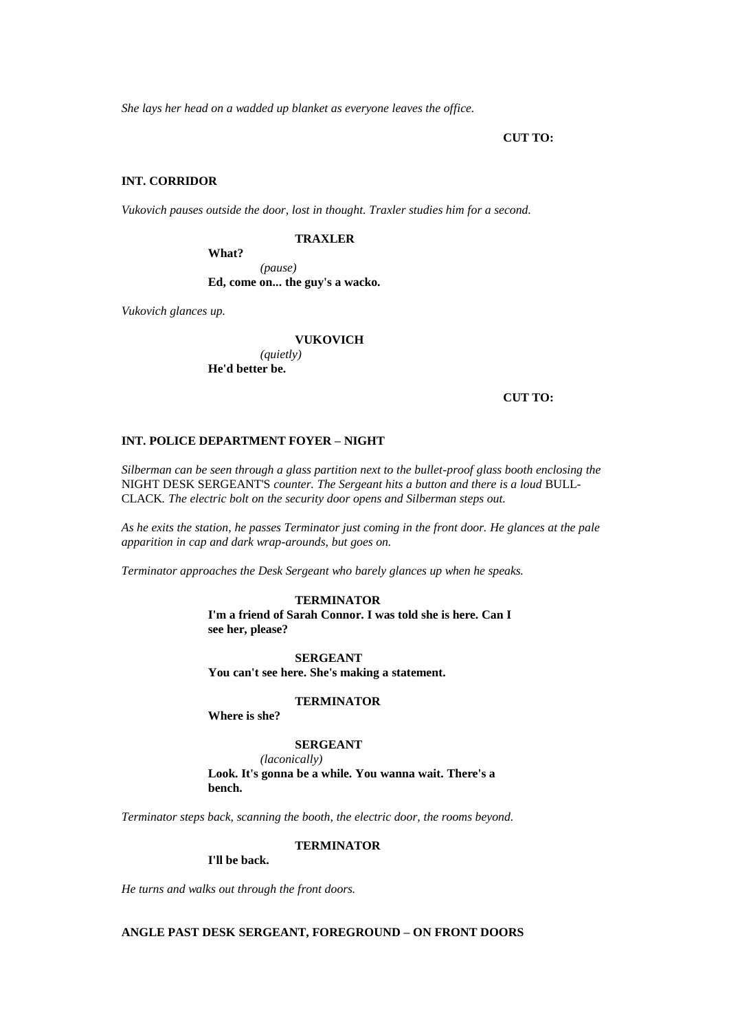*She lays her head on a wadded up blanket as everyone leaves the office.*

**CUT TO:**

**INT. CORRIDOR**

*Vukovich pauses outside the door, lost in thought. Traxler studies him for a second.*

**TRAXLER**
**What?**
*(pause)*
**Ed, come on... the guy's a wacko.**

*Vukovich glances up.*

**VUKOVICH**
*(quietly)*
**He'd better be.**

**CUT TO:**

**INT. POLICE DEPARTMENT FOYER – NIGHT**

*Silberman can be seen through a glass partition next to the bullet-proof glass booth enclosing the* NIGHT DESK SERGEANT'S *counter. The Sergeant hits a button and there is a loud* BULL-CLACK*. The electric bolt on the security door opens and Silberman steps out.*

*As he exits the station, he passes Terminator just coming in the front door. He glances at the pale apparition in cap and dark wrap-arounds, but goes on.*

*Terminator approaches the Desk Sergeant who barely glances up when he speaks.*

**TERMINATOR**
**I'm a friend of Sarah Connor. I was told she is here. Can I see her, please?**

**SERGEANT**
**You can't see here. She's making a statement.**

**TERMINATOR**
**Where is she?**

**SERGEANT**
*(laconically)*
**Look. It's gonna be a while. You wanna wait. There's a bench.**

*Terminator steps back, scanning the booth, the electric door, the rooms beyond.*

**TERMINATOR**
**I'll be back.**

*He turns and walks out through the front doors.*

**ANGLE PAST DESK SERGEANT, FOREGROUND – ON FRONT DOORS**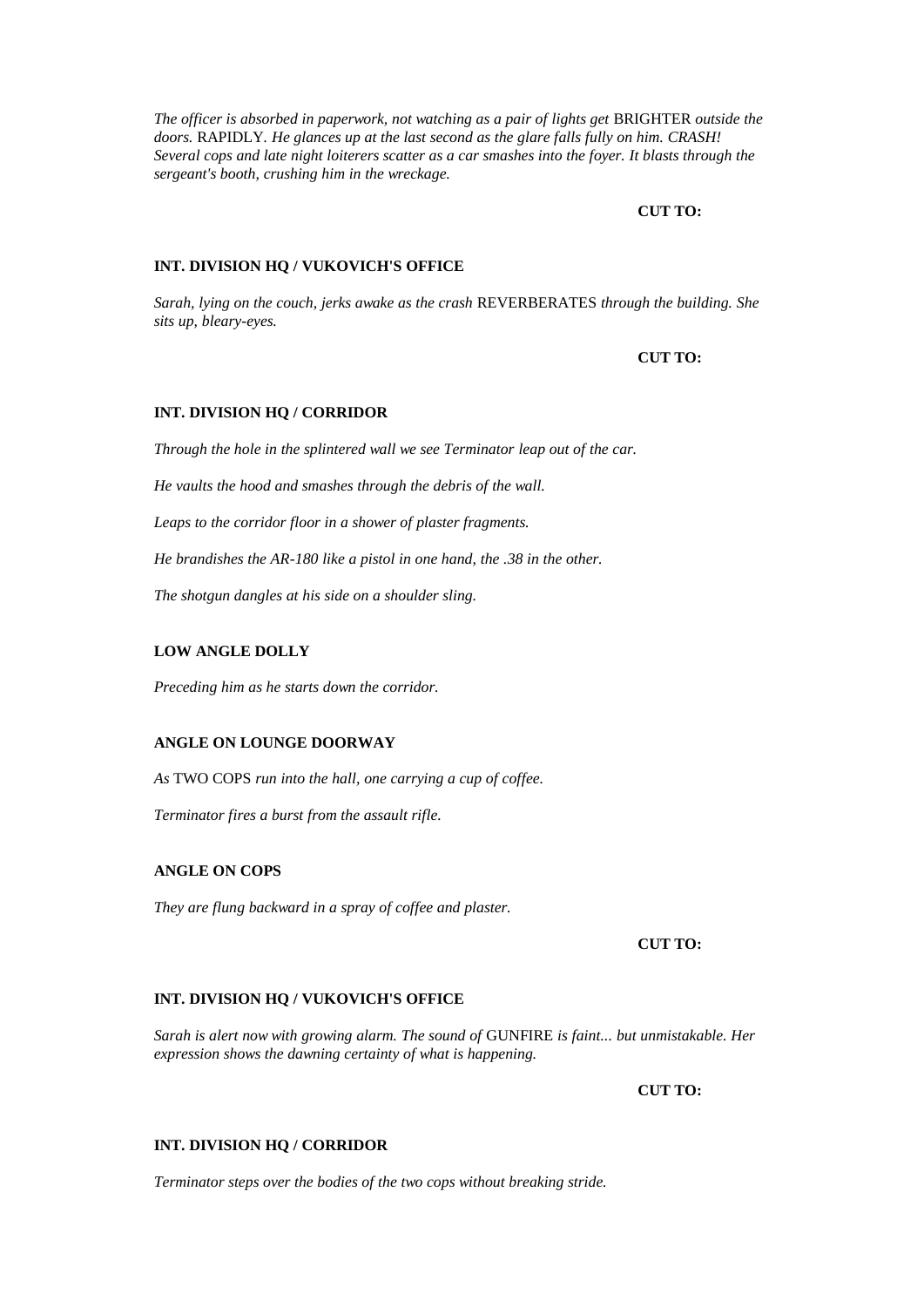*The officer is absorbed in paperwork, not watching as a pair of lights get* BRIGHTER *outside the doors.* RAPIDLY. *He glances up at the last second as the glare falls fully on him. CRASH! Several cops and late night loiterers scatter as a car smashes into the foyer. It blasts through the sergeant's booth, crushing him in the wreckage.*

**CUT TO:**

**INT. DIVISION HQ / VUKOVICH'S OFFICE**

*Sarah, lying on the couch, jerks awake as the crash* REVERBERATES *through the building. She sits up, bleary-eyes.*

**CUT TO:**

**INT. DIVISION HQ / CORRIDOR**

*Through the hole in the splintered wall we see Terminator leap out of the car.*

*He vaults the hood and smashes through the debris of the wall.*

*Leaps to the corridor floor in a shower of plaster fragments.*

*He brandishes the AR-180 like a pistol in one hand, the .38 in the other.*

*The shotgun dangles at his side on a shoulder sling.*

**LOW ANGLE DOLLY**

*Preceding him as he starts down the corridor.*

**ANGLE ON LOUNGE DOORWAY**

*As* TWO COPS *run into the hall, one carrying a cup of coffee.*

*Terminator fires a burst from the assault rifle.*

**ANGLE ON COPS**

*They are flung backward in a spray of coffee and plaster.*

**CUT TO:**

**INT. DIVISION HQ / VUKOVICH'S OFFICE**

*Sarah is alert now with growing alarm. The sound of* GUNFIRE *is faint... but unmistakable. Her expression shows the dawning certainty of what is happening.*

**CUT TO:**

**INT. DIVISION HQ / CORRIDOR**

*Terminator steps over the bodies of the two cops without breaking stride.*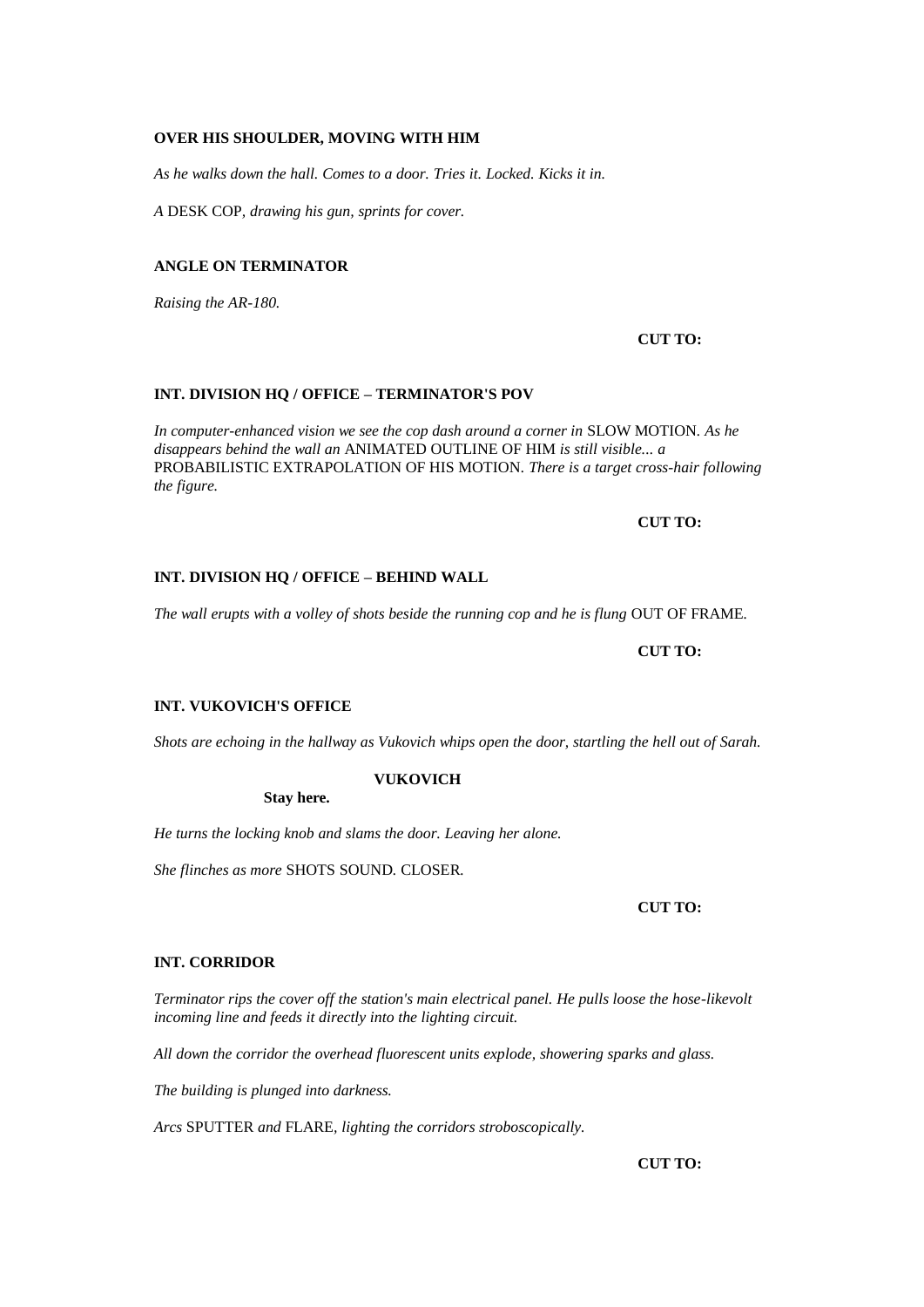**OVER HIS SHOULDER, MOVING WITH HIM**

*As he walks down the hall. Comes to a door. Tries it. Locked. Kicks it in.*

*A* DESK COP, *drawing his gun, sprints for cover.*

**ANGLE ON TERMINATOR**

*Raising the AR-180.*

**CUT TO:**

**INT. DIVISION HQ / OFFICE – TERMINATOR'S POV**

*In computer-enhanced vision we see the cop dash around a corner in* SLOW MOTION. *As he disappears behind the wall an* ANIMATED OUTLINE OF HIM *is still visible... a* PROBABILISTIC EXTRAPOLATION OF HIS MOTION. *There is a target cross-hair following the figure.*

**CUT TO:**

**INT. DIVISION HQ / OFFICE – BEHIND WALL**

*The wall erupts with a volley of shots beside the running cop and he is flung* OUT OF FRAME.

**CUT TO:**

**INT. VUKOVICH'S OFFICE**

*Shots are echoing in the hallway as Vukovich whips open the door, startling the hell out of Sarah.*

**VUKOVICH**

**Stay here.**

*He turns the locking knob and slams the door. Leaving her alone.*

*She flinches as more* SHOTS SOUND. CLOSER.

**CUT TO:**

**INT. CORRIDOR**

*Terminator rips the cover off the station's main electrical panel. He pulls loose the hose-likevolt incoming line and feeds it directly into the lighting circuit.*

*All down the corridor the overhead fluorescent units explode, showering sparks and glass.*

*The building is plunged into darkness.*

*Arcs* SPUTTER *and* FLARE, *lighting the corridors stroboscopically.*

**CUT TO:**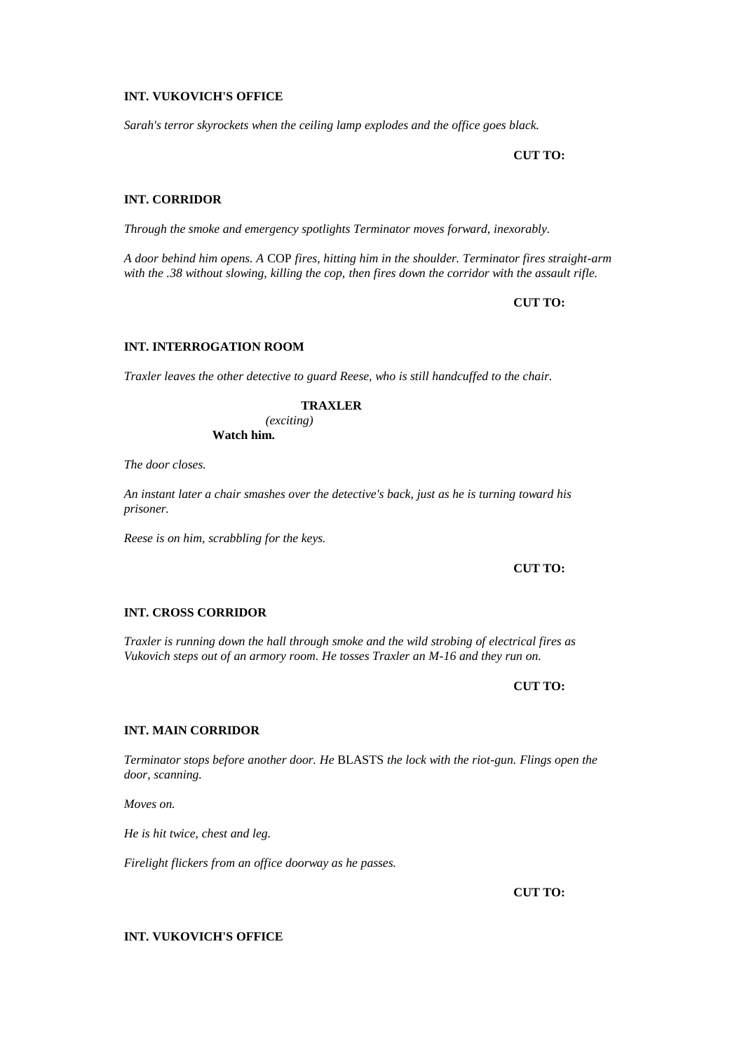**INT. VUKOVICH'S OFFICE**

*Sarah's terror skyrockets when the ceiling lamp explodes and the office goes black.*

**CUT TO:**

**INT. CORRIDOR**

*Through the smoke and emergency spotlights Terminator moves forward, inexorably.*

*A door behind him opens. A* COP *fires, hitting him in the shoulder. Terminator fires straight-arm with the .38 without slowing, killing the cop, then fires down the corridor with the assault rifle.*

**CUT TO:**

**INT. INTERROGATION ROOM**

*Traxler leaves the other detective to guard Reese, who is still handcuffed to the chair.*

**TRAXLER**
*(exciting)*
**Watch him.**

*The door closes.*

*An instant later a chair smashes over the detective's back, just as he is turning toward his prisoner.*

*Reese is on him, scrabbling for the keys.*

**CUT TO:**

**INT. CROSS CORRIDOR**

*Traxler is running down the hall through smoke and the wild strobing of electrical fires as Vukovich steps out of an armory room. He tosses Traxler an M-16 and they run on.*

**CUT TO:**

**INT. MAIN CORRIDOR**

*Terminator stops before another door. He* BLASTS *the lock with the riot-gun. Flings open the door, scanning.*

*Moves on.*

*He is hit twice, chest and leg.*

*Firelight flickers from an office doorway as he passes.*

**CUT TO:**

**INT. VUKOVICH'S OFFICE**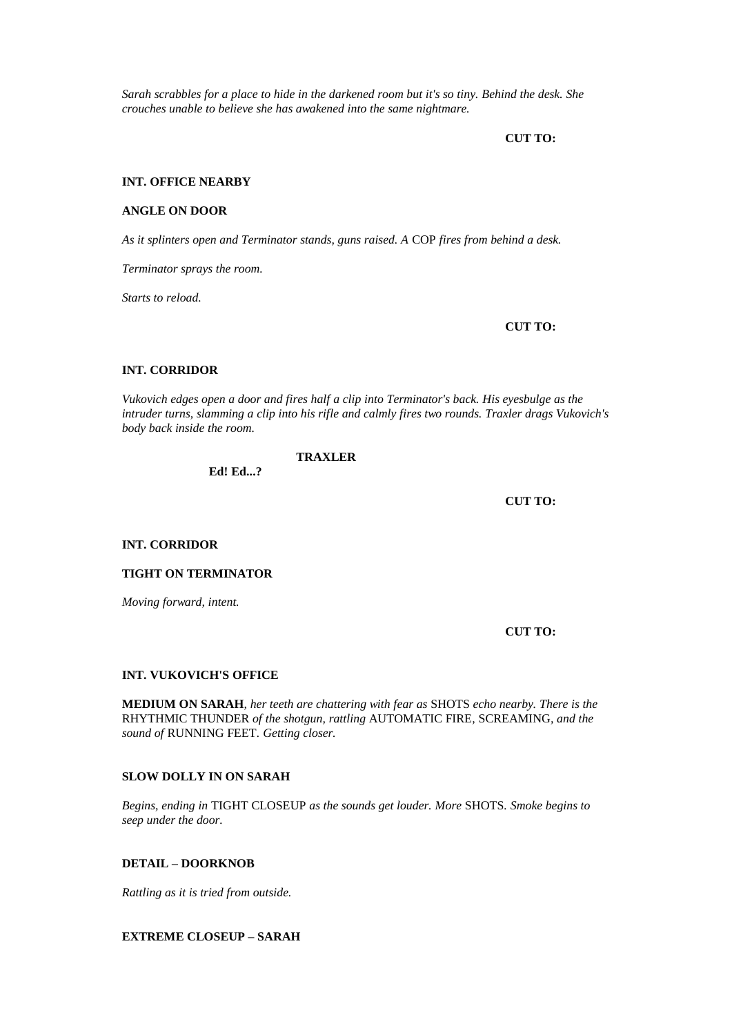*Sarah scrabbles for a place to hide in the darkened room but it's so tiny. Behind the desk. She crouches unable to believe she has awakened into the same nightmare.*

**CUT TO:**

**INT. OFFICE NEARBY**

**ANGLE ON DOOR**

*As it splinters open and Terminator stands, guns raised. A* COP *fires from behind a desk.*

*Terminator sprays the room.*

*Starts to reload.*

**CUT TO:**

**INT. CORRIDOR**

*Vukovich edges open a door and fires half a clip into Terminator's back. His eyesbulge as the intruder turns, slamming a clip into his rifle and calmly fires two rounds. Traxler drags Vukovich's body back inside the room.*

**TRAXLER**

**Ed! Ed...?**

**CUT TO:**

**INT. CORRIDOR**

**TIGHT ON TERMINATOR**

*Moving forward, intent.*

**CUT TO:**

**INT. VUKOVICH'S OFFICE**

**MEDIUM ON SARAH**, *her teeth are chattering with fear as* SHOTS *echo nearby. There is the* RHYTHMIC THUNDER *of the shotgun, rattling* AUTOMATIC FIRE, SCREAMING, *and the sound of* RUNNING FEET. *Getting closer.*

**SLOW DOLLY IN ON SARAH**

*Begins, ending in* TIGHT CLOSEUP *as the sounds get louder. More* SHOTS. *Smoke begins to seep under the door.*

**DETAIL – DOORKNOB**

*Rattling as it is tried from outside.*

**EXTREME CLOSEUP – SARAH**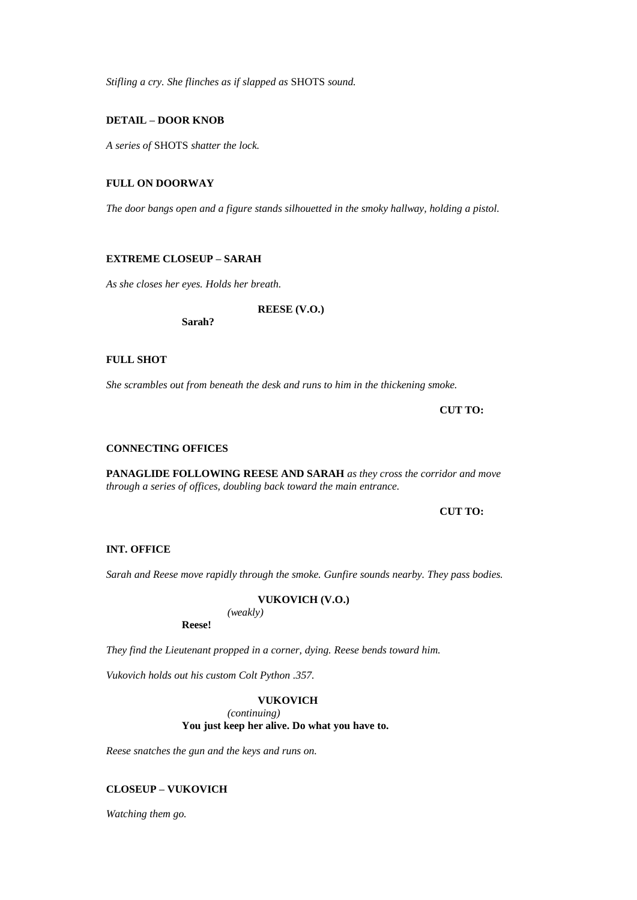*Stifling a cry. She flinches as if slapped as* SHOTS *sound.*

**DETAIL – DOOR KNOB**

*A series of* SHOTS *shatter the lock.*

**FULL ON DOORWAY**

*The door bangs open and a figure stands silhouetted in the smoky hallway, holding a pistol.*

**EXTREME CLOSEUP – SARAH**

*As she closes her eyes. Holds her breath.*

**REESE (V.O.)**

**Sarah?**

**FULL SHOT**

*She scrambles out from beneath the desk and runs to him in the thickening smoke.*

**CUT TO:**

**CONNECTING OFFICES**

**PANAGLIDE FOLLOWING REESE AND SARAH** *as they cross the corridor and move through a series of offices, doubling back toward the main entrance.*

**CUT TO:**

**INT. OFFICE**

*Sarah and Reese move rapidly through the smoke. Gunfire sounds nearby. They pass bodies.*

**VUKOVICH (V.O.)**

*(weakly)*

**Reese!**

*They find the Lieutenant propped in a corner, dying. Reese bends toward him.*

*Vukovich holds out his custom Colt Python .357.*

**VUKOVICH**

*(continuing)*

**You just keep her alive. Do what you have to.**

*Reese snatches the gun and the keys and runs on.*

**CLOSEUP – VUKOVICH**

*Watching them go.*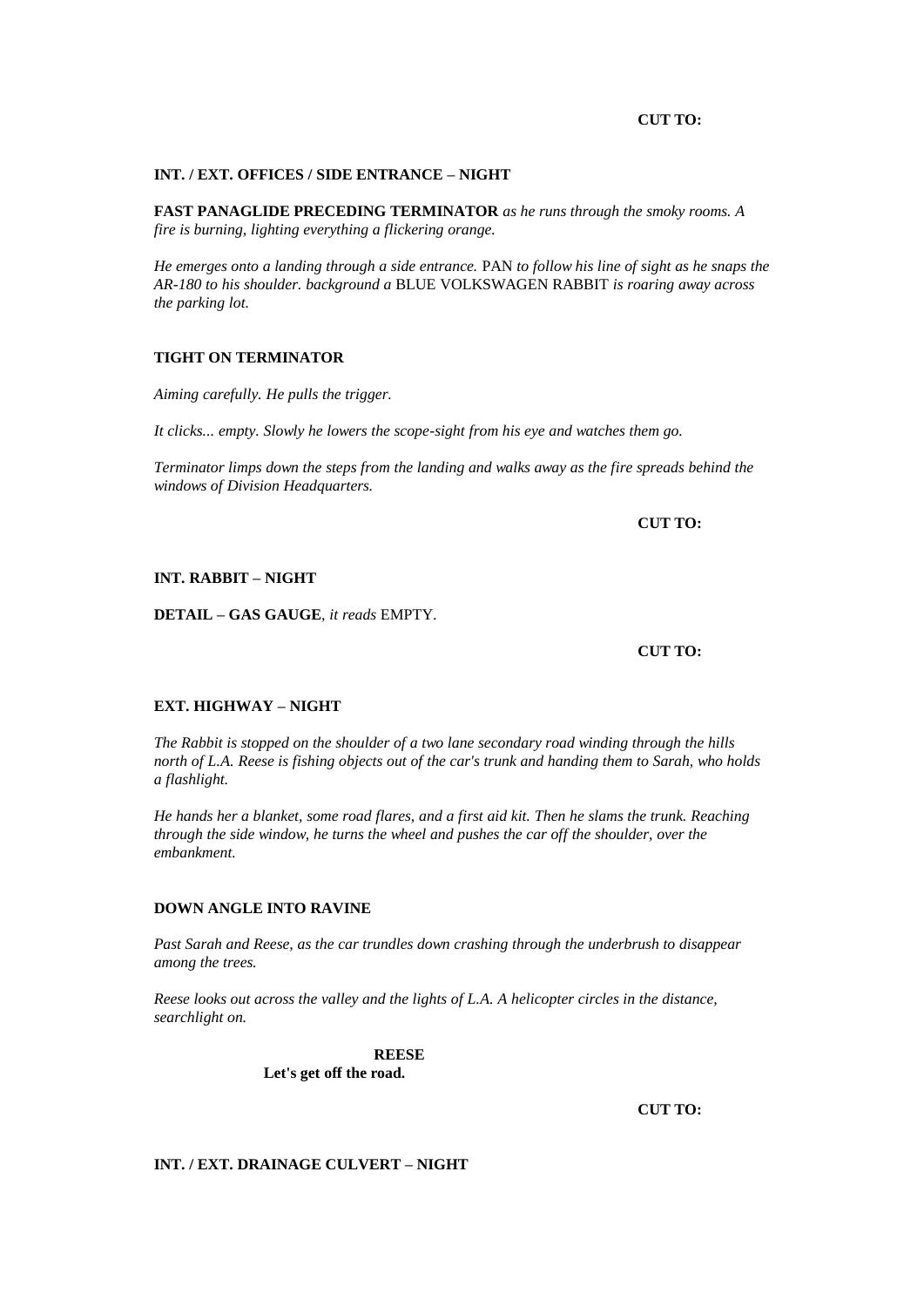**CUT TO:**

**INT. / EXT. OFFICES / SIDE ENTRANCE – NIGHT**

**FAST PANAGLIDE PRECEDING TERMINATOR** *as he runs through the smoky rooms. A fire is burning, lighting everything a flickering orange.*

*He emerges onto a landing through a side entrance.* PAN *to follow his line of sight as he snaps the AR-180 to his shoulder. background a* BLUE VOLKSWAGEN RABBIT *is roaring away across the parking lot.*

**TIGHT ON TERMINATOR**

*Aiming carefully. He pulls the trigger.*

*It clicks... empty. Slowly he lowers the scope-sight from his eye and watches them go.*

*Terminator limps down the steps from the landing and walks away as the fire spreads behind the windows of Division Headquarters.*

**CUT TO:**

**INT. RABBIT – NIGHT**

**DETAIL – GAS GAUGE**, *it reads* EMPTY.

**CUT TO:**

**EXT. HIGHWAY – NIGHT**

*The Rabbit is stopped on the shoulder of a two lane secondary road winding through the hills north of L.A. Reese is fishing objects out of the car's trunk and handing them to Sarah, who holds a flashlight.*

*He hands her a blanket, some road flares, and a first aid kit. Then he slams the trunk. Reaching through the side window, he turns the wheel and pushes the car off the shoulder, over the embankment.*

**DOWN ANGLE INTO RAVINE**

*Past Sarah and Reese, as the car trundles down crashing through the underbrush to disappear among the trees.*

*Reese looks out across the valley and the lights of L.A. A helicopter circles in the distance, searchlight on.*

**REESE**
**Let's get off the road.**

**CUT TO:**

**INT. / EXT. DRAINAGE CULVERT – NIGHT**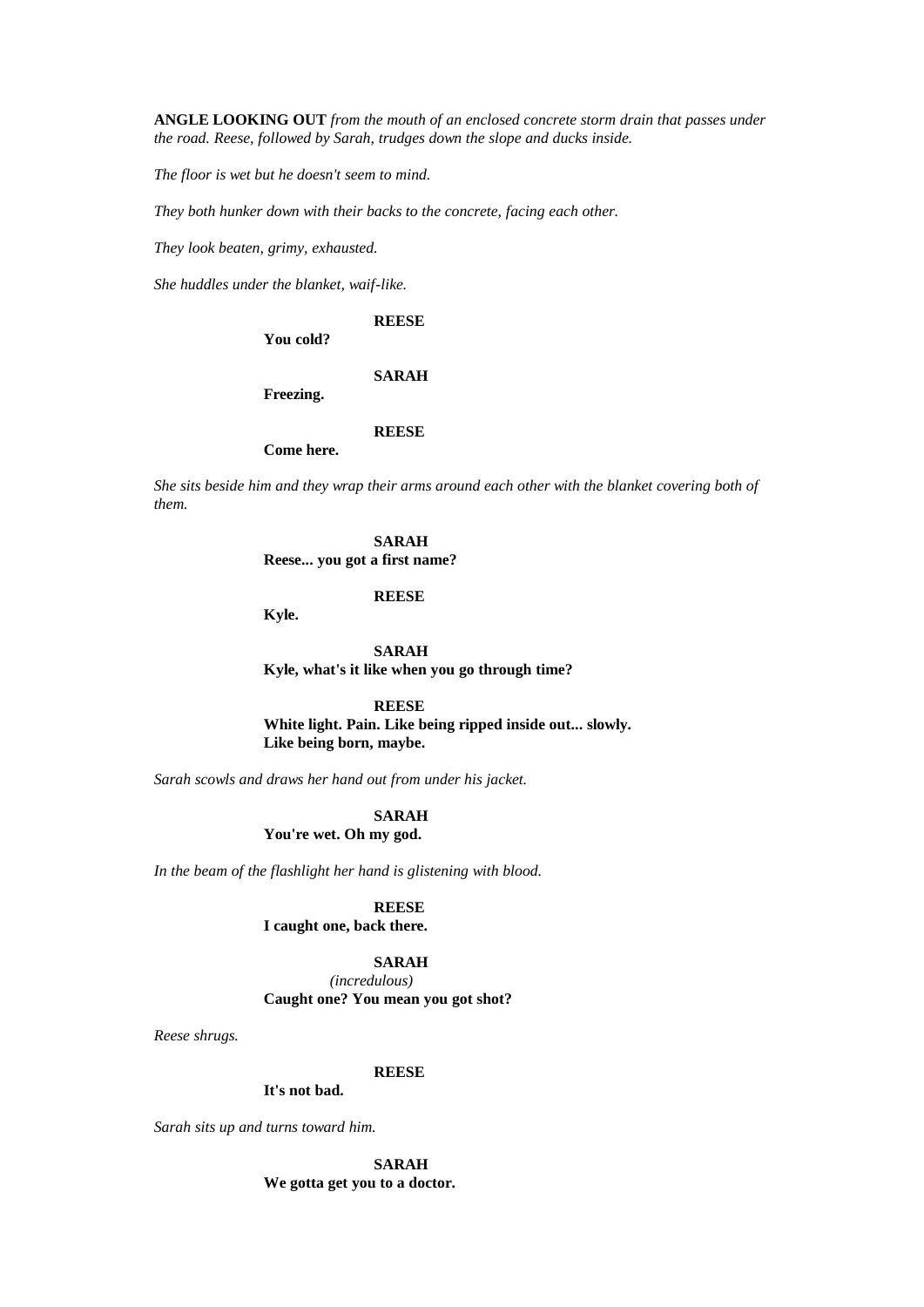**ANGLE LOOKING OUT** *from the mouth of an enclosed concrete storm drain that passes under the road. Reese, followed by Sarah, trudges down the slope and ducks inside.*

*The floor is wet but he doesn't seem to mind.*

*They both hunker down with their backs to the concrete, facing each other.*

*They look beaten, grimy, exhausted.*

*She huddles under the blanket, waif-like.*

**REESE**
**You cold?**

**SARAH**
**Freezing.**

**REESE**
**Come here.**

*She sits beside him and they wrap their arms around each other with the blanket covering both of them.*

**SARAH**
**Reese... you got a first name?**

**REESE**
**Kyle.**

**SARAH**
**Kyle, what's it like when you go through time?**

**REESE**
**White light. Pain. Like being ripped inside out... slowly. Like being born, maybe.**

*Sarah scowls and draws her hand out from under his jacket.*

**SARAH**
**You're wet. Oh my god.**

*In the beam of the flashlight her hand is glistening with blood.*

**REESE**
**I caught one, back there.**

**SARAH**
*(incredulous)*
**Caught one? You mean you got shot?**

*Reese shrugs.*

**REESE**
**It's not bad.**

*Sarah sits up and turns toward him.*

**SARAH**
**We gotta get you to a doctor.**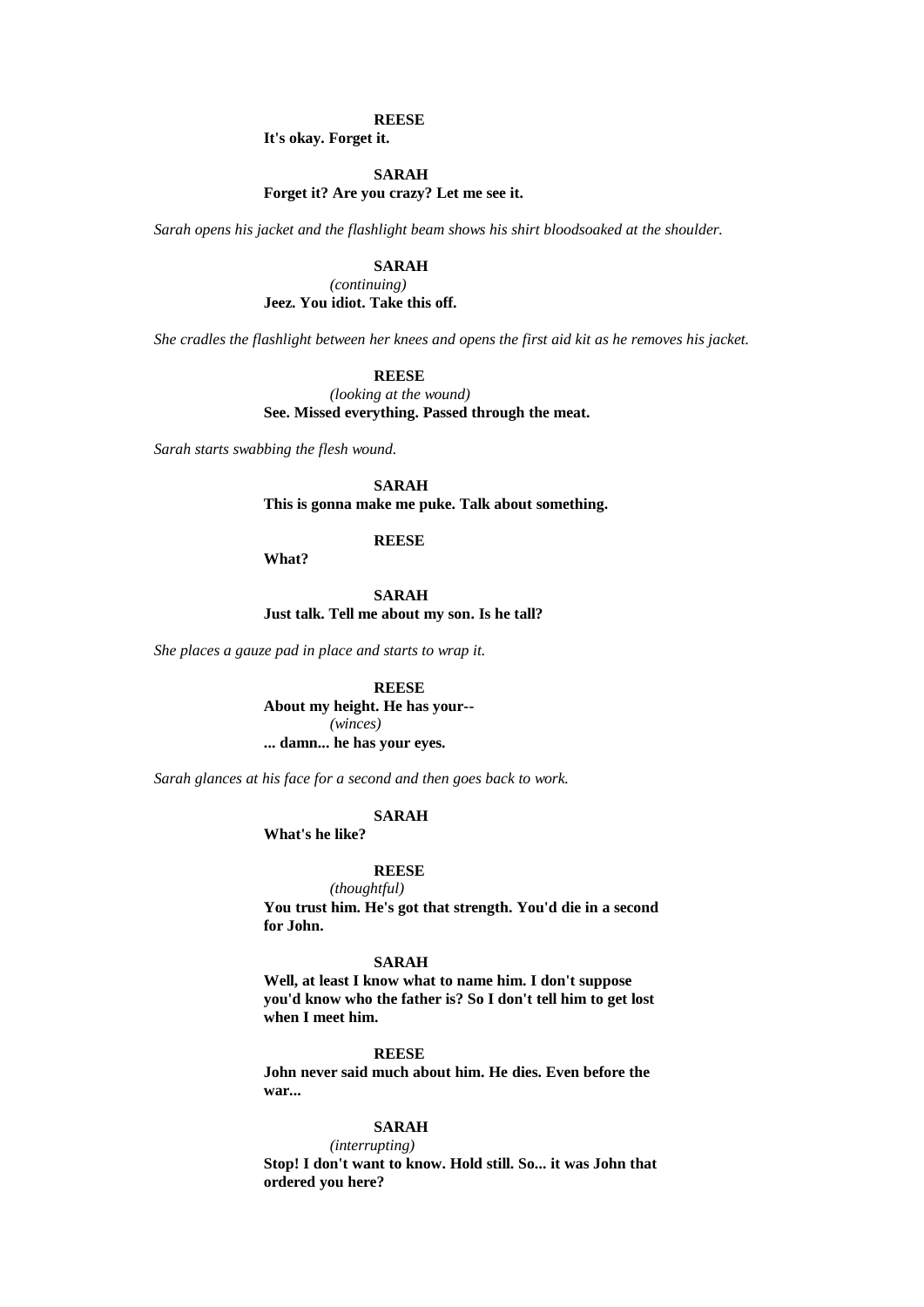**REESE**
**It's okay. Forget it.**

**SARAH**
**Forget it? Are you crazy? Let me see it.**

*Sarah opens his jacket and the flashlight beam shows his shirt bloodsoaked at the shoulder.*

**SARAH**
*(continuing)*
**Jeez. You idiot. Take this off.**

*She cradles the flashlight between her knees and opens the first aid kit as he removes his jacket.*

**REESE**
*(looking at the wound)*
**See. Missed everything. Passed through the meat.**

*Sarah starts swabbing the flesh wound.*

**SARAH**
**This is gonna make me puke. Talk about something.**

**REESE**
**What?**

**SARAH**
**Just talk. Tell me about my son. Is he tall?**

*She places a gauze pad in place and starts to wrap it.*

**REESE**
**About my height. He has your--**
*(winces)*
**... damn... he has your eyes.**

*Sarah glances at his face for a second and then goes back to work.*

**SARAH**
**What's he like?**

**REESE**
*(thoughtful)*
**You trust him. He's got that strength. You'd die in a second for John.**

**SARAH**
**Well, at least I know what to name him. I don't suppose you'd know who the father is? So I don't tell him to get lost when I meet him.**

**REESE**
**John never said much about him. He dies. Even before the war...**

**SARAH**
*(interrupting)*
**Stop! I don't want to know. Hold still. So... it was John that ordered you here?**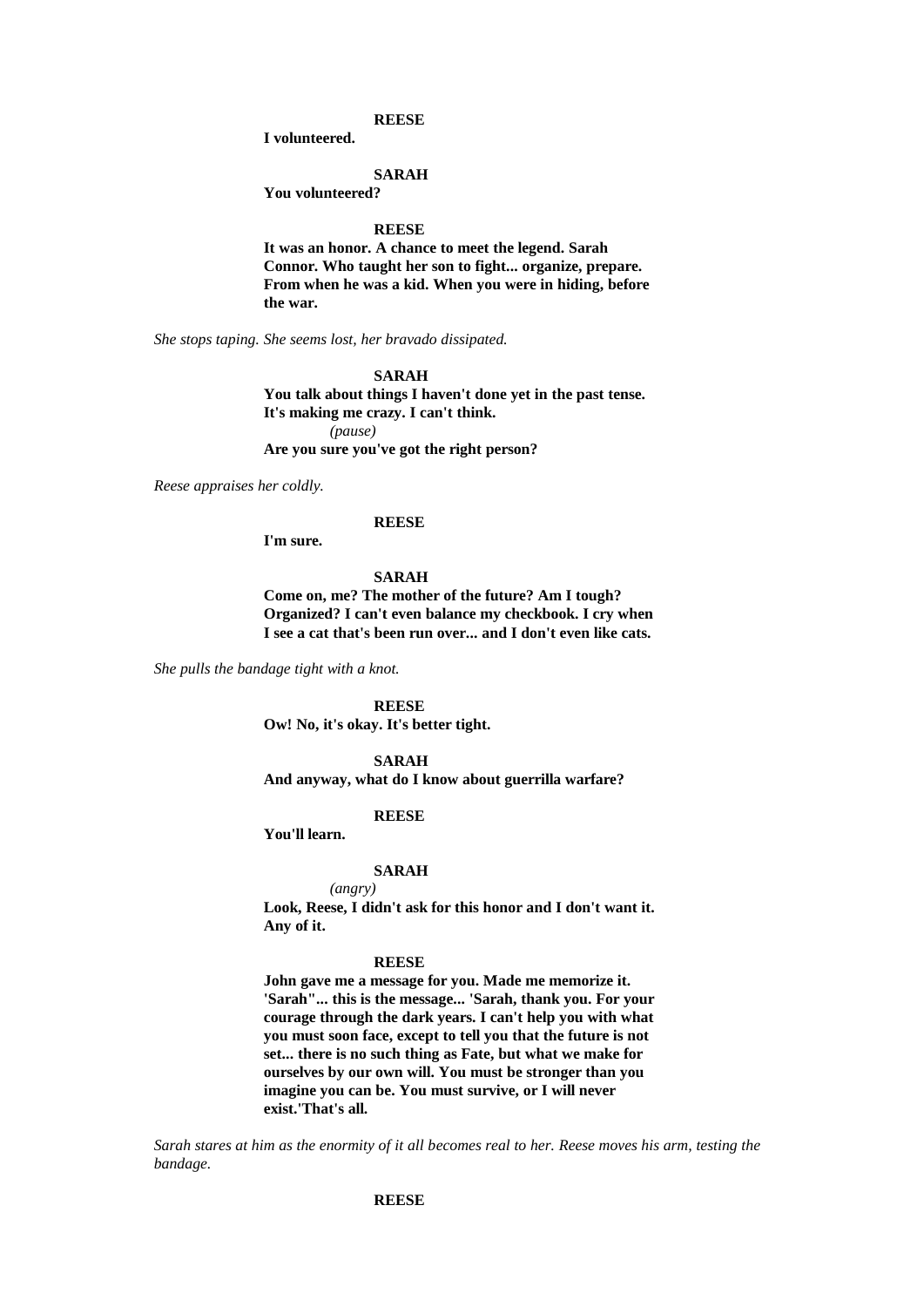**REESE**

**I volunteered.**

**SARAH**

**You volunteered?**

**REESE**

**It was an honor. A chance to meet the legend. Sarah Connor. Who taught her son to fight... organize, prepare. From when he was a kid. When you were in hiding, before the war.**

*She stops taping. She seems lost, her bravado dissipated.*

**SARAH**

**You talk about things I haven't done yet in the past tense. It's making me crazy. I can't think.**

*(pause)*

**Are you sure you've got the right person?**

*Reese appraises her coldly.*

**REESE**

**I'm sure.**

**SARAH**

**Come on, me? The mother of the future? Am I tough? Organized? I can't even balance my checkbook. I cry when I see a cat that's been run over... and I don't even like cats.**

*She pulls the bandage tight with a knot.*

**REESE**

**Ow! No, it's okay. It's better tight.**

**SARAH**

**And anyway, what do I know about guerrilla warfare?**

**REESE**

**You'll learn.**

**SARAH**

*(angry)*

**Look, Reese, I didn't ask for this honor and I don't want it. Any of it.**

**REESE**

**John gave me a message for you. Made me memorize it. 'Sarah"... this is the message... 'Sarah, thank you. For your courage through the dark years. I can't help you with what you must soon face, except to tell you that the future is not set... there is no such thing as Fate, but what we make for ourselves by our own will. You must be stronger than you imagine you can be. You must survive, or I will never exist.'That's all.**

*Sarah stares at him as the enormity of it all becomes real to her. Reese moves his arm, testing the bandage.*

**REESE**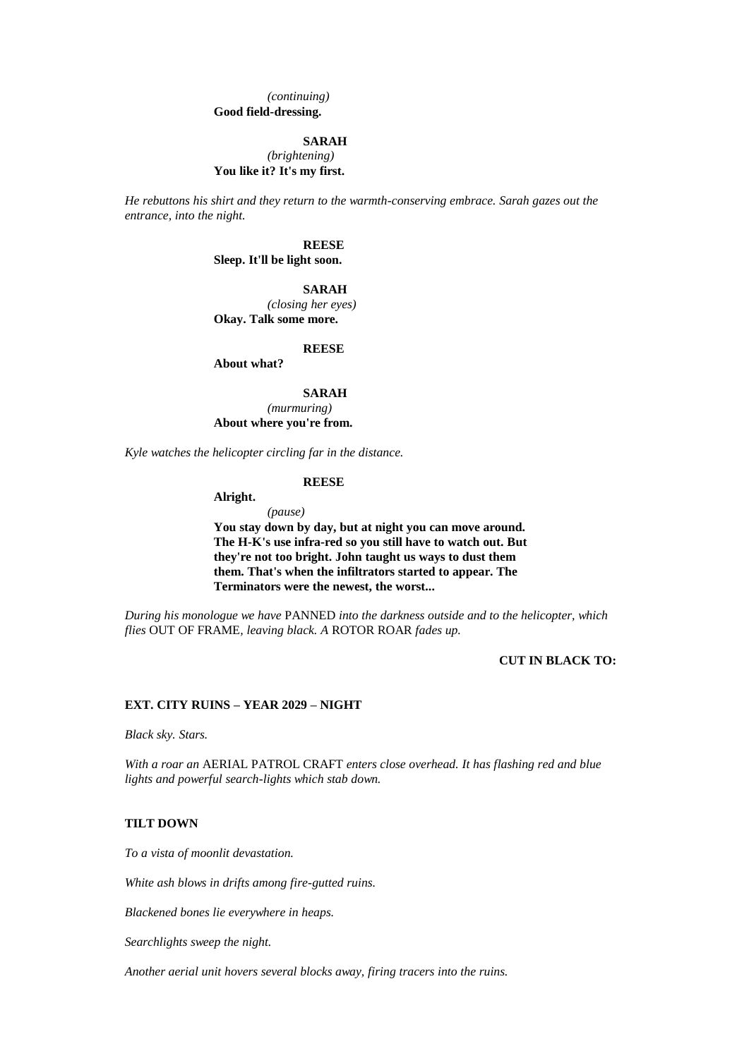*(continuing)*
**Good field-dressing.**

**SARAH**
*(brightening)*
**You like it? It's my first.**

*He rebuttons his shirt and they return to the warmth-conserving embrace. Sarah gazes out the entrance, into the night.*

**REESE**
**Sleep. It'll be light soon.**

**SARAH**
*(closing her eyes)*
**Okay. Talk some more.**

**REESE**
**About what?**

**SARAH**
*(murmuring)*
**About where you're from.**

*Kyle watches the helicopter circling far in the distance.*

**REESE**
**Alright.**
*(pause)*
**You stay down by day, but at night you can move around. The H-K's use infra-red so you still have to watch out. But they're not too bright. John taught us ways to dust them them. That's when the infiltrators started to appear. The Terminators were the newest, the worst...**

*During his monologue we have* PANNED *into the darkness outside and to the helicopter, which flies* OUT OF FRAME*, leaving black. A* ROTOR ROAR *fades up.*

**CUT IN BLACK TO:**

**EXT. CITY RUINS – YEAR 2029 – NIGHT**

*Black sky. Stars.*

*With a roar an* AERIAL PATROL CRAFT *enters close overhead. It has flashing red and blue lights and powerful search-lights which stab down.*

**TILT DOWN**

*To a vista of moonlit devastation.*

*White ash blows in drifts among fire-gutted ruins.*

*Blackened bones lie everywhere in heaps.*

*Searchlights sweep the night.*

*Another aerial unit hovers several blocks away, firing tracers into the ruins.*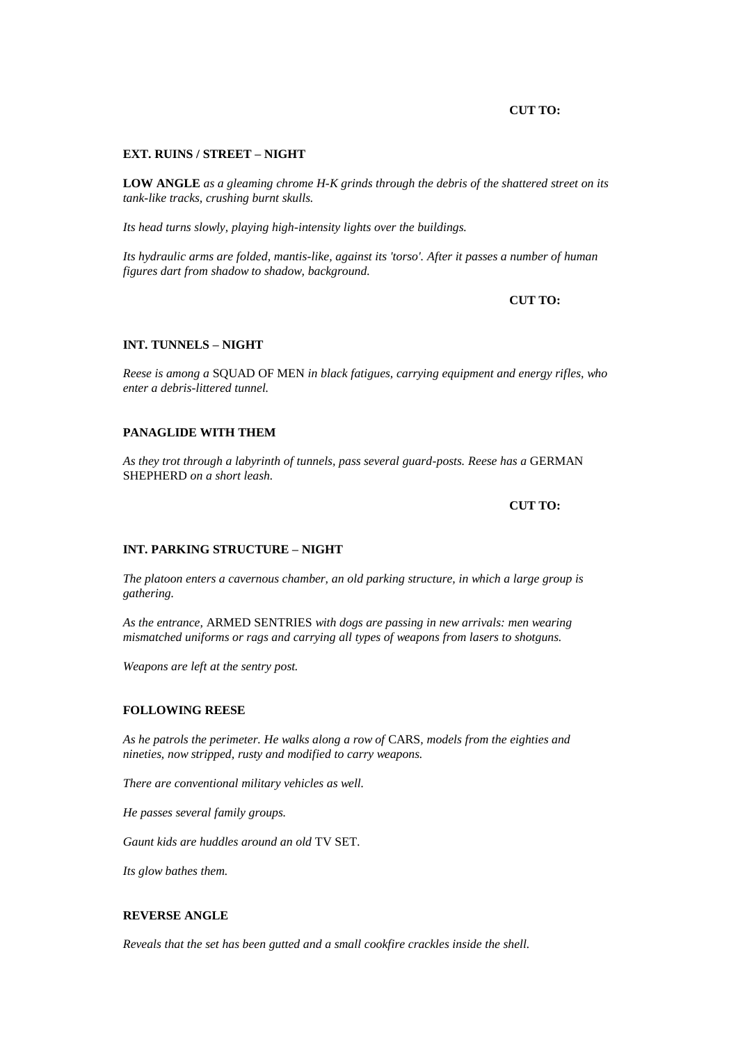**CUT TO:**

**EXT. RUINS / STREET – NIGHT**

**LOW ANGLE** *as a gleaming chrome H-K grinds through the debris of the shattered street on its tank-like tracks, crushing burnt skulls.*

*Its head turns slowly, playing high-intensity lights over the buildings.*

*Its hydraulic arms are folded, mantis-like, against its 'torso'. After it passes a number of human figures dart from shadow to shadow, background.*

**CUT TO:**

**INT. TUNNELS – NIGHT**

*Reese is among a* SQUAD OF MEN *in black fatigues, carrying equipment and energy rifles, who enter a debris-littered tunnel.*

**PANAGLIDE WITH THEM**

*As they trot through a labyrinth of tunnels, pass several guard-posts. Reese has a* GERMAN SHEPHERD *on a short leash.*

**CUT TO:**

**INT. PARKING STRUCTURE – NIGHT**

*The platoon enters a cavernous chamber, an old parking structure, in which a large group is gathering.*

*As the entrance,* ARMED SENTRIES *with dogs are passing in new arrivals: men wearing mismatched uniforms or rags and carrying all types of weapons from lasers to shotguns.*

*Weapons are left at the sentry post.*

**FOLLOWING REESE**

*As he patrols the perimeter. He walks along a row of* CARS*, models from the eighties and nineties, now stripped, rusty and modified to carry weapons.*

*There are conventional military vehicles as well.*

*He passes several family groups.*

*Gaunt kids are huddles around an old* TV SET.

*Its glow bathes them.*

**REVERSE ANGLE**

*Reveals that the set has been gutted and a small cookfire crackles inside the shell.*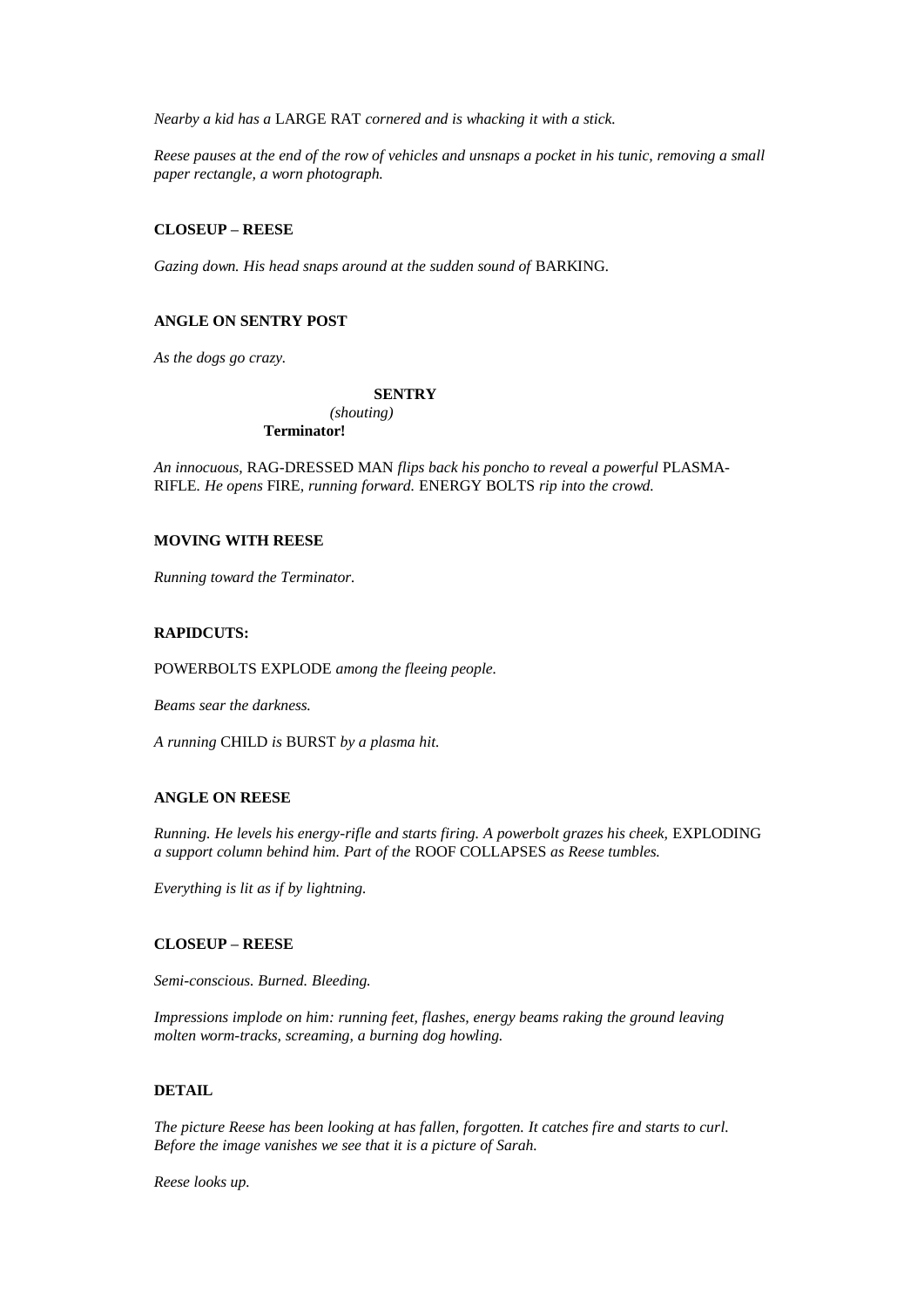*Nearby a kid has a* LARGE RAT *cornered and is whacking it with a stick.*

*Reese pauses at the end of the row of vehicles and unsnaps a pocket in his tunic, removing a small paper rectangle, a worn photograph.*

**CLOSEUP – REESE**

*Gazing down. His head snaps around at the sudden sound of* BARKING.

**ANGLE ON SENTRY POST**

*As the dogs go crazy.*

**SENTRY**
*(shouting)*
**Terminator!**

*An innocuous,* RAG-DRESSED MAN *flips back his poncho to reveal a powerful* PLASMA-RIFLE. *He opens* FIRE, *running forward.* ENERGY BOLTS *rip into the crowd.*

**MOVING WITH REESE**

*Running toward the Terminator.*

**RAPIDCUTS:**

POWERBOLTS EXPLODE *among the fleeing people.*

*Beams sear the darkness.*

*A running* CHILD *is* BURST *by a plasma hit.*

**ANGLE ON REESE**

*Running. He levels his energy-rifle and starts firing. A powerbolt grazes his cheek,* EXPLODING *a support column behind him. Part of the* ROOF COLLAPSES *as Reese tumbles.*

*Everything is lit as if by lightning.*

**CLOSEUP – REESE**

*Semi-conscious. Burned. Bleeding.*

*Impressions implode on him: running feet, flashes, energy beams raking the ground leaving molten worm-tracks, screaming, a burning dog howling.*

**DETAIL**

*The picture Reese has been looking at has fallen, forgotten. It catches fire and starts to curl. Before the image vanishes we see that it is a picture of Sarah.*

*Reese looks up.*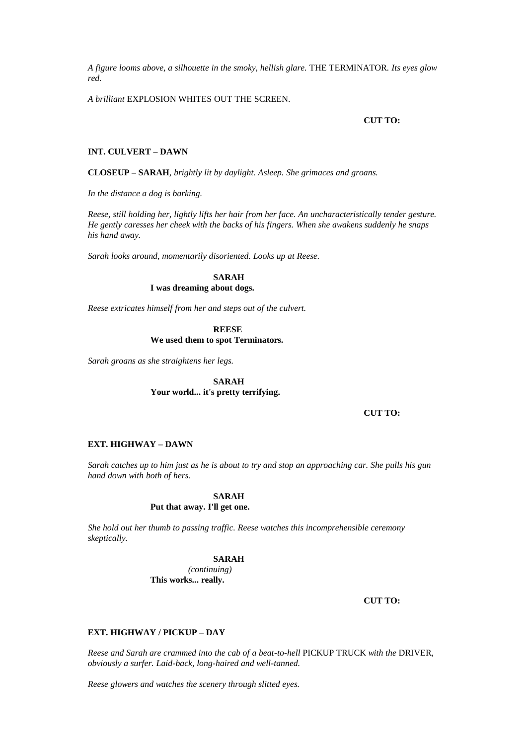*A figure looms above, a silhouette in the smoky, hellish glare.* THE TERMINATOR. *Its eyes glow red.*

*A brilliant* EXPLOSION WHITES OUT THE SCREEN.

**CUT TO:**

**INT. CULVERT – DAWN**

**CLOSEUP – SARAH***, brightly lit by daylight. Asleep. She grimaces and groans.*

*In the distance a dog is barking.*

*Reese, still holding her, lightly lifts her hair from her face. An uncharacteristically tender gesture. He gently caresses her cheek with the backs of his fingers. When she awakens suddenly he snaps his hand away.*

*Sarah looks around, momentarily disoriented. Looks up at Reese.*

**SARAH**
**I was dreaming about dogs.**

*Reese extricates himself from her and steps out of the culvert.*

**REESE**
**We used them to spot Terminators.**

*Sarah groans as she straightens her legs.*

**SARAH**
**Your world... it's pretty terrifying.**

**CUT TO:**

**EXT. HIGHWAY – DAWN**

*Sarah catches up to him just as he is about to try and stop an approaching car. She pulls his gun hand down with both of hers.*

**SARAH**
**Put that away. I'll get one.**

*She hold out her thumb to passing traffic. Reese watches this incomprehensible ceremony skeptically.*

**SARAH**
*(continuing)*
**This works... really.**

**CUT TO:**

**EXT. HIGHWAY / PICKUP – DAY**

*Reese and Sarah are crammed into the cab of a beat-to-hell* PICKUP TRUCK *with the* DRIVER*, obviously a surfer. Laid-back, long-haired and well-tanned.*

*Reese glowers and watches the scenery through slitted eyes.*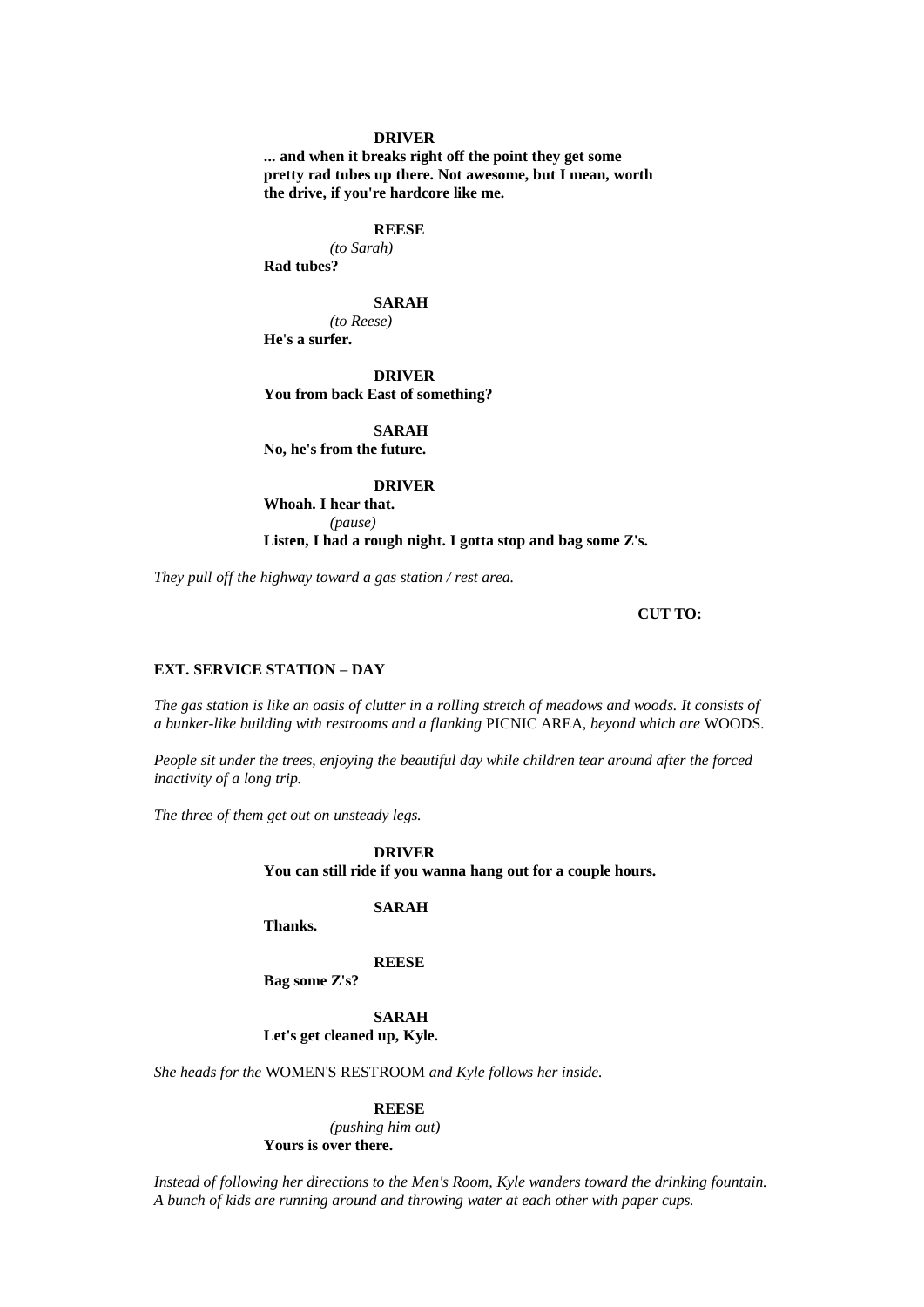**DRIVER**

**... and when it breaks right off the point they get some pretty rad tubes up there. Not awesome, but I mean, worth the drive, if you're hardcore like me.**

**REESE**

*(to Sarah)*

**Rad tubes?**

**SARAH**

*(to Reese)*

**He's a surfer.**

**DRIVER**

**You from back East of something?**

**SARAH**

**No, he's from the future.**

**DRIVER**

**Whoah. I hear that.**

*(pause)*

**Listen, I had a rough night. I gotta stop and bag some Z's.**

*They pull off the highway toward a gas station / rest area.*

**CUT TO:**

**EXT. SERVICE STATION – DAY**

*The gas station is like an oasis of clutter in a rolling stretch of meadows and woods. It consists of a bunker-like building with restrooms and a flanking* PICNIC AREA, *beyond which are* WOODS.

*People sit under the trees, enjoying the beautiful day while children tear around after the forced inactivity of a long trip.*

*The three of them get out on unsteady legs.*

**DRIVER**

**You can still ride if you wanna hang out for a couple hours.**

**SARAH**

**Thanks.**

**REESE**

**Bag some Z's?**

**SARAH**

**Let's get cleaned up, Kyle.**

*She heads for the* WOMEN'S RESTROOM *and Kyle follows her inside.*

**REESE**

*(pushing him out)*

**Yours is over there.**

*Instead of following her directions to the Men's Room, Kyle wanders toward the drinking fountain. A bunch of kids are running around and throwing water at each other with paper cups.*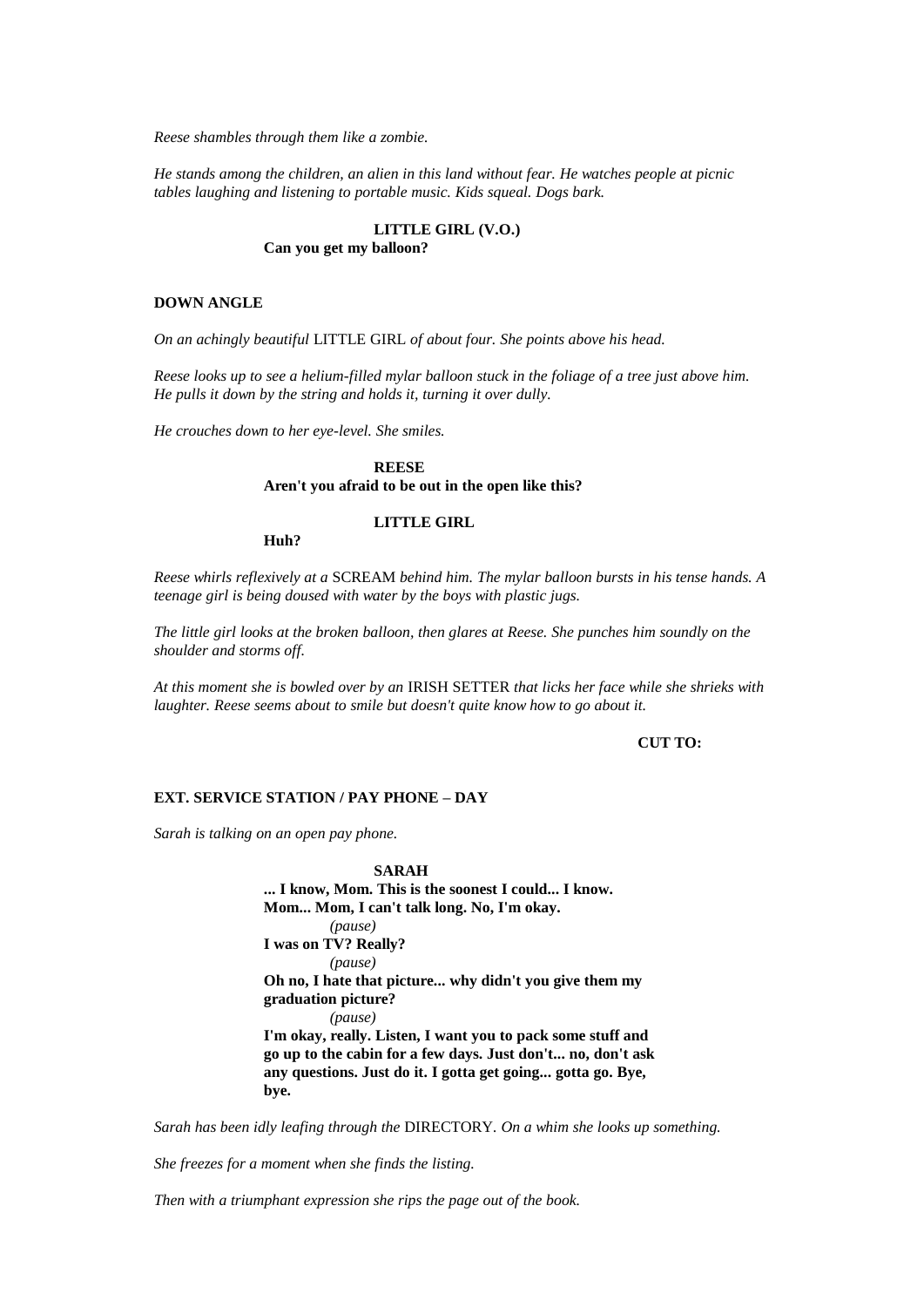*Reese shambles through them like a zombie.*

*He stands among the children, an alien in this land without fear. He watches people at picnic tables laughing and listening to portable music. Kids squeal. Dogs bark.*

**LITTLE GIRL (V.O.)**
**Can you get my balloon?**

**DOWN ANGLE**

*On an achingly beautiful* LITTLE GIRL *of about four. She points above his head.*

*Reese looks up to see a helium-filled mylar balloon stuck in the foliage of a tree just above him. He pulls it down by the string and holds it, turning it over dully.*

*He crouches down to her eye-level. She smiles.*

**REESE**
**Aren't you afraid to be out in the open like this?**

**LITTLE GIRL**
**Huh?**

*Reese whirls reflexively at a* SCREAM *behind him. The mylar balloon bursts in his tense hands. A teenage girl is being doused with water by the boys with plastic jugs.*

*The little girl looks at the broken balloon, then glares at Reese. She punches him soundly on the shoulder and storms off.*

*At this moment she is bowled over by an* IRISH SETTER *that licks her face while she shrieks with laughter. Reese seems about to smile but doesn't quite know how to go about it.*

**CUT TO:**

**EXT. SERVICE STATION / PAY PHONE – DAY**

*Sarah is talking on an open pay phone.*

**SARAH**
**... I know, Mom. This is the soonest I could... I know. Mom... Mom, I can't talk long. No, I'm okay.**
*(pause)*
**I was on TV? Really?**
*(pause)*
**Oh no, I hate that picture... why didn't you give them my graduation picture?**
*(pause)*
**I'm okay, really. Listen, I want you to pack some stuff and go up to the cabin for a few days. Just don't... no, don't ask any questions. Just do it. I gotta get going... gotta go. Bye, bye.**

*Sarah has been idly leafing through the* DIRECTORY*. On a whim she looks up something.*

*She freezes for a moment when she finds the listing.*

*Then with a triumphant expression she rips the page out of the book.*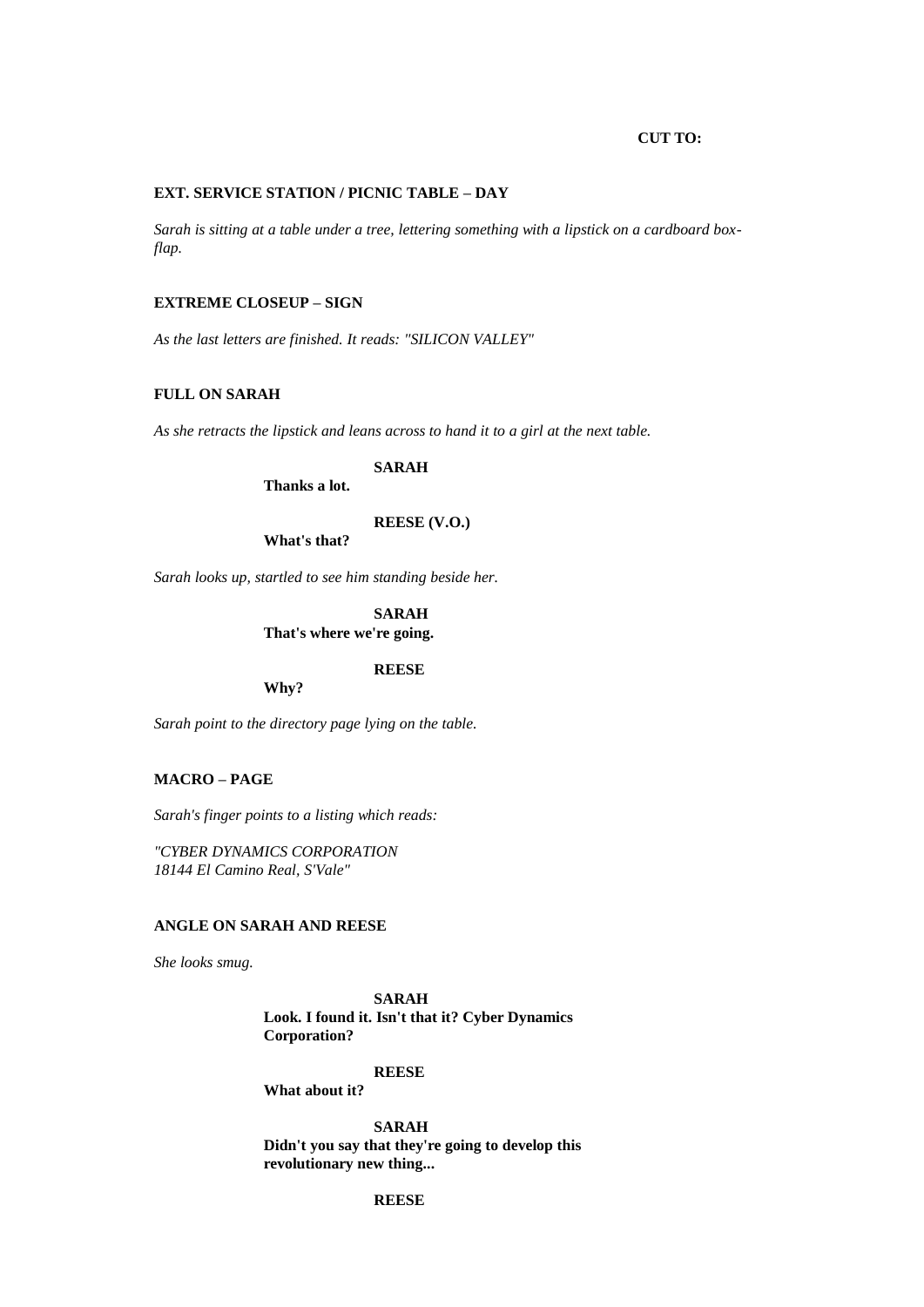**CUT TO:**

**EXT. SERVICE STATION / PICNIC TABLE – DAY**

*Sarah is sitting at a table under a tree, lettering something with a lipstick on a cardboard box-flap.*

**EXTREME CLOSEUP – SIGN**

*As the last letters are finished. It reads: "SILICON VALLEY"*

**FULL ON SARAH**

*As she retracts the lipstick and leans across to hand it to a girl at the next table.*

**SARAH**
**Thanks a lot.**

**REESE (V.O.)**
**What's that?**

*Sarah looks up, startled to see him standing beside her.*

**SARAH**
**That's where we're going.**

**REESE**
**Why?**

*Sarah point to the directory page lying on the table.*

**MACRO – PAGE**

*Sarah's finger points to a listing which reads:*

*"CYBER DYNAMICS CORPORATION*
*18144 El Camino Real, S'Vale"*

**ANGLE ON SARAH AND REESE**

*She looks smug.*

**SARAH**
**Look. I found it. Isn't that it? Cyber Dynamics Corporation?**

**REESE**
**What about it?**

**SARAH**
**Didn't you say that they're going to develop this revolutionary new thing...**

**REESE**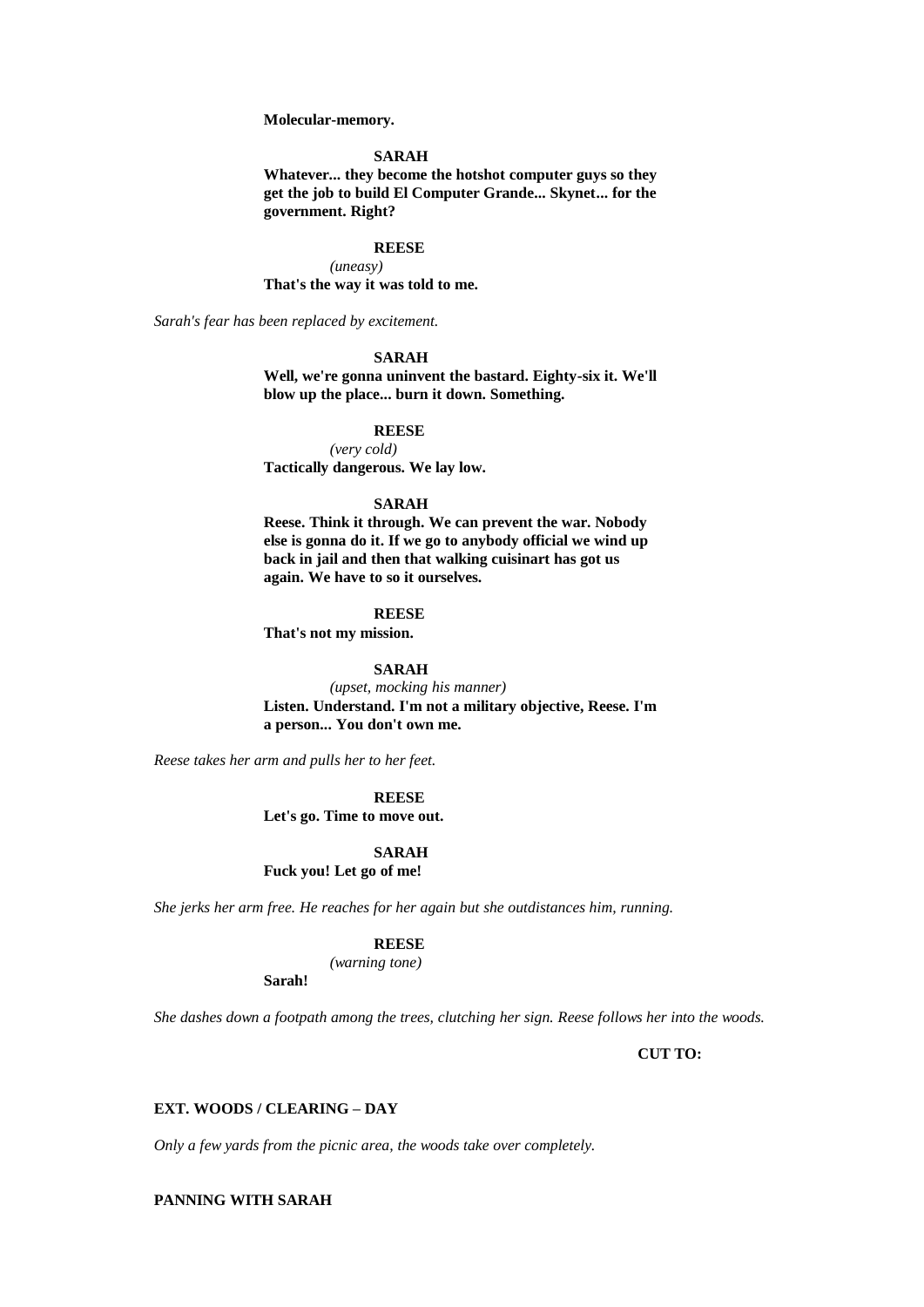**Molecular-memory.**

**SARAH**

**Whatever... they become the hotshot computer guys so they get the job to build El Computer Grande... Skynet... for the government. Right?**

**REESE**

*(uneasy)*

**That's the way it was told to me.**

*Sarah's fear has been replaced by excitement.*

**SARAH**

**Well, we're gonna uninvent the bastard. Eighty-six it. We'll blow up the place... burn it down. Something.**

**REESE**

*(very cold)*

**Tactically dangerous. We lay low.**

**SARAH**

**Reese. Think it through. We can prevent the war. Nobody else is gonna do it. If we go to anybody official we wind up back in jail and then that walking cuisinart has got us again. We have to so it ourselves.**

**REESE**

**That's not my mission.**

**SARAH**

*(upset, mocking his manner)*

**Listen. Understand. I'm not a military objective, Reese. I'm a person... You don't own me.**

*Reese takes her arm and pulls her to her feet.*

**REESE**

**Let's go. Time to move out.**

**SARAH**

**Fuck you! Let go of me!**

*She jerks her arm free. He reaches for her again but she outdistances him, running.*

**REESE**

*(warning tone)*

**Sarah!**

*She dashes down a footpath among the trees, clutching her sign. Reese follows her into the woods.*

**CUT TO:**

**EXT. WOODS / CLEARING – DAY**

*Only a few yards from the picnic area, the woods take over completely.*

**PANNING WITH SARAH**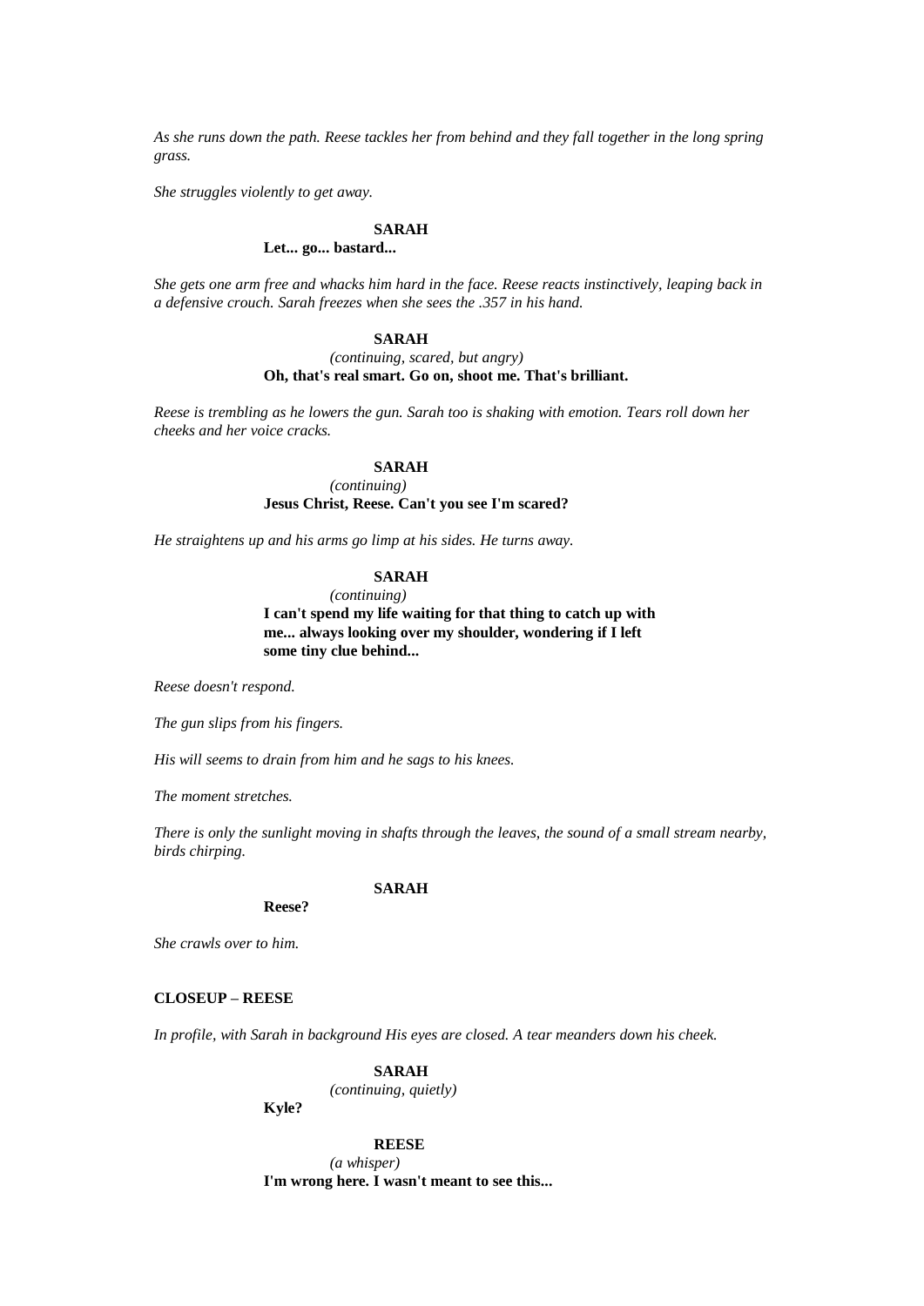*As she runs down the path. Reese tackles her from behind and they fall together in the long spring grass.*

*She struggles violently to get away.*

**SARAH**

**Let... go... bastard...**

*She gets one arm free and whacks him hard in the face. Reese reacts instinctively, leaping back in a defensive crouch. Sarah freezes when she sees the .357 in his hand.*

**SARAH**

*(continuing, scared, but angry)*

**Oh, that's real smart. Go on, shoot me. That's brilliant.**

*Reese is trembling as he lowers the gun. Sarah too is shaking with emotion. Tears roll down her cheeks and her voice cracks.*

**SARAH**

*(continuing)*

**Jesus Christ, Reese. Can't you see I'm scared?**

*He straightens up and his arms go limp at his sides. He turns away.*

**SARAH**

*(continuing)*

**I can't spend my life waiting for that thing to catch up with me... always looking over my shoulder, wondering if I left some tiny clue behind...**

*Reese doesn't respond.*

*The gun slips from his fingers.*

*His will seems to drain from him and he sags to his knees.*

*The moment stretches.*

*There is only the sunlight moving in shafts through the leaves, the sound of a small stream nearby, birds chirping.*

**SARAH**

**Reese?**

*She crawls over to him.*

**CLOSEUP – REESE**

*In profile, with Sarah in background His eyes are closed. A tear meanders down his cheek.*

**SARAH**

*(continuing, quietly)*

**Kyle?**

**REESE**

*(a whisper)*

**I'm wrong here. I wasn't meant to see this...**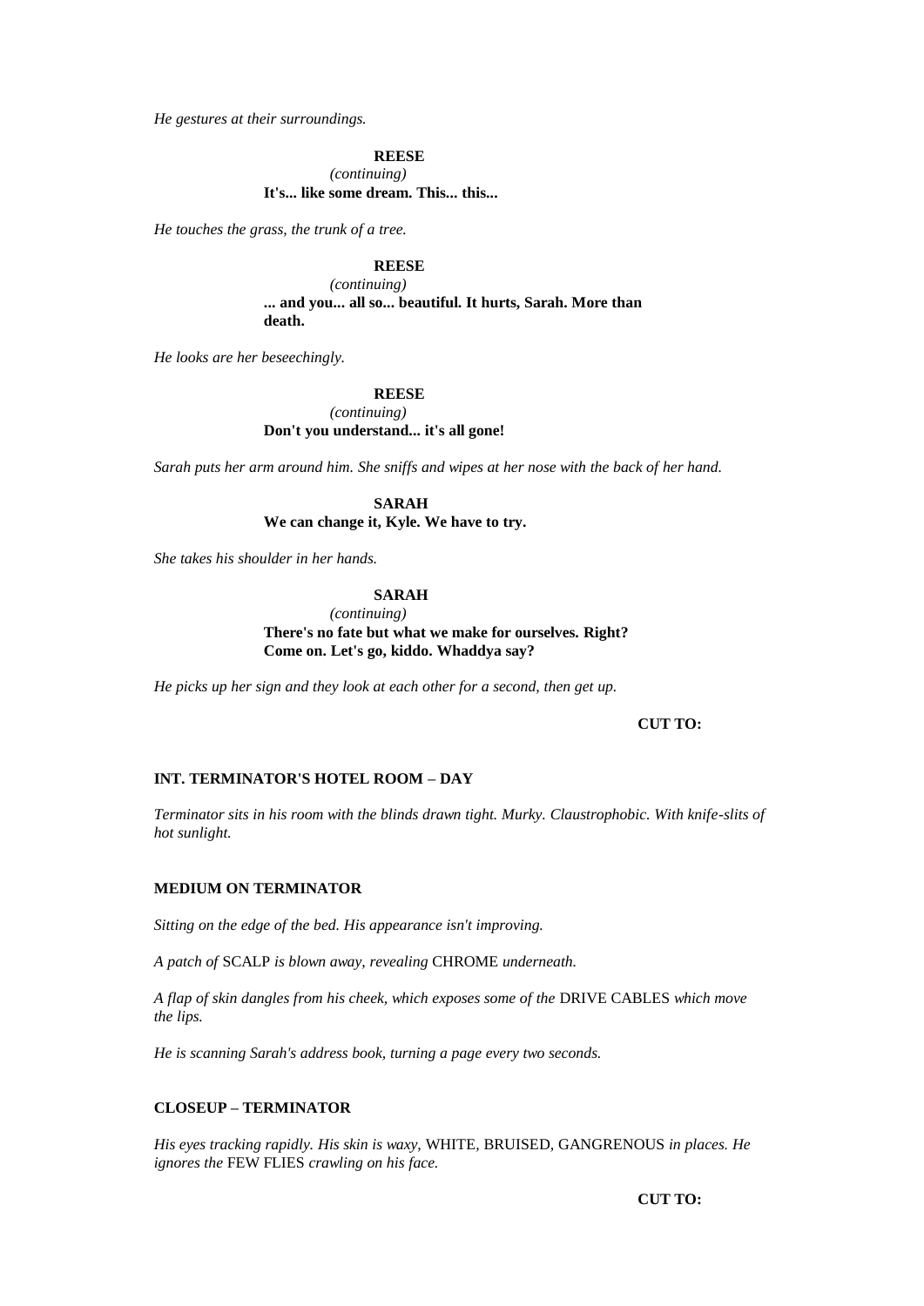*He gestures at their surroundings.*

**REESE**
*(continuing)*
**It's... like some dream. This... this...**

*He touches the grass, the trunk of a tree.*

**REESE**
*(continuing)*
**... and you... all so... beautiful. It hurts, Sarah. More than death.**

*He looks are her beseechingly.*

**REESE**
*(continuing)*
**Don't you understand... it's all gone!**

*Sarah puts her arm around him. She sniffs and wipes at her nose with the back of her hand.*

**SARAH**
**We can change it, Kyle. We have to try.**

*She takes his shoulder in her hands.*

**SARAH**
*(continuing)*
**There's no fate but what we make for ourselves. Right? Come on. Let's go, kiddo. Whaddya say?**

*He picks up her sign and they look at each other for a second, then get up.*

**CUT TO:**

**INT. TERMINATOR'S HOTEL ROOM – DAY**

*Terminator sits in his room with the blinds drawn tight. Murky. Claustrophobic. With knife-slits of hot sunlight.*

**MEDIUM ON TERMINATOR**

*Sitting on the edge of the bed. His appearance isn't improving.*

*A patch of* SCALP *is blown away, revealing* CHROME *underneath.*

*A flap of skin dangles from his cheek, which exposes some of the* DRIVE CABLES *which move the lips.*

*He is scanning Sarah's address book, turning a page every two seconds.*

**CLOSEUP – TERMINATOR**

*His eyes tracking rapidly. His skin is waxy,* WHITE, BRUISED, GANGRENOUS *in places. He ignores the* FEW FLIES *crawling on his face.*

**CUT TO:**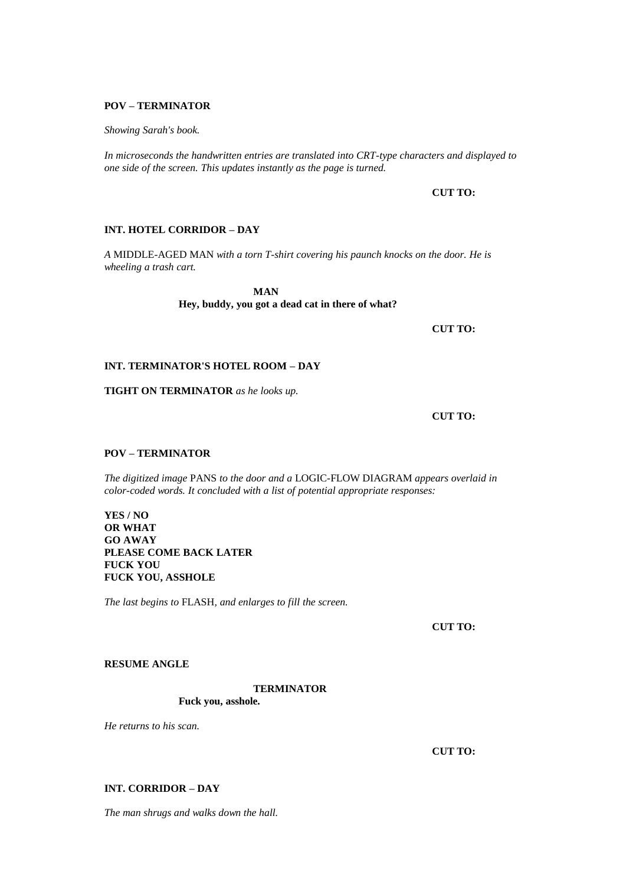**POV – TERMINATOR**

*Showing Sarah's book.*

*In microseconds the handwritten entries are translated into CRT-type characters and displayed to one side of the screen. This updates instantly as the page is turned.*

**CUT TO:**

**INT. HOTEL CORRIDOR – DAY**

*A* MIDDLE-AGED MAN *with a torn T-shirt covering his paunch knocks on the door. He is wheeling a trash cart.*

**MAN**
**Hey, buddy, you got a dead cat in there of what?**

**CUT TO:**

**INT. TERMINATOR'S HOTEL ROOM – DAY**

**TIGHT ON TERMINATOR** *as he looks up.*

**CUT TO:**

**POV – TERMINATOR**

*The digitized image* PANS *to the door and a* LOGIC-FLOW DIAGRAM *appears overlaid in color-coded words. It concluded with a list of potential appropriate responses:*

**YES / NO**
**OR WHAT**
**GO AWAY**
**PLEASE COME BACK LATER**
**FUCK YOU**
**FUCK YOU, ASSHOLE**

*The last begins to* FLASH*, and enlarges to fill the screen.*

**CUT TO:**

**RESUME ANGLE**

**TERMINATOR**
**Fuck you, asshole.**

*He returns to his scan.*

**CUT TO:**

**INT. CORRIDOR – DAY**

*The man shrugs and walks down the hall.*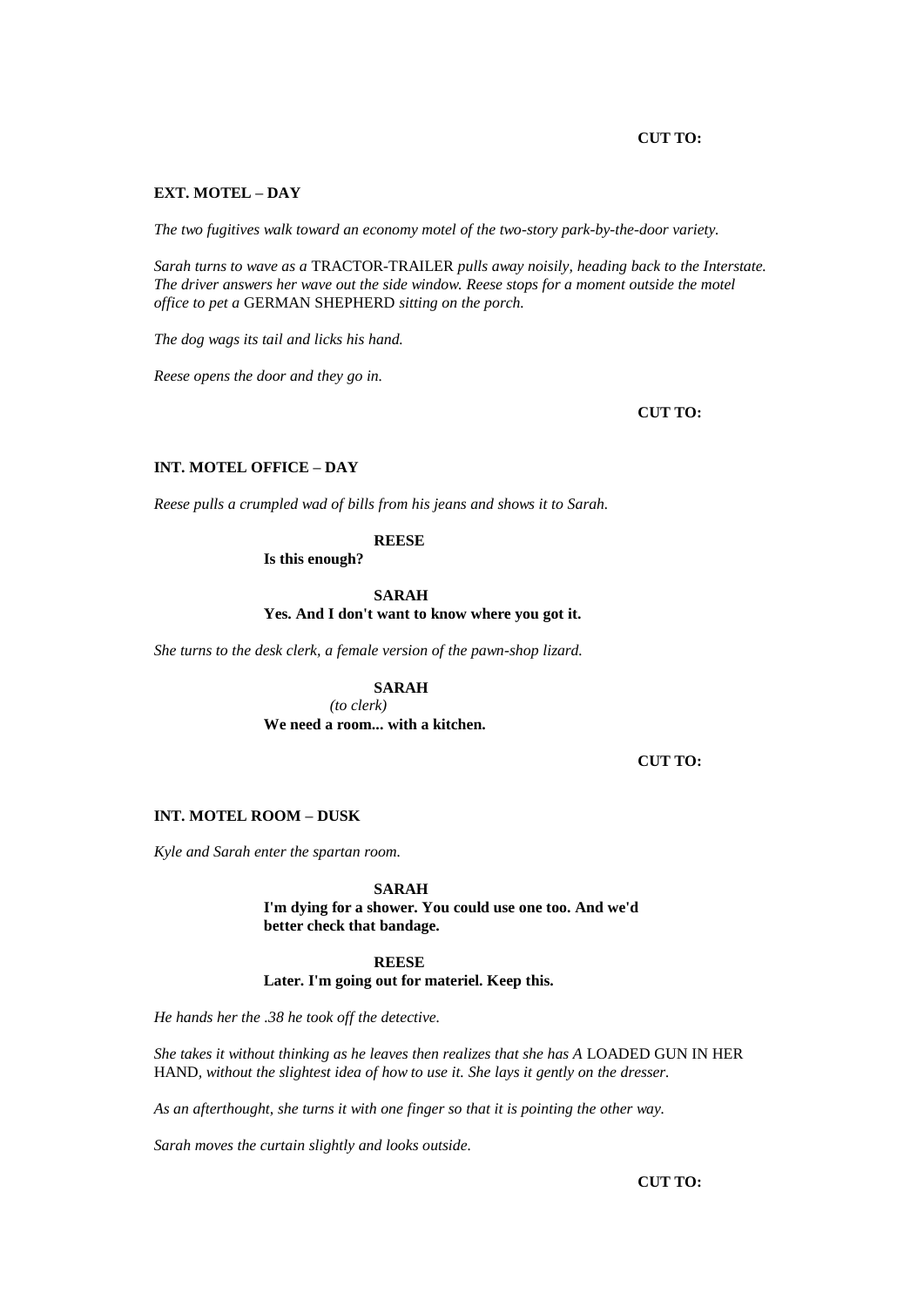**CUT TO:**

**EXT. MOTEL – DAY**

*The two fugitives walk toward an economy motel of the two-story park-by-the-door variety.*

*Sarah turns to wave as a* TRACTOR-TRAILER *pulls away noisily, heading back to the Interstate. The driver answers her wave out the side window. Reese stops for a moment outside the motel office to pet a* GERMAN SHEPHERD *sitting on the porch.*

*The dog wags its tail and licks his hand.*

*Reese opens the door and they go in.*

**CUT TO:**

**INT. MOTEL OFFICE – DAY**

*Reese pulls a crumpled wad of bills from his jeans and shows it to Sarah.*

**REESE**
**Is this enough?**

**SARAH**
**Yes. And I don't want to know where you got it.**

*She turns to the desk clerk, a female version of the pawn-shop lizard.*

**SARAH**
*(to clerk)*
**We need a room... with a kitchen.**

**CUT TO:**

**INT. MOTEL ROOM – DUSK**

*Kyle and Sarah enter the spartan room.*

**SARAH**
**I'm dying for a shower. You could use one too. And we'd better check that bandage.**

**REESE**
**Later. I'm going out for materiel. Keep this.**

*He hands her the .38 he took off the detective.*

*She takes it without thinking as he leaves then realizes that she has A* LOADED GUN IN HER HAND, *without the slightest idea of how to use it. She lays it gently on the dresser.*

*As an afterthought, she turns it with one finger so that it is pointing the other way.*

*Sarah moves the curtain slightly and looks outside.*

**CUT TO:**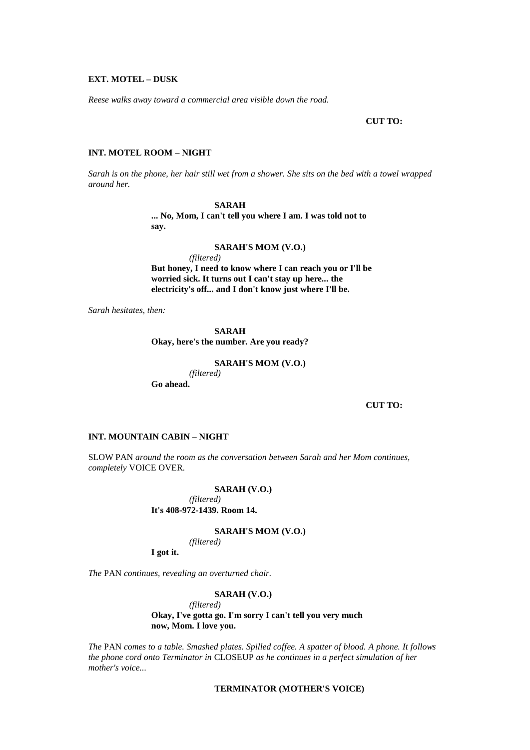**EXT. MOTEL – DUSK**

*Reese walks away toward a commercial area visible down the road.*

**CUT TO:**

**INT. MOTEL ROOM – NIGHT**

*Sarah is on the phone, her hair still wet from a shower. She sits on the bed with a towel wrapped around her.*

**SARAH**
**... No, Mom, I can't tell you where I am. I was told not to say.**

**SARAH'S MOM (V.O.)**
*(filtered)*
**But honey, I need to know where I can reach you or I'll be worried sick. It turns out I can't stay up here... the electricity's off... and I don't know just where I'll be.**

*Sarah hesitates, then:*

**SARAH**
**Okay, here's the number. Are you ready?**

**SARAH'S MOM (V.O.)**
*(filtered)*
**Go ahead.**

**CUT TO:**

**INT. MOUNTAIN CABIN – NIGHT**

SLOW PAN *around the room as the conversation between Sarah and her Mom continues, completely* VOICE OVER.

**SARAH (V.O.)**
*(filtered)*
**It's 408-972-1439. Room 14.**

**SARAH'S MOM (V.O.)**
*(filtered)*
**I got it.**

*The* PAN *continues, revealing an overturned chair.*

**SARAH (V.O.)**
*(filtered)*
**Okay, I've gotta go. I'm sorry I can't tell you very much now, Mom. I love you.**

*The* PAN *comes to a table. Smashed plates. Spilled coffee. A spatter of blood. A phone. It follows the phone cord onto Terminator in* CLOSEUP *as he continues in a perfect simulation of her mother's voice...*

**TERMINATOR (MOTHER'S VOICE)**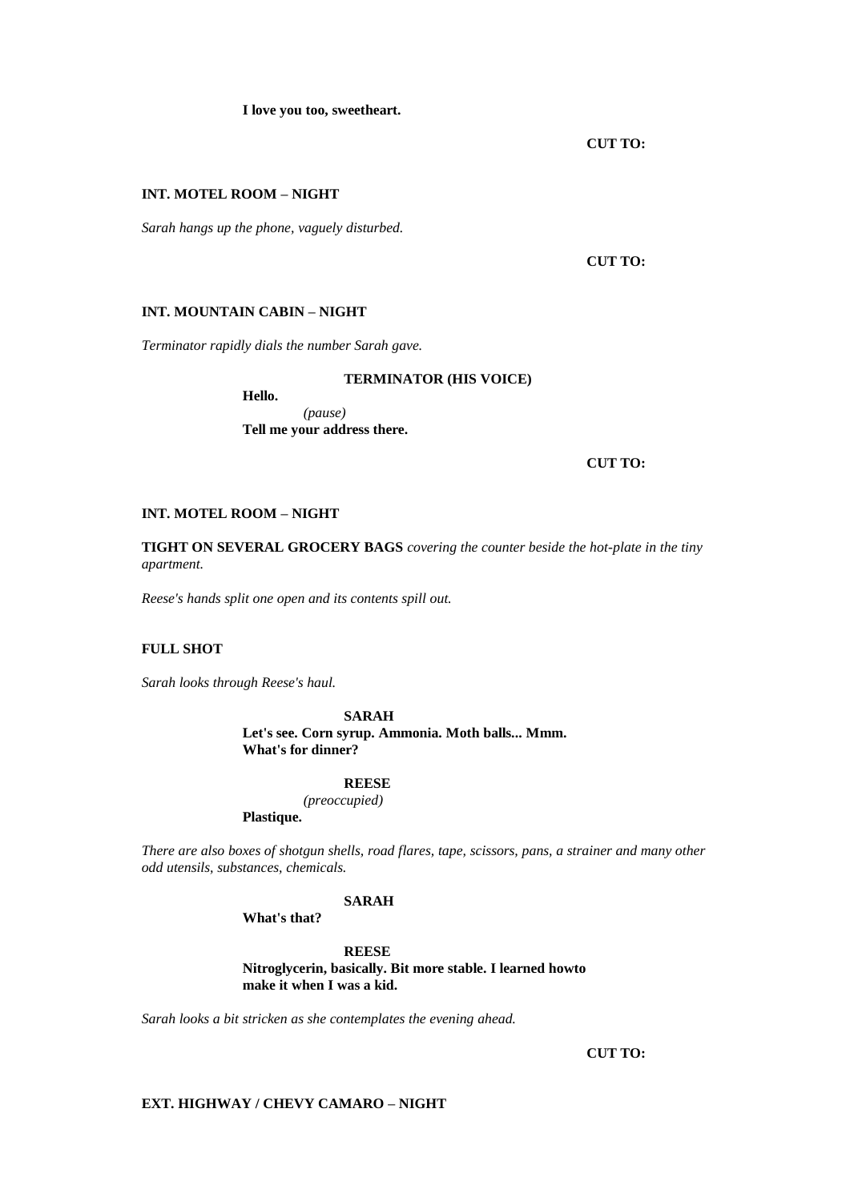**I love you too, sweetheart.**

**CUT TO:**

**INT. MOTEL ROOM – NIGHT**

*Sarah hangs up the phone, vaguely disturbed.*

**CUT TO:**

**INT. MOUNTAIN CABIN – NIGHT**

*Terminator rapidly dials the number Sarah gave.*

**TERMINATOR (HIS VOICE)**

**Hello.**

*(pause)*

**Tell me your address there.**

**CUT TO:**

**INT. MOTEL ROOM – NIGHT**

**TIGHT ON SEVERAL GROCERY BAGS** *covering the counter beside the hot-plate in the tiny apartment.*

*Reese's hands split one open and its contents spill out.*

**FULL SHOT**

*Sarah looks through Reese's haul.*

**SARAH**

**Let's see. Corn syrup. Ammonia. Moth balls... Mmm. What's for dinner?**

**REESE**

*(preoccupied)*

**Plastique.**

*There are also boxes of shotgun shells, road flares, tape, scissors, pans, a strainer and many other odd utensils, substances, chemicals.*

**SARAH**

**What's that?**

**REESE**

**Nitroglycerin, basically. Bit more stable. I learned howto make it when I was a kid.**

*Sarah looks a bit stricken as she contemplates the evening ahead.*

**CUT TO:**

**EXT. HIGHWAY / CHEVY CAMARO – NIGHT**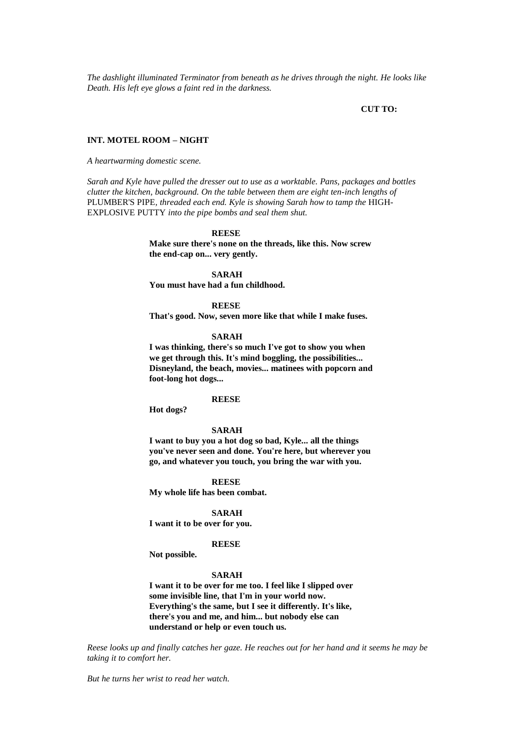*The dashlight illuminated Terminator from beneath as he drives through the night. He looks like Death. His left eye glows a faint red in the darkness.*

**CUT TO:**

**INT. MOTEL ROOM – NIGHT**

*A heartwarming domestic scene.*

*Sarah and Kyle have pulled the dresser out to use as a worktable. Pans, packages and bottles clutter the kitchen, background. On the table between them are eight ten-inch lengths of* PLUMBER'S PIPE, *threaded each end. Kyle is showing Sarah how to tamp the* HIGH-EXPLOSIVE PUTTY *into the pipe bombs and seal them shut.*

**REESE**
**Make sure there's none on the threads, like this. Now screw the end-cap on... very gently.**

**SARAH**
**You must have had a fun childhood.**

**REESE**
**That's good. Now, seven more like that while I make fuses.**

**SARAH**
**I was thinking, there's so much I've got to show you when we get through this. It's mind boggling, the possibilities... Disneyland, the beach, movies... matinees with popcorn and foot-long hot dogs...**

**REESE**
**Hot dogs?**

**SARAH**
**I want to buy you a hot dog so bad, Kyle... all the things you've never seen and done. You're here, but wherever you go, and whatever you touch, you bring the war with you.**

**REESE**
**My whole life has been combat.**

**SARAH**
**I want it to be over for you.**

**REESE**
**Not possible.**

**SARAH**
**I want it to be over for me too. I feel like I slipped over some invisible line, that I'm in your world now. Everything's the same, but I see it differently. It's like, there's you and me, and him... but nobody else can understand or help or even touch us.**

*Reese looks up and finally catches her gaze. He reaches out for her hand and it seems he may be taking it to comfort her.*

*But he turns her wrist to read her watch.*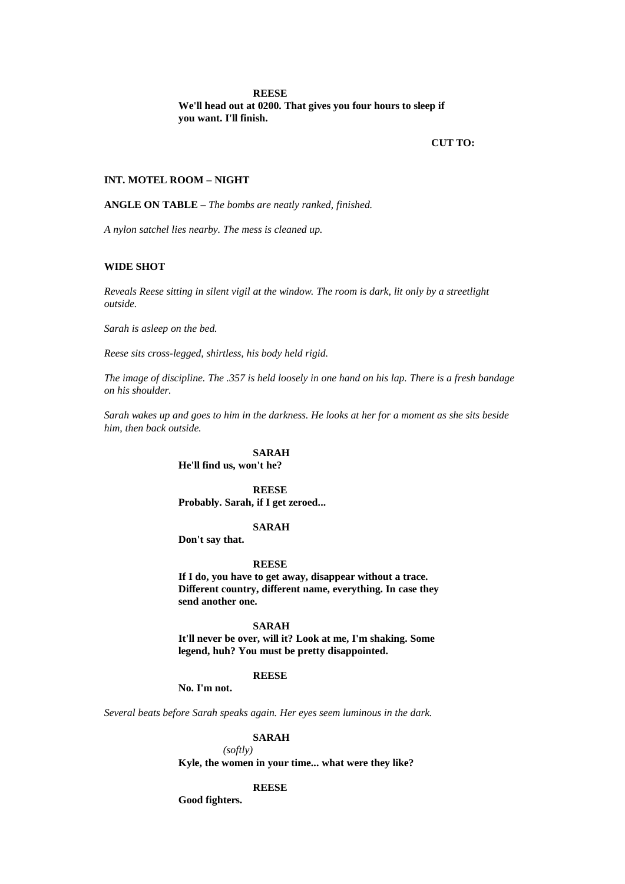**REESE**

**We'll head out at 0200. That gives you four hours to sleep if you want. I'll finish.**

**CUT TO:**

**INT. MOTEL ROOM – NIGHT**

**ANGLE ON TABLE –** *The bombs are neatly ranked, finished.*

*A nylon satchel lies nearby. The mess is cleaned up.*

**WIDE SHOT**

*Reveals Reese sitting in silent vigil at the window. The room is dark, lit only by a streetlight outside.*

*Sarah is asleep on the bed.*

*Reese sits cross-legged, shirtless, his body held rigid.*

*The image of discipline. The .357 is held loosely in one hand on his lap. There is a fresh bandage on his shoulder.*

*Sarah wakes up and goes to him in the darkness. He looks at her for a moment as she sits beside him, then back outside.*

**SARAH**

**He'll find us, won't he?**

**REESE**

**Probably. Sarah, if I get zeroed...**

**SARAH**

**Don't say that.**

**REESE**

**If I do, you have to get away, disappear without a trace. Different country, different name, everything. In case they send another one.**

**SARAH**

**It'll never be over, will it? Look at me, I'm shaking. Some legend, huh? You must be pretty disappointed.**

**REESE**

**No. I'm not.**

*Several beats before Sarah speaks again. Her eyes seem luminous in the dark.*

**SARAH**

*(softly)*

**Kyle, the women in your time... what were they like?**

**REESE**

**Good fighters.**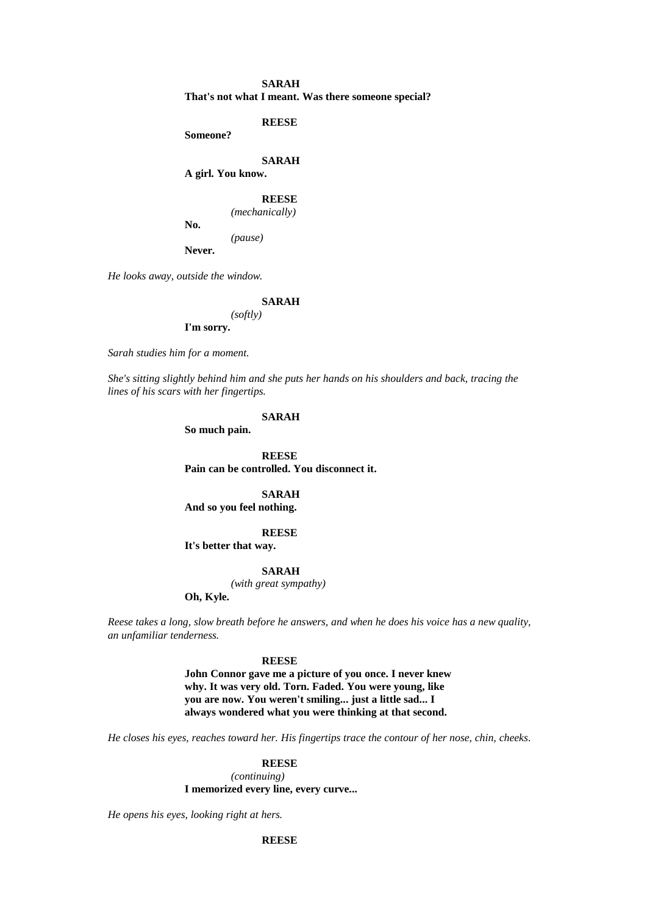**SARAH**
**That's not what I meant. Was there someone special?**

**REESE**
**Someone?**

**SARAH**
**A girl. You know.**

**REESE**
*(mechanically)*
**No.**
*(pause)*
**Never.**

*He looks away, outside the window.*

**SARAH**
*(softly)*
**I'm sorry.**

*Sarah studies him for a moment.*

*She's sitting slightly behind him and she puts her hands on his shoulders and back, tracing the lines of his scars with her fingertips.*

**SARAH**
**So much pain.**

**REESE**
**Pain can be controlled. You disconnect it.**

**SARAH**
**And so you feel nothing.**

**REESE**
**It's better that way.**

**SARAH**
*(with great sympathy)*
**Oh, Kyle.**

*Reese takes a long, slow breath before he answers, and when he does his voice has a new quality, an unfamiliar tenderness.*

**REESE**
**John Connor gave me a picture of you once. I never knew why. It was very old. Torn. Faded. You were young, like you are now. You weren't smiling... just a little sad... I always wondered what you were thinking at that second.**

*He closes his eyes, reaches toward her. His fingertips trace the contour of her nose, chin, cheeks.*

**REESE**
*(continuing)*
**I memorized every line, every curve...**

*He opens his eyes, looking right at hers.*

**REESE**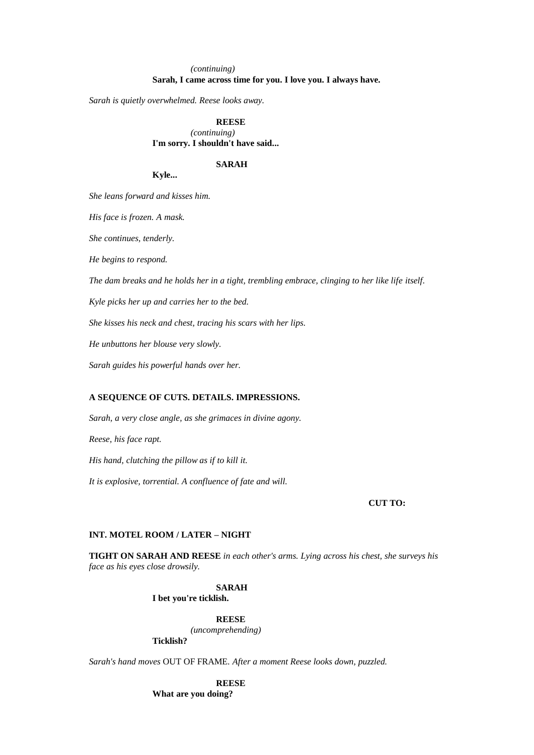*(continuing)*
**Sarah, I came across time for you. I love you. I always have.**

*Sarah is quietly overwhelmed. Reese looks away.*

**REESE**
*(continuing)*
**I'm sorry. I shouldn't have said...**

**SARAH**
**Kyle...**

*She leans forward and kisses him.*

*His face is frozen. A mask.*

*She continues, tenderly.*

*He begins to respond.*

*The dam breaks and he holds her in a tight, trembling embrace, clinging to her like life itself.*

*Kyle picks her up and carries her to the bed.*

*She kisses his neck and chest, tracing his scars with her lips.*

*He unbuttons her blouse very slowly.*

*Sarah guides his powerful hands over her.*

**A SEQUENCE OF CUTS. DETAILS. IMPRESSIONS.**

*Sarah, a very close angle, as she grimaces in divine agony.*

*Reese, his face rapt.*

*His hand, clutching the pillow as if to kill it.*

*It is explosive, torrential. A confluence of fate and will.*

**CUT TO:**

**INT. MOTEL ROOM / LATER – NIGHT**

**TIGHT ON SARAH AND REESE** *in each other's arms. Lying across his chest, she surveys his face as his eyes close drowsily.*

**SARAH**
**I bet you're ticklish.**

**REESE**
*(uncomprehending)*
**Ticklish?**

*Sarah's hand moves* OUT OF FRAME. *After a moment Reese looks down, puzzled.*

**REESE**
**What are you doing?**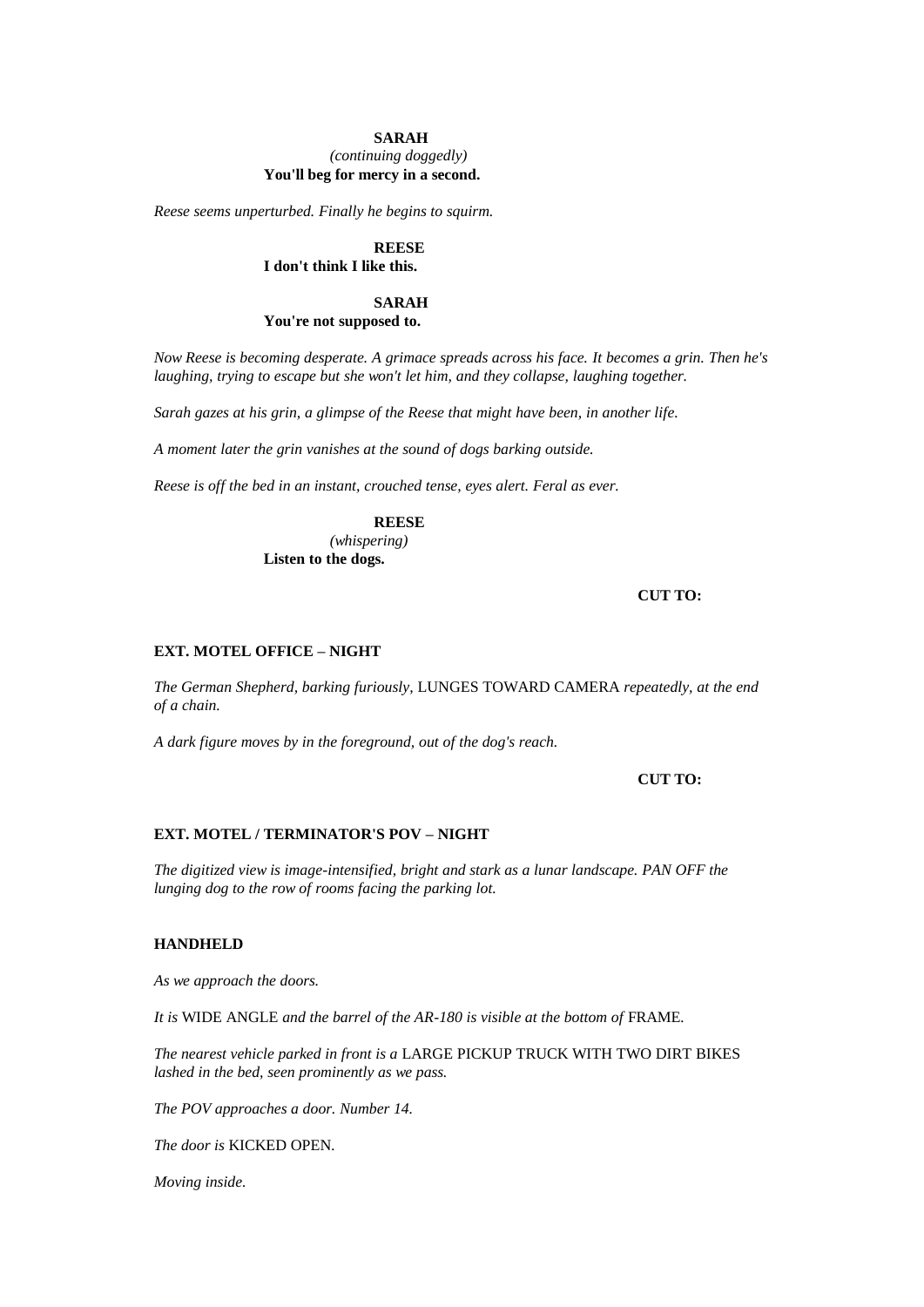**SARAH**
*(continuing doggedly)*
**You'll beg for mercy in a second.**

*Reese seems unperturbed. Finally he begins to squirm.*

**REESE**
**I don't think I like this.**

**SARAH**
**You're not supposed to.**

*Now Reese is becoming desperate. A grimace spreads across his face. It becomes a grin. Then he's laughing, trying to escape but she won't let him, and they collapse, laughing together.*

*Sarah gazes at his grin, a glimpse of the Reese that might have been, in another life.*

*A moment later the grin vanishes at the sound of dogs barking outside.*

*Reese is off the bed in an instant, crouched tense, eyes alert. Feral as ever.*

**REESE**
*(whispering)*
**Listen to the dogs.**

**CUT TO:**

**EXT. MOTEL OFFICE – NIGHT**

*The German Shepherd, barking furiously,* LUNGES TOWARD CAMERA *repeatedly, at the end of a chain.*

*A dark figure moves by in the foreground, out of the dog's reach.*

**CUT TO:**

**EXT. MOTEL / TERMINATOR'S POV – NIGHT**

*The digitized view is image-intensified, bright and stark as a lunar landscape. PAN OFF the lunging dog to the row of rooms facing the parking lot.*

**HANDHELD**

*As we approach the doors.*

*It is* WIDE ANGLE *and the barrel of the AR-180 is visible at the bottom of* FRAME.

*The nearest vehicle parked in front is a* LARGE PICKUP TRUCK WITH TWO DIRT BIKES *lashed in the bed, seen prominently as we pass.*

*The POV approaches a door. Number 14.*

*The door is* KICKED OPEN.

*Moving inside.*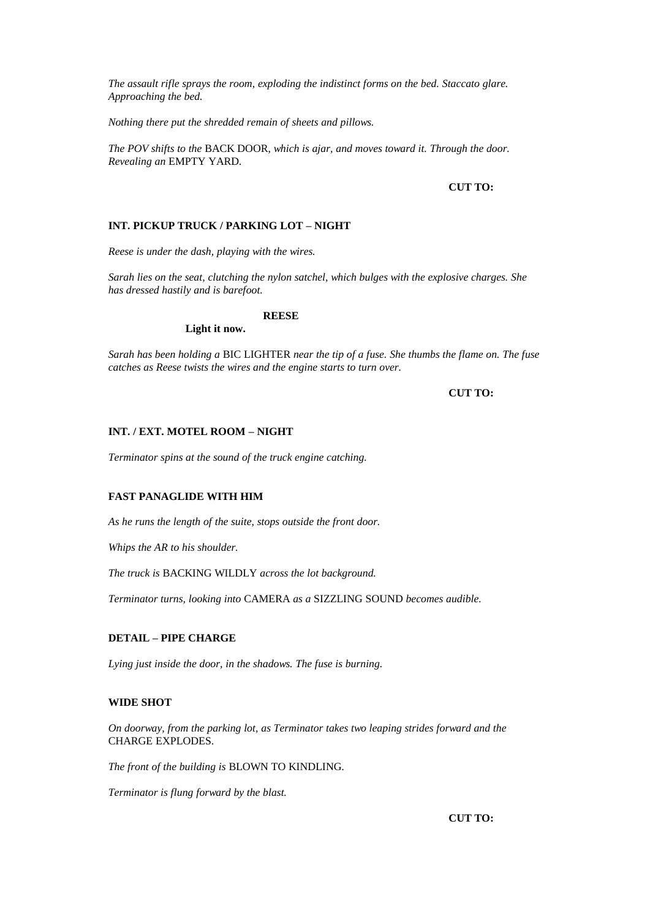*The assault rifle sprays the room, exploding the indistinct forms on the bed. Staccato glare. Approaching the bed.*

*Nothing there put the shredded remain of sheets and pillows.*

*The POV shifts to the* BACK DOOR*, which is ajar, and moves toward it. Through the door. Revealing an* EMPTY YARD*.*

**CUT TO:**

**INT. PICKUP TRUCK / PARKING LOT – NIGHT**

*Reese is under the dash, playing with the wires.*

*Sarah lies on the seat, clutching the nylon satchel, which bulges with the explosive charges. She has dressed hastily and is barefoot.*

**REESE**

**Light it now.**

*Sarah has been holding a* BIC LIGHTER *near the tip of a fuse. She thumbs the flame on. The fuse catches as Reese twists the wires and the engine starts to turn over.*

**CUT TO:**

**INT. / EXT. MOTEL ROOM – NIGHT**

*Terminator spins at the sound of the truck engine catching.*

**FAST PANAGLIDE WITH HIM**

*As he runs the length of the suite, stops outside the front door.*

*Whips the AR to his shoulder.*

*The truck is* BACKING WILDLY *across the lot background.*

*Terminator turns, looking into* CAMERA *as a* SIZZLING SOUND *becomes audible.*

**DETAIL – PIPE CHARGE**

*Lying just inside the door, in the shadows. The fuse is burning.*

**WIDE SHOT**

*On doorway, from the parking lot, as Terminator takes two leaping strides forward and the* CHARGE EXPLODES*.*

*The front of the building is* BLOWN TO KINDLING*.*

*Terminator is flung forward by the blast.*

**CUT TO:**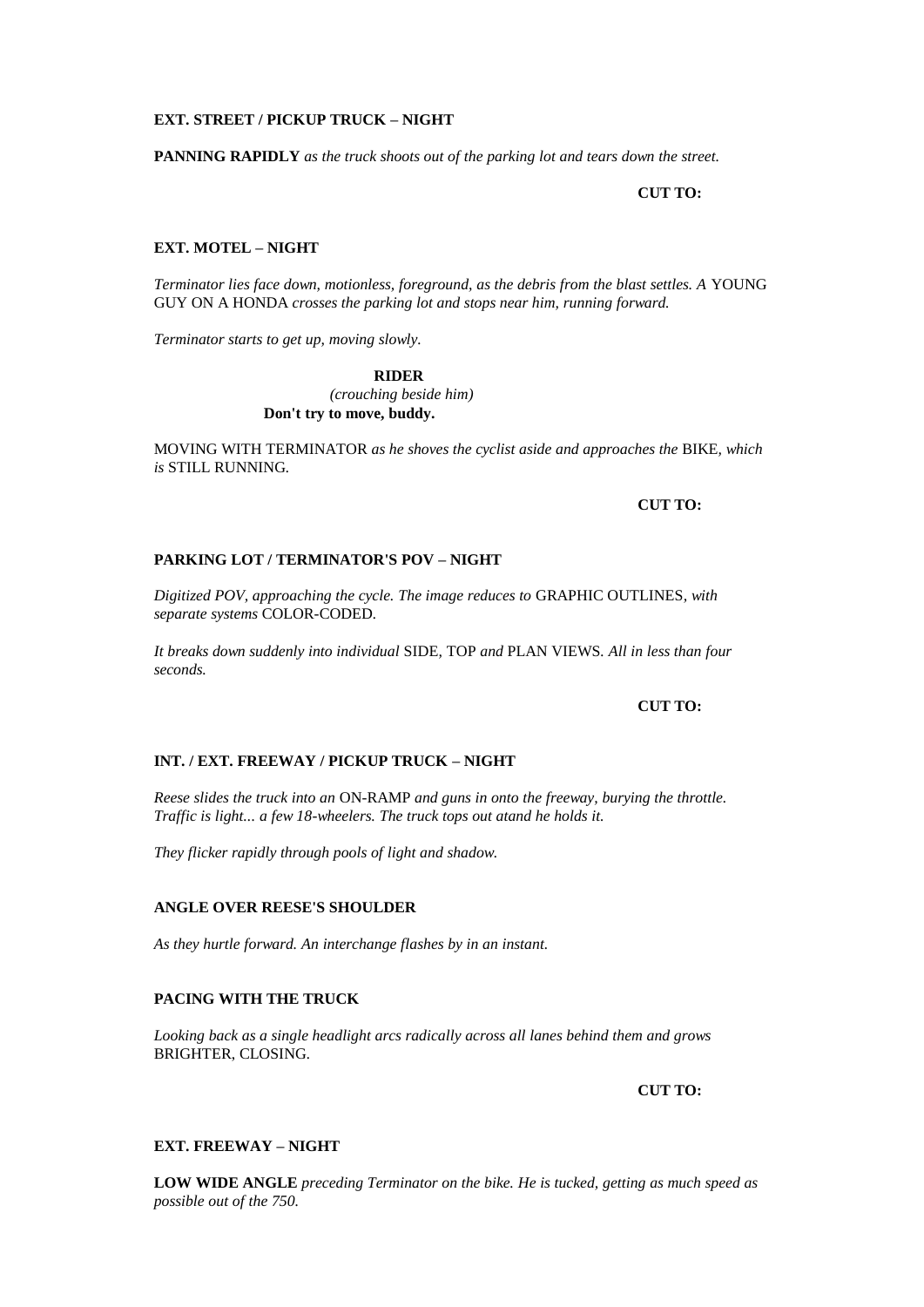**EXT. STREET / PICKUP TRUCK – NIGHT**

**PANNING RAPIDLY** *as the truck shoots out of the parking lot and tears down the street.*

**CUT TO:**

**EXT. MOTEL – NIGHT**

*Terminator lies face down, motionless, foreground, as the debris from the blast settles. A* YOUNG GUY ON A HONDA *crosses the parking lot and stops near him, running forward.*

*Terminator starts to get up, moving slowly.*

**RIDER**
*(crouching beside him)*
**Don't try to move, buddy.**

MOVING WITH TERMINATOR *as he shoves the cyclist aside and approaches the* BIKE*, which is* STILL RUNNING.

**CUT TO:**

**PARKING LOT / TERMINATOR'S POV – NIGHT**

*Digitized POV, approaching the cycle. The image reduces to* GRAPHIC OUTLINES*, with separate systems* COLOR-CODED*.*

*It breaks down suddenly into individual* SIDE*,* TOP *and* PLAN VIEWS*. All in less than four seconds.*

**CUT TO:**

**INT. / EXT. FREEWAY / PICKUP TRUCK – NIGHT**

*Reese slides the truck into an* ON-RAMP *and guns in onto the freeway, burying the throttle. Traffic is light... a few 18-wheelers. The truck tops out atand he holds it.*

*They flicker rapidly through pools of light and shadow.*

**ANGLE OVER REESE'S SHOULDER**

*As they hurtle forward. An interchange flashes by in an instant.*

**PACING WITH THE TRUCK**

*Looking back as a single headlight arcs radically across all lanes behind them and grows* BRIGHTER, CLOSING.

**CUT TO:**

**EXT. FREEWAY – NIGHT**

**LOW WIDE ANGLE** *preceding Terminator on the bike. He is tucked, getting as much speed as possible out of the 750.*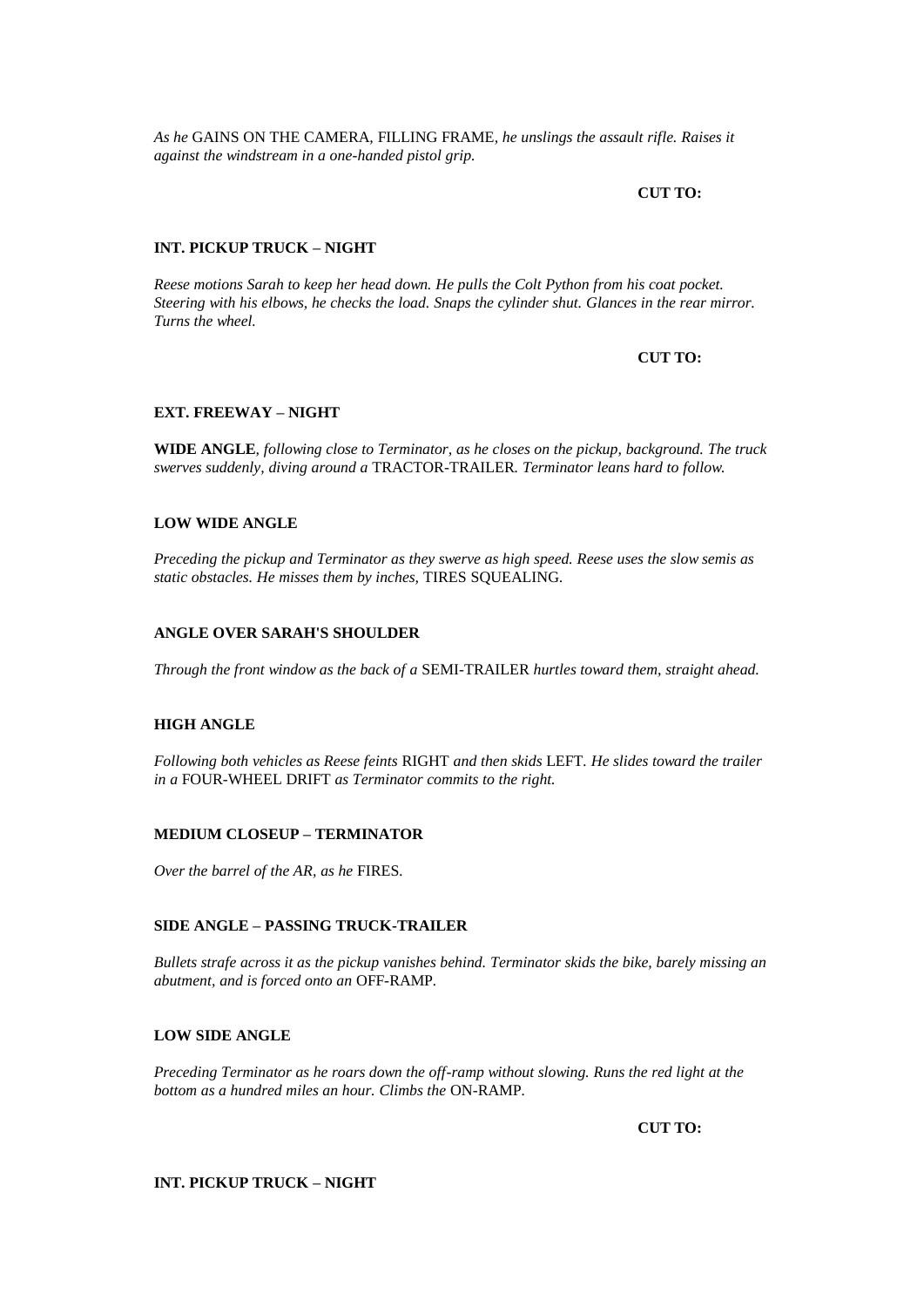*As he* GAINS ON THE CAMERA, FILLING FRAME, *he unslings the assault rifle. Raises it against the windstream in a one-handed pistol grip.*

**CUT TO:**

**INT. PICKUP TRUCK – NIGHT**

*Reese motions Sarah to keep her head down. He pulls the Colt Python from his coat pocket. Steering with his elbows, he checks the load. Snaps the cylinder shut. Glances in the rear mirror. Turns the wheel.*

**CUT TO:**

**EXT. FREEWAY – NIGHT**

**WIDE ANGLE***, following close to Terminator, as he closes on the pickup, background. The truck swerves suddenly, diving around a* TRACTOR-TRAILER*. Terminator leans hard to follow.*

**LOW WIDE ANGLE**

*Preceding the pickup and Terminator as they swerve as high speed. Reese uses the slow semis as static obstacles. He misses them by inches,* TIRES SQUEALING.

**ANGLE OVER SARAH'S SHOULDER**

*Through the front window as the back of a* SEMI-TRAILER *hurtles toward them, straight ahead.*

**HIGH ANGLE**

*Following both vehicles as Reese feints* RIGHT *and then skids* LEFT*. He slides toward the trailer in a* FOUR-WHEEL DRIFT *as Terminator commits to the right.*

**MEDIUM CLOSEUP – TERMINATOR**

*Over the barrel of the AR, as he* FIRES.

**SIDE ANGLE – PASSING TRUCK-TRAILER**

*Bullets strafe across it as the pickup vanishes behind. Terminator skids the bike, barely missing an abutment, and is forced onto an* OFF-RAMP.

**LOW SIDE ANGLE**

*Preceding Terminator as he roars down the off-ramp without slowing. Runs the red light at the bottom as a hundred miles an hour. Climbs the* ON-RAMP.

**CUT TO:**

**INT. PICKUP TRUCK – NIGHT**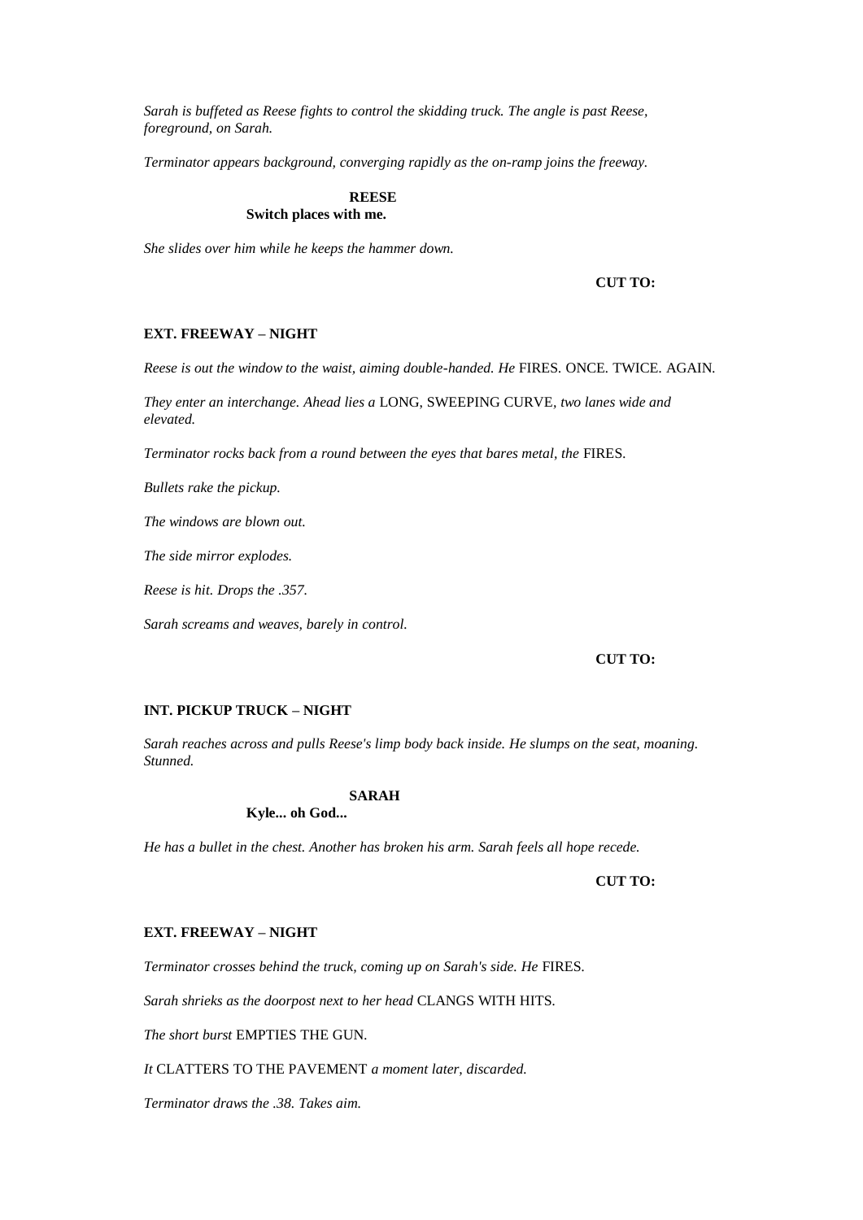*Sarah is buffeted as Reese fights to control the skidding truck. The angle is past Reese, foreground, on Sarah.*

*Terminator appears background, converging rapidly as the on-ramp joins the freeway.*

**REESE**
**Switch places with me.**

*She slides over him while he keeps the hammer down.*

**CUT TO:**

**EXT. FREEWAY – NIGHT**

*Reese is out the window to the waist, aiming double-handed. He* FIRES. ONCE. TWICE. AGAIN.

*They enter an interchange. Ahead lies a* LONG, SWEEPING CURVE*, two lanes wide and elevated.*

*Terminator rocks back from a round between the eyes that bares metal, the* FIRES.

*Bullets rake the pickup.*

*The windows are blown out.*

*The side mirror explodes.*

*Reese is hit. Drops the .357.*

*Sarah screams and weaves, barely in control.*

**CUT TO:**

**INT. PICKUP TRUCK – NIGHT**

*Sarah reaches across and pulls Reese's limp body back inside. He slumps on the seat, moaning. Stunned.*

**SARAH**
**Kyle... oh God...**

*He has a bullet in the chest. Another has broken his arm. Sarah feels all hope recede.*

**CUT TO:**

**EXT. FREEWAY – NIGHT**

*Terminator crosses behind the truck, coming up on Sarah's side. He* FIRES.

*Sarah shrieks as the doorpost next to her head* CLANGS WITH HITS.

*The short burst* EMPTIES THE GUN.

*It* CLATTERS TO THE PAVEMENT *a moment later, discarded.*

*Terminator draws the .38. Takes aim.*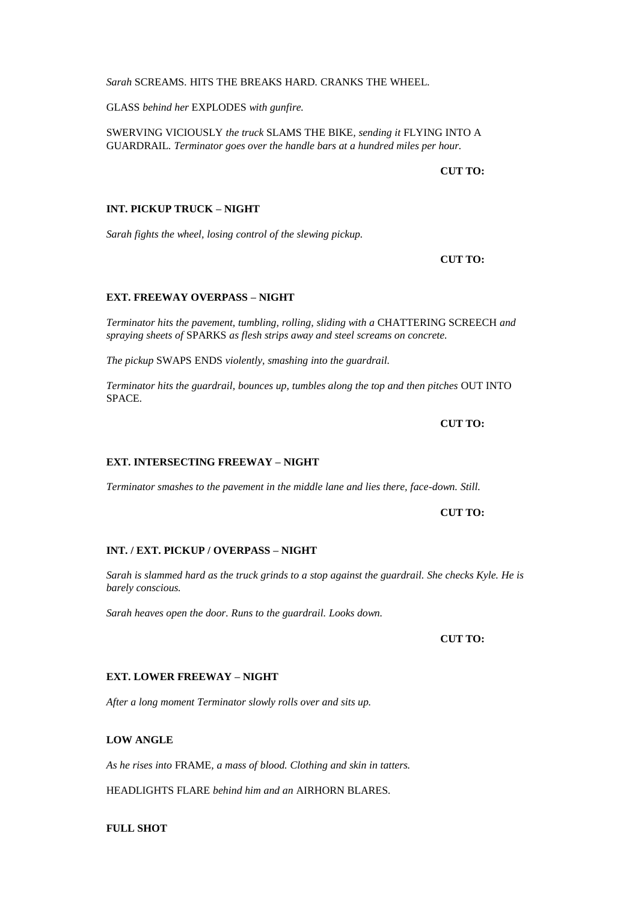*Sarah* SCREAMS. HITS THE BREAKS HARD. CRANKS THE WHEEL.

GLASS *behind her* EXPLODES *with gunfire.*

SWERVING VIOLOUSLY *the truck* SLAMS THE BIKE, *sending it* FLYING INTO A GUARDRAIL. *Terminator goes over the handle bars at a hundred miles per hour.*

**CUT TO:**

**INT. PICKUP TRUCK – NIGHT**

*Sarah fights the wheel, losing control of the slewing pickup.*

**CUT TO:**

**EXT. FREEWAY OVERPASS – NIGHT**

*Terminator hits the pavement, tumbling, rolling, sliding with a* CHATTERING SCREECH *and spraying sheets of* SPARKS *as flesh strips away and steel screams on concrete.*

*The pickup* SWAPS ENDS *violently, smashing into the guardrail.*

*Terminator hits the guardrail, bounces up, tumbles along the top and then pitches* OUT INTO SPACE.

**CUT TO:**

**EXT. INTERSECTING FREEWAY – NIGHT**

*Terminator smashes to the pavement in the middle lane and lies there, face-down. Still.*

**CUT TO:**

**INT. / EXT. PICKUP / OVERPASS – NIGHT**

*Sarah is slammed hard as the truck grinds to a stop against the guardrail. She checks Kyle. He is barely conscious.*

*Sarah heaves open the door. Runs to the guardrail. Looks down.*

**CUT TO:**

**EXT. LOWER FREEWAY – NIGHT**

*After a long moment Terminator slowly rolls over and sits up.*

**LOW ANGLE**

*As he rises into* FRAME, *a mass of blood. Clothing and skin in tatters.*

HEADLIGHTS FLARE *behind him and an* AIRHORN BLARES.

**FULL SHOT**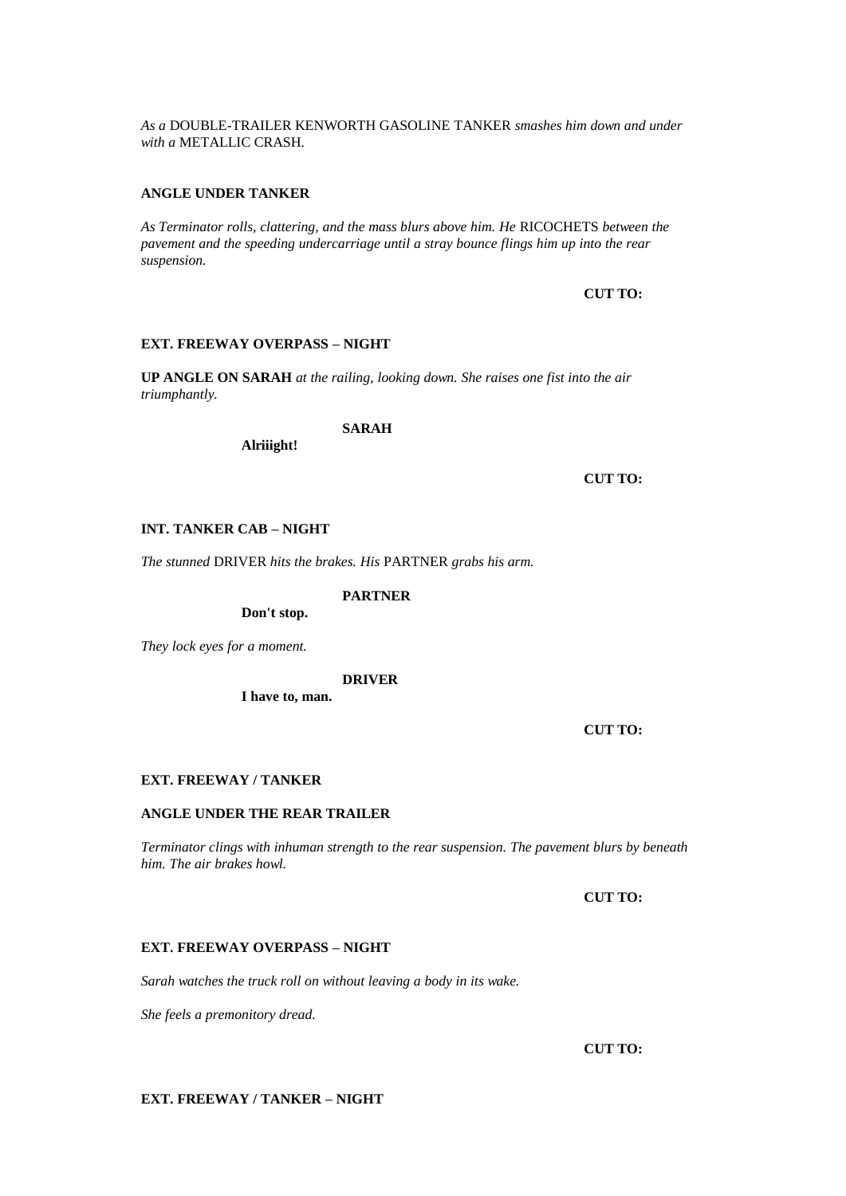*As a* DOUBLE-TRAILER KENWORTH GASOLINE TANKER *smashes him down and under with a* METALLIC CRASH.

**ANGLE UNDER TANKER**

*As Terminator rolls, clattering, and the mass blurs above him. He* RICOCHETS *between the pavement and the speeding undercarriage until a stray bounce flings him up into the rear suspension.*

**CUT TO:**

**EXT. FREEWAY OVERPASS – NIGHT**

**UP ANGLE ON SARAH** *at the railing, looking down. She raises one fist into the air triumphantly.*

**SARAH**

**Alriiight!**

**CUT TO:**

**INT. TANKER CAB – NIGHT**

*The stunned* DRIVER *hits the brakes. His* PARTNER *grabs his arm.*

**PARTNER**

**Don't stop.**

*They lock eyes for a moment.*

**DRIVER**

**I have to, man.**

**CUT TO:**

**EXT. FREEWAY / TANKER**

**ANGLE UNDER THE REAR TRAILER**

*Terminator clings with inhuman strength to the rear suspension. The pavement blurs by beneath him. The air brakes howl.*

**CUT TO:**

**EXT. FREEWAY OVERPASS – NIGHT**

*Sarah watches the truck roll on without leaving a body in its wake.*

*She feels a premonitory dread.*

**CUT TO:**

**EXT. FREEWAY / TANKER – NIGHT**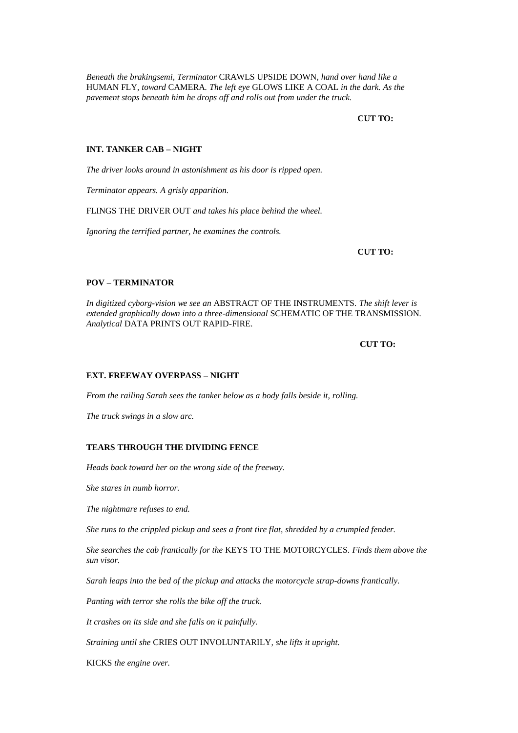*Beneath the brakingsemi, Terminator* CRAWLS UPSIDE DOWN*, hand over hand like a* HUMAN FLY*, toward* CAMERA*. The left eye* GLOWS LIKE A COAL *in the dark. As the pavement stops beneath him he drops off and rolls out from under the truck.*

**CUT TO:**

**INT. TANKER CAB – NIGHT**

*The driver looks around in astonishment as his door is ripped open.*

*Terminator appears. A grisly apparition.*

FLINGS THE DRIVER OUT *and takes his place behind the wheel.*

*Ignoring the terrified partner, he examines the controls.*

**CUT TO:**

**POV – TERMINATOR**

*In digitized cyborg-vision we see an* ABSTRACT OF THE INSTRUMENTS*. The shift lever is extended graphically down into a three-dimensional* SCHEMATIC OF THE TRANSMISSION*. Analytical* DATA PRINTS OUT RAPID-FIRE.

**CUT TO:**

**EXT. FREEWAY OVERPASS – NIGHT**

*From the railing Sarah sees the tanker below as a body falls beside it, rolling.*

*The truck swings in a slow arc.*

**TEARS THROUGH THE DIVIDING FENCE**

*Heads back toward her on the wrong side of the freeway.*

*She stares in numb horror.*

*The nightmare refuses to end.*

*She runs to the crippled pickup and sees a front tire flat, shredded by a crumpled fender.*

*She searches the cab frantically for the* KEYS TO THE MOTORCYCLES*. Finds them above the sun visor.*

*Sarah leaps into the bed of the pickup and attacks the motorcycle strap-downs frantically.*

*Panting with terror she rolls the bike off the truck.*

*It crashes on its side and she falls on it painfully.*

*Straining until she* CRIES OUT INVOLUNTARILY*, she lifts it upright.*

KICKS *the engine over.*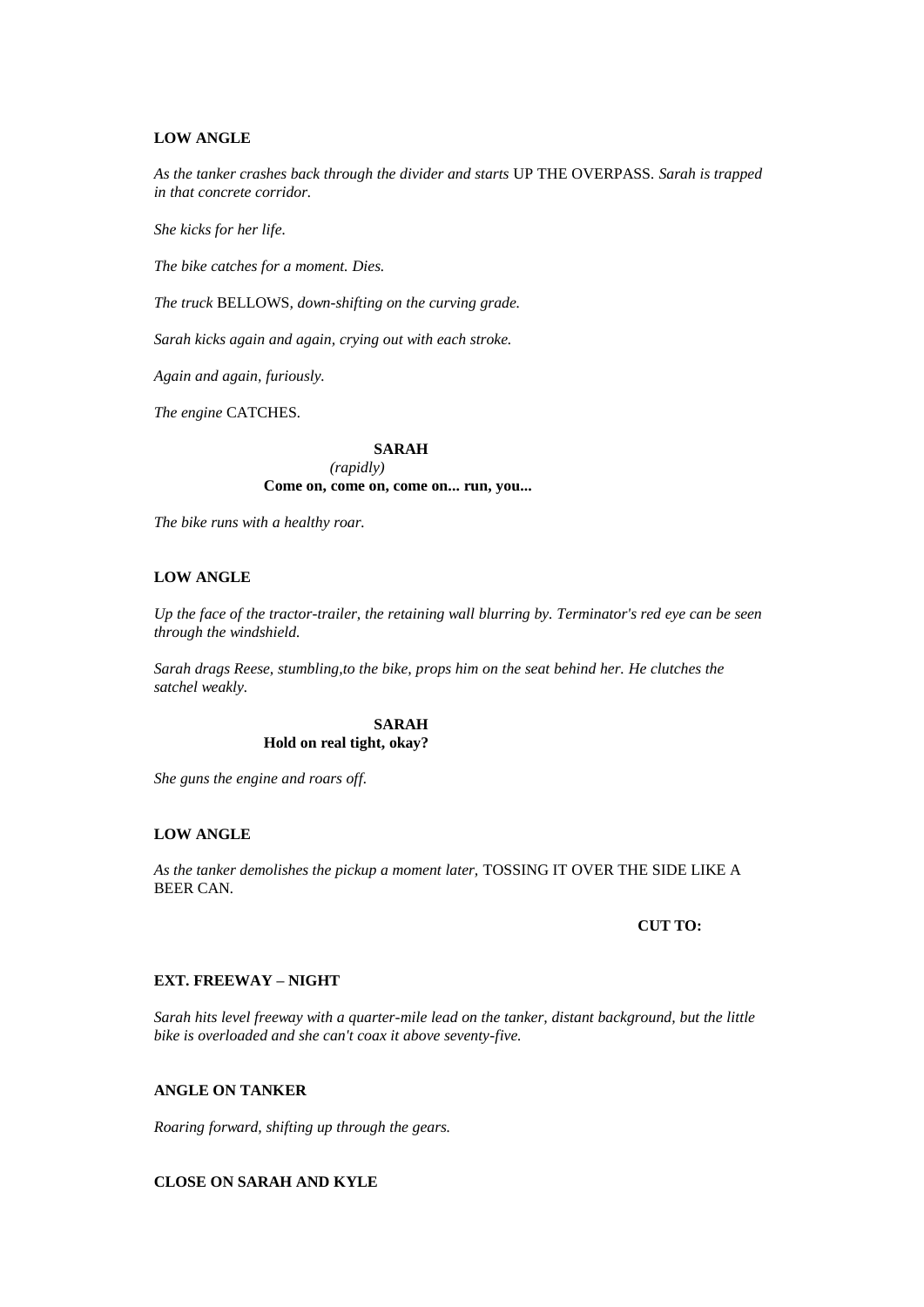**LOW ANGLE**

*As the tanker crashes back through the divider and starts* UP THE OVERPASS. *Sarah is trapped in that concrete corridor.*

*She kicks for her life.*

*The bike catches for a moment. Dies.*

*The truck* BELLOWS, *down-shifting on the curving grade.*

*Sarah kicks again and again, crying out with each stroke.*

*Again and again, furiously.*

*The engine* CATCHES.

**SARAH**
*(rapidly)*
**Come on, come on, come on... run, you...**

*The bike runs with a healthy roar.*

**LOW ANGLE**

*Up the face of the tractor-trailer, the retaining wall blurring by. Terminator's red eye can be seen through the windshield.*

*Sarah drags Reese, stumbling,to the bike, props him on the seat behind her. He clutches the satchel weakly.*

**SARAH**
**Hold on real tight, okay?**

*She guns the engine and roars off.*

**LOW ANGLE**

*As the tanker demolishes the pickup a moment later,* TOSSING IT OVER THE SIDE LIKE A BEER CAN.

**CUT TO:**

**EXT. FREEWAY – NIGHT**

*Sarah hits level freeway with a quarter-mile lead on the tanker, distant background, but the little bike is overloaded and she can't coax it above seventy-five.*

**ANGLE ON TANKER**

*Roaring forward, shifting up through the gears.*

**CLOSE ON SARAH AND KYLE**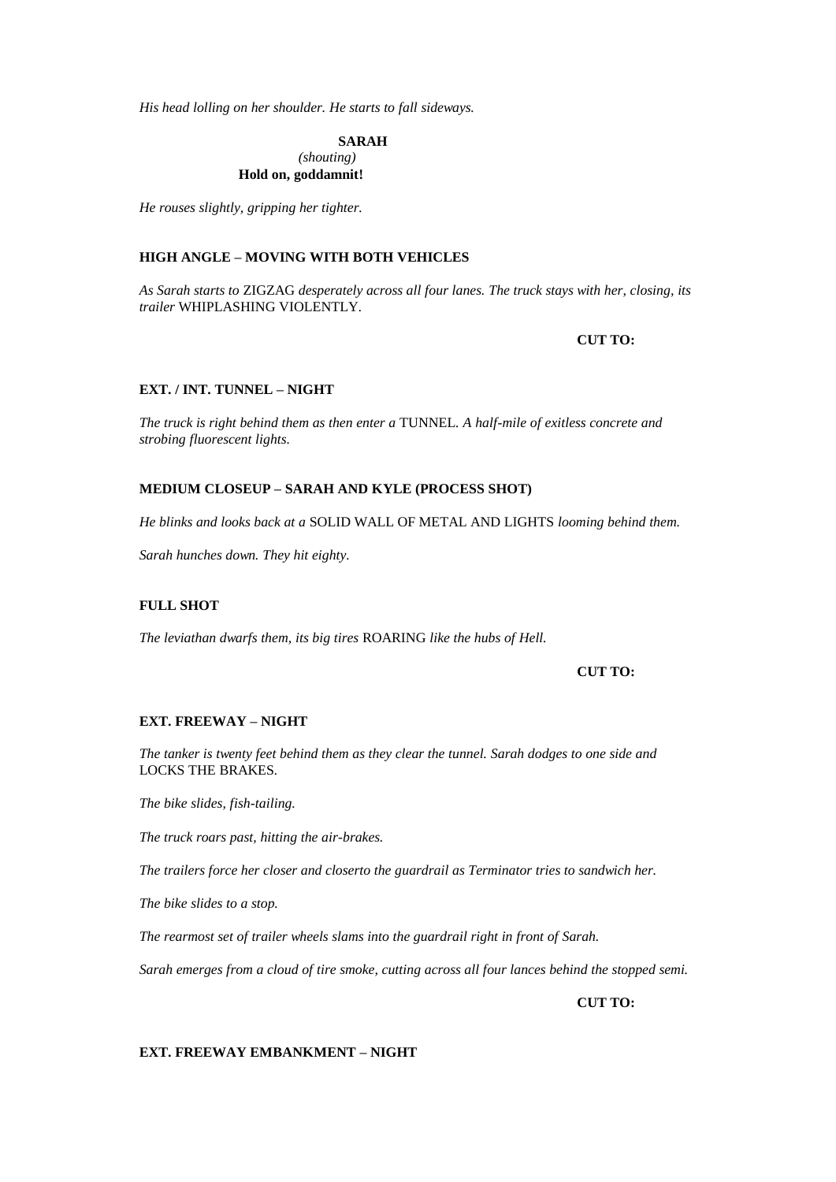*His head lolling on her shoulder. He starts to fall sideways.*

**SARAH**
*(shouting)*
**Hold on, goddamnit!**

*He rouses slightly, gripping her tighter.*

**HIGH ANGLE – MOVING WITH BOTH VEHICLES**

*As Sarah starts to* ZIGZAG *desperately across all four lanes. The truck stays with her, closing, its trailer* WHIPLASHING VIOLENTLY.

**CUT TO:**

**EXT. / INT. TUNNEL – NIGHT**

*The truck is right behind them as then enter a* TUNNEL. *A half-mile of exitless concrete and strobing fluorescent lights.*

**MEDIUM CLOSEUP – SARAH AND KYLE (PROCESS SHOT)**

*He blinks and looks back at a* SOLID WALL OF METAL AND LIGHTS *looming behind them.*

*Sarah hunches down. They hit eighty.*

**FULL SHOT**

*The leviathan dwarfs them, its big tires* ROARING *like the hubs of Hell.*

**CUT TO:**

**EXT. FREEWAY – NIGHT**

*The tanker is twenty feet behind them as they clear the tunnel. Sarah dodges to one side and* LOCKS THE BRAKES.

*The bike slides, fish-tailing.*

*The truck roars past, hitting the air-brakes.*

*The trailers force her closer and closerto the guardrail as Terminator tries to sandwich her.*

*The bike slides to a stop.*

*The rearmost set of trailer wheels slams into the guardrail right in front of Sarah.*

*Sarah emerges from a cloud of tire smoke, cutting across all four lances behind the stopped semi.*

**CUT TO:**

**EXT. FREEWAY EMBANKMENT – NIGHT**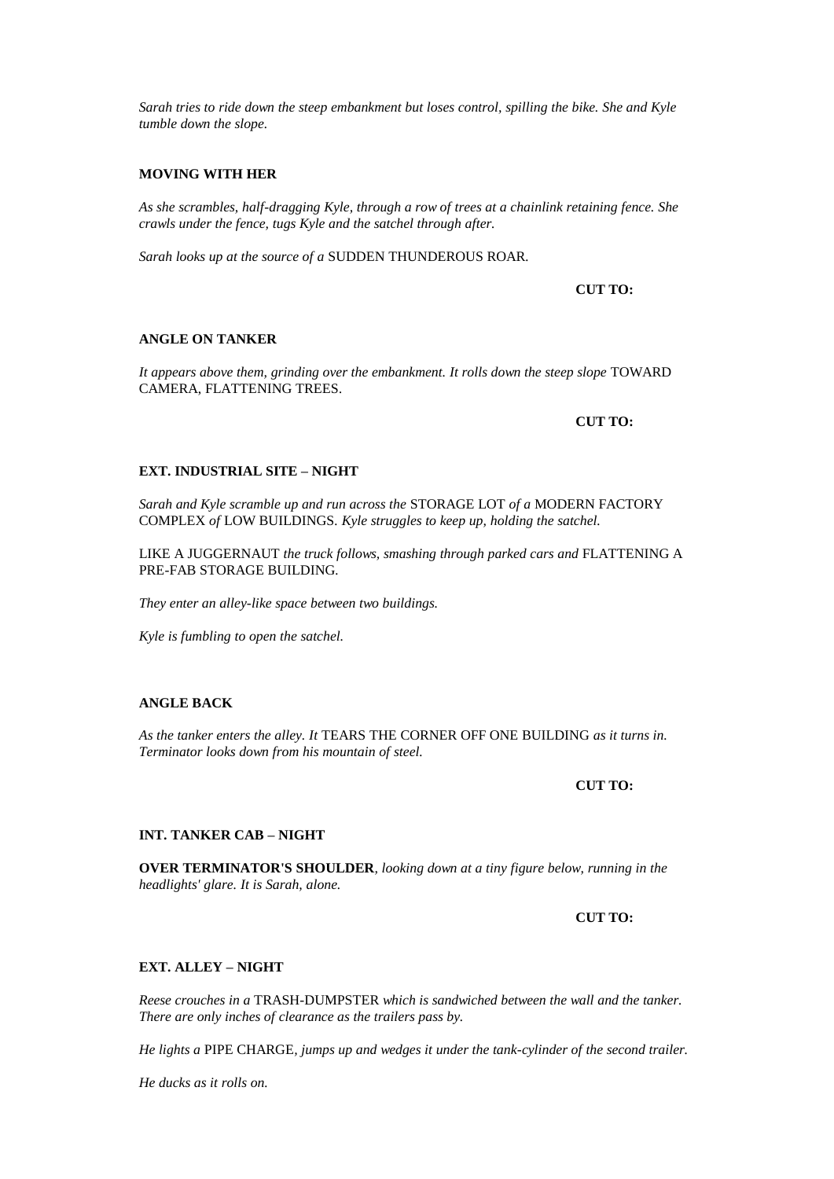*Sarah tries to ride down the steep embankment but loses control, spilling the bike. She and Kyle tumble down the slope.*

**MOVING WITH HER**

*As she scrambles, half-dragging Kyle, through a row of trees at a chainlink retaining fence. She crawls under the fence, tugs Kyle and the satchel through after.*

*Sarah looks up at the source of a* SUDDEN THUNDEROUS ROAR*.*

**CUT TO:**

**ANGLE ON TANKER**

*It appears above them, grinding over the embankment. It rolls down the steep slope* TOWARD CAMERA, FLATTENING TREES.

**CUT TO:**

**EXT. INDUSTRIAL SITE – NIGHT**

*Sarah and Kyle scramble up and run across the* STORAGE LOT *of a* MODERN FACTORY COMPLEX *of* LOW BUILDINGS*. Kyle struggles to keep up, holding the satchel.*

LIKE A JUGGERNAUT *the truck follows, smashing through parked cars and* FLATTENING A PRE-FAB STORAGE BUILDING.

*They enter an alley-like space between two buildings.*

*Kyle is fumbling to open the satchel.*

**ANGLE BACK**

*As the tanker enters the alley. It* TEARS THE CORNER OFF ONE BUILDING *as it turns in. Terminator looks down from his mountain of steel.*

**CUT TO:**

**INT. TANKER CAB – NIGHT**

**OVER TERMINATOR'S SHOULDER***, looking down at a tiny figure below, running in the headlights' glare. It is Sarah, alone.*

**CUT TO:**

**EXT. ALLEY – NIGHT**

*Reese crouches in a* TRASH-DUMPSTER *which is sandwiched between the wall and the tanker. There are only inches of clearance as the trailers pass by.*

*He lights a* PIPE CHARGE*, jumps up and wedges it under the tank-cylinder of the second trailer.*

*He ducks as it rolls on.*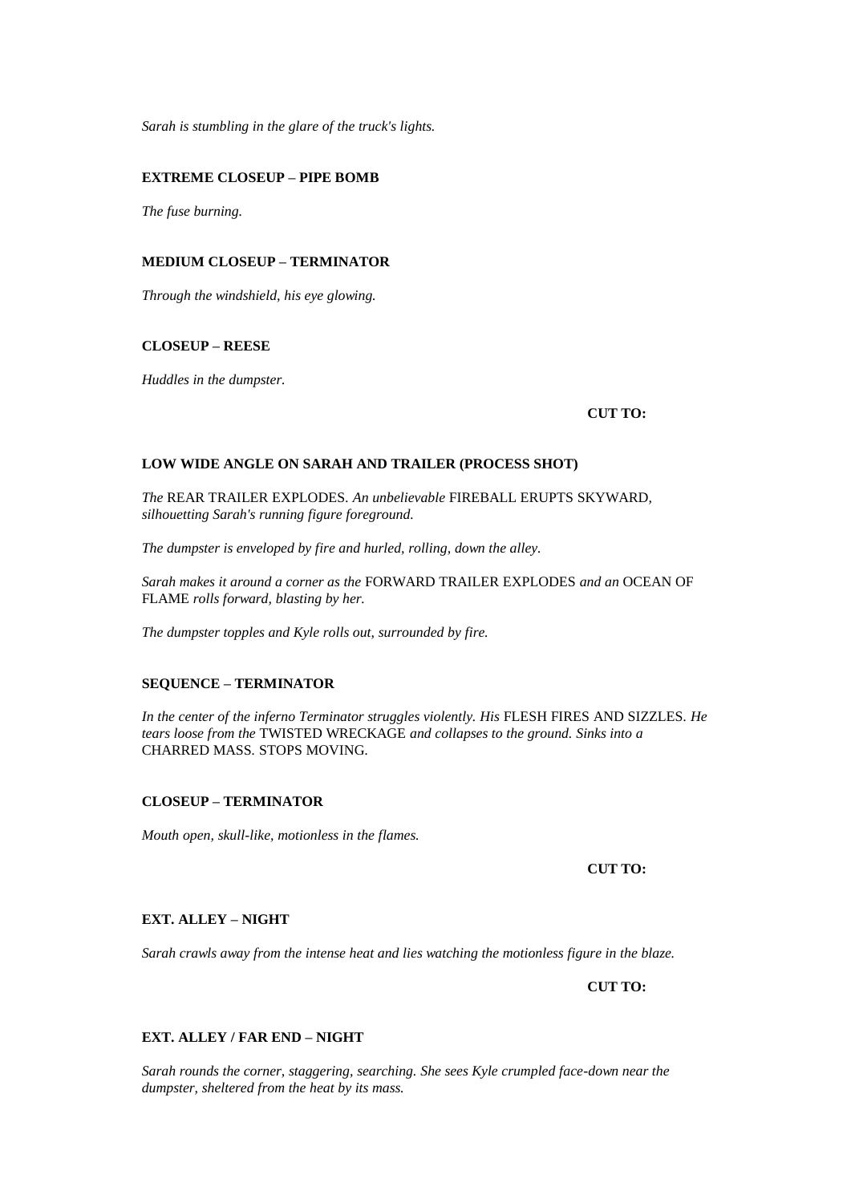*Sarah is stumbling in the glare of the truck's lights.*

**EXTREME CLOSEUP – PIPE BOMB**

*The fuse burning.*

**MEDIUM CLOSEUP – TERMINATOR**

*Through the windshield, his eye glowing.*

**CLOSEUP – REESE**

*Huddles in the dumpster.*

**CUT TO:**

**LOW WIDE ANGLE ON SARAH AND TRAILER (PROCESS SHOT)**

*The* REAR TRAILER EXPLODES. *An unbelievable* FIREBALL ERUPTS SKYWARD, *silhouetting Sarah's running figure foreground.*

*The dumpster is enveloped by fire and hurled, rolling, down the alley.*

*Sarah makes it around a corner as the* FORWARD TRAILER EXPLODES *and an* OCEAN OF FLAME *rolls forward, blasting by her.*

*The dumpster topples and Kyle rolls out, surrounded by fire.*

**SEQUENCE – TERMINATOR**

*In the center of the inferno Terminator struggles violently. His* FLESH FIRES AND SIZZLES. *He tears loose from the* TWISTED WRECKAGE *and collapses to the ground. Sinks into a* CHARRED MASS. STOPS MOVING.

**CLOSEUP – TERMINATOR**

*Mouth open, skull-like, motionless in the flames.*

**CUT TO:**

**EXT. ALLEY – NIGHT**

*Sarah crawls away from the intense heat and lies watching the motionless figure in the blaze.*

**CUT TO:**

**EXT. ALLEY / FAR END – NIGHT**

*Sarah rounds the corner, staggering, searching. She sees Kyle crumpled face-down near the dumpster, sheltered from the heat by its mass.*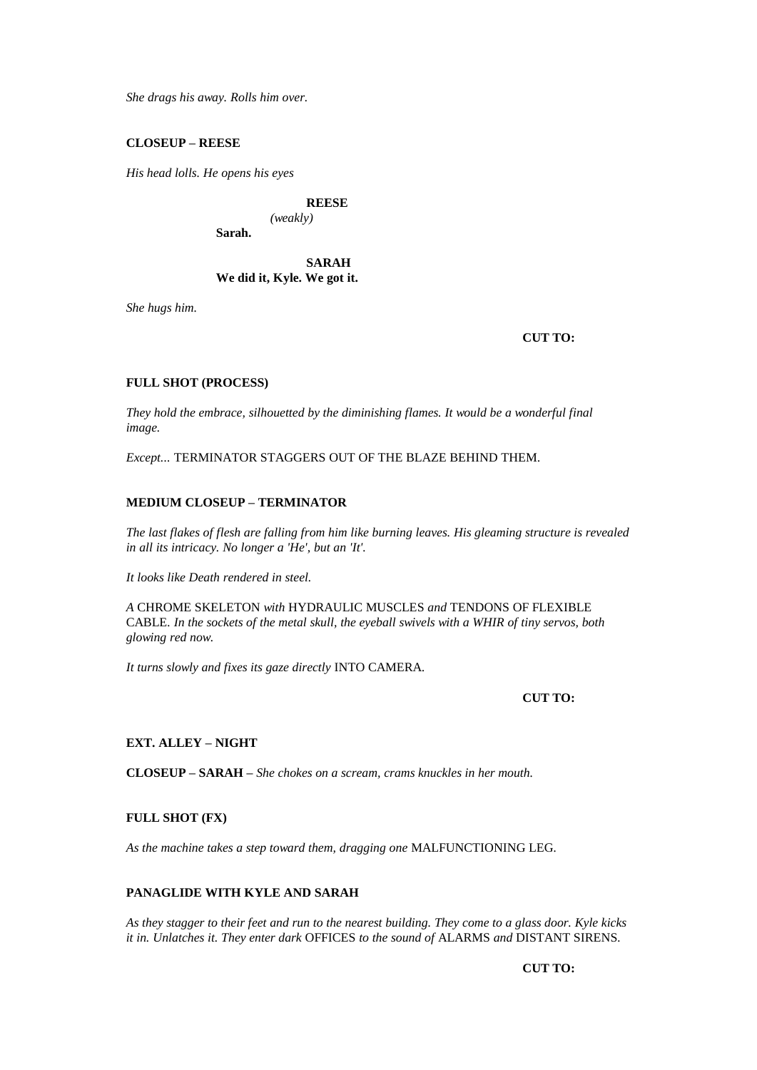*She drags his away. Rolls him over.*

**CLOSEUP – REESE**

*His head lolls. He opens his eyes*

**REESE**
*(weakly)*
**Sarah.**

**SARAH**
**We did it, Kyle. We got it.**

*She hugs him.*

**CUT TO:**

**FULL SHOT (PROCESS)**

*They hold the embrace, silhouetted by the diminishing flames. It would be a wonderful final image.*

*Except...* TERMINATOR STAGGERS OUT OF THE BLAZE BEHIND THEM.

**MEDIUM CLOSEUP – TERMINATOR**

*The last flakes of flesh are falling from him like burning leaves. His gleaming structure is revealed in all its intricacy. No longer a 'He', but an 'It'.*

*It looks like Death rendered in steel.*

*A* CHROME SKELETON *with* HYDRAULIC MUSCLES *and* TENDONS OF FLEXIBLE CABLE. *In the sockets of the metal skull, the eyeball swivels with a WHIR of tiny servos, both glowing red now.*

*It turns slowly and fixes its gaze directly* INTO CAMERA.

**CUT TO:**

**EXT. ALLEY – NIGHT**

**CLOSEUP – SARAH –** *She chokes on a scream, crams knuckles in her mouth.*

**FULL SHOT (FX)**

*As the machine takes a step toward them, dragging one* MALFUNCTIONING LEG.

**PANAGLIDE WITH KYLE AND SARAH**

*As they stagger to their feet and run to the nearest building. They come to a glass door. Kyle kicks it in. Unlatches it. They enter dark* OFFICES *to the sound of* ALARMS *and* DISTANT SIRENS.

**CUT TO:**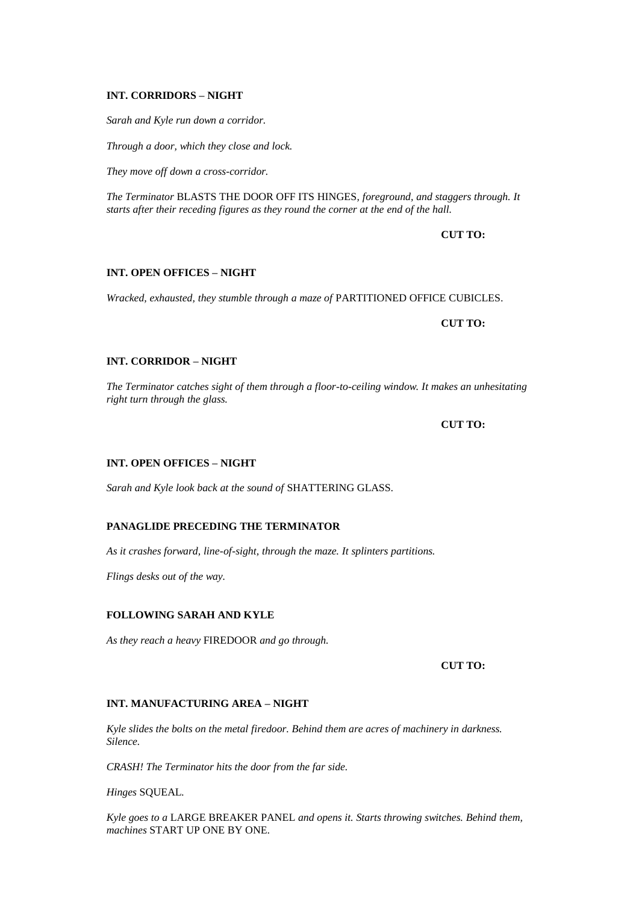**INT. CORRIDORS – NIGHT**

*Sarah and Kyle run down a corridor.*

*Through a door, which they close and lock.*

*They move off down a cross-corridor.*

*The Terminator* BLASTS THE DOOR OFF ITS HINGES*, foreground, and staggers through. It starts after their receding figures as they round the corner at the end of the hall.*

**CUT TO:**

**INT. OPEN OFFICES – NIGHT**

*Wracked, exhausted, they stumble through a maze of* PARTITIONED OFFICE CUBICLES.

**CUT TO:**

**INT. CORRIDOR – NIGHT**

*The Terminator catches sight of them through a floor-to-ceiling window. It makes an unhesitating right turn through the glass.*

**CUT TO:**

**INT. OPEN OFFICES – NIGHT**

*Sarah and Kyle look back at the sound of* SHATTERING GLASS.

**PANAGLIDE PRECEDING THE TERMINATOR**

*As it crashes forward, line-of-sight, through the maze. It splinters partitions.*

*Flings desks out of the way.*

**FOLLOWING SARAH AND KYLE**

*As they reach a heavy* FIREDOOR *and go through.*

**CUT TO:**

**INT. MANUFACTURING AREA – NIGHT**

*Kyle slides the bolts on the metal firedoor. Behind them are acres of machinery in darkness. Silence.*

*CRASH! The Terminator hits the door from the far side.*

*Hinges* SQUEAL.

*Kyle goes to a* LARGE BREAKER PANEL *and opens it. Starts throwing switches. Behind them, machines* START UP ONE BY ONE.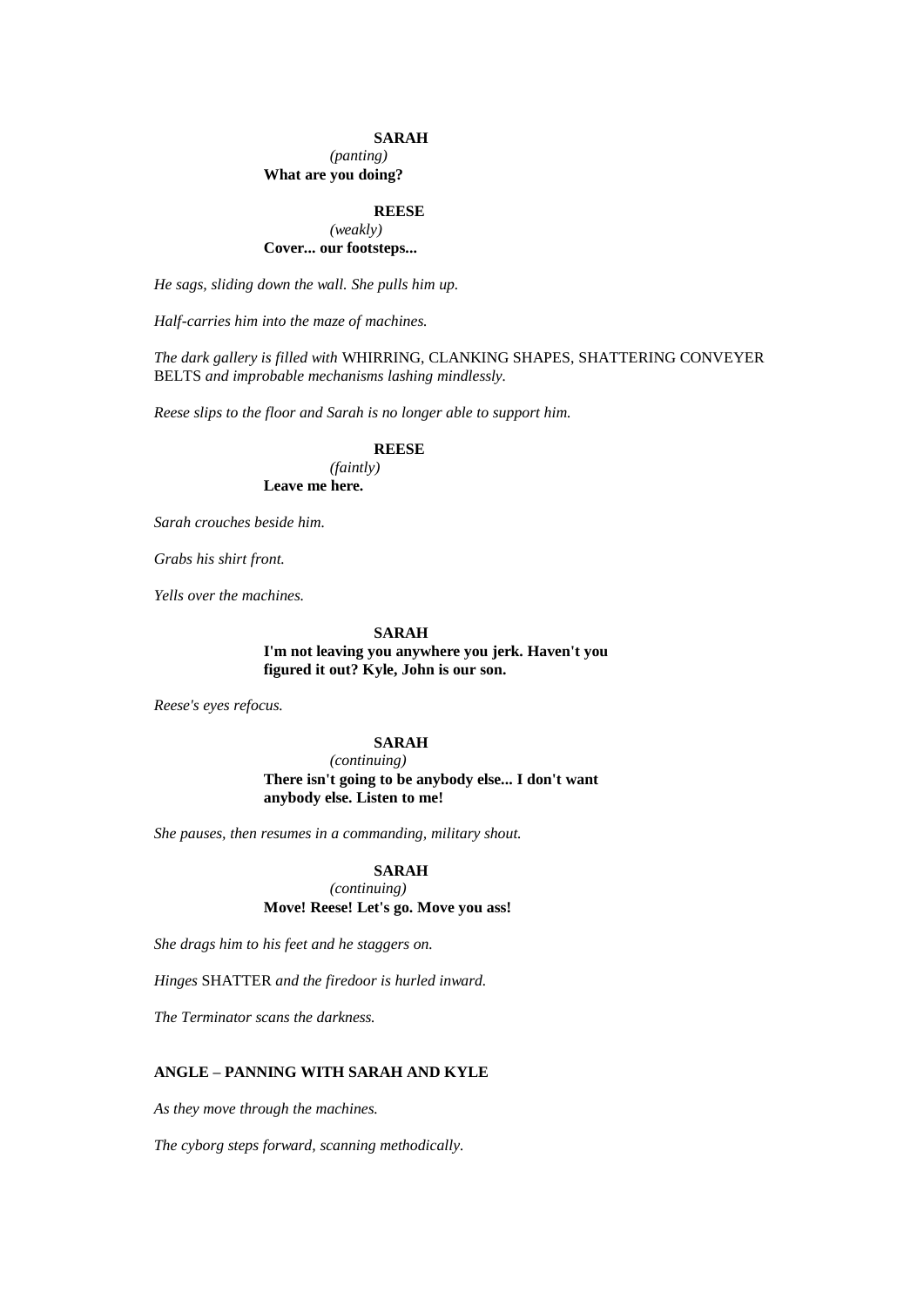**SARAH**

*(panting)*

**What are you doing?**

**REESE**

*(weakly)*

**Cover... our footsteps...**

*He sags, sliding down the wall. She pulls him up.*

*Half-carries him into the maze of machines.*

*The dark gallery is filled with* WHIRRING, CLANKING SHAPES, SHATTERING CONVEYER BELTS *and improbable mechanisms lashing mindlessly.*

*Reese slips to the floor and Sarah is no longer able to support him.*

**REESE**

*(faintly)*

**Leave me here.**

*Sarah crouches beside him.*

*Grabs his shirt front.*

*Yells over the machines.*

**SARAH**

**I'm not leaving you anywhere you jerk. Haven't you figured it out? Kyle, John is our son.**

*Reese's eyes refocus.*

**SARAH**

*(continuing)*

**There isn't going to be anybody else... I don't want anybody else. Listen to me!**

*She pauses, then resumes in a commanding, military shout.*

**SARAH**

*(continuing)*

**Move! Reese! Let's go. Move you ass!**

*She drags him to his feet and he staggers on.*

*Hinges* SHATTER *and the firedoor is hurled inward.*

*The Terminator scans the darkness.*

**ANGLE – PANNING WITH SARAH AND KYLE**

*As they move through the machines.*

*The cyborg steps forward, scanning methodically.*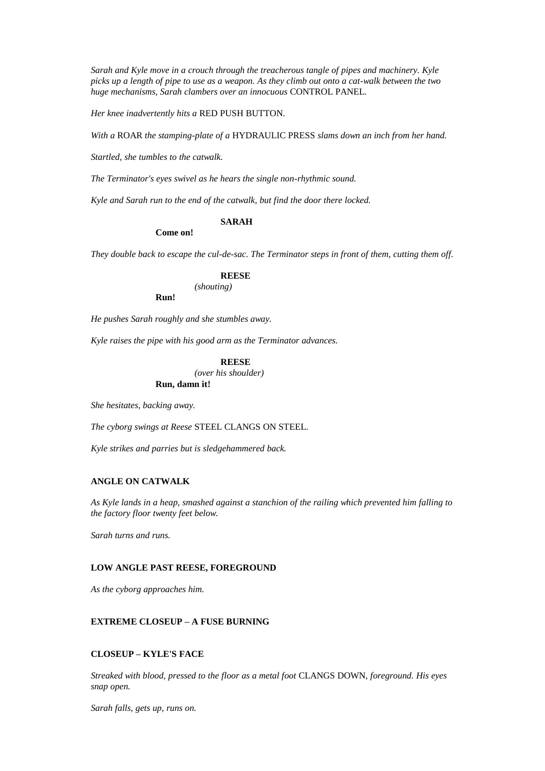*Sarah and Kyle move in a crouch through the treacherous tangle of pipes and machinery. Kyle picks up a length of pipe to use as a weapon. As they climb out onto a cat-walk between the two huge mechanisms, Sarah clambers over an innocuous* CONTROL PANEL*.*

*Her knee inadvertently hits a* RED PUSH BUTTON*.*

*With a* ROAR *the stamping-plate of a* HYDRAULIC PRESS *slams down an inch from her hand.*

*Startled, she tumbles to the catwalk.*

*The Terminator's eyes swivel as he hears the single non-rhythmic sound.*

*Kyle and Sarah run to the end of the catwalk, but find the door there locked.*

**SARAH**

**Come on!**

*They double back to escape the cul-de-sac. The Terminator steps in front of them, cutting them off.*

**REESE**

*(shouting)*

**Run!**

*He pushes Sarah roughly and she stumbles away.*

*Kyle raises the pipe with his good arm as the Terminator advances.*

**REESE**

*(over his shoulder)*

**Run, damn it!**

*She hesitates, backing away.*

*The cyborg swings at Reese* STEEL CLANGS ON STEEL*.*

*Kyle strikes and parries but is sledgehammered back.*

**ANGLE ON CATWALK**

*As Kyle lands in a heap, smashed against a stanchion of the railing which prevented him falling to the factory floor twenty feet below.*

*Sarah turns and runs.*

**LOW ANGLE PAST REESE, FOREGROUND**

*As the cyborg approaches him.*

**EXTREME CLOSEUP – A FUSE BURNING**

**CLOSEUP – KYLE'S FACE**

*Streaked with blood, pressed to the floor as a metal foot* CLANGS DOWN*, foreground. His eyes snap open.*

*Sarah falls, gets up, runs on.*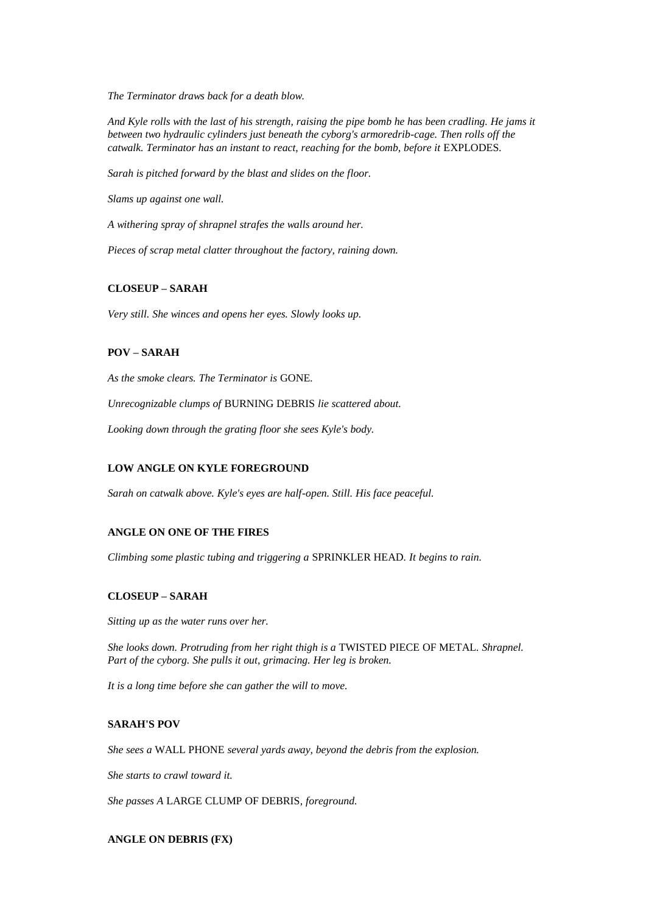*The Terminator draws back for a death blow.*

*And Kyle rolls with the last of his strength, raising the pipe bomb he has been cradling. He jams it between two hydraulic cylinders just beneath the cyborg's armoredrib-cage. Then rolls off the catwalk. Terminator has an instant to react, reaching for the bomb, before it* EXPLODES.

*Sarah is pitched forward by the blast and slides on the floor.*

*Slams up against one wall.*

*A withering spray of shrapnel strafes the walls around her.*

*Pieces of scrap metal clatter throughout the factory, raining down.*

**CLOSEUP – SARAH**

*Very still. She winces and opens her eyes. Slowly looks up.*

**POV – SARAH**

*As the smoke clears. The Terminator is* GONE.

*Unrecognizable clumps of* BURNING DEBRIS *lie scattered about.*

*Looking down through the grating floor she sees Kyle's body.*

**LOW ANGLE ON KYLE FOREGROUND**

*Sarah on catwalk above. Kyle's eyes are half-open. Still. His face peaceful.*

**ANGLE ON ONE OF THE FIRES**

*Climbing some plastic tubing and triggering a* SPRINKLER HEAD*. It begins to rain.*

**CLOSEUP – SARAH**

*Sitting up as the water runs over her.*

*She looks down. Protruding from her right thigh is a* TWISTED PIECE OF METAL*. Shrapnel. Part of the cyborg. She pulls it out, grimacing. Her leg is broken.*

*It is a long time before she can gather the will to move.*

**SARAH'S POV**

*She sees a* WALL PHONE *several yards away, beyond the debris from the explosion.*

*She starts to crawl toward it.*

*She passes A* LARGE CLUMP OF DEBRIS*, foreground.*

**ANGLE ON DEBRIS (FX)**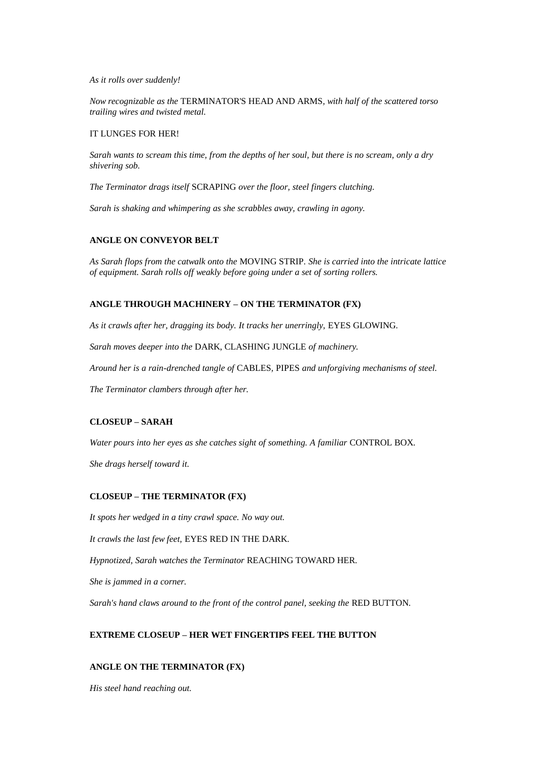*As it rolls over suddenly!*

*Now recognizable as the* TERMINATOR'S HEAD AND ARMS*, with half of the scattered torso trailing wires and twisted metal.*

IT LUNGES FOR HER!

*Sarah wants to scream this time, from the depths of her soul, but there is no scream, only a dry shivering sob.*

*The Terminator drags itself* SCRAPING *over the floor, steel fingers clutching.*

*Sarah is shaking and whimpering as she scrabbles away, crawling in agony.*

**ANGLE ON CONVEYOR BELT**

*As Sarah flops from the catwalk onto the* MOVING STRIP*. She is carried into the intricate lattice of equipment. Sarah rolls off weakly before going under a set of sorting rollers.*

**ANGLE THROUGH MACHINERY – ON THE TERMINATOR (FX)**

*As it crawls after her, dragging its body. It tracks her unerringly,* EYES GLOWING*.*

*Sarah moves deeper into the* DARK, CLASHING JUNGLE *of machinery.*

*Around her is a rain-drenched tangle of* CABLES*,* PIPES *and unforgiving mechanisms of steel.*

*The Terminator clambers through after her.*

**CLOSEUP – SARAH**

*Water pours into her eyes as she catches sight of something. A familiar* CONTROL BOX*.*

*She drags herself toward it.*

**CLOSEUP – THE TERMINATOR (FX)**

*It spots her wedged in a tiny crawl space. No way out.*

*It crawls the last few feet,* EYES RED IN THE DARK*.*

*Hypnotized, Sarah watches the Terminator* REACHING TOWARD HER*.*

*She is jammed in a corner.*

*Sarah's hand claws around to the front of the control panel, seeking the* RED BUTTON*.*

**EXTREME CLOSEUP – HER WET FINGERTIPS FEEL THE BUTTON**

**ANGLE ON THE TERMINATOR (FX)**

*His steel hand reaching out.*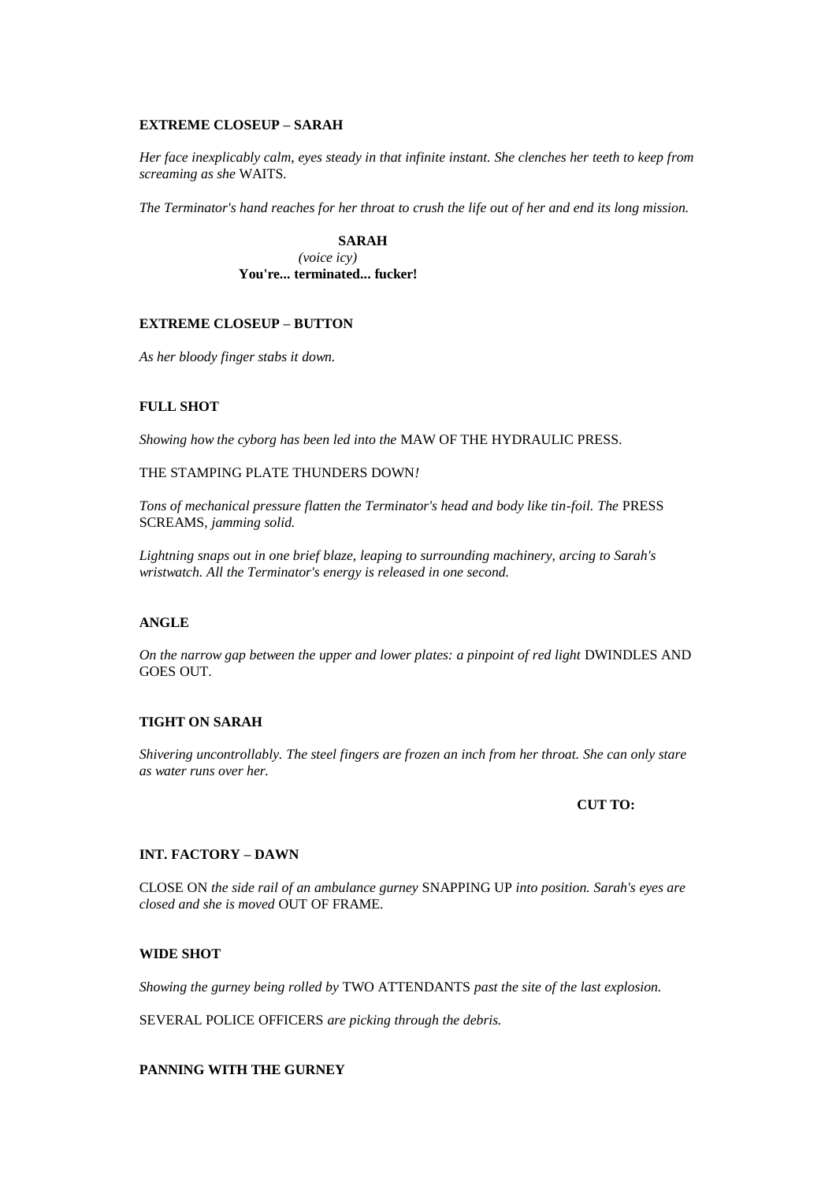**EXTREME CLOSEUP – SARAH**

*Her face inexplicably calm, eyes steady in that infinite instant. She clenches her teeth to keep from screaming as she* WAITS.

*The Terminator's hand reaches for her throat to crush the life out of her and end its long mission.*

**SARAH**
*(voice icy)*
**You're... terminated... fucker!**

**EXTREME CLOSEUP – BUTTON**

*As her bloody finger stabs it down.*

**FULL SHOT**

*Showing how the cyborg has been led into the* MAW OF THE HYDRAULIC PRESS.

THE STAMPING PLATE THUNDERS DOWN*!*

*Tons of mechanical pressure flatten the Terminator's head and body like tin-foil. The* PRESS SCREAMS*, jamming solid.*

*Lightning snaps out in one brief blaze, leaping to surrounding machinery, arcing to Sarah's wristwatch. All the Terminator's energy is released in one second.*

**ANGLE**

*On the narrow gap between the upper and lower plates: a pinpoint of red light* DWINDLES AND GOES OUT.

**TIGHT ON SARAH**

*Shivering uncontrollably. The steel fingers are frozen an inch from her throat. She can only stare as water runs over her.*

**CUT TO:**

**INT. FACTORY – DAWN**

CLOSE ON *the side rail of an ambulance gurney* SNAPPING UP *into position. Sarah's eyes are closed and she is moved* OUT OF FRAME.

**WIDE SHOT**

*Showing the gurney being rolled by* TWO ATTENDANTS *past the site of the last explosion.*

SEVERAL POLICE OFFICERS *are picking through the debris.*

**PANNING WITH THE GURNEY**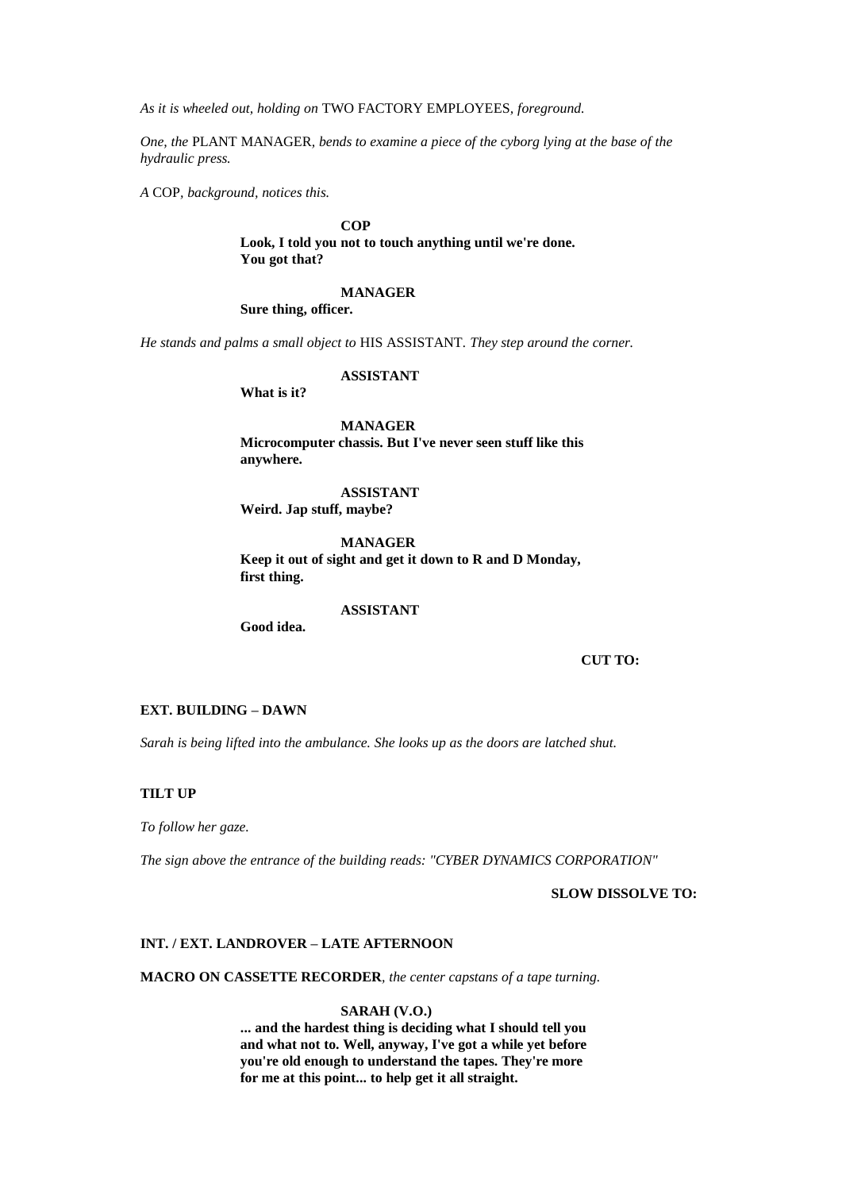*As it is wheeled out, holding on* TWO FACTORY EMPLOYEES*, foreground.*

*One, the* PLANT MANAGER*, bends to examine a piece of the cyborg lying at the base of the hydraulic press.*

*A* COP*, background, notices this.*

**COP**
**Look, I told you not to touch anything until we're done. You got that?**

**MANAGER**
**Sure thing, officer.**

*He stands and palms a small object to* HIS ASSISTANT*. They step around the corner.*

**ASSISTANT**
**What is it?**

**MANAGER**
**Microcomputer chassis. But I've never seen stuff like this anywhere.**

**ASSISTANT**
**Weird. Jap stuff, maybe?**

**MANAGER**
**Keep it out of sight and get it down to R and D Monday, first thing.**

**ASSISTANT**
**Good idea.**

**CUT TO:**

**EXT. BUILDING – DAWN**

*Sarah is being lifted into the ambulance. She looks up as the doors are latched shut.*

**TILT UP**

*To follow her gaze.*

*The sign above the entrance of the building reads: "CYBER DYNAMICS CORPORATION"*

**SLOW DISSOLVE TO:**

**INT. / EXT. LANDROVER – LATE AFTERNOON**

**MACRO ON CASSETTE RECORDER***, the center capstans of a tape turning.*

**SARAH (V.O.)**
**... and the hardest thing is deciding what I should tell you and what not to. Well, anyway, I've got a while yet before you're old enough to understand the tapes. They're more for me at this point... to help get it all straight.**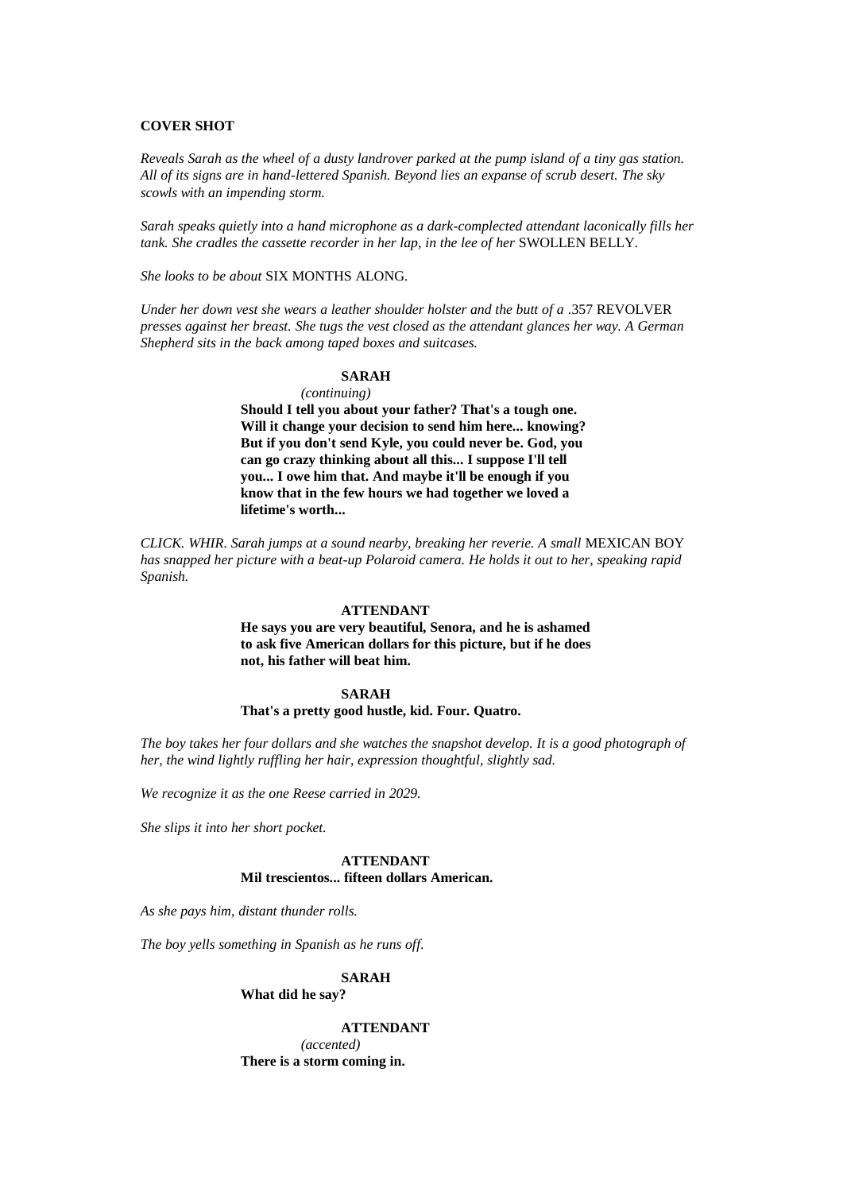**COVER SHOT**

*Reveals Sarah as the wheel of a dusty landrover parked at the pump island of a tiny gas station. All of its signs are in hand-lettered Spanish. Beyond lies an expanse of scrub desert. The sky scowls with an impending storm.*

*Sarah speaks quietly into a hand microphone as a dark-complected attendant laconically fills her tank. She cradles the cassette recorder in her lap, in the lee of her* SWOLLEN BELLY.

*She looks to be about* SIX MONTHS ALONG.

*Under her down vest she wears a leather shoulder holster and the butt of a* .357 REVOLVER *presses against her breast. She tugs the vest closed as the attendant glances her way. A German Shepherd sits in the back among taped boxes and suitcases.*

**SARAH**
*(continuing)*
**Should I tell you about your father? That's a tough one. Will it change your decision to send him here... knowing? But if you don't send Kyle, you could never be. God, you can go crazy thinking about all this... I suppose I'll tell you... I owe him that. And maybe it'll be enough if you know that in the few hours we had together we loved a lifetime's worth...**

*CLICK. WHIR. Sarah jumps at a sound nearby, breaking her reverie. A small* MEXICAN BOY *has snapped her picture with a beat-up Polaroid camera. He holds it out to her, speaking rapid Spanish.*

**ATTENDANT**
**He says you are very beautiful, Senora, and he is ashamed to ask five American dollars for this picture, but if he does not, his father will beat him.**

**SARAH**
**That's a pretty good hustle, kid. Four. Quatro.**

*The boy takes her four dollars and she watches the snapshot develop. It is a good photograph of her, the wind lightly ruffling her hair, expression thoughtful, slightly sad.*

*We recognize it as the one Reese carried in 2029.*

*She slips it into her short pocket.*

**ATTENDANT**
**Mil trescientos... fifteen dollars American.**

*As she pays him, distant thunder rolls.*

*The boy yells something in Spanish as he runs off.*

**SARAH**
**What did he say?**

**ATTENDANT**
*(accented)*
**There is a storm coming in.**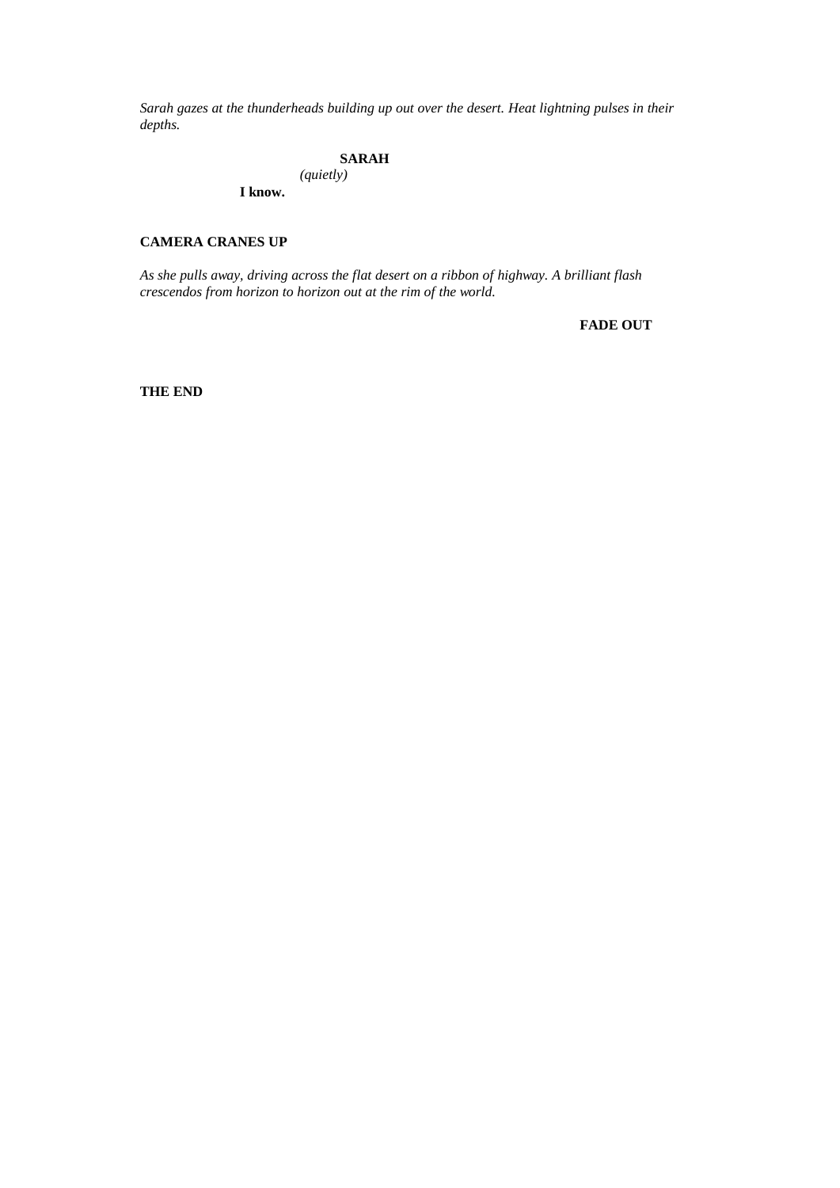*Sarah gazes at the thunderheads building up out over the desert. Heat lightning pulses in their depths.*

**SARAH**
*(quietly)*
**I know.**

**CAMERA CRANES UP**

*As she pulls away, driving across the flat desert on a ribbon of highway. A brilliant flash crescendos from horizon to horizon out at the rim of the world.*

**FADE OUT**

**THE END**